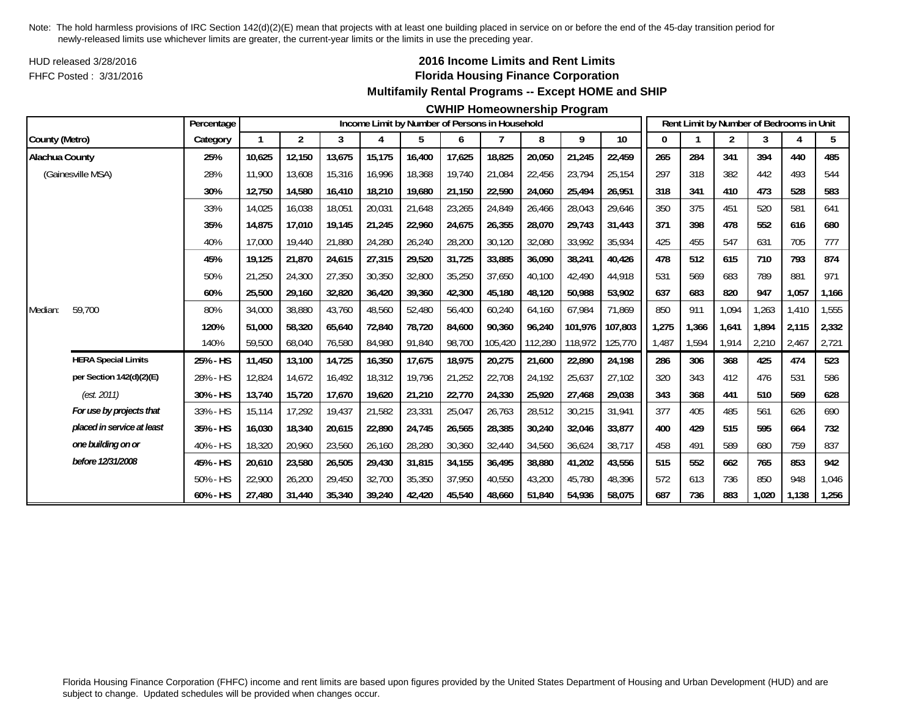Note: The hold harmless provisions of IRC Section 142(d)(2)(E) mean that projects with at least one building placed in service on or before the end of the 45-day transition period for newly-released limits use whichever limits are greater, the current-year limits or the limits in use the preceding year.

HUD released 3/28/2016

FHFC Posted : 3/31/2016

# 2016 Income Limits and Rent Limits

## Florida Housing Finance Corporation

### Multifamily Rental Programs -- Except HOME and SHIP

### CWHIP Homeownership Program

| County (Metro) | | Percentage Category | Income Limit by Number of Persons in Household | | | | | | | | | | Rent Limit by Number of Bedrooms in Unit | | | | | |
|---|---|---|---|---|---|---|---|---|---|---|---|---|---|---|---|---|---|---|
| | | | 1 | 2 | 3 | 4 | 5 | 6 | 7 | 8 | 9 | 10 | 0 | 1 | 2 | 3 | 4 | 5 |
| **Alachua County** | | **25%** | **10,625** | **12,150** | **13,675** | **15,175** | **16,400** | **17,625** | **18,825** | **20,050** | **21,245** | **22,459** | **265** | **284** | **341** | **394** | **440** | **485** |
| (Gainesville MSA) | | 28% | 11,900 | 13,608 | 15,316 | 16,996 | 18,368 | 19,740 | 21,084 | 22,456 | 23,794 | 25,154 | 297 | 318 | 382 | 442 | 493 | 544 |
| | | **30%** | **12,750** | **14,580** | **16,410** | **18,210** | **19,680** | **21,150** | **22,590** | **24,060** | **25,494** | **26,951** | **318** | **341** | **410** | **473** | **528** | **583** |
| | | 33% | 14,025 | 16,038 | 18,051 | 20,031 | 21,648 | 23,265 | 24,849 | 26,466 | 28,043 | 29,646 | 350 | 375 | 451 | 520 | 581 | 641 |
| | | **35%** | **14,875** | **17,010** | **19,145** | **21,245** | **22,960** | **24,675** | **26,355** | **28,070** | **29,743** | **31,443** | **371** | **398** | **478** | **552** | **616** | **680** |
| | | 40% | 17,000 | 19,440 | 21,880 | 24,280 | 26,240 | 28,200 | 30,120 | 32,080 | 33,992 | 35,934 | 425 | 455 | 547 | 631 | 705 | 777 |
| | | **45%** | **19,125** | **21,870** | **24,615** | **27,315** | **29,520** | **31,725** | **33,885** | **36,090** | **38,241** | **40,426** | **478** | **512** | **615** | **710** | **793** | **874** |
| | | 50% | 21,250 | 24,300 | 27,350 | 30,350 | 32,800 | 35,250 | 37,650 | 40,100 | 42,490 | 44,918 | 531 | 569 | 683 | 789 | 881 | 971 |
| | | **60%** | **25,500** | **29,160** | **32,820** | **36,420** | **39,360** | **42,300** | **45,180** | **48,120** | **50,988** | **53,902** | **637** | **683** | **820** | **947** | **1,057** | **1,166** |
| Median: | 59,700 | 80% | 34,000 | 38,880 | 43,760 | 48,560 | 52,480 | 56,400 | 60,240 | 64,160 | 67,984 | 71,869 | 850 | 911 | 1,094 | 1,263 | 1,410 | 1,555 |
| | | **120%** | **51,000** | **58,320** | **65,640** | **72,840** | **78,720** | **84,600** | **90,360** | **96,240** | **101,976** | **107,803** | **1,275** | **1,366** | **1,641** | **1,894** | **2,115** | **2,332** |
| | | 140% | 59,500 | 68,040 | 76,580 | 84,980 | 91,840 | 98,700 | 105,420 | 112,280 | 118,972 | 125,770 | 1,487 | 1,594 | 1,914 | 2,210 | 2,467 | 2,721 |
| | **HERA Special Limits** | **25% - HS** | **11,450** | **13,100** | **14,725** | **16,350** | **17,675** | **18,975** | **20,275** | **21,600** | **22,890** | **24,198** | **286** | **306** | **368** | **425** | **474** | **523** |
| | **per Section 142(d)(2)(E)** | 28% - HS | 12,824 | 14,672 | 16,492 | 18,312 | 19,796 | 21,252 | 22,708 | 24,192 | 25,637 | 27,102 | 320 | 343 | 412 | 476 | 531 | 586 |
| | *(est. 2011)* | **30% - HS** | **13,740** | **15,720** | **17,670** | **19,620** | **21,210** | **22,770** | **24,330** | **25,920** | **27,468** | **29,038** | **343** | **368** | **441** | **510** | **569** | **628** |
| | ***For use by projects that*** | 33% - HS | 15,114 | 17,292 | 19,437 | 21,582 | 23,331 | 25,047 | 26,763 | 28,512 | 30,215 | 31,941 | 377 | 405 | 485 | 561 | 626 | 690 |
| | ***placed in service at least*** | **35% - HS** | **16,030** | **18,340** | **20,615** | **22,890** | **24,745** | **26,565** | **28,385** | **30,240** | **32,046** | **33,877** | **400** | **429** | **515** | **595** | **664** | **732** |
| | ***one building on or*** | 40% - HS | 18,320 | 20,960 | 23,560 | 26,160 | 28,280 | 30,360 | 32,440 | 34,560 | 36,624 | 38,717 | 458 | 491 | 589 | 680 | 759 | 837 |
| | ***before 12/31/2008*** | **45% - HS** | **20,610** | **23,580** | **26,505** | **29,430** | **31,815** | **34,155** | **36,495** | **38,880** | **41,202** | **43,556** | **515** | **552** | **662** | **765** | **853** | **942** |
| | | 50% - HS | 22,900 | 26,200 | 29,450 | 32,700 | 35,350 | 37,950 | 40,550 | 43,200 | 45,780 | 48,396 | 572 | 613 | 736 | 850 | 948 | 1,046 |
| | | **60% - HS** | **27,480** | **31,440** | **35,340** | **39,240** | **42,420** | **45,540** | **48,660** | **51,840** | **54,936** | **58,075** | **687** | **736** | **883** | **1,020** | **1,138** | **1,256** |

Florida Housing Finance Corporation (FHFC) income and rent limits are based upon figures provided by the United States Department of Housing and Urban Development (HUD) and are subject to change. Updated schedules will be provided when changes occur.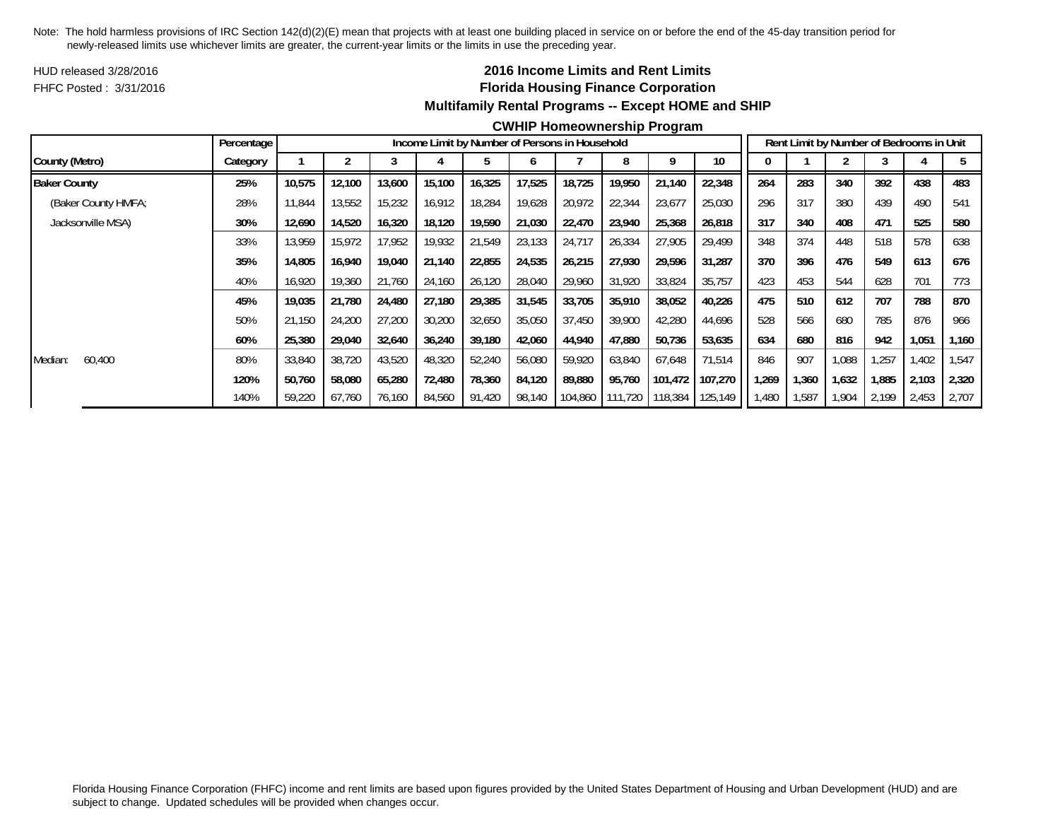Note: The hold harmless provisions of IRC Section 142(d)(2)(E) mean that projects with at least one building placed in service on or before the end of the 45-day transition period for newly-released limits use whichever limits are greater, the current-year limits or the limits in use the preceding year.

HUD released 3/28/2016

FHFC Posted : 3/31/2016

## 2016 Income Limits and Rent Limits
## Florida Housing Finance Corporation
### Multifamily Rental Programs -- Except HOME and SHIP
### CWHIP Homeownership Program

| | Percentage | Income Limit by Number of Persons in Household | | | | | | | | | | Rent Limit by Number of Bedrooms in Unit | | | | | |
|---|---|---|---|---|---|---|---|---|---|---|---|---|---|---|---|---|---|
| County (Metro) | Category | 1 | 2 | 3 | 4 | 5 | 6 | 7 | 8 | 9 | 10 | 0 | 1 | 2 | 3 | 4 | 5 |
| **Baker County** | **25%** | **10,575** | **12,100** | **13,600** | **15,100** | **16,325** | **17,525** | **18,725** | **19,950** | **21,140** | **22,348** | **264** | **283** | **340** | **392** | **438** | **483** |
| (Baker County HMFA; | 28% | 11,844 | 13,552 | 15,232 | 16,912 | 18,284 | 19,628 | 20,972 | 22,344 | 23,677 | 25,030 | 296 | 317 | 380 | 439 | 490 | 541 |
| Jacksonville MSA) | **30%** | **12,690** | **14,520** | **16,320** | **18,120** | **19,590** | **21,030** | **22,470** | **23,940** | **25,368** | **26,818** | **317** | **340** | **408** | **471** | **525** | **580** |
| | 33% | 13,959 | 15,972 | 17,952 | 19,932 | 21,549 | 23,133 | 24,717 | 26,334 | 27,905 | 29,499 | 348 | 374 | 448 | 518 | 578 | 638 |
| | **35%** | **14,805** | **16,940** | **19,040** | **21,140** | **22,855** | **24,535** | **26,215** | **27,930** | **29,596** | **31,287** | **370** | **396** | **476** | **549** | **613** | **676** |
| | 40% | 16,920 | 19,360 | 21,760 | 24,160 | 26,120 | 28,040 | 29,960 | 31,920 | 33,824 | 35,757 | 423 | 453 | 544 | 628 | 701 | 773 |
| | **45%** | **19,035** | **21,780** | **24,480** | **27,180** | **29,385** | **31,545** | **33,705** | **35,910** | **38,052** | **40,226** | **475** | **510** | **612** | **707** | **788** | **870** |
| | 50% | 21,150 | 24,200 | 27,200 | 30,200 | 32,650 | 35,050 | 37,450 | 39,900 | 42,280 | 44,696 | 528 | 566 | 680 | 785 | 876 | 966 |
| | **60%** | **25,380** | **29,040** | **32,640** | **36,240** | **39,180** | **42,060** | **44,940** | **47,880** | **50,736** | **53,635** | **634** | **680** | **816** | **942** | **1,051** | **1,160** |
| Median: 60,400 | 80% | 33,840 | 38,720 | 43,520 | 48,320 | 52,240 | 56,080 | 59,920 | 63,840 | 67,648 | 71,514 | 846 | 907 | 1,088 | 1,257 | 1,402 | 1,547 |
| | **120%** | **50,760** | **58,080** | **65,280** | **72,480** | **78,360** | **84,120** | **89,880** | **95,760** | **101,472** | **107,270** | **1,269** | **1,360** | **1,632** | **1,885** | **2,103** | **2,320** |
| | 140% | 59,220 | 67,760 | 76,160 | 84,560 | 91,420 | 98,140 | 104,860 | 111,720 | 118,384 | 125,149 | 1,480 | 1,587 | 1,904 | 2,199 | 2,453 | 2,707 |

Florida Housing Finance Corporation (FHFC) income and rent limits are based upon figures provided by the United States Department of Housing and Urban Development (HUD) and are subject to change. Updated schedules will be provided when changes occur.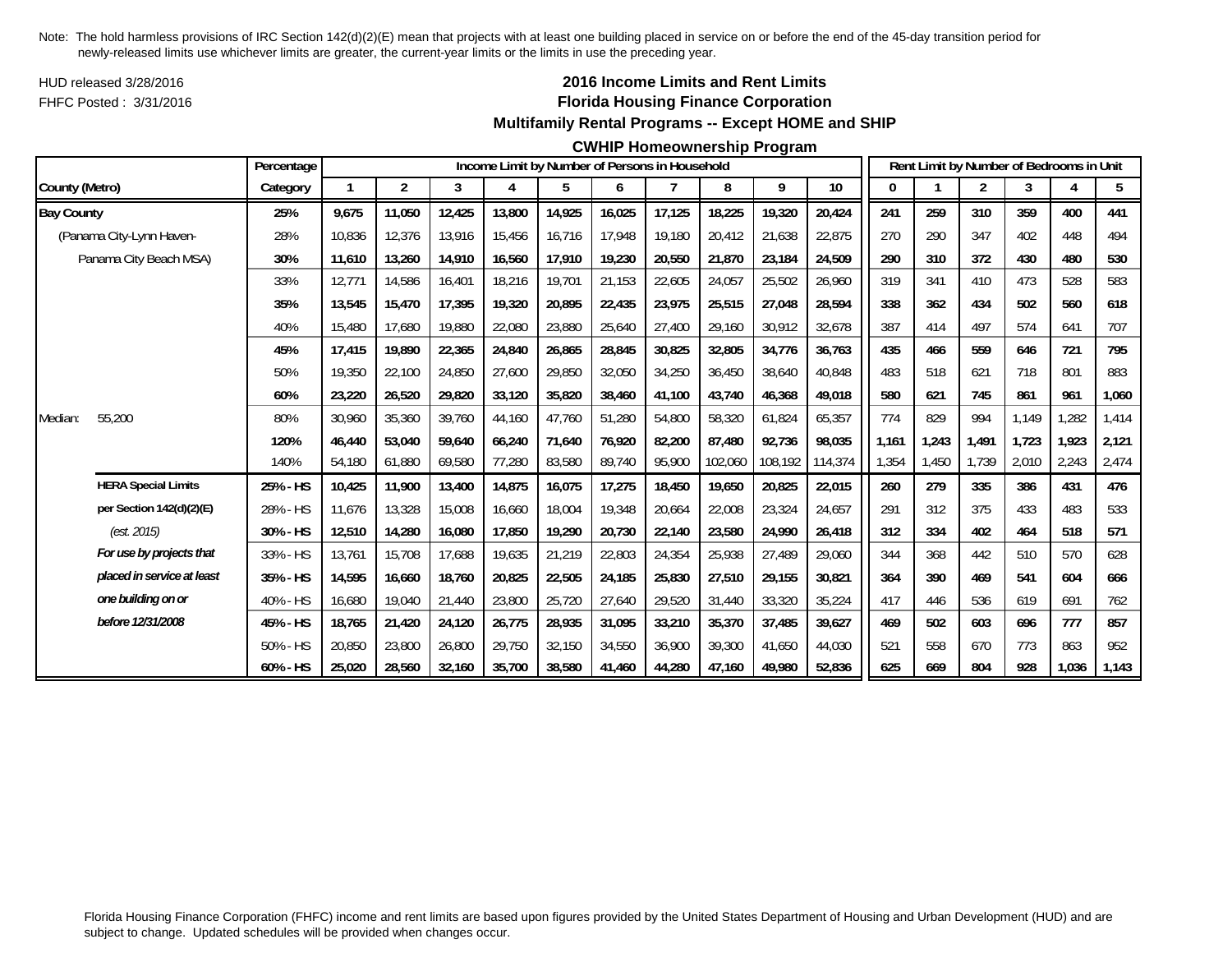Note: The hold harmless provisions of IRC Section 142(d)(2)(E) mean that projects with at least one building placed in service on or before the end of the 45-day transition period for newly-released limits use whichever limits are greater, the current-year limits or the limits in use the preceding year.

HUD released 3/28/2016

FHFC Posted : 3/31/2016

# 2016 Income Limits and Rent Limits
## Florida Housing Finance Corporation
### Multifamily Rental Programs -- Except HOME and SHIP
### CWHIP Homeownership Program

| | | Percentage | Income Limit by Number of Persons in Household | | | | | | | | | | Rent Limit by Number of Bedrooms in Unit | | | | | |
|---|---|---|---|---|---|---|---|---|---|---|---|---|---|---|---|---|---|---|
| County (Metro) | | Category | 1 | 2 | 3 | 4 | 5 | 6 | 7 | 8 | 9 | 10 | 0 | 1 | 2 | 3 | 4 | 5 |
| **Bay County** | | **25%** | **9,675** | **11,050** | **12,425** | **13,800** | **14,925** | **16,025** | **17,125** | **18,225** | **19,320** | **20,424** | **241** | **259** | **310** | **359** | **400** | **441** |
| (Panama City-Lynn Haven- | | 28% | 10,836 | 12,376 | 13,916 | 15,456 | 16,716 | 17,948 | 19,180 | 20,412 | 21,638 | 22,875 | 270 | 290 | 347 | 402 | 448 | 494 |
| Panama City Beach MSA) | | **30%** | **11,610** | **13,260** | **14,910** | **16,560** | **17,910** | **19,230** | **20,550** | **21,870** | **23,184** | **24,509** | **290** | **310** | **372** | **430** | **480** | **530** |
| | | 33% | 12,771 | 14,586 | 16,401 | 18,216 | 19,701 | 21,153 | 22,605 | 24,057 | 25,502 | 26,960 | 319 | 341 | 410 | 473 | 528 | 583 |
| | | **35%** | **13,545** | **15,470** | **17,395** | **19,320** | **20,895** | **22,435** | **23,975** | **25,515** | **27,048** | **28,594** | **338** | **362** | **434** | **502** | **560** | **618** |
| | | 40% | 15,480 | 17,680 | 19,880 | 22,080 | 23,880 | 25,640 | 27,400 | 29,160 | 30,912 | 32,678 | 387 | 414 | 497 | 574 | 641 | 707 |
| | | **45%** | **17,415** | **19,890** | **22,365** | **24,840** | **26,865** | **28,845** | **30,825** | **32,805** | **34,776** | **36,763** | **435** | **466** | **559** | **646** | **721** | **795** |
| | | 50% | 19,350 | 22,100 | 24,850 | 27,600 | 29,850 | 32,050 | 34,250 | 36,450 | 38,640 | 40,848 | 483 | 518 | 621 | 718 | 801 | 883 |
| | | **60%** | **23,220** | **26,520** | **29,820** | **33,120** | **35,820** | **38,460** | **41,100** | **43,740** | **46,368** | **49,018** | **580** | **621** | **745** | **861** | **961** | **1,060** |
| Median: | 55,200 | 80% | 30,960 | 35,360 | 39,760 | 44,160 | 47,760 | 51,280 | 54,800 | 58,320 | 61,824 | 65,357 | 774 | 829 | 994 | 1,149 | 1,282 | 1,414 |
| | | **120%** | **46,440** | **53,040** | **59,640** | **66,240** | **71,640** | **76,920** | **82,200** | **87,480** | **92,736** | **98,035** | **1,161** | **1,243** | **1,491** | **1,723** | **1,923** | **2,121** |
| | | 140% | 54,180 | 61,880 | 69,580 | 77,280 | 83,580 | 89,740 | 95,900 | 102,060 | 108,192 | 114,374 | 1,354 | 1,450 | 1,739 | 2,010 | 2,243 | 2,474 |
| | **HERA Special Limits** | **25% - HS** | **10,425** | **11,900** | **13,400** | **14,875** | **16,075** | **17,275** | **18,450** | **19,650** | **20,825** | **22,015** | **260** | **279** | **335** | **386** | **431** | **476** |
| | **per Section 142(d)(2)(E)** | 28% - HS | 11,676 | 13,328 | 15,008 | 16,660 | 18,004 | 19,348 | 20,664 | 22,008 | 23,324 | 24,657 | 291 | 312 | 375 | 433 | 483 | 533 |
| | *(est. 2015)* | **30% - HS** | **12,510** | **14,280** | **16,080** | **17,850** | **19,290** | **20,730** | **22,140** | **23,580** | **24,990** | **26,418** | **312** | **334** | **402** | **464** | **518** | **571** |
| | ***For use by projects that*** | 33% - HS | 13,761 | 15,708 | 17,688 | 19,635 | 21,219 | 22,803 | 24,354 | 25,938 | 27,489 | 29,060 | 344 | 368 | 442 | 510 | 570 | 628 |
| | ***placed in service at least*** | **35% - HS** | **14,595** | **16,660** | **18,760** | **20,825** | **22,505** | **24,185** | **25,830** | **27,510** | **29,155** | **30,821** | **364** | **390** | **469** | **541** | **604** | **666** |
| | ***one building on or*** | 40% - HS | 16,680 | 19,040 | 21,440 | 23,800 | 25,720 | 27,640 | 29,520 | 31,440 | 33,320 | 35,224 | 417 | 446 | 536 | 619 | 691 | 762 |
| | ***before 12/31/2008*** | **45% - HS** | **18,765** | **21,420** | **24,120** | **26,775** | **28,935** | **31,095** | **33,210** | **35,370** | **37,485** | **39,627** | **469** | **502** | **603** | **696** | **777** | **857** |
| | | 50% - HS | 20,850 | 23,800 | 26,800 | 29,750 | 32,150 | 34,550 | 36,900 | 39,300 | 41,650 | 44,030 | 521 | 558 | 670 | 773 | 863 | 952 |
| | | **60% - HS** | **25,020** | **28,560** | **32,160** | **35,700** | **38,580** | **41,460** | **44,280** | **47,160** | **49,980** | **52,836** | **625** | **669** | **804** | **928** | **1,036** | **1,143** |

Florida Housing Finance Corporation (FHFC) income and rent limits are based upon figures provided by the United States Department of Housing and Urban Development (HUD) and are subject to change. Updated schedules will be provided when changes occur.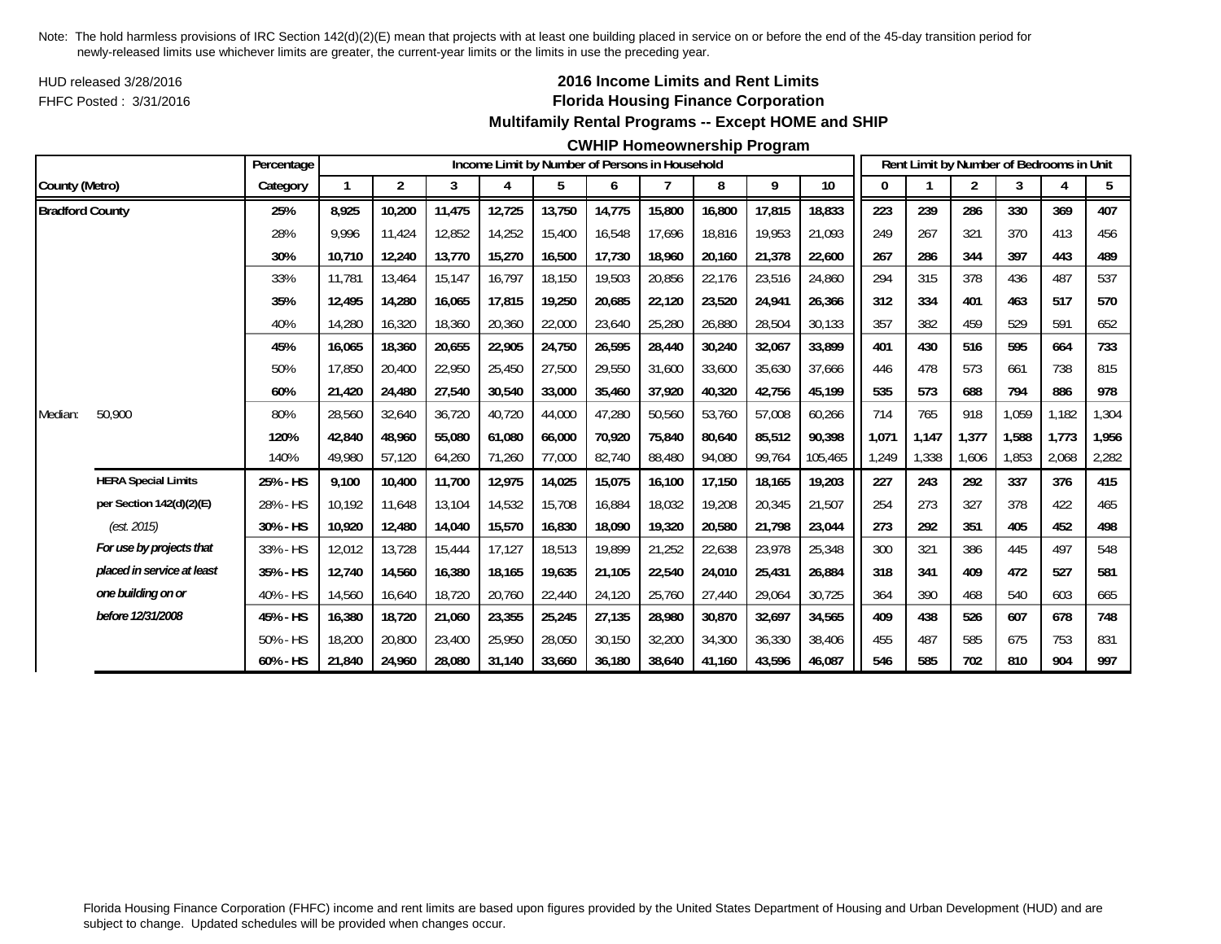Note: The hold harmless provisions of IRC Section 142(d)(2)(E) mean that projects with at least one building placed in service on or before the end of the 45-day transition period for newly-released limits use whichever limits are greater, the current-year limits or the limits in use the preceding year.

HUD released 3/28/2016

FHFC Posted : 3/31/2016

# 2016 Income Limits and Rent Limits

## Florida Housing Finance Corporation

### Multifamily Rental Programs -- Except HOME and SHIP

### CWHIP Homeownership Program

| County (Metro) | | Percentage Category | Income Limit by Number of Persons in Household 1 | 2 | 3 | 4 | 5 | 6 | 7 | 8 | 9 | 10 | Rent Limit by Number of Bedrooms in Unit 0 | 1 | 2 | 3 | 4 | 5 |
|---|---|---|---|---|---|---|---|---|---|---|---|---|---|---|---|---|---|---|
| **Bradford County** | | **25%** | **8,925** | **10,200** | **11,475** | **12,725** | **13,750** | **14,775** | **15,800** | **16,800** | **17,815** | **18,833** | **223** | **239** | **286** | **330** | **369** | **407** |
| | | 28% | 9,996 | 11,424 | 12,852 | 14,252 | 15,400 | 16,548 | 17,696 | 18,816 | 19,953 | 21,093 | 249 | 267 | 321 | 370 | 413 | 456 |
| | | **30%** | **10,710** | **12,240** | **13,770** | **15,270** | **16,500** | **17,730** | **18,960** | **20,160** | **21,378** | **22,600** | **267** | **286** | **344** | **397** | **443** | **489** |
| | | 33% | 11,781 | 13,464 | 15,147 | 16,797 | 18,150 | 19,503 | 20,856 | 22,176 | 23,516 | 24,860 | 294 | 315 | 378 | 436 | 487 | 537 |
| | | **35%** | **12,495** | **14,280** | **16,065** | **17,815** | **19,250** | **20,685** | **22,120** | **23,520** | **24,941** | **26,366** | **312** | **334** | **401** | **463** | **517** | **570** |
| | | 40% | 14,280 | 16,320 | 18,360 | 20,360 | 22,000 | 23,640 | 25,280 | 26,880 | 28,504 | 30,133 | 357 | 382 | 459 | 529 | 591 | 652 |
| | | **45%** | **16,065** | **18,360** | **20,655** | **22,905** | **24,750** | **26,595** | **28,440** | **30,240** | **32,067** | **33,899** | **401** | **430** | **516** | **595** | **664** | **733** |
| | | 50% | 17,850 | 20,400 | 22,950 | 25,450 | 27,500 | 29,550 | 31,600 | 33,600 | 35,630 | 37,666 | 446 | 478 | 573 | 661 | 738 | 815 |
| | | **60%** | **21,420** | **24,480** | **27,540** | **30,540** | **33,000** | **35,460** | **37,920** | **40,320** | **42,756** | **45,199** | **535** | **573** | **688** | **794** | **886** | **978** |
| Median: | 50,900 | 80% | 28,560 | 32,640 | 36,720 | 40,720 | 44,000 | 47,280 | 50,560 | 53,760 | 57,008 | 60,266 | 714 | 765 | 918 | 1,059 | 1,182 | 1,304 |
| | | **120%** | **42,840** | **48,960** | **55,080** | **61,080** | **66,000** | **70,920** | **75,840** | **80,640** | **85,512** | **90,398** | **1,071** | **1,147** | **1,377** | **1,588** | **1,773** | **1,956** |
| | | 140% | 49,980 | 57,120 | 64,260 | 71,260 | 77,000 | 82,740 | 88,480 | 94,080 | 99,764 | 105,465 | 1,249 | 1,338 | 1,606 | 1,853 | 2,068 | 2,282 |
| | **HERA Special Limits** | **25% - HS** | **9,100** | **10,400** | **11,700** | **12,975** | **14,025** | **15,075** | **16,100** | **17,150** | **18,165** | **19,203** | **227** | **243** | **292** | **337** | **376** | **415** |
| | **per Section 142(d)(2)(E)** | 28% - HS | 10,192 | 11,648 | 13,104 | 14,532 | 15,708 | 16,884 | 18,032 | 19,208 | 20,345 | 21,507 | 254 | 273 | 327 | 378 | 422 | 465 |
| | *(est. 2015)* | **30% - HS** | **10,920** | **12,480** | **14,040** | **15,570** | **16,830** | **18,090** | **19,320** | **20,580** | **21,798** | **23,044** | **273** | **292** | **351** | **405** | **452** | **498** |
| | ***For use by projects that*** | 33% - HS | 12,012 | 13,728 | 15,444 | 17,127 | 18,513 | 19,899 | 21,252 | 22,638 | 23,978 | 25,348 | 300 | 321 | 386 | 445 | 497 | 548 |
| | ***placed in service at least*** | **35% - HS** | **12,740** | **14,560** | **16,380** | **18,165** | **19,635** | **21,105** | **22,540** | **24,010** | **25,431** | **26,884** | **318** | **341** | **409** | **472** | **527** | **581** |
| | ***one building on or*** | 40% - HS | 14,560 | 16,640 | 18,720 | 20,760 | 22,440 | 24,120 | 25,760 | 27,440 | 29,064 | 30,725 | 364 | 390 | 468 | 540 | 603 | 665 |
| | ***before 12/31/2008*** | **45% - HS** | **16,380** | **18,720** | **21,060** | **23,355** | **25,245** | **27,135** | **28,980** | **30,870** | **32,697** | **34,565** | **409** | **438** | **526** | **607** | **678** | **748** |
| | | 50% - HS | 18,200 | 20,800 | 23,400 | 25,950 | 28,050 | 30,150 | 32,200 | 34,300 | 36,330 | 38,406 | 455 | 487 | 585 | 675 | 753 | 831 |
| | | **60% - HS** | **21,840** | **24,960** | **28,080** | **31,140** | **33,660** | **36,180** | **38,640** | **41,160** | **43,596** | **46,087** | **546** | **585** | **702** | **810** | **904** | **997** |

Florida Housing Finance Corporation (FHFC) income and rent limits are based upon figures provided by the United States Department of Housing and Urban Development (HUD) and are subject to change. Updated schedules will be provided when changes occur.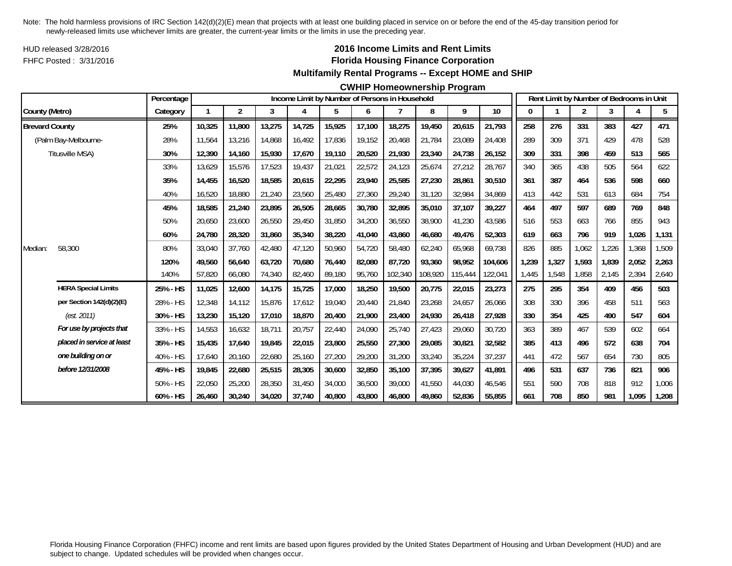Note: The hold harmless provisions of IRC Section 142(d)(2)(E) mean that projects with at least one building placed in service on or before the end of the 45-day transition period for newly-released limits use whichever limits are greater, the current-year limits or the limits in use the preceding year.

HUD released 3/28/2016

FHFC Posted : 3/31/2016

## 2016 Income Limits and Rent Limits

## Florida Housing Finance Corporation

### Multifamily Rental Programs -- Except HOME and SHIP

### CWHIP Homeownership Program

| County (Metro) | | Percentage Category | Income Limit by Number of Persons in Household: 1 | 2 | 3 | 4 | 5 | 6 | 7 | 8 | 9 | 10 | Rent Limit by Number of Bedrooms in Unit: 0 | 1 | 2 | 3 | 4 | 5 |
|---|---|---|---|---|---|---|---|---|---|---|---|---|---|---|---|---|---|---|
| **Brevard County** | | **25%** | **10,325** | **11,800** | **13,275** | **14,725** | **15,925** | **17,100** | **18,275** | **19,450** | **20,615** | **21,793** | **258** | **276** | **331** | **383** | **427** | **471** |
| (Palm Bay-Melbourne- | | 28% | 11,564 | 13,216 | 14,868 | 16,492 | 17,836 | 19,152 | 20,468 | 21,784 | 23,089 | 24,408 | 289 | 309 | 371 | 429 | 478 | 528 |
| Titusville MSA) | | **30%** | **12,390** | **14,160** | **15,930** | **17,670** | **19,110** | **20,520** | **21,930** | **23,340** | **24,738** | **26,152** | **309** | **331** | **398** | **459** | **513** | **565** |
| | | 33% | 13,629 | 15,576 | 17,523 | 19,437 | 21,021 | 22,572 | 24,123 | 25,674 | 27,212 | 28,767 | 340 | 365 | 438 | 505 | 564 | 622 |
| | | **35%** | **14,455** | **16,520** | **18,585** | **20,615** | **22,295** | **23,940** | **25,585** | **27,230** | **28,861** | **30,510** | **361** | **387** | **464** | **536** | **598** | **660** |
| | | 40% | 16,520 | 18,880 | 21,240 | 23,560 | 25,480 | 27,360 | 29,240 | 31,120 | 32,984 | 34,869 | 413 | 442 | 531 | 613 | 684 | 754 |
| | | **45%** | **18,585** | **21,240** | **23,895** | **26,505** | **28,665** | **30,780** | **32,895** | **35,010** | **37,107** | **39,227** | **464** | **497** | **597** | **689** | **769** | **848** |
| | | 50% | 20,650 | 23,600 | 26,550 | 29,450 | 31,850 | 34,200 | 36,550 | 38,900 | 41,230 | 43,586 | 516 | 553 | 663 | 766 | 855 | 943 |
| | | **60%** | **24,780** | **28,320** | **31,860** | **35,340** | **38,220** | **41,040** | **43,860** | **46,680** | **49,476** | **52,303** | **619** | **663** | **796** | **919** | **1,026** | **1,131** |
| Median: | 58,300 | 80% | 33,040 | 37,760 | 42,480 | 47,120 | 50,960 | 54,720 | 58,480 | 62,240 | 65,968 | 69,738 | 826 | 885 | 1,062 | 1,226 | 1,368 | 1,509 |
| | | **120%** | **49,560** | **56,640** | **63,720** | **70,680** | **76,440** | **82,080** | **87,720** | **93,360** | **98,952** | **104,606** | **1,239** | **1,327** | **1,593** | **1,839** | **2,052** | **2,263** |
| | | 140% | 57,820 | 66,080 | 74,340 | 82,460 | 89,180 | 95,760 | 102,340 | 108,920 | 115,444 | 122,041 | 1,445 | 1,548 | 1,858 | 2,145 | 2,394 | 2,640 |
| | **HERA Special Limits** | **25% - HS** | **11,025** | **12,600** | **14,175** | **15,725** | **17,000** | **18,250** | **19,500** | **20,775** | **22,015** | **23,273** | **275** | **295** | **354** | **409** | **456** | **503** |
| | **per Section 142(d)(2)(E)** | 28% - HS | 12,348 | 14,112 | 15,876 | 17,612 | 19,040 | 20,440 | 21,840 | 23,268 | 24,657 | 26,066 | 308 | 330 | 396 | 458 | 511 | 563 |
| | *(est. 2011)* | **30% - HS** | **13,230** | **15,120** | **17,010** | **18,870** | **20,400** | **21,900** | **23,400** | **24,930** | **26,418** | **27,928** | **330** | **354** | **425** | **490** | **547** | **604** |
| | ***For use by projects that*** | 33% - HS | 14,553 | 16,632 | 18,711 | 20,757 | 22,440 | 24,090 | 25,740 | 27,423 | 29,060 | 30,720 | 363 | 389 | 467 | 539 | 602 | 664 |
| | ***placed in service at least*** | **35% - HS** | **15,435** | **17,640** | **19,845** | **22,015** | **23,800** | **25,550** | **27,300** | **29,085** | **30,821** | **32,582** | **385** | **413** | **496** | **572** | **638** | **704** |
| | ***one building on or*** | 40% - HS | 17,640 | 20,160 | 22,680 | 25,160 | 27,200 | 29,200 | 31,200 | 33,240 | 35,224 | 37,237 | 441 | 472 | 567 | 654 | 730 | 805 |
| | ***before 12/31/2008*** | **45% - HS** | **19,845** | **22,680** | **25,515** | **28,305** | **30,600** | **32,850** | **35,100** | **37,395** | **39,627** | **41,891** | **496** | **531** | **637** | **736** | **821** | **906** |
| | | 50% - HS | 22,050 | 25,200 | 28,350 | 31,450 | 34,000 | 36,500 | 39,000 | 41,550 | 44,030 | 46,546 | 551 | 590 | 708 | 818 | 912 | 1,006 |
| | | **60% - HS** | **26,460** | **30,240** | **34,020** | **37,740** | **40,800** | **43,800** | **46,800** | **49,860** | **52,836** | **55,855** | **661** | **708** | **850** | **981** | **1,095** | **1,208** |

Florida Housing Finance Corporation (FHFC) income and rent limits are based upon figures provided by the United States Department of Housing and Urban Development (HUD) and are subject to change. Updated schedules will be provided when changes occur.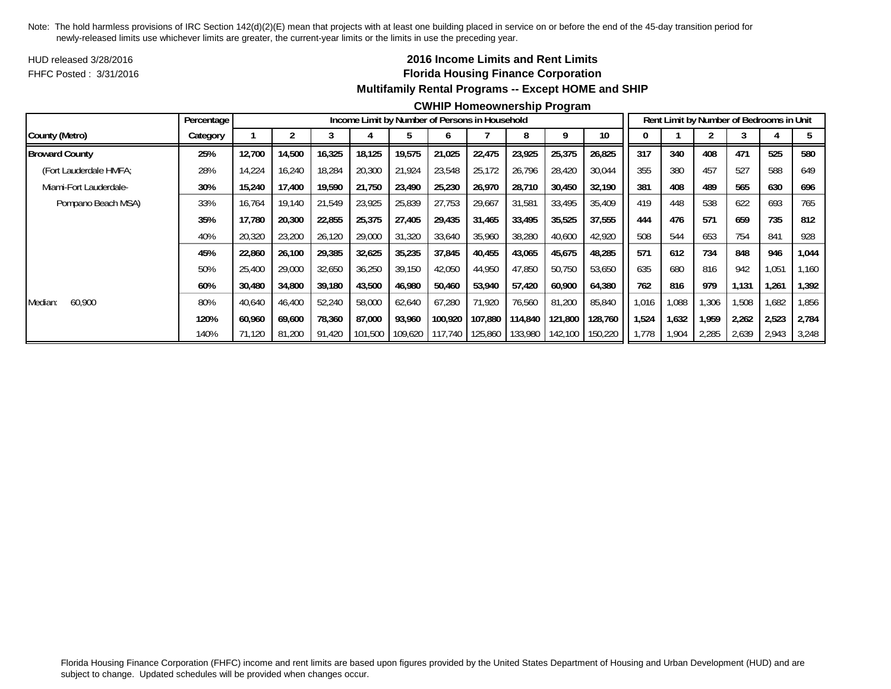Note: The hold harmless provisions of IRC Section 142(d)(2)(E) mean that projects with at least one building placed in service on or before the end of the 45-day transition period for newly-released limits use whichever limits are greater, the current-year limits or the limits in use the preceding year.

HUD released 3/28/2016

FHFC Posted : 3/31/2016

## 2016 Income Limits and Rent Limits
## Florida Housing Finance Corporation
### Multifamily Rental Programs -- Except HOME and SHIP
### CWHIP Homeownership Program

| | Percentage | Income Limit by Number of Persons in Household | | | | | | | | | | Rent Limit by Number of Bedrooms in Unit | | | | | |
|---|---|---|---|---|---|---|---|---|---|---|---|---|---|---|---|---|---|
| County (Metro) | Category | 1 | 2 | 3 | 4 | 5 | 6 | 7 | 8 | 9 | 10 | 0 | 1 | 2 | 3 | 4 | 5 |
| **Broward County** | **25%** | **12,700** | **14,500** | **16,325** | **18,125** | **19,575** | **21,025** | **22,475** | **23,925** | **25,375** | **26,825** | **317** | **340** | **408** | **471** | **525** | **580** |
| (Fort Lauderdale HMFA; | 28% | 14,224 | 16,240 | 18,284 | 20,300 | 21,924 | 23,548 | 25,172 | 26,796 | 28,420 | 30,044 | 355 | 380 | 457 | 527 | 588 | 649 |
| Miami-Fort Lauderdale- | **30%** | **15,240** | **17,400** | **19,590** | **21,750** | **23,490** | **25,230** | **26,970** | **28,710** | **30,450** | **32,190** | **381** | **408** | **489** | **565** | **630** | **696** |
| Pompano Beach MSA) | 33% | 16,764 | 19,140 | 21,549 | 23,925 | 25,839 | 27,753 | 29,667 | 31,581 | 33,495 | 35,409 | 419 | 448 | 538 | 622 | 693 | 765 |
| | **35%** | **17,780** | **20,300** | **22,855** | **25,375** | **27,405** | **29,435** | **31,465** | **33,495** | **35,525** | **37,555** | **444** | **476** | **571** | **659** | **735** | **812** |
| | 40% | 20,320 | 23,200 | 26,120 | 29,000 | 31,320 | 33,640 | 35,960 | 38,280 | 40,600 | 42,920 | 508 | 544 | 653 | 754 | 841 | 928 |
| | **45%** | **22,860** | **26,100** | **29,385** | **32,625** | **35,235** | **37,845** | **40,455** | **43,065** | **45,675** | **48,285** | **571** | **612** | **734** | **848** | **946** | **1,044** |
| | 50% | 25,400 | 29,000 | 32,650 | 36,250 | 39,150 | 42,050 | 44,950 | 47,850 | 50,750 | 53,650 | 635 | 680 | 816 | 942 | 1,051 | 1,160 |
| | **60%** | **30,480** | **34,800** | **39,180** | **43,500** | **46,980** | **50,460** | **53,940** | **57,420** | **60,900** | **64,380** | **762** | **816** | **979** | **1,131** | **1,261** | **1,392** |
| Median: 60,900 | 80% | 40,640 | 46,400 | 52,240 | 58,000 | 62,640 | 67,280 | 71,920 | 76,560 | 81,200 | 85,840 | 1,016 | 1,088 | 1,306 | 1,508 | 1,682 | 1,856 |
| | **120%** | **60,960** | **69,600** | **78,360** | **87,000** | **93,960** | **100,920** | **107,880** | **114,840** | **121,800** | **128,760** | **1,524** | **1,632** | **1,959** | **2,262** | **2,523** | **2,784** |
| | 140% | 71,120 | 81,200 | 91,420 | 101,500 | 109,620 | 117,740 | 125,860 | 133,980 | 142,100 | 150,220 | 1,778 | 1,904 | 2,285 | 2,639 | 2,943 | 3,248 |

Florida Housing Finance Corporation (FHFC) income and rent limits are based upon figures provided by the United States Department of Housing and Urban Development (HUD) and are subject to change. Updated schedules will be provided when changes occur.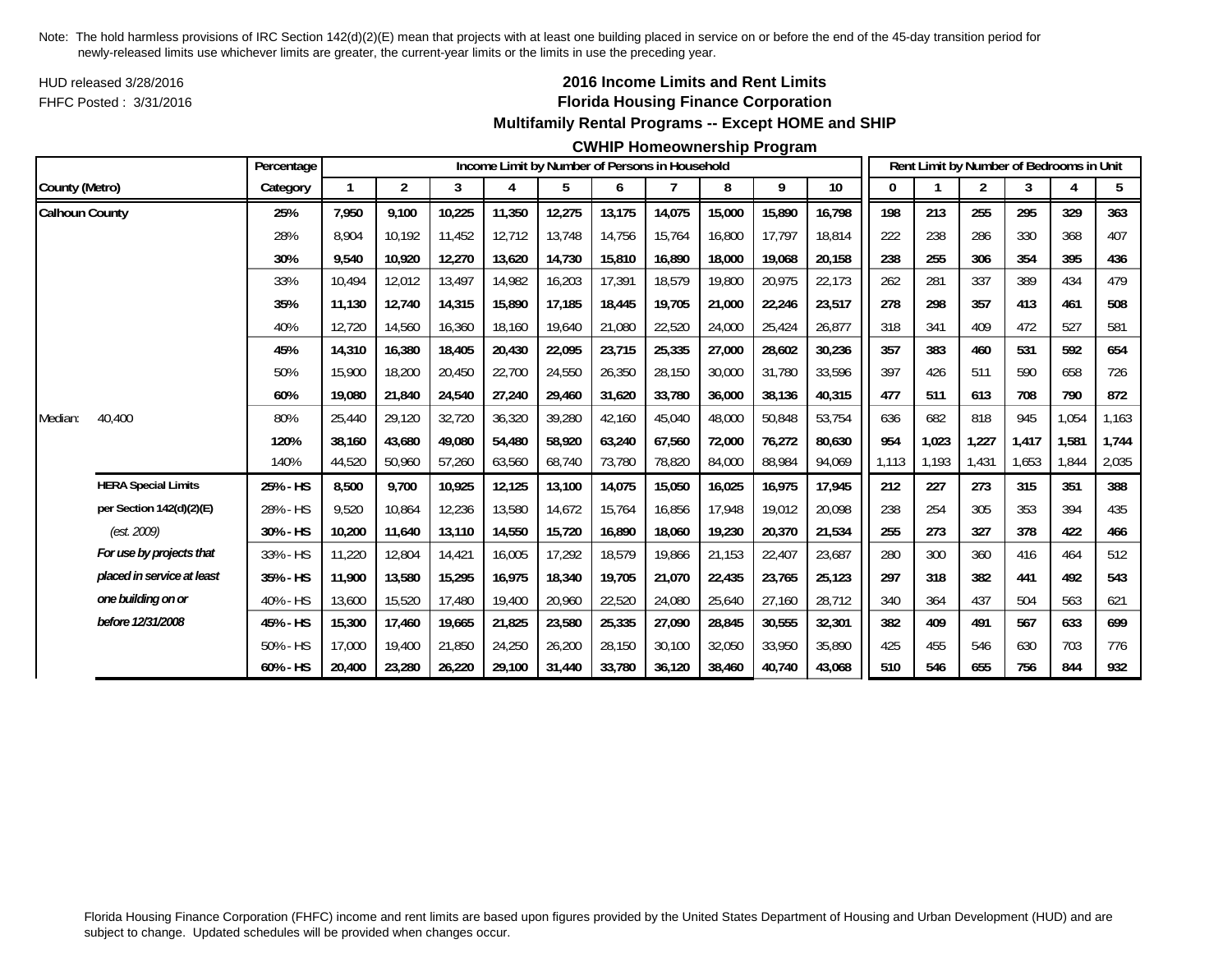Note: The hold harmless provisions of IRC Section 142(d)(2)(E) mean that projects with at least one building placed in service on or before the end of the 45-day transition period for newly-released limits use whichever limits are greater, the current-year limits or the limits in use the preceding year.

HUD released 3/28/2016

FHFC Posted : 3/31/2016

## 2016 Income Limits and Rent Limits
## Florida Housing Finance Corporation
### Multifamily Rental Programs -- Except HOME and SHIP
### CWHIP Homeownership Program

| County (Metro) | | Percentage Category | Income Limit by Number of Persons in Household: 1 | 2 | 3 | 4 | 5 | 6 | 7 | 8 | 9 | 10 | Rent Limit by Number of Bedrooms in Unit: 0 | 1 | 2 | 3 | 4 | 5 |
|---|---|---|---|---|---|---|---|---|---|---|---|---|---|---|---|---|---|---|
| **Calhoun County** | | **25%** | **7,950** | **9,100** | **10,225** | **11,350** | **12,275** | **13,175** | **14,075** | **15,000** | **15,890** | **16,798** | **198** | **213** | **255** | **295** | **329** | **363** |
| | | 28% | 8,904 | 10,192 | 11,452 | 12,712 | 13,748 | 14,756 | 15,764 | 16,800 | 17,797 | 18,814 | 222 | 238 | 286 | 330 | 368 | 407 |
| | | **30%** | **9,540** | **10,920** | **12,270** | **13,620** | **14,730** | **15,810** | **16,890** | **18,000** | **19,068** | **20,158** | **238** | **255** | **306** | **354** | **395** | **436** |
| | | 33% | 10,494 | 12,012 | 13,497 | 14,982 | 16,203 | 17,391 | 18,579 | 19,800 | 20,975 | 22,173 | 262 | 281 | 337 | 389 | 434 | 479 |
| | | **35%** | **11,130** | **12,740** | **14,315** | **15,890** | **17,185** | **18,445** | **19,705** | **21,000** | **22,246** | **23,517** | **278** | **298** | **357** | **413** | **461** | **508** |
| | | 40% | 12,720 | 14,560 | 16,360 | 18,160 | 19,640 | 21,080 | 22,520 | 24,000 | 25,424 | 26,877 | 318 | 341 | 409 | 472 | 527 | 581 |
| | | **45%** | **14,310** | **16,380** | **18,405** | **20,430** | **22,095** | **23,715** | **25,335** | **27,000** | **28,602** | **30,236** | **357** | **383** | **460** | **531** | **592** | **654** |
| | | 50% | 15,900 | 18,200 | 20,450 | 22,700 | 24,550 | 26,350 | 28,150 | 30,000 | 31,780 | 33,596 | 397 | 426 | 511 | 590 | 658 | 726 |
| | | **60%** | **19,080** | **21,840** | **24,540** | **27,240** | **29,460** | **31,620** | **33,780** | **36,000** | **38,136** | **40,315** | **477** | **511** | **613** | **708** | **790** | **872** |
| Median: | 40,400 | 80% | 25,440 | 29,120 | 32,720 | 36,320 | 39,280 | 42,160 | 45,040 | 48,000 | 50,848 | 53,754 | 636 | 682 | 818 | 945 | 1,054 | 1,163 |
| | | **120%** | **38,160** | **43,680** | **49,080** | **54,480** | **58,920** | **63,240** | **67,560** | **72,000** | **76,272** | **80,630** | **954** | **1,023** | **1,227** | **1,417** | **1,581** | **1,744** |
| | | 140% | 44,520 | 50,960 | 57,260 | 63,560 | 68,740 | 73,780 | 78,820 | 84,000 | 88,984 | 94,069 | 1,113 | 1,193 | 1,431 | 1,653 | 1,844 | 2,035 |
| | **HERA Special Limits** | **25% - HS** | **8,500** | **9,700** | **10,925** | **12,125** | **13,100** | **14,075** | **15,050** | **16,025** | **16,975** | **17,945** | **212** | **227** | **273** | **315** | **351** | **388** |
| | **per Section 142(d)(2)(E)** | 28% - HS | 9,520 | 10,864 | 12,236 | 13,580 | 14,672 | 15,764 | 16,856 | 17,948 | 19,012 | 20,098 | 238 | 254 | 305 | 353 | 394 | 435 |
| | *(est. 2009)* | **30% - HS** | **10,200** | **11,640** | **13,110** | **14,550** | **15,720** | **16,890** | **18,060** | **19,230** | **20,370** | **21,534** | **255** | **273** | **327** | **378** | **422** | **466** |
| | ***For use by projects that*** | 33% - HS | 11,220 | 12,804 | 14,421 | 16,005 | 17,292 | 18,579 | 19,866 | 21,153 | 22,407 | 23,687 | 280 | 300 | 360 | 416 | 464 | 512 |
| | ***placed in service at least*** | **35% - HS** | **11,900** | **13,580** | **15,295** | **16,975** | **18,340** | **19,705** | **21,070** | **22,435** | **23,765** | **25,123** | **297** | **318** | **382** | **441** | **492** | **543** |
| | ***one building on or*** | 40% - HS | 13,600 | 15,520 | 17,480 | 19,400 | 20,960 | 22,520 | 24,080 | 25,640 | 27,160 | 28,712 | 340 | 364 | 437 | 504 | 563 | 621 |
| | ***before 12/31/2008*** | **45% - HS** | **15,300** | **17,460** | **19,665** | **21,825** | **23,580** | **25,335** | **27,090** | **28,845** | **30,555** | **32,301** | **382** | **409** | **491** | **567** | **633** | **699** |
| | | 50% - HS | 17,000 | 19,400 | 21,850 | 24,250 | 26,200 | 28,150 | 30,100 | 32,050 | 33,950 | 35,890 | 425 | 455 | 546 | 630 | 703 | 776 |
| | | **60% - HS** | **20,400** | **23,280** | **26,220** | **29,100** | **31,440** | **33,780** | **36,120** | **38,460** | **40,740** | **43,068** | **510** | **546** | **655** | **756** | **844** | **932** |

Florida Housing Finance Corporation (FHFC) income and rent limits are based upon figures provided by the United States Department of Housing and Urban Development (HUD) and are subject to change. Updated schedules will be provided when changes occur.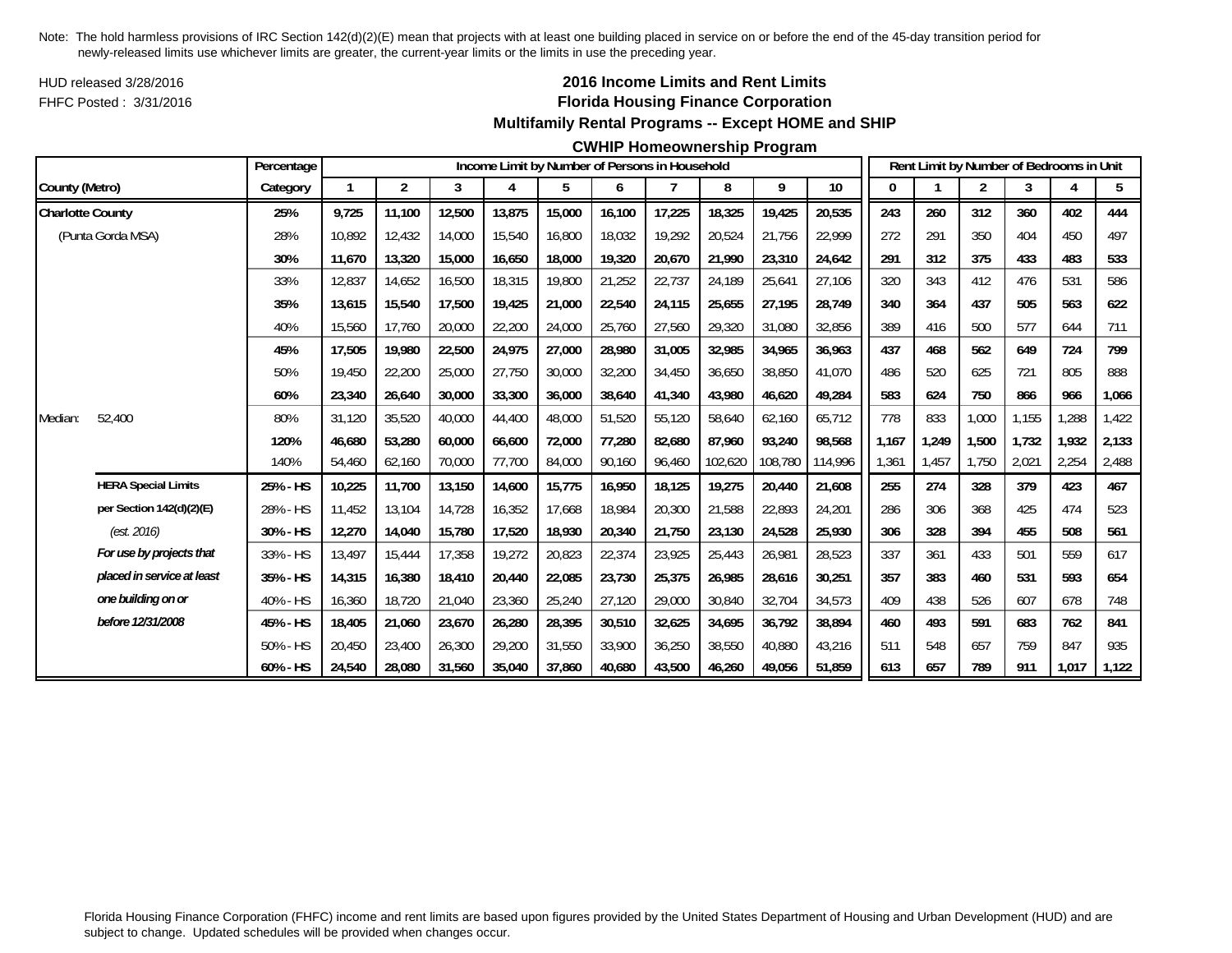Note: The hold harmless provisions of IRC Section 142(d)(2)(E) mean that projects with at least one building placed in service on or before the end of the 45-day transition period for newly-released limits use whichever limits are greater, the current-year limits or the limits in use the preceding year.

HUD released 3/28/2016

FHFC Posted : 3/31/2016

## 2016 Income Limits and Rent Limits
## Florida Housing Finance Corporation
## Multifamily Rental Programs -- Except HOME and SHIP
## CWHIP Homeownership Program

| County (Metro) | | Percentage Category | Income Limit by Number of Persons in Household 1 | 2 | 3 | 4 | 5 | 6 | 7 | 8 | 9 | 10 | Rent Limit by Number of Bedrooms in Unit 0 | 1 | 2 | 3 | 4 | 5 |
|---|---|---|---|---|---|---|---|---|---|---|---|---|---|---|---|---|---|---|
| **Charlotte County** | | **25%** | **9,725** | **11,100** | **12,500** | **13,875** | **15,000** | **16,100** | **17,225** | **18,325** | **19,425** | **20,535** | **243** | **260** | **312** | **360** | **402** | **444** |
| (Punta Gorda MSA) | | 28% | 10,892 | 12,432 | 14,000 | 15,540 | 16,800 | 18,032 | 19,292 | 20,524 | 21,756 | 22,999 | 272 | 291 | 350 | 404 | 450 | 497 |
| | | **30%** | **11,670** | **13,320** | **15,000** | **16,650** | **18,000** | **19,320** | **20,670** | **21,990** | **23,310** | **24,642** | **291** | **312** | **375** | **433** | **483** | **533** |
| | | 33% | 12,837 | 14,652 | 16,500 | 18,315 | 19,800 | 21,252 | 22,737 | 24,189 | 25,641 | 27,106 | 320 | 343 | 412 | 476 | 531 | 586 |
| | | **35%** | **13,615** | **15,540** | **17,500** | **19,425** | **21,000** | **22,540** | **24,115** | **25,655** | **27,195** | **28,749** | **340** | **364** | **437** | **505** | **563** | **622** |
| | | 40% | 15,560 | 17,760 | 20,000 | 22,200 | 24,000 | 25,760 | 27,560 | 29,320 | 31,080 | 32,856 | 389 | 416 | 500 | 577 | 644 | 711 |
| | | **45%** | **17,505** | **19,980** | **22,500** | **24,975** | **27,000** | **28,980** | **31,005** | **32,985** | **34,965** | **36,963** | **437** | **468** | **562** | **649** | **724** | **799** |
| | | 50% | 19,450 | 22,200 | 25,000 | 27,750 | 30,000 | 32,200 | 34,450 | 36,650 | 38,850 | 41,070 | 486 | 520 | 625 | 721 | 805 | 888 |
| | | **60%** | **23,340** | **26,640** | **30,000** | **33,300** | **36,000** | **38,640** | **41,340** | **43,980** | **46,620** | **49,284** | **583** | **624** | **750** | **866** | **966** | **1,066** |
| Median: | 52,400 | 80% | 31,120 | 35,520 | 40,000 | 44,400 | 48,000 | 51,520 | 55,120 | 58,640 | 62,160 | 65,712 | 778 | 833 | 1,000 | 1,155 | 1,288 | 1,422 |
| | | **120%** | **46,680** | **53,280** | **60,000** | **66,600** | **72,000** | **77,280** | **82,680** | **87,960** | **93,240** | **98,568** | **1,167** | **1,249** | **1,500** | **1,732** | **1,932** | **2,133** |
| | | 140% | 54,460 | 62,160 | 70,000 | 77,700 | 84,000 | 90,160 | 96,460 | 102,620 | 108,780 | 114,996 | 1,361 | 1,457 | 1,750 | 2,021 | 2,254 | 2,488 |
| | **HERA Special Limits** | **25% - HS** | **10,225** | **11,700** | **13,150** | **14,600** | **15,775** | **16,950** | **18,125** | **19,275** | **20,440** | **21,608** | **255** | **274** | **328** | **379** | **423** | **467** |
| | **per Section 142(d)(2)(E)** | 28% - HS | 11,452 | 13,104 | 14,728 | 16,352 | 17,668 | 18,984 | 20,300 | 21,588 | 22,893 | 24,201 | 286 | 306 | 368 | 425 | 474 | 523 |
| | *(est. 2016)* | **30% - HS** | **12,270** | **14,040** | **15,780** | **17,520** | **18,930** | **20,340** | **21,750** | **23,130** | **24,528** | **25,930** | **306** | **328** | **394** | **455** | **508** | **561** |
| | ***For use by projects that*** | 33% - HS | 13,497 | 15,444 | 17,358 | 19,272 | 20,823 | 22,374 | 23,925 | 25,443 | 26,981 | 28,523 | 337 | 361 | 433 | 501 | 559 | 617 |
| | ***placed in service at least*** | **35% - HS** | **14,315** | **16,380** | **18,410** | **20,440** | **22,085** | **23,730** | **25,375** | **26,985** | **28,616** | **30,251** | **357** | **383** | **460** | **531** | **593** | **654** |
| | ***one building on or*** | 40% - HS | 16,360 | 18,720 | 21,040 | 23,360 | 25,240 | 27,120 | 29,000 | 30,840 | 32,704 | 34,573 | 409 | 438 | 526 | 607 | 678 | 748 |
| | ***before 12/31/2008*** | **45% - HS** | **18,405** | **21,060** | **23,670** | **26,280** | **28,395** | **30,510** | **32,625** | **34,695** | **36,792** | **38,894** | **460** | **493** | **591** | **683** | **762** | **841** |
| | | 50% - HS | 20,450 | 23,400 | 26,300 | 29,200 | 31,550 | 33,900 | 36,250 | 38,550 | 40,880 | 43,216 | 511 | 548 | 657 | 759 | 847 | 935 |
| | | **60% - HS** | **24,540** | **28,080** | **31,560** | **35,040** | **37,860** | **40,680** | **43,500** | **46,260** | **49,056** | **51,859** | **613** | **657** | **789** | **911** | **1,017** | **1,122** |

Florida Housing Finance Corporation (FHFC) income and rent limits are based upon figures provided by the United States Department of Housing and Urban Development (HUD) and are subject to change. Updated schedules will be provided when changes occur.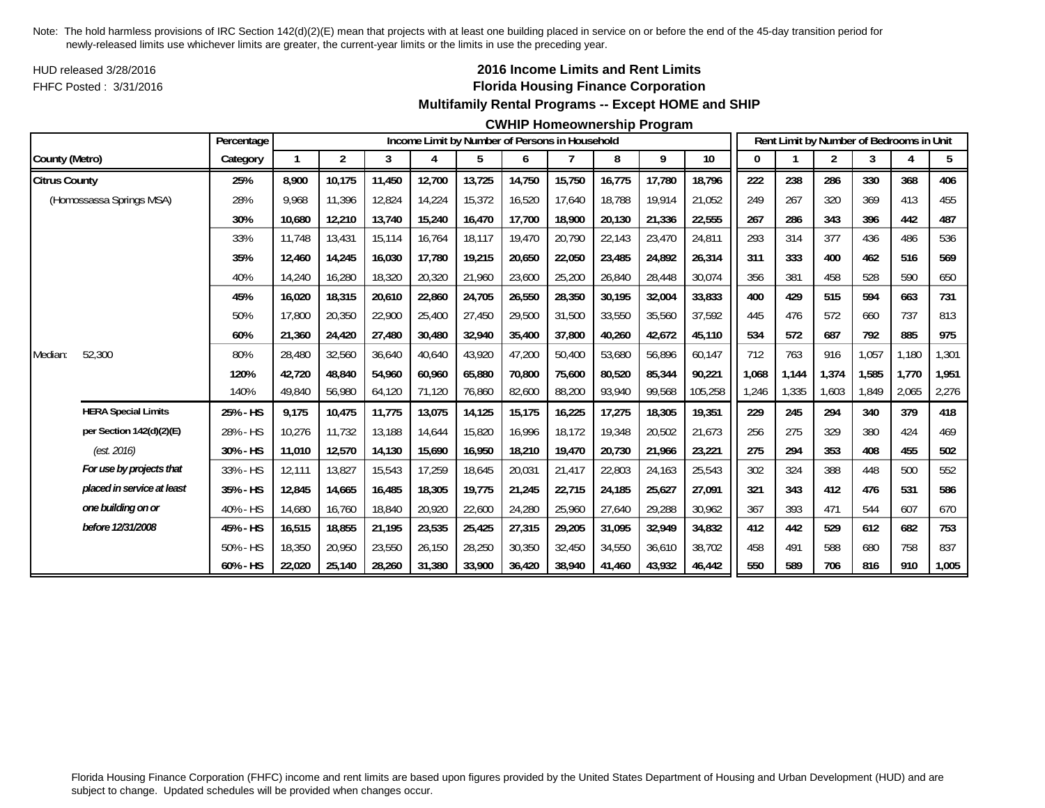Note: The hold harmless provisions of IRC Section 142(d)(2)(E) mean that projects with at least one building placed in service on or before the end of the 45-day transition period for newly-released limits use whichever limits are greater, the current-year limits or the limits in use the preceding year.

HUD released 3/28/2016

FHFC Posted : 3/31/2016

## 2016 Income Limits and Rent Limits

## Florida Housing Finance Corporation

### Multifamily Rental Programs -- Except HOME and SHIP

### CWHIP Homeownership Program

| | | Percentage | Income Limit by Number of Persons in Household | | | | | | | | | | Rent Limit by Number of Bedrooms in Unit | | | | | |
|---|---|---|---|---|---|---|---|---|---|---|---|---|---|---|---|---|---|---|
| County (Metro) | | Category | 1 | 2 | 3 | 4 | 5 | 6 | 7 | 8 | 9 | 10 | 0 | 1 | 2 | 3 | 4 | 5 |
| **Citrus County** | | **25%** | **8,900** | **10,175** | **11,450** | **12,700** | **13,725** | **14,750** | **15,750** | **16,775** | **17,780** | **18,796** | **222** | **238** | **286** | **330** | **368** | **406** |
| (Homossassa Springs MSA) | | 28% | 9,968 | 11,396 | 12,824 | 14,224 | 15,372 | 16,520 | 17,640 | 18,788 | 19,914 | 21,052 | 249 | 267 | 320 | 369 | 413 | 455 |
| | | **30%** | **10,680** | **12,210** | **13,740** | **15,240** | **16,470** | **17,700** | **18,900** | **20,130** | **21,336** | **22,555** | **267** | **286** | **343** | **396** | **442** | **487** |
| | | 33% | 11,748 | 13,431 | 15,114 | 16,764 | 18,117 | 19,470 | 20,790 | 22,143 | 23,470 | 24,811 | 293 | 314 | 377 | 436 | 486 | 536 |
| | | **35%** | **12,460** | **14,245** | **16,030** | **17,780** | **19,215** | **20,650** | **22,050** | **23,485** | **24,892** | **26,314** | **311** | **333** | **400** | **462** | **516** | **569** |
| | | 40% | 14,240 | 16,280 | 18,320 | 20,320 | 21,960 | 23,600 | 25,200 | 26,840 | 28,448 | 30,074 | 356 | 381 | 458 | 528 | 590 | 650 |
| | | **45%** | **16,020** | **18,315** | **20,610** | **22,860** | **24,705** | **26,550** | **28,350** | **30,195** | **32,004** | **33,833** | **400** | **429** | **515** | **594** | **663** | **731** |
| | | 50% | 17,800 | 20,350 | 22,900 | 25,400 | 27,450 | 29,500 | 31,500 | 33,550 | 35,560 | 37,592 | 445 | 476 | 572 | 660 | 737 | 813 |
| | | **60%** | **21,360** | **24,420** | **27,480** | **30,480** | **32,940** | **35,400** | **37,800** | **40,260** | **42,672** | **45,110** | **534** | **572** | **687** | **792** | **885** | **975** |
| Median: | 52,300 | 80% | 28,480 | 32,560 | 36,640 | 40,640 | 43,920 | 47,200 | 50,400 | 53,680 | 56,896 | 60,147 | 712 | 763 | 916 | 1,057 | 1,180 | 1,301 |
| | | **120%** | **42,720** | **48,840** | **54,960** | **60,960** | **65,880** | **70,800** | **75,600** | **80,520** | **85,344** | **90,221** | **1,068** | **1,144** | **1,374** | **1,585** | **1,770** | **1,951** |
| | | 140% | 49,840 | 56,980 | 64,120 | 71,120 | 76,860 | 82,600 | 88,200 | 93,940 | 99,568 | 105,258 | 1,246 | 1,335 | 1,603 | 1,849 | 2,065 | 2,276 |
| | **HERA Special Limits** | **25% - HS** | **9,175** | **10,475** | **11,775** | **13,075** | **14,125** | **15,175** | **16,225** | **17,275** | **18,305** | **19,351** | **229** | **245** | **294** | **340** | **379** | **418** |
| | **per Section 142(d)(2)(E)** | 28% - HS | 10,276 | 11,732 | 13,188 | 14,644 | 15,820 | 16,996 | 18,172 | 19,348 | 20,502 | 21,673 | 256 | 275 | 329 | 380 | 424 | 469 |
| | *(est. 2016)* | **30% - HS** | **11,010** | **12,570** | **14,130** | **15,690** | **16,950** | **18,210** | **19,470** | **20,730** | **21,966** | **23,221** | **275** | **294** | **353** | **408** | **455** | **502** |
| | ***For use by projects that*** | 33% - HS | 12,111 | 13,827 | 15,543 | 17,259 | 18,645 | 20,031 | 21,417 | 22,803 | 24,163 | 25,543 | 302 | 324 | 388 | 448 | 500 | 552 |
| | ***placed in service at least*** | **35% - HS** | **12,845** | **14,665** | **16,485** | **18,305** | **19,775** | **21,245** | **22,715** | **24,185** | **25,627** | **27,091** | **321** | **343** | **412** | **476** | **531** | **586** |
| | ***one building on or*** | 40% - HS | 14,680 | 16,760 | 18,840 | 20,920 | 22,600 | 24,280 | 25,960 | 27,640 | 29,288 | 30,962 | 367 | 393 | 471 | 544 | 607 | 670 |
| | ***before 12/31/2008*** | **45% - HS** | **16,515** | **18,855** | **21,195** | **23,535** | **25,425** | **27,315** | **29,205** | **31,095** | **32,949** | **34,832** | **412** | **442** | **529** | **612** | **682** | **753** |
| | | 50% - HS | 18,350 | 20,950 | 23,550 | 26,150 | 28,250 | 30,350 | 32,450 | 34,550 | 36,610 | 38,702 | 458 | 491 | 588 | 680 | 758 | 837 |
| | | **60% - HS** | **22,020** | **25,140** | **28,260** | **31,380** | **33,900** | **36,420** | **38,940** | **41,460** | **43,932** | **46,442** | **550** | **589** | **706** | **816** | **910** | **1,005** |

Florida Housing Finance Corporation (FHFC) income and rent limits are based upon figures provided by the United States Department of Housing and Urban Development (HUD) and are subject to change. Updated schedules will be provided when changes occur.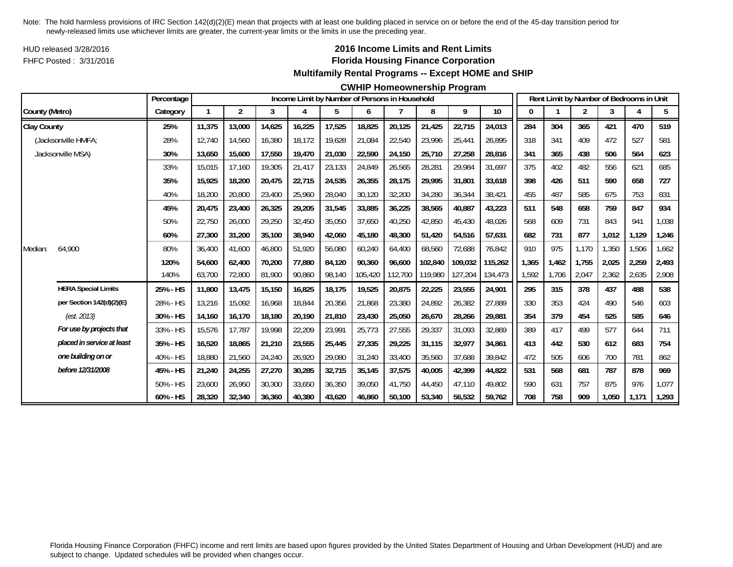Note: The hold harmless provisions of IRC Section 142(d)(2)(E) mean that projects with at least one building placed in service on or before the end of the 45-day transition period for newly-released limits use whichever limits are greater, the current-year limits or the limits in use the preceding year.

HUD released 3/28/2016

FHFC Posted : 3/31/2016

## 2016 Income Limits and Rent Limits
## Florida Housing Finance Corporation
### Multifamily Rental Programs -- Except HOME and SHIP
### CWHIP Homeownership Program

| County (Metro) | | Percentage Category | Income Limit by Number of Persons in Household: 1 | 2 | 3 | 4 | 5 | 6 | 7 | 8 | 9 | 10 | Rent Limit by Number of Bedrooms in Unit: 0 | 1 | 2 | 3 | 4 | 5 |
|---|---|---|---|---|---|---|---|---|---|---|---|---|---|---|---|---|---|---|
| **Clay County** | | **25%** | **11,375** | **13,000** | **14,625** | **16,225** | **17,525** | **18,825** | **20,125** | **21,425** | **22,715** | **24,013** | **284** | **304** | **365** | **421** | **470** | **519** |
| (Jacksonville HMFA; | | 28% | 12,740 | 14,560 | 16,380 | 18,172 | 19,628 | 21,084 | 22,540 | 23,996 | 25,441 | 26,895 | 318 | 341 | 409 | 472 | 527 | 581 |
| Jacksonville MSA) | | **30%** | **13,650** | **15,600** | **17,550** | **19,470** | **21,030** | **22,590** | **24,150** | **25,710** | **27,258** | **28,816** | **341** | **365** | **438** | **506** | **564** | **623** |
| | | 33% | 15,015 | 17,160 | 19,305 | 21,417 | 23,133 | 24,849 | 26,565 | 28,281 | 29,984 | 31,697 | 375 | 402 | 482 | 556 | 621 | 685 |
| | | **35%** | **15,925** | **18,200** | **20,475** | **22,715** | **24,535** | **26,355** | **28,175** | **29,995** | **31,801** | **33,618** | **398** | **426** | **511** | **590** | **658** | **727** |
| | | 40% | 18,200 | 20,800 | 23,400 | 25,960 | 28,040 | 30,120 | 32,200 | 34,280 | 36,344 | 38,421 | 455 | 487 | 585 | 675 | 753 | 831 |
| | | **45%** | **20,475** | **23,400** | **26,325** | **29,205** | **31,545** | **33,885** | **36,225** | **38,565** | **40,887** | **43,223** | **511** | **548** | **658** | **759** | **847** | **934** |
| | | 50% | 22,750 | 26,000 | 29,250 | 32,450 | 35,050 | 37,650 | 40,250 | 42,850 | 45,430 | 48,026 | 568 | 609 | 731 | 843 | 941 | 1,038 |
| | | **60%** | **27,300** | **31,200** | **35,100** | **38,940** | **42,060** | **45,180** | **48,300** | **51,420** | **54,516** | **57,631** | **682** | **731** | **877** | **1,012** | **1,129** | **1,246** |
| Median: | 64,900 | 80% | 36,400 | 41,600 | 46,800 | 51,920 | 56,080 | 60,240 | 64,400 | 68,560 | 72,688 | 76,842 | 910 | 975 | 1,170 | 1,350 | 1,506 | 1,662 |
| | | **120%** | **54,600** | **62,400** | **70,200** | **77,880** | **84,120** | **90,360** | **96,600** | **102,840** | **109,032** | **115,262** | **1,365** | **1,462** | **1,755** | **2,025** | **2,259** | **2,493** |
| | | 140% | 63,700 | 72,800 | 81,900 | 90,860 | 98,140 | 105,420 | 112,700 | 119,980 | 127,204 | 134,473 | 1,592 | 1,706 | 2,047 | 2,362 | 2,635 | 2,908 |
| | **HERA Special Limits** | **25% - HS** | **11,800** | **13,475** | **15,150** | **16,825** | **18,175** | **19,525** | **20,875** | **22,225** | **23,555** | **24,901** | **295** | **315** | **378** | **437** | **488** | **538** |
| | **per Section 142(d)(2)(E)** | 28% - HS | 13,216 | 15,092 | 16,968 | 18,844 | 20,356 | 21,868 | 23,380 | 24,892 | 26,382 | 27,889 | 330 | 353 | 424 | 490 | 546 | 603 |
| | *(est. 2013)* | **30% - HS** | **14,160** | **16,170** | **18,180** | **20,190** | **21,810** | **23,430** | **25,050** | **26,670** | **28,266** | **29,881** | **354** | **379** | **454** | **525** | **585** | **646** |
| | ***For use by projects that*** | 33% - HS | 15,576 | 17,787 | 19,998 | 22,209 | 23,991 | 25,773 | 27,555 | 29,337 | 31,093 | 32,869 | 389 | 417 | 499 | 577 | 644 | 711 |
| | ***placed in service at least*** | **35% - HS** | **16,520** | **18,865** | **21,210** | **23,555** | **25,445** | **27,335** | **29,225** | **31,115** | **32,977** | **34,861** | **413** | **442** | **530** | **612** | **683** | **754** |
| | ***one building on or*** | 40% - HS | 18,880 | 21,560 | 24,240 | 26,920 | 29,080 | 31,240 | 33,400 | 35,560 | 37,688 | 39,842 | 472 | 505 | 606 | 700 | 781 | 862 |
| | ***before 12/31/2008*** | **45% - HS** | **21,240** | **24,255** | **27,270** | **30,285** | **32,715** | **35,145** | **37,575** | **40,005** | **42,399** | **44,822** | **531** | **568** | **681** | **787** | **878** | **969** |
| | | 50% - HS | 23,600 | 26,950 | 30,300 | 33,650 | 36,350 | 39,050 | 41,750 | 44,450 | 47,110 | 49,802 | 590 | 631 | 757 | 875 | 976 | 1,077 |
| | | **60% - HS** | **28,320** | **32,340** | **36,360** | **40,380** | **43,620** | **46,860** | **50,100** | **53,340** | **56,532** | **59,762** | **708** | **758** | **909** | **1,050** | **1,171** | **1,293** |

Florida Housing Finance Corporation (FHFC) income and rent limits are based upon figures provided by the United States Department of Housing and Urban Development (HUD) and are subject to change. Updated schedules will be provided when changes occur.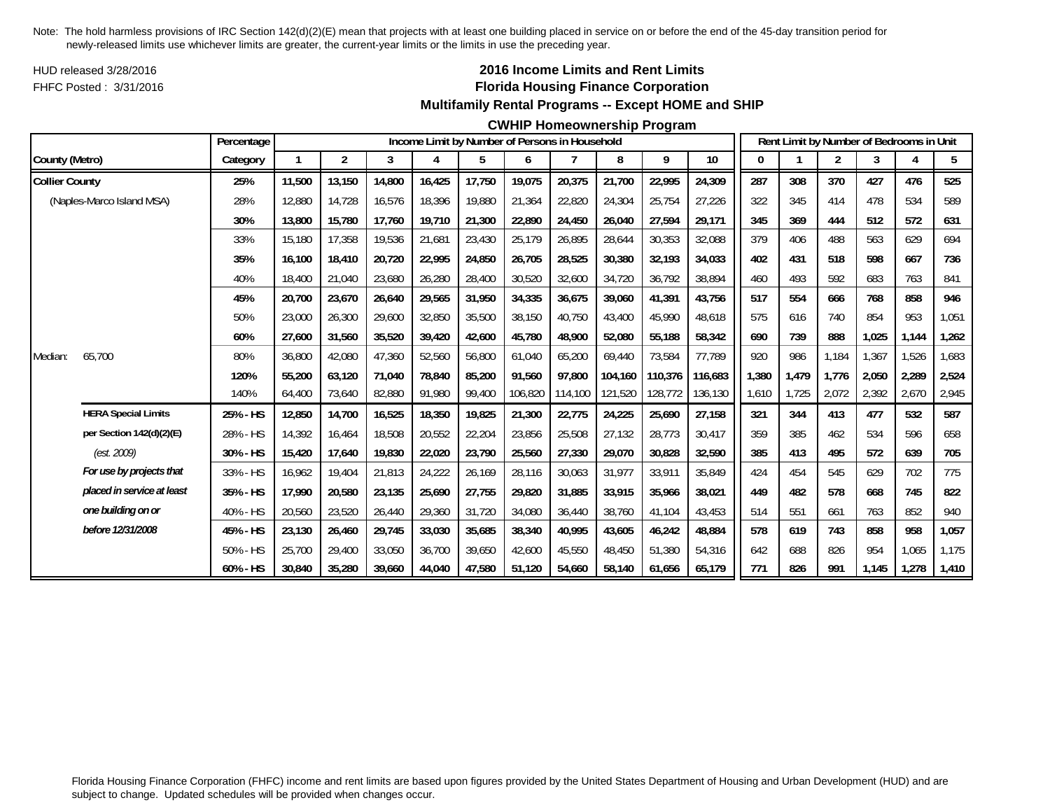Note: The hold harmless provisions of IRC Section 142(d)(2)(E) mean that projects with at least one building placed in service on or before the end of the 45-day transition period for newly-released limits use whichever limits are greater, the current-year limits or the limits in use the preceding year.

HUD released 3/28/2016
FHFC Posted : 3/31/2016

## 2016 Income Limits and Rent Limits
## Florida Housing Finance Corporation
### Multifamily Rental Programs -- Except HOME and SHIP
### CWHIP Homeownership Program

| | | Percentage | Income Limit by Number of Persons in Household | | | | | | | | | | Rent Limit by Number of Bedrooms in Unit | | | | | |
|---|---|---|---|---|---|---|---|---|---|---|---|---|---|---|---|---|---|---|
| County (Metro) | | Category | 1 | 2 | 3 | 4 | 5 | 6 | 7 | 8 | 9 | 10 | 0 | 1 | 2 | 3 | 4 | 5 |
| **Collier County** | | **25%** | **11,500** | **13,150** | **14,800** | **16,425** | **17,750** | **19,075** | **20,375** | **21,700** | **22,995** | **24,309** | **287** | **308** | **370** | **427** | **476** | **525** |
| (Naples-Marco Island MSA) | | 28% | 12,880 | 14,728 | 16,576 | 18,396 | 19,880 | 21,364 | 22,820 | 24,304 | 25,754 | 27,226 | 322 | 345 | 414 | 478 | 534 | 589 |
| | | **30%** | **13,800** | **15,780** | **17,760** | **19,710** | **21,300** | **22,890** | **24,450** | **26,040** | **27,594** | **29,171** | **345** | **369** | **444** | **512** | **572** | **631** |
| | | 33% | 15,180 | 17,358 | 19,536 | 21,681 | 23,430 | 25,179 | 26,895 | 28,644 | 30,353 | 32,088 | 379 | 406 | 488 | 563 | 629 | 694 |
| | | **35%** | **16,100** | **18,410** | **20,720** | **22,995** | **24,850** | **26,705** | **28,525** | **30,380** | **32,193** | **34,033** | **402** | **431** | **518** | **598** | **667** | **736** |
| | | 40% | 18,400 | 21,040 | 23,680 | 26,280 | 28,400 | 30,520 | 32,600 | 34,720 | 36,792 | 38,894 | 460 | 493 | 592 | 683 | 763 | 841 |
| | | **45%** | **20,700** | **23,670** | **26,640** | **29,565** | **31,950** | **34,335** | **36,675** | **39,060** | **41,391** | **43,756** | **517** | **554** | **666** | **768** | **858** | **946** |
| | | 50% | 23,000 | 26,300 | 29,600 | 32,850 | 35,500 | 38,150 | 40,750 | 43,400 | 45,990 | 48,618 | 575 | 616 | 740 | 854 | 953 | 1,051 |
| | | **60%** | **27,600** | **31,560** | **35,520** | **39,420** | **42,600** | **45,780** | **48,900** | **52,080** | **55,188** | **58,342** | **690** | **739** | **888** | **1,025** | **1,144** | **1,262** |
| Median: | 65,700 | 80% | 36,800 | 42,080 | 47,360 | 52,560 | 56,800 | 61,040 | 65,200 | 69,440 | 73,584 | 77,789 | 920 | 986 | 1,184 | 1,367 | 1,526 | 1,683 |
| | | **120%** | **55,200** | **63,120** | **71,040** | **78,840** | **85,200** | **91,560** | **97,800** | **104,160** | **110,376** | **116,683** | **1,380** | **1,479** | **1,776** | **2,050** | **2,289** | **2,524** |
| | | 140% | 64,400 | 73,640 | 82,880 | 91,980 | 99,400 | 106,820 | 114,100 | 121,520 | 128,772 | 136,130 | 1,610 | 1,725 | 2,072 | 2,392 | 2,670 | 2,945 |
| | **HERA Special Limits** | **25% - HS** | **12,850** | **14,700** | **16,525** | **18,350** | **19,825** | **21,300** | **22,775** | **24,225** | **25,690** | **27,158** | **321** | **344** | **413** | **477** | **532** | **587** |
| | **per Section 142(d)(2)(E)** | 28% - HS | 14,392 | 16,464 | 18,508 | 20,552 | 22,204 | 23,856 | 25,508 | 27,132 | 28,773 | 30,417 | 359 | 385 | 462 | 534 | 596 | 658 |
| | *(est. 2009)* | **30% - HS** | **15,420** | **17,640** | **19,830** | **22,020** | **23,790** | **25,560** | **27,330** | **29,070** | **30,828** | **32,590** | **385** | **413** | **495** | **572** | **639** | **705** |
| | ***For use by projects that*** | 33% - HS | 16,962 | 19,404 | 21,813 | 24,222 | 26,169 | 28,116 | 30,063 | 31,977 | 33,911 | 35,849 | 424 | 454 | 545 | 629 | 702 | 775 |
| | ***placed in service at least*** | **35% - HS** | **17,990** | **20,580** | **23,135** | **25,690** | **27,755** | **29,820** | **31,885** | **33,915** | **35,966** | **38,021** | **449** | **482** | **578** | **668** | **745** | **822** |
| | ***one building on or*** | 40% - HS | 20,560 | 23,520 | 26,440 | 29,360 | 31,720 | 34,080 | 36,440 | 38,760 | 41,104 | 43,453 | 514 | 551 | 661 | 763 | 852 | 940 |
| | ***before 12/31/2008*** | **45% - HS** | **23,130** | **26,460** | **29,745** | **33,030** | **35,685** | **38,340** | **40,995** | **43,605** | **46,242** | **48,884** | **578** | **619** | **743** | **858** | **958** | **1,057** |
| | | 50% - HS | 25,700 | 29,400 | 33,050 | 36,700 | 39,650 | 42,600 | 45,550 | 48,450 | 51,380 | 54,316 | 642 | 688 | 826 | 954 | 1,065 | 1,175 |
| | | **60% - HS** | **30,840** | **35,280** | **39,660** | **44,040** | **47,580** | **51,120** | **54,660** | **58,140** | **61,656** | **65,179** | **771** | **826** | **991** | **1,145** | **1,278** | **1,410** |

Florida Housing Finance Corporation (FHFC) income and rent limits are based upon figures provided by the United States Department of Housing and Urban Development (HUD) and are subject to change. Updated schedules will be provided when changes occur.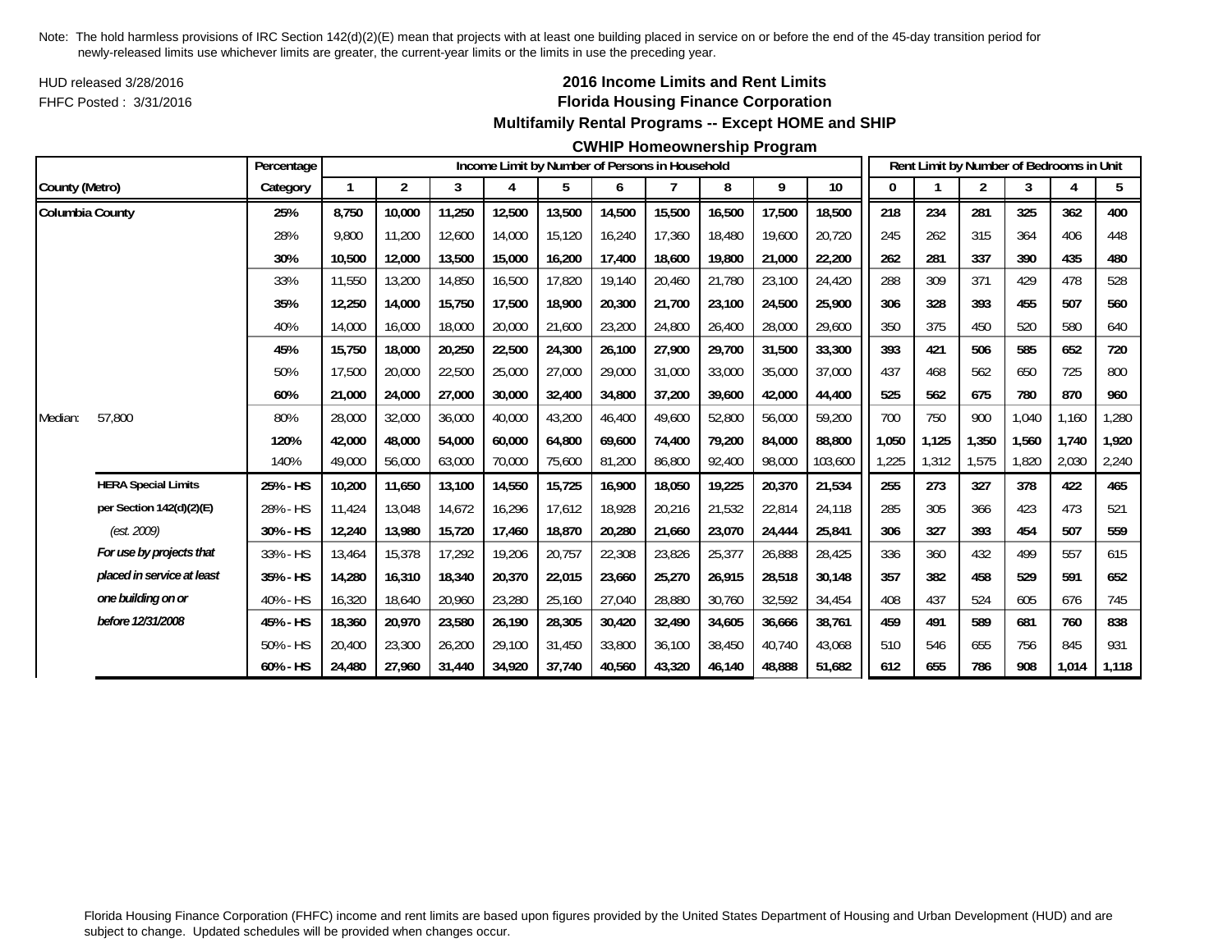Note: The hold harmless provisions of IRC Section 142(d)(2)(E) mean that projects with at least one building placed in service on or before the end of the 45-day transition period for newly-released limits use whichever limits are greater, the current-year limits or the limits in use the preceding year.

HUD released 3/28/2016

FHFC Posted : 3/31/2016

## 2016 Income Limits and Rent Limits
## Florida Housing Finance Corporation
## Multifamily Rental Programs -- Except HOME and SHIP
## CWHIP Homeownership Program

| County (Metro) | | Percentage Category | Income Limit by Number of Persons in Household | | | | | | | | | | Rent Limit by Number of Bedrooms in Unit | | | | | |
|---|---|---|---|---|---|---|---|---|---|---|---|---|---|---|---|---|---|---|
| | | | 1 | 2 | 3 | 4 | 5 | 6 | 7 | 8 | 9 | 10 | 0 | 1 | 2 | 3 | 4 | 5 |
| **Columbia County** | | **25%** | **8,750** | **10,000** | **11,250** | **12,500** | **13,500** | **14,500** | **15,500** | **16,500** | **17,500** | **18,500** | **218** | **234** | **281** | **325** | **362** | **400** |
| | | 28% | 9,800 | 11,200 | 12,600 | 14,000 | 15,120 | 16,240 | 17,360 | 18,480 | 19,600 | 20,720 | 245 | 262 | 315 | 364 | 406 | 448 |
| | | **30%** | **10,500** | **12,000** | **13,500** | **15,000** | **16,200** | **17,400** | **18,600** | **19,800** | **21,000** | **22,200** | **262** | **281** | **337** | **390** | **435** | **480** |
| | | 33% | 11,550 | 13,200 | 14,850 | 16,500 | 17,820 | 19,140 | 20,460 | 21,780 | 23,100 | 24,420 | 288 | 309 | 371 | 429 | 478 | 528 |
| | | **35%** | **12,250** | **14,000** | **15,750** | **17,500** | **18,900** | **20,300** | **21,700** | **23,100** | **24,500** | **25,900** | **306** | **328** | **393** | **455** | **507** | **560** |
| | | 40% | 14,000 | 16,000 | 18,000 | 20,000 | 21,600 | 23,200 | 24,800 | 26,400 | 28,000 | 29,600 | 350 | 375 | 450 | 520 | 580 | 640 |
| | | **45%** | **15,750** | **18,000** | **20,250** | **22,500** | **24,300** | **26,100** | **27,900** | **29,700** | **31,500** | **33,300** | **393** | **421** | **506** | **585** | **652** | **720** |
| | | 50% | 17,500 | 20,000 | 22,500 | 25,000 | 27,000 | 29,000 | 31,000 | 33,000 | 35,000 | 37,000 | 437 | 468 | 562 | 650 | 725 | 800 |
| | | **60%** | **21,000** | **24,000** | **27,000** | **30,000** | **32,400** | **34,800** | **37,200** | **39,600** | **42,000** | **44,400** | **525** | **562** | **675** | **780** | **870** | **960** |
| Median: | 57,800 | 80% | 28,000 | 32,000 | 36,000 | 40,000 | 43,200 | 46,400 | 49,600 | 52,800 | 56,000 | 59,200 | 700 | 750 | 900 | 1,040 | 1,160 | 1,280 |
| | | **120%** | **42,000** | **48,000** | **54,000** | **60,000** | **64,800** | **69,600** | **74,400** | **79,200** | **84,000** | **88,800** | **1,050** | **1,125** | **1,350** | **1,560** | **1,740** | **1,920** |
| | | 140% | 49,000 | 56,000 | 63,000 | 70,000 | 75,600 | 81,200 | 86,800 | 92,400 | 98,000 | 103,600 | 1,225 | 1,312 | 1,575 | 1,820 | 2,030 | 2,240 |
| | **HERA Special Limits** | **25% - HS** | **10,200** | **11,650** | **13,100** | **14,550** | **15,725** | **16,900** | **18,050** | **19,225** | **20,370** | **21,534** | **255** | **273** | **327** | **378** | **422** | **465** |
| | **per Section 142(d)(2)(E)** | 28% - HS | 11,424 | 13,048 | 14,672 | 16,296 | 17,612 | 18,928 | 20,216 | 21,532 | 22,814 | 24,118 | 285 | 305 | 366 | 423 | 473 | 521 |
| | *(est. 2009)* | **30% - HS** | **12,240** | **13,980** | **15,720** | **17,460** | **18,870** | **20,280** | **21,660** | **23,070** | **24,444** | **25,841** | **306** | **327** | **393** | **454** | **507** | **559** |
| | ***For use by projects that*** | 33% - HS | 13,464 | 15,378 | 17,292 | 19,206 | 20,757 | 22,308 | 23,826 | 25,377 | 26,888 | 28,425 | 336 | 360 | 432 | 499 | 557 | 615 |
| | ***placed in service at least*** | **35% - HS** | **14,280** | **16,310** | **18,340** | **20,370** | **22,015** | **23,660** | **25,270** | **26,915** | **28,518** | **30,148** | **357** | **382** | **458** | **529** | **591** | **652** |
| | ***one building on or*** | 40% - HS | 16,320 | 18,640 | 20,960 | 23,280 | 25,160 | 27,040 | 28,880 | 30,760 | 32,592 | 34,454 | 408 | 437 | 524 | 605 | 676 | 745 |
| | ***before 12/31/2008*** | **45% - HS** | **18,360** | **20,970** | **23,580** | **26,190** | **28,305** | **30,420** | **32,490** | **34,605** | **36,666** | **38,761** | **459** | **491** | **589** | **681** | **760** | **838** |
| | | 50% - HS | 20,400 | 23,300 | 26,200 | 29,100 | 31,450 | 33,800 | 36,100 | 38,450 | 40,740 | 43,068 | 510 | 546 | 655 | 756 | 845 | 931 |
| | | **60% - HS** | **24,480** | **27,960** | **31,440** | **34,920** | **37,740** | **40,560** | **43,320** | **46,140** | **48,888** | **51,682** | **612** | **655** | **786** | **908** | **1,014** | **1,118** |

Florida Housing Finance Corporation (FHFC) income and rent limits are based upon figures provided by the United States Department of Housing and Urban Development (HUD) and are subject to change. Updated schedules will be provided when changes occur.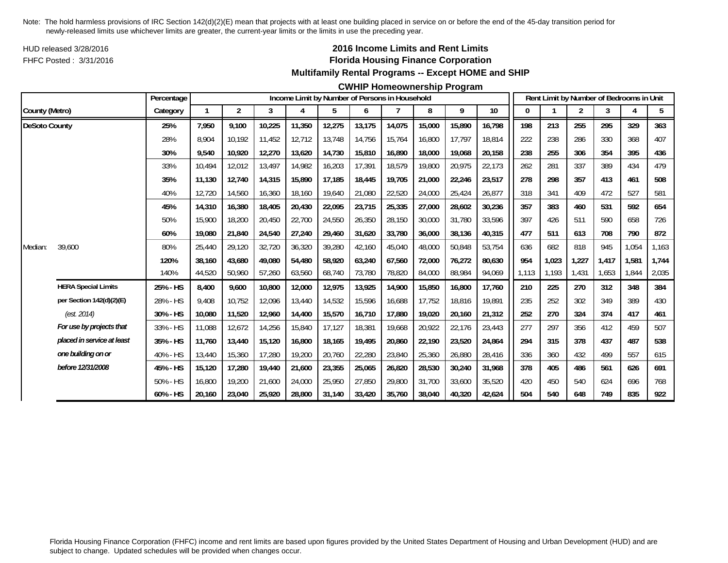Note: The hold harmless provisions of IRC Section 142(d)(2)(E) mean that projects with at least one building placed in service on or before the end of the 45-day transition period for newly-released limits use whichever limits are greater, the current-year limits or the limits in use the preceding year.

HUD released 3/28/2016

FHFC Posted : 3/31/2016

## 2016 Income Limits and Rent Limits
## Florida Housing Finance Corporation
### Multifamily Rental Programs -- Except HOME and SHIP
### CWHIP Homeownership Program

| County (Metro) | | Percentage Category | Income Limit by Number of Persons in Household: 1 | 2 | 3 | 4 | 5 | 6 | 7 | 8 | 9 | 10 | Rent Limit by Number of Bedrooms in Unit: 0 | 1 | 2 | 3 | 4 | 5 |
|---|---|---|---|---|---|---|---|---|---|---|---|---|---|---|---|---|---|---|
| **DeSoto County** | | **25%** | **7,950** | **9,100** | **10,225** | **11,350** | **12,275** | **13,175** | **14,075** | **15,000** | **15,890** | **16,798** | **198** | **213** | **255** | **295** | **329** | **363** |
| | | 28% | 8,904 | 10,192 | 11,452 | 12,712 | 13,748 | 14,756 | 15,764 | 16,800 | 17,797 | 18,814 | 222 | 238 | 286 | 330 | 368 | 407 |
| | | **30%** | **9,540** | **10,920** | **12,270** | **13,620** | **14,730** | **15,810** | **16,890** | **18,000** | **19,068** | **20,158** | **238** | **255** | **306** | **354** | **395** | **436** |
| | | 33% | 10,494 | 12,012 | 13,497 | 14,982 | 16,203 | 17,391 | 18,579 | 19,800 | 20,975 | 22,173 | 262 | 281 | 337 | 389 | 434 | 479 |
| | | **35%** | **11,130** | **12,740** | **14,315** | **15,890** | **17,185** | **18,445** | **19,705** | **21,000** | **22,246** | **23,517** | **278** | **298** | **357** | **413** | **461** | **508** |
| | | 40% | 12,720 | 14,560 | 16,360 | 18,160 | 19,640 | 21,080 | 22,520 | 24,000 | 25,424 | 26,877 | 318 | 341 | 409 | 472 | 527 | 581 |
| | | **45%** | **14,310** | **16,380** | **18,405** | **20,430** | **22,095** | **23,715** | **25,335** | **27,000** | **28,602** | **30,236** | **357** | **383** | **460** | **531** | **592** | **654** |
| | | 50% | 15,900 | 18,200 | 20,450 | 22,700 | 24,550 | 26,350 | 28,150 | 30,000 | 31,780 | 33,596 | 397 | 426 | 511 | 590 | 658 | 726 |
| | | **60%** | **19,080** | **21,840** | **24,540** | **27,240** | **29,460** | **31,620** | **33,780** | **36,000** | **38,136** | **40,315** | **477** | **511** | **613** | **708** | **790** | **872** |
| Median: | 39,600 | 80% | 25,440 | 29,120 | 32,720 | 36,320 | 39,280 | 42,160 | 45,040 | 48,000 | 50,848 | 53,754 | 636 | 682 | 818 | 945 | 1,054 | 1,163 |
| | | **120%** | **38,160** | **43,680** | **49,080** | **54,480** | **58,920** | **63,240** | **67,560** | **72,000** | **76,272** | **80,630** | **954** | **1,023** | **1,227** | **1,417** | **1,581** | **1,744** |
| | | 140% | 44,520 | 50,960 | 57,260 | 63,560 | 68,740 | 73,780 | 78,820 | 84,000 | 88,984 | 94,069 | 1,113 | 1,193 | 1,431 | 1,653 | 1,844 | 2,035 |
| | **HERA Special Limits** | **25% - HS** | **8,400** | **9,600** | **10,800** | **12,000** | **12,975** | **13,925** | **14,900** | **15,850** | **16,800** | **17,760** | **210** | **225** | **270** | **312** | **348** | **384** |
| | **per Section 142(d)(2)(E)** | 28% - HS | 9,408 | 10,752 | 12,096 | 13,440 | 14,532 | 15,596 | 16,688 | 17,752 | 18,816 | 19,891 | 235 | 252 | 302 | 349 | 389 | 430 |
| | *(est. 2014)* | **30% - HS** | **10,080** | **11,520** | **12,960** | **14,400** | **15,570** | **16,710** | **17,880** | **19,020** | **20,160** | **21,312** | **252** | **270** | **324** | **374** | **417** | **461** |
| | ***For use by projects that*** | 33% - HS | 11,088 | 12,672 | 14,256 | 15,840 | 17,127 | 18,381 | 19,668 | 20,922 | 22,176 | 23,443 | 277 | 297 | 356 | 412 | 459 | 507 |
| | ***placed in service at least*** | **35% - HS** | **11,760** | **13,440** | **15,120** | **16,800** | **18,165** | **19,495** | **20,860** | **22,190** | **23,520** | **24,864** | **294** | **315** | **378** | **437** | **487** | **538** |
| | ***one building on or*** | 40% - HS | 13,440 | 15,360 | 17,280 | 19,200 | 20,760 | 22,280 | 23,840 | 25,360 | 26,880 | 28,416 | 336 | 360 | 432 | 499 | 557 | 615 |
| | ***before 12/31/2008*** | **45% - HS** | **15,120** | **17,280** | **19,440** | **21,600** | **23,355** | **25,065** | **26,820** | **28,530** | **30,240** | **31,968** | **378** | **405** | **486** | **561** | **626** | **691** |
| | | 50% - HS | 16,800 | 19,200 | 21,600 | 24,000 | 25,950 | 27,850 | 29,800 | 31,700 | 33,600 | 35,520 | 420 | 450 | 540 | 624 | 696 | 768 |
| | | **60% - HS** | **20,160** | **23,040** | **25,920** | **28,800** | **31,140** | **33,420** | **35,760** | **38,040** | **40,320** | **42,624** | **504** | **540** | **648** | **749** | **835** | **922** |

Florida Housing Finance Corporation (FHFC) income and rent limits are based upon figures provided by the United States Department of Housing and Urban Development (HUD) and are subject to change. Updated schedules will be provided when changes occur.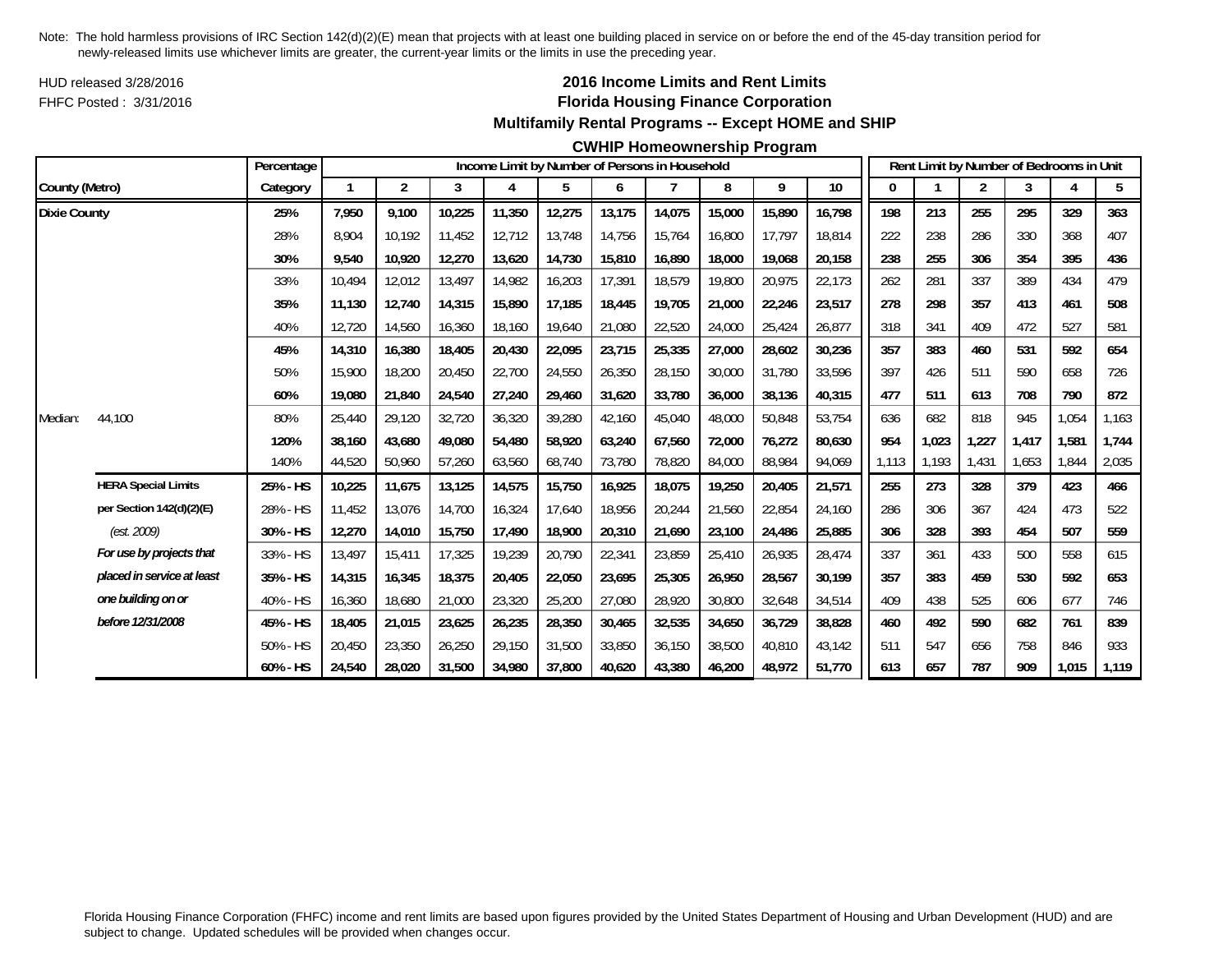Note: The hold harmless provisions of IRC Section 142(d)(2)(E) mean that projects with at least one building placed in service on or before the end of the 45-day transition period for newly-released limits use whichever limits are greater, the current-year limits or the limits in use the preceding year.

HUD released 3/28/2016

FHFC Posted : 3/31/2016

# 2016 Income Limits and Rent Limits

## Florida Housing Finance Corporation

### Multifamily Rental Programs -- Except HOME and SHIP

### CWHIP Homeownership Program

| County (Metro) | | Percentage Category | Income Limit by Number of Persons in Household: 1 | 2 | 3 | 4 | 5 | 6 | 7 | 8 | 9 | 10 | Rent Limit by Number of Bedrooms in Unit: 0 | 1 | 2 | 3 | 4 | 5 |
|---|---|---|---|---|---|---|---|---|---|---|---|---|---|---|---|---|---|---|
| **Dixie County** | | **25%** | **7,950** | **9,100** | **10,225** | **11,350** | **12,275** | **13,175** | **14,075** | **15,000** | **15,890** | **16,798** | **198** | **213** | **255** | **295** | **329** | **363** |
| | | 28% | 8,904 | 10,192 | 11,452 | 12,712 | 13,748 | 14,756 | 15,764 | 16,800 | 17,797 | 18,814 | 222 | 238 | 286 | 330 | 368 | 407 |
| | | **30%** | **9,540** | **10,920** | **12,270** | **13,620** | **14,730** | **15,810** | **16,890** | **18,000** | **19,068** | **20,158** | **238** | **255** | **306** | **354** | **395** | **436** |
| | | 33% | 10,494 | 12,012 | 13,497 | 14,982 | 16,203 | 17,391 | 18,579 | 19,800 | 20,975 | 22,173 | 262 | 281 | 337 | 389 | 434 | 479 |
| | | **35%** | **11,130** | **12,740** | **14,315** | **15,890** | **17,185** | **18,445** | **19,705** | **21,000** | **22,246** | **23,517** | **278** | **298** | **357** | **413** | **461** | **508** |
| | | 40% | 12,720 | 14,560 | 16,360 | 18,160 | 19,640 | 21,080 | 22,520 | 24,000 | 25,424 | 26,877 | 318 | 341 | 409 | 472 | 527 | 581 |
| | | **45%** | **14,310** | **16,380** | **18,405** | **20,430** | **22,095** | **23,715** | **25,335** | **27,000** | **28,602** | **30,236** | **357** | **383** | **460** | **531** | **592** | **654** |
| | | 50% | 15,900 | 18,200 | 20,450 | 22,700 | 24,550 | 26,350 | 28,150 | 30,000 | 31,780 | 33,596 | 397 | 426 | 511 | 590 | 658 | 726 |
| | | **60%** | **19,080** | **21,840** | **24,540** | **27,240** | **29,460** | **31,620** | **33,780** | **36,000** | **38,136** | **40,315** | **477** | **511** | **613** | **708** | **790** | **872** |
| Median: | 44,100 | 80% | 25,440 | 29,120 | 32,720 | 36,320 | 39,280 | 42,160 | 45,040 | 48,000 | 50,848 | 53,754 | 636 | 682 | 818 | 945 | 1,054 | 1,163 |
| | | **120%** | **38,160** | **43,680** | **49,080** | **54,480** | **58,920** | **63,240** | **67,560** | **72,000** | **76,272** | **80,630** | **954** | **1,023** | **1,227** | **1,417** | **1,581** | **1,744** |
| | | 140% | 44,520 | 50,960 | 57,260 | 63,560 | 68,740 | 73,780 | 78,820 | 84,000 | 88,984 | 94,069 | 1,113 | 1,193 | 1,431 | 1,653 | 1,844 | 2,035 |
| | **HERA Special Limits** | **25% - HS** | **10,225** | **11,675** | **13,125** | **14,575** | **15,750** | **16,925** | **18,075** | **19,250** | **20,405** | **21,571** | **255** | **273** | **328** | **379** | **423** | **466** |
| | **per Section 142(d)(2)(E)** | 28% - HS | 11,452 | 13,076 | 14,700 | 16,324 | 17,640 | 18,956 | 20,244 | 21,560 | 22,854 | 24,160 | 286 | 306 | 367 | 424 | 473 | 522 |
| | *(est. 2009)* | **30% - HS** | **12,270** | **14,010** | **15,750** | **17,490** | **18,900** | **20,310** | **21,690** | **23,100** | **24,486** | **25,885** | **306** | **328** | **393** | **454** | **507** | **559** |
| | ***For use by projects that*** | 33% - HS | 13,497 | 15,411 | 17,325 | 19,239 | 20,790 | 22,341 | 23,859 | 25,410 | 26,935 | 28,474 | 337 | 361 | 433 | 500 | 558 | 615 |
| | ***placed in service at least*** | **35% - HS** | **14,315** | **16,345** | **18,375** | **20,405** | **22,050** | **23,695** | **25,305** | **26,950** | **28,567** | **30,199** | **357** | **383** | **459** | **530** | **592** | **653** |
| | ***one building on or*** | 40% - HS | 16,360 | 18,680 | 21,000 | 23,320 | 25,200 | 27,080 | 28,920 | 30,800 | 32,648 | 34,514 | 409 | 438 | 525 | 606 | 677 | 746 |
| | ***before 12/31/2008*** | **45% - HS** | **18,405** | **21,015** | **23,625** | **26,235** | **28,350** | **30,465** | **32,535** | **34,650** | **36,729** | **38,828** | **460** | **492** | **590** | **682** | **761** | **839** |
| | | 50% - HS | 20,450 | 23,350 | 26,250 | 29,150 | 31,500 | 33,850 | 36,150 | 38,500 | 40,810 | 43,142 | 511 | 547 | 656 | 758 | 846 | 933 |
| | | **60% - HS** | **24,540** | **28,020** | **31,500** | **34,980** | **37,800** | **40,620** | **43,380** | **46,200** | **48,972** | **51,770** | **613** | **657** | **787** | **909** | **1,015** | **1,119** |

Florida Housing Finance Corporation (FHFC) income and rent limits are based upon figures provided by the United States Department of Housing and Urban Development (HUD) and are subject to change. Updated schedules will be provided when changes occur.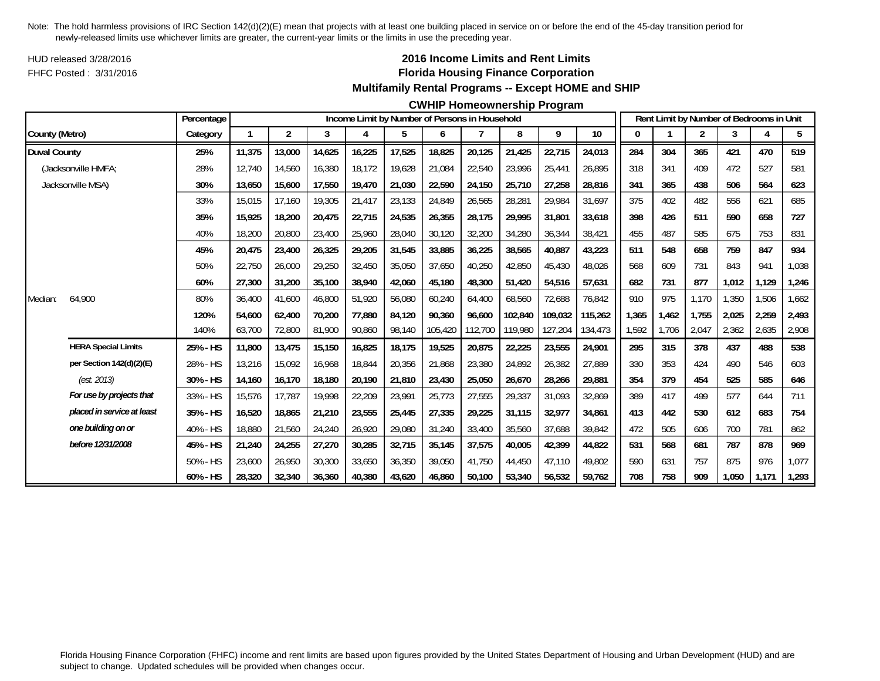Note: The hold harmless provisions of IRC Section 142(d)(2)(E) mean that projects with at least one building placed in service on or before the end of the 45-day transition period for newly-released limits use whichever limits are greater, the current-year limits or the limits in use the preceding year.

HUD released 3/28/2016

FHFC Posted : 3/31/2016

## 2016 Income Limits and Rent Limits
## Florida Housing Finance Corporation
## Multifamily Rental Programs -- Except HOME and SHIP
## CWHIP Homeownership Program

| | | Percentage | Income Limit by Number of Persons in Household | | | | | | | | | | Rent Limit by Number of Bedrooms in Unit | | | | | |
|---|---|---|---|---|---|---|---|---|---|---|---|---|---|---|---|---|---|---|
| County (Metro) | | Category | 1 | 2 | 3 | 4 | 5 | 6 | 7 | 8 | 9 | 10 | 0 | 1 | 2 | 3 | 4 | 5 |
| **Duval County** | | **25%** | **11,375** | **13,000** | **14,625** | **16,225** | **17,525** | **18,825** | **20,125** | **21,425** | **22,715** | **24,013** | **284** | **304** | **365** | **421** | **470** | **519** |
| (Jacksonville HMFA; | | 28% | 12,740 | 14,560 | 16,380 | 18,172 | 19,628 | 21,084 | 22,540 | 23,996 | 25,441 | 26,895 | 318 | 341 | 409 | 472 | 527 | 581 |
| Jacksonville MSA) | | **30%** | **13,650** | **15,600** | **17,550** | **19,470** | **21,030** | **22,590** | **24,150** | **25,710** | **27,258** | **28,816** | **341** | **365** | **438** | **506** | **564** | **623** |
| | | 33% | 15,015 | 17,160 | 19,305 | 21,417 | 23,133 | 24,849 | 26,565 | 28,281 | 29,984 | 31,697 | 375 | 402 | 482 | 556 | 621 | 685 |
| | | **35%** | **15,925** | **18,200** | **20,475** | **22,715** | **24,535** | **26,355** | **28,175** | **29,995** | **31,801** | **33,618** | **398** | **426** | **511** | **590** | **658** | **727** |
| | | 40% | 18,200 | 20,800 | 23,400 | 25,960 | 28,040 | 30,120 | 32,200 | 34,280 | 36,344 | 38,421 | 455 | 487 | 585 | 675 | 753 | 831 |
| | | **45%** | **20,475** | **23,400** | **26,325** | **29,205** | **31,545** | **33,885** | **36,225** | **38,565** | **40,887** | **43,223** | **511** | **548** | **658** | **759** | **847** | **934** |
| | | 50% | 22,750 | 26,000 | 29,250 | 32,450 | 35,050 | 37,650 | 40,250 | 42,850 | 45,430 | 48,026 | 568 | 609 | 731 | 843 | 941 | 1,038 |
| | | **60%** | **27,300** | **31,200** | **35,100** | **38,940** | **42,060** | **45,180** | **48,300** | **51,420** | **54,516** | **57,631** | **682** | **731** | **877** | **1,012** | **1,129** | **1,246** |
| Median: | 64,900 | 80% | 36,400 | 41,600 | 46,800 | 51,920 | 56,080 | 60,240 | 64,400 | 68,560 | 72,688 | 76,842 | 910 | 975 | 1,170 | 1,350 | 1,506 | 1,662 |
| | | **120%** | **54,600** | **62,400** | **70,200** | **77,880** | **84,120** | **90,360** | **96,600** | **102,840** | **109,032** | **115,262** | **1,365** | **1,462** | **1,755** | **2,025** | **2,259** | **2,493** |
| | | 140% | 63,700 | 72,800 | 81,900 | 90,860 | 98,140 | 105,420 | 112,700 | 119,980 | 127,204 | 134,473 | 1,592 | 1,706 | 2,047 | 2,362 | 2,635 | 2,908 |
| | **HERA Special Limits** | **25% - HS** | **11,800** | **13,475** | **15,150** | **16,825** | **18,175** | **19,525** | **20,875** | **22,225** | **23,555** | **24,901** | **295** | **315** | **378** | **437** | **488** | **538** |
| | **per Section 142(d)(2)(E)** | 28% - HS | 13,216 | 15,092 | 16,968 | 18,844 | 20,356 | 21,868 | 23,380 | 24,892 | 26,382 | 27,889 | 330 | 353 | 424 | 490 | 546 | 603 |
| | *(est. 2013)* | **30% - HS** | **14,160** | **16,170** | **18,180** | **20,190** | **21,810** | **23,430** | **25,050** | **26,670** | **28,266** | **29,881** | **354** | **379** | **454** | **525** | **585** | **646** |
| | ***For use by projects that*** | 33% - HS | 15,576 | 17,787 | 19,998 | 22,209 | 23,991 | 25,773 | 27,555 | 29,337 | 31,093 | 32,869 | 389 | 417 | 499 | 577 | 644 | 711 |
| | ***placed in service at least*** | **35% - HS** | **16,520** | **18,865** | **21,210** | **23,555** | **25,445** | **27,335** | **29,225** | **31,115** | **32,977** | **34,861** | **413** | **442** | **530** | **612** | **683** | **754** |
| | ***one building on or*** | 40% - HS | 18,880 | 21,560 | 24,240 | 26,920 | 29,080 | 31,240 | 33,400 | 35,560 | 37,688 | 39,842 | 472 | 505 | 606 | 700 | 781 | 862 |
| | ***before 12/31/2008*** | **45% - HS** | **21,240** | **24,255** | **27,270** | **30,285** | **32,715** | **35,145** | **37,575** | **40,005** | **42,399** | **44,822** | **531** | **568** | **681** | **787** | **878** | **969** |
| | | 50% - HS | 23,600 | 26,950 | 30,300 | 33,650 | 36,350 | 39,050 | 41,750 | 44,450 | 47,110 | 49,802 | 590 | 631 | 757 | 875 | 976 | 1,077 |
| | | **60% - HS** | **28,320** | **32,340** | **36,360** | **40,380** | **43,620** | **46,860** | **50,100** | **53,340** | **56,532** | **59,762** | **708** | **758** | **909** | **1,050** | **1,171** | **1,293** |

Florida Housing Finance Corporation (FHFC) income and rent limits are based upon figures provided by the United States Department of Housing and Urban Development (HUD) and are subject to change. Updated schedules will be provided when changes occur.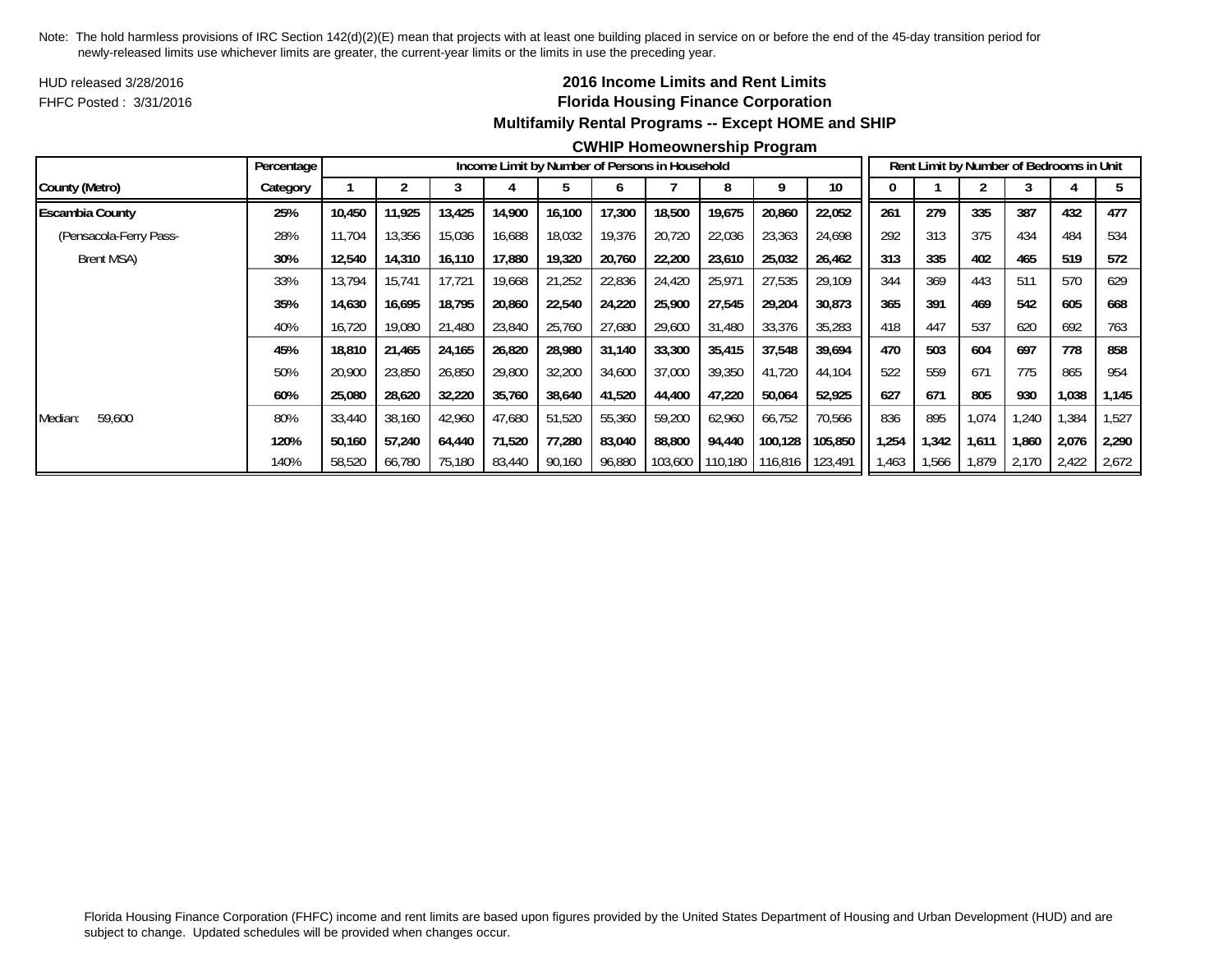Note: The hold harmless provisions of IRC Section 142(d)(2)(E) mean that projects with at least one building placed in service on or before the end of the 45-day transition period for newly-released limits use whichever limits are greater, the current-year limits or the limits in use the preceding year.

HUD released 3/28/2016

FHFC Posted : 3/31/2016

## 2016 Income Limits and Rent Limits
## Florida Housing Finance Corporation
### Multifamily Rental Programs -- Except HOME and SHIP
### CWHIP Homeownership Program

| | Percentage | Income Limit by Number of Persons in Household | | | | | | | | | | Rent Limit by Number of Bedrooms in Unit | | | | | |
|---|---|---|---|---|---|---|---|---|---|---|---|---|---|---|---|---|---|
| **County (Metro)** | **Category** | **1** | **2** | **3** | **4** | **5** | **6** | **7** | **8** | **9** | **10** | **0** | **1** | **2** | **3** | **4** | **5** |
| **Escambia County** | **25%** | **10,450** | **11,925** | **13,425** | **14,900** | **16,100** | **17,300** | **18,500** | **19,675** | **20,860** | **22,052** | **261** | **279** | **335** | **387** | **432** | **477** |
| (Pensacola-Ferry Pass- | 28% | 11,704 | 13,356 | 15,036 | 16,688 | 18,032 | 19,376 | 20,720 | 22,036 | 23,363 | 24,698 | 292 | 313 | 375 | 434 | 484 | 534 |
| Brent MSA) | **30%** | **12,540** | **14,310** | **16,110** | **17,880** | **19,320** | **20,760** | **22,200** | **23,610** | **25,032** | **26,462** | **313** | **335** | **402** | **465** | **519** | **572** |
| | 33% | 13,794 | 15,741 | 17,721 | 19,668 | 21,252 | 22,836 | 24,420 | 25,971 | 27,535 | 29,109 | 344 | 369 | 443 | 511 | 570 | 629 |
| | **35%** | **14,630** | **16,695** | **18,795** | **20,860** | **22,540** | **24,220** | **25,900** | **27,545** | **29,204** | **30,873** | **365** | **391** | **469** | **542** | **605** | **668** |
| | 40% | 16,720 | 19,080 | 21,480 | 23,840 | 25,760 | 27,680 | 29,600 | 31,480 | 33,376 | 35,283 | 418 | 447 | 537 | 620 | 692 | 763 |
| | **45%** | **18,810** | **21,465** | **24,165** | **26,820** | **28,980** | **31,140** | **33,300** | **35,415** | **37,548** | **39,694** | **470** | **503** | **604** | **697** | **778** | **858** |
| | 50% | 20,900 | 23,850 | 26,850 | 29,800 | 32,200 | 34,600 | 37,000 | 39,350 | 41,720 | 44,104 | 522 | 559 | 671 | 775 | 865 | 954 |
| | **60%** | **25,080** | **28,620** | **32,220** | **35,760** | **38,640** | **41,520** | **44,400** | **47,220** | **50,064** | **52,925** | **627** | **671** | **805** | **930** | **1,038** | **1,145** |
| Median: 59,600 | 80% | 33,440 | 38,160 | 42,960 | 47,680 | 51,520 | 55,360 | 59,200 | 62,960 | 66,752 | 70,566 | 836 | 895 | 1,074 | 1,240 | 1,384 | 1,527 |
| | **120%** | **50,160** | **57,240** | **64,440** | **71,520** | **77,280** | **83,040** | **88,800** | **94,440** | **100,128** | **105,850** | **1,254** | **1,342** | **1,611** | **1,860** | **2,076** | **2,290** |
| | 140% | 58,520 | 66,780 | 75,180 | 83,440 | 90,160 | 96,880 | 103,600 | 110,180 | 116,816 | 123,491 | 1,463 | 1,566 | 1,879 | 2,170 | 2,422 | 2,672 |

Florida Housing Finance Corporation (FHFC) income and rent limits are based upon figures provided by the United States Department of Housing and Urban Development (HUD) and are subject to change. Updated schedules will be provided when changes occur.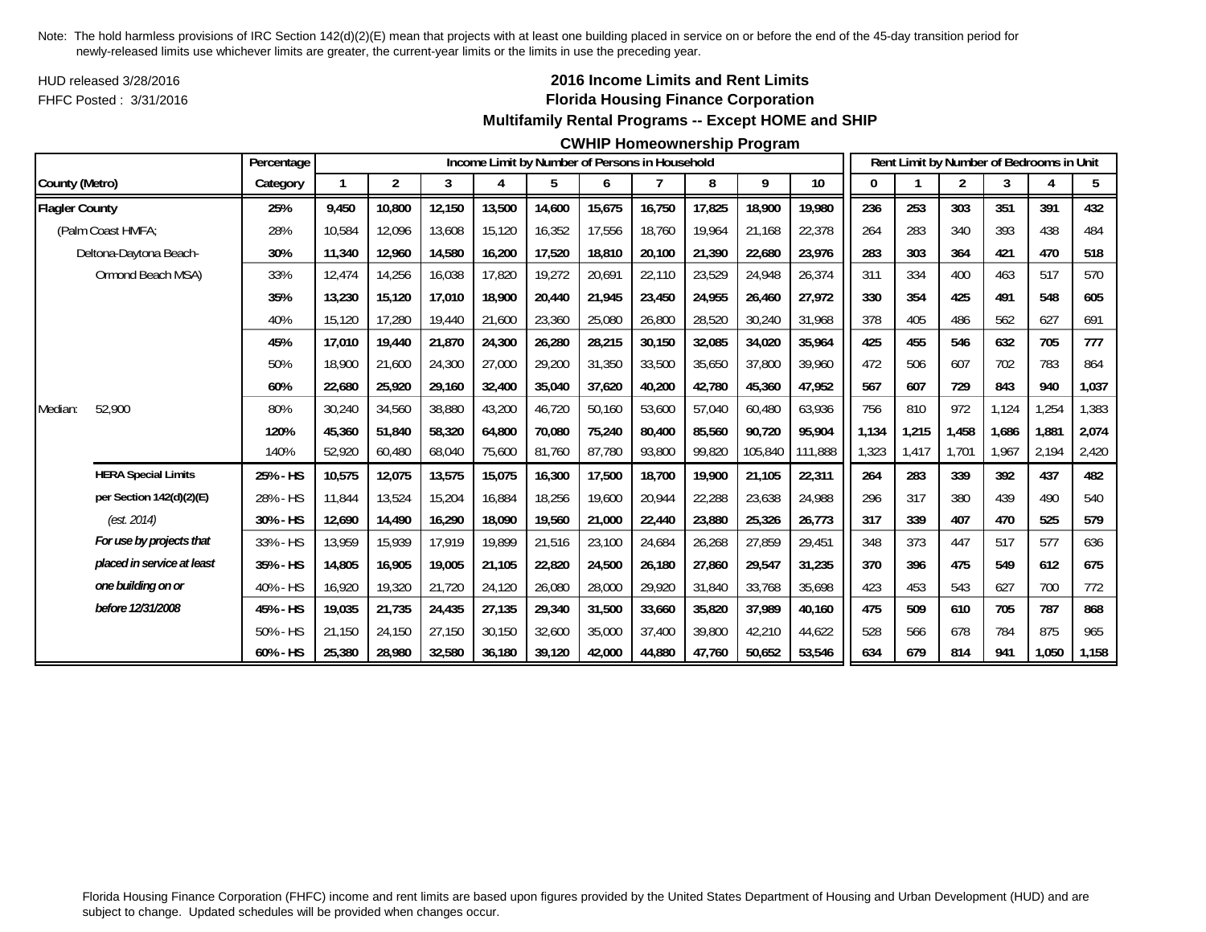Note: The hold harmless provisions of IRC Section 142(d)(2)(E) mean that projects with at least one building placed in service on or before the end of the 45-day transition period for newly-released limits use whichever limits are greater, the current-year limits or the limits in use the preceding year.

HUD released 3/28/2016

FHFC Posted : 3/31/2016

## 2016 Income Limits and Rent Limits
## Florida Housing Finance Corporation
## Multifamily Rental Programs -- Except HOME and SHIP
## CWHIP Homeownership Program

| County (Metro) | Percentage Category | Income Limit by Number of Persons in Household: 1 | 2 | 3 | 4 | 5 | 6 | 7 | 8 | 9 | 10 | Rent Limit by Number of Bedrooms in Unit: 0 | 1 | 2 | 3 | 4 | 5 |
|---|---|---|---|---|---|---|---|---|---|---|---|---|---|---|---|---|---|
| **Flagler County** | **25%** | **9,450** | **10,800** | **12,150** | **13,500** | **14,600** | **15,675** | **16,750** | **17,825** | **18,900** | **19,980** | **236** | **253** | **303** | **351** | **391** | **432** |
| (Palm Coast HMFA; | 28% | 10,584 | 12,096 | 13,608 | 15,120 | 16,352 | 17,556 | 18,760 | 19,964 | 21,168 | 22,378 | 264 | 283 | 340 | 393 | 438 | 484 |
| Deltona-Daytona Beach- | **30%** | **11,340** | **12,960** | **14,580** | **16,200** | **17,520** | **18,810** | **20,100** | **21,390** | **22,680** | **23,976** | **283** | **303** | **364** | **421** | **470** | **518** |
| Ormond Beach MSA) | 33% | 12,474 | 14,256 | 16,038 | 17,820 | 19,272 | 20,691 | 22,110 | 23,529 | 24,948 | 26,374 | 311 | 334 | 400 | 463 | 517 | 570 |
| | **35%** | **13,230** | **15,120** | **17,010** | **18,900** | **20,440** | **21,945** | **23,450** | **24,955** | **26,460** | **27,972** | **330** | **354** | **425** | **491** | **548** | **605** |
| | 40% | 15,120 | 17,280 | 19,440 | 21,600 | 23,360 | 25,080 | 26,800 | 28,520 | 30,240 | 31,968 | 378 | 405 | 486 | 562 | 627 | 691 |
| | **45%** | **17,010** | **19,440** | **21,870** | **24,300** | **26,280** | **28,215** | **30,150** | **32,085** | **34,020** | **35,964** | **425** | **455** | **546** | **632** | **705** | **777** |
| | 50% | 18,900 | 21,600 | 24,300 | 27,000 | 29,200 | 31,350 | 33,500 | 35,650 | 37,800 | 39,960 | 472 | 506 | 607 | 702 | 783 | 864 |
| | **60%** | **22,680** | **25,920** | **29,160** | **32,400** | **35,040** | **37,620** | **40,200** | **42,780** | **45,360** | **47,952** | **567** | **607** | **729** | **843** | **940** | **1,037** |
| Median: 52,900 | 80% | 30,240 | 34,560 | 38,880 | 43,200 | 46,720 | 50,160 | 53,600 | 57,040 | 60,480 | 63,936 | 756 | 810 | 972 | 1,124 | 1,254 | 1,383 |
| | **120%** | **45,360** | **51,840** | **58,320** | **64,800** | **70,080** | **75,240** | **80,400** | **85,560** | **90,720** | **95,904** | **1,134** | **1,215** | **1,458** | **1,686** | **1,881** | **2,074** |
| | 140% | 52,920 | 60,480 | 68,040 | 75,600 | 81,760 | 87,780 | 93,800 | 99,820 | 105,840 | 111,888 | 1,323 | 1,417 | 1,701 | 1,967 | 2,194 | 2,420 |
| **HERA Special Limits** | **25% - HS** | **10,575** | **12,075** | **13,575** | **15,075** | **16,300** | **17,500** | **18,700** | **19,900** | **21,105** | **22,311** | **264** | **283** | **339** | **392** | **437** | **482** |
| **per Section 142(d)(2)(E)** | 28% - HS | 11,844 | 13,524 | 15,204 | 16,884 | 18,256 | 19,600 | 20,944 | 22,288 | 23,638 | 24,988 | 296 | 317 | 380 | 439 | 490 | 540 |
| *(est. 2014)* | **30% - HS** | **12,690** | **14,490** | **16,290** | **18,090** | **19,560** | **21,000** | **22,440** | **23,880** | **25,326** | **26,773** | **317** | **339** | **407** | **470** | **525** | **579** |
| ***For use by projects that*** | 33% - HS | 13,959 | 15,939 | 17,919 | 19,899 | 21,516 | 23,100 | 24,684 | 26,268 | 27,859 | 29,451 | 348 | 373 | 447 | 517 | 577 | 636 |
| ***placed in service at least*** | **35% - HS** | **14,805** | **16,905** | **19,005** | **21,105** | **22,820** | **24,500** | **26,180** | **27,860** | **29,547** | **31,235** | **370** | **396** | **475** | **549** | **612** | **675** |
| ***one building on or*** | 40% - HS | 16,920 | 19,320 | 21,720 | 24,120 | 26,080 | 28,000 | 29,920 | 31,840 | 33,768 | 35,698 | 423 | 453 | 543 | 627 | 700 | 772 |
| ***before 12/31/2008*** | **45% - HS** | **19,035** | **21,735** | **24,435** | **27,135** | **29,340** | **31,500** | **33,660** | **35,820** | **37,989** | **40,160** | **475** | **509** | **610** | **705** | **787** | **868** |
| | 50% - HS | 21,150 | 24,150 | 27,150 | 30,150 | 32,600 | 35,000 | 37,400 | 39,800 | 42,210 | 44,622 | 528 | 566 | 678 | 784 | 875 | 965 |
| | **60% - HS** | **25,380** | **28,980** | **32,580** | **36,180** | **39,120** | **42,000** | **44,880** | **47,760** | **50,652** | **53,546** | **634** | **679** | **814** | **941** | **1,050** | **1,158** |

Florida Housing Finance Corporation (FHFC) income and rent limits are based upon figures provided by the United States Department of Housing and Urban Development (HUD) and are subject to change. Updated schedules will be provided when changes occur.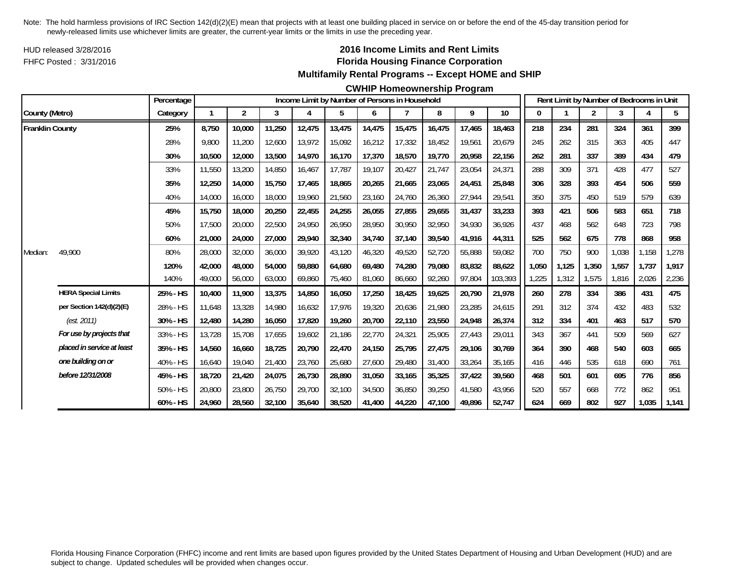Note: The hold harmless provisions of IRC Section 142(d)(2)(E) mean that projects with at least one building placed in service on or before the end of the 45-day transition period for newly-released limits use whichever limits are greater, the current-year limits or the limits in use the preceding year.

HUD released 3/28/2016

FHFC Posted : 3/31/2016

# 2016 Income Limits and Rent Limits
## Florida Housing Finance Corporation
### Multifamily Rental Programs -- Except HOME and SHIP
### CWHIP Homeownership Program

| | | Percentage | Income Limit by Number of Persons in Household | | | | | | | | | | Rent Limit by Number of Bedrooms in Unit | | | | | |
|---|---|---|---|---|---|---|---|---|---|---|---|---|---|---|---|---|---|---|
| County (Metro) | | Category | 1 | 2 | 3 | 4 | 5 | 6 | 7 | 8 | 9 | 10 | 0 | 1 | 2 | 3 | 4 | 5 |
| **Franklin County** | | **25%** | **8,750** | **10,000** | **11,250** | **12,475** | **13,475** | **14,475** | **15,475** | **16,475** | **17,465** | **18,463** | **218** | **234** | **281** | **324** | **361** | **399** |
| | | 28% | 9,800 | 11,200 | 12,600 | 13,972 | 15,092 | 16,212 | 17,332 | 18,452 | 19,561 | 20,679 | 245 | 262 | 315 | 363 | 405 | 447 |
| | | **30%** | **10,500** | **12,000** | **13,500** | **14,970** | **16,170** | **17,370** | **18,570** | **19,770** | **20,958** | **22,156** | **262** | **281** | **337** | **389** | **434** | **479** |
| | | 33% | 11,550 | 13,200 | 14,850 | 16,467 | 17,787 | 19,107 | 20,427 | 21,747 | 23,054 | 24,371 | 288 | 309 | 371 | 428 | 477 | 527 |
| | | **35%** | **12,250** | **14,000** | **15,750** | **17,465** | **18,865** | **20,265** | **21,665** | **23,065** | **24,451** | **25,848** | **306** | **328** | **393** | **454** | **506** | **559** |
| | | 40% | 14,000 | 16,000 | 18,000 | 19,960 | 21,560 | 23,160 | 24,760 | 26,360 | 27,944 | 29,541 | 350 | 375 | 450 | 519 | 579 | 639 |
| | | **45%** | **15,750** | **18,000** | **20,250** | **22,455** | **24,255** | **26,055** | **27,855** | **29,655** | **31,437** | **33,233** | **393** | **421** | **506** | **583** | **651** | **718** |
| | | 50% | 17,500 | 20,000 | 22,500 | 24,950 | 26,950 | 28,950 | 30,950 | 32,950 | 34,930 | 36,926 | 437 | 468 | 562 | 648 | 723 | 798 |
| | | **60%** | **21,000** | **24,000** | **27,000** | **29,940** | **32,340** | **34,740** | **37,140** | **39,540** | **41,916** | **44,311** | **525** | **562** | **675** | **778** | **868** | **958** |
| Median: | 49,900 | 80% | 28,000 | 32,000 | 36,000 | 39,920 | 43,120 | 46,320 | 49,520 | 52,720 | 55,888 | 59,082 | 700 | 750 | 900 | 1,038 | 1,158 | 1,278 |
| | | **120%** | **42,000** | **48,000** | **54,000** | **59,880** | **64,680** | **69,480** | **74,280** | **79,080** | **83,832** | **88,622** | **1,050** | **1,125** | **1,350** | **1,557** | **1,737** | **1,917** |
| | | 140% | 49,000 | 56,000 | 63,000 | 69,860 | 75,460 | 81,060 | 86,660 | 92,260 | 97,804 | 103,393 | 1,225 | 1,312 | 1,575 | 1,816 | 2,026 | 2,236 |
| | **HERA Special Limits** | **25% - HS** | **10,400** | **11,900** | **13,375** | **14,850** | **16,050** | **17,250** | **18,425** | **19,625** | **20,790** | **21,978** | **260** | **278** | **334** | **386** | **431** | **475** |
| | **per Section 142(d)(2)(E)** | 28% - HS | 11,648 | 13,328 | 14,980 | 16,632 | 17,976 | 19,320 | 20,636 | 21,980 | 23,285 | 24,615 | 291 | 312 | 374 | 432 | 483 | 532 |
| | *(est. 2011)* | **30% - HS** | **12,480** | **14,280** | **16,050** | **17,820** | **19,260** | **20,700** | **22,110** | **23,550** | **24,948** | **26,374** | **312** | **334** | **401** | **463** | **517** | **570** |
| | ***For use by projects that*** | 33% - HS | 13,728 | 15,708 | 17,655 | 19,602 | 21,186 | 22,770 | 24,321 | 25,905 | 27,443 | 29,011 | 343 | 367 | 441 | 509 | 569 | 627 |
| | ***placed in service at least*** | **35% - HS** | **14,560** | **16,660** | **18,725** | **20,790** | **22,470** | **24,150** | **25,795** | **27,475** | **29,106** | **30,769** | **364** | **390** | **468** | **540** | **603** | **665** |
| | ***one building on or*** | 40% - HS | 16,640 | 19,040 | 21,400 | 23,760 | 25,680 | 27,600 | 29,480 | 31,400 | 33,264 | 35,165 | 416 | 446 | 535 | 618 | 690 | 761 |
| | ***before 12/31/2008*** | **45% - HS** | **18,720** | **21,420** | **24,075** | **26,730** | **28,890** | **31,050** | **33,165** | **35,325** | **37,422** | **39,560** | **468** | **501** | **601** | **695** | **776** | **856** |
| | | 50% - HS | 20,800 | 23,800 | 26,750 | 29,700 | 32,100 | 34,500 | 36,850 | 39,250 | 41,580 | 43,956 | 520 | 557 | 668 | 772 | 862 | 951 |
| | | **60% - HS** | **24,960** | **28,560** | **32,100** | **35,640** | **38,520** | **41,400** | **44,220** | **47,100** | **49,896** | **52,747** | **624** | **669** | **802** | **927** | **1,035** | **1,141** |

Florida Housing Finance Corporation (FHFC) income and rent limits are based upon figures provided by the United States Department of Housing and Urban Development (HUD) and are subject to change. Updated schedules will be provided when changes occur.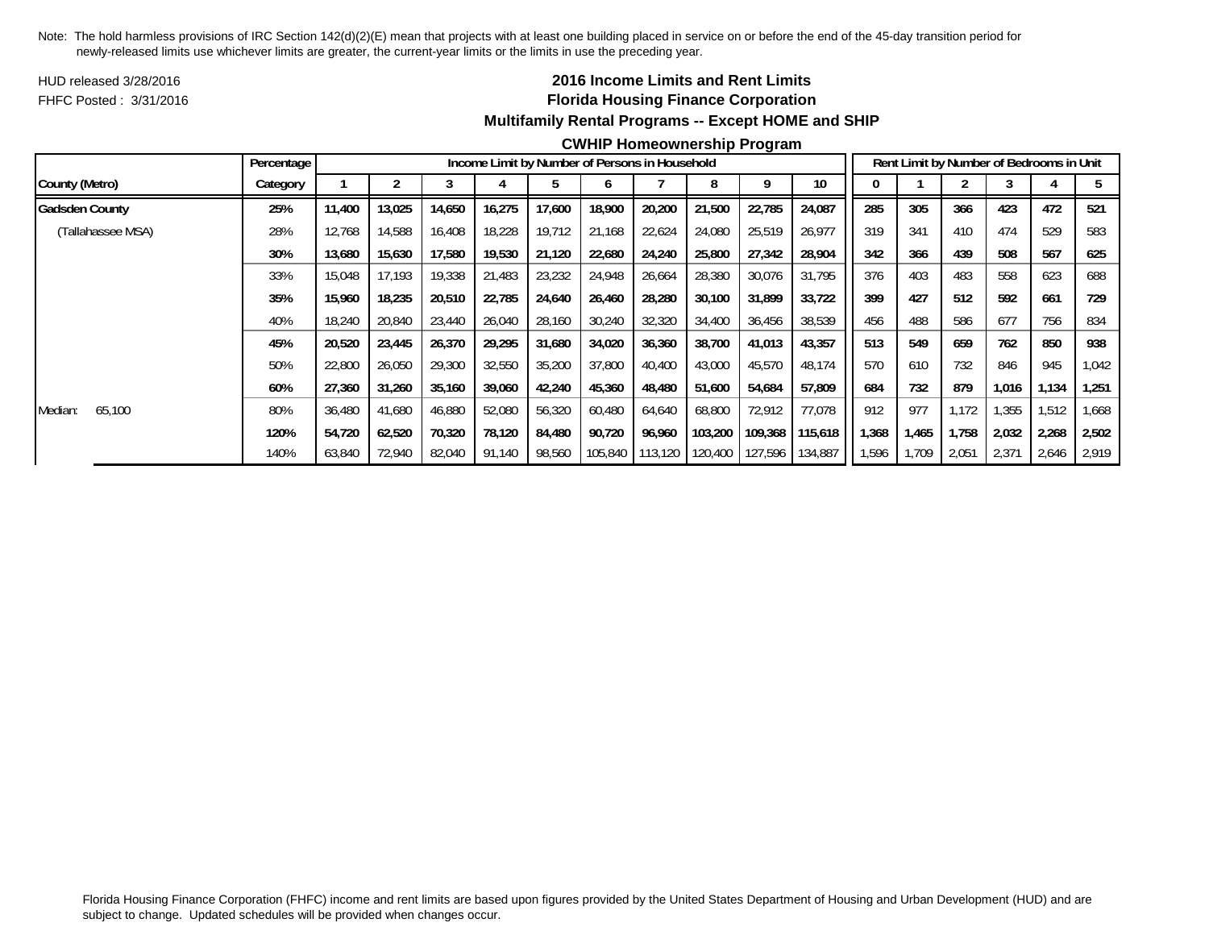Note: The hold harmless provisions of IRC Section 142(d)(2)(E) mean that projects with at least one building placed in service on or before the end of the 45-day transition period for newly-released limits use whichever limits are greater, the current-year limits or the limits in use the preceding year.

HUD released 3/28/2016

FHFC Posted : 3/31/2016

## 2016 Income Limits and Rent Limits

## Florida Housing Finance Corporation

### Multifamily Rental Programs -- Except HOME and SHIP

### CWHIP Homeownership Program

| | Percentage | Income Limit by Number of Persons in Household | | | | | | | | | | Rent Limit by Number of Bedrooms in Unit | | | | | |
|---|---|---|---|---|---|---|---|---|---|---|---|---|---|---|---|---|---|
| County (Metro) | Category | 1 | 2 | 3 | 4 | 5 | 6 | 7 | 8 | 9 | 10 | 0 | 1 | 2 | 3 | 4 | 5 |
| **Gadsden County** | **25%** | **11,400** | **13,025** | **14,650** | **16,275** | **17,600** | **18,900** | **20,200** | **21,500** | **22,785** | **24,087** | **285** | **305** | **366** | **423** | **472** | **521** |
| (Tallahassee MSA) | 28% | 12,768 | 14,588 | 16,408 | 18,228 | 19,712 | 21,168 | 22,624 | 24,080 | 25,519 | 26,977 | 319 | 341 | 410 | 474 | 529 | 583 |
| | **30%** | **13,680** | **15,630** | **17,580** | **19,530** | **21,120** | **22,680** | **24,240** | **25,800** | **27,342** | **28,904** | **342** | **366** | **439** | **508** | **567** | **625** |
| | 33% | 15,048 | 17,193 | 19,338 | 21,483 | 23,232 | 24,948 | 26,664 | 28,380 | 30,076 | 31,795 | 376 | 403 | 483 | 558 | 623 | 688 |
| | **35%** | **15,960** | **18,235** | **20,510** | **22,785** | **24,640** | **26,460** | **28,280** | **30,100** | **31,899** | **33,722** | **399** | **427** | **512** | **592** | **661** | **729** |
| | 40% | 18,240 | 20,840 | 23,440 | 26,040 | 28,160 | 30,240 | 32,320 | 34,400 | 36,456 | 38,539 | 456 | 488 | 586 | 677 | 756 | 834 |
| | **45%** | **20,520** | **23,445** | **26,370** | **29,295** | **31,680** | **34,020** | **36,360** | **38,700** | **41,013** | **43,357** | **513** | **549** | **659** | **762** | **850** | **938** |
| | 50% | 22,800 | 26,050 | 29,300 | 32,550 | 35,200 | 37,800 | 40,400 | 43,000 | 45,570 | 48,174 | 570 | 610 | 732 | 846 | 945 | 1,042 |
| | **60%** | **27,360** | **31,260** | **35,160** | **39,060** | **42,240** | **45,360** | **48,480** | **51,600** | **54,684** | **57,809** | **684** | **732** | **879** | **1,016** | **1,134** | **1,251** |
| Median: 65,100 | 80% | 36,480 | 41,680 | 46,880 | 52,080 | 56,320 | 60,480 | 64,640 | 68,800 | 72,912 | 77,078 | 912 | 977 | 1,172 | 1,355 | 1,512 | 1,668 |
| | **120%** | **54,720** | **62,520** | **70,320** | **78,120** | **84,480** | **90,720** | **96,960** | **103,200** | **109,368** | **115,618** | **1,368** | **1,465** | **1,758** | **2,032** | **2,268** | **2,502** |
| | 140% | 63,840 | 72,940 | 82,040 | 91,140 | 98,560 | 105,840 | 113,120 | 120,400 | 127,596 | 134,887 | 1,596 | 1,709 | 2,051 | 2,371 | 2,646 | 2,919 |

Florida Housing Finance Corporation (FHFC) income and rent limits are based upon figures provided by the United States Department of Housing and Urban Development (HUD) and are subject to change. Updated schedules will be provided when changes occur.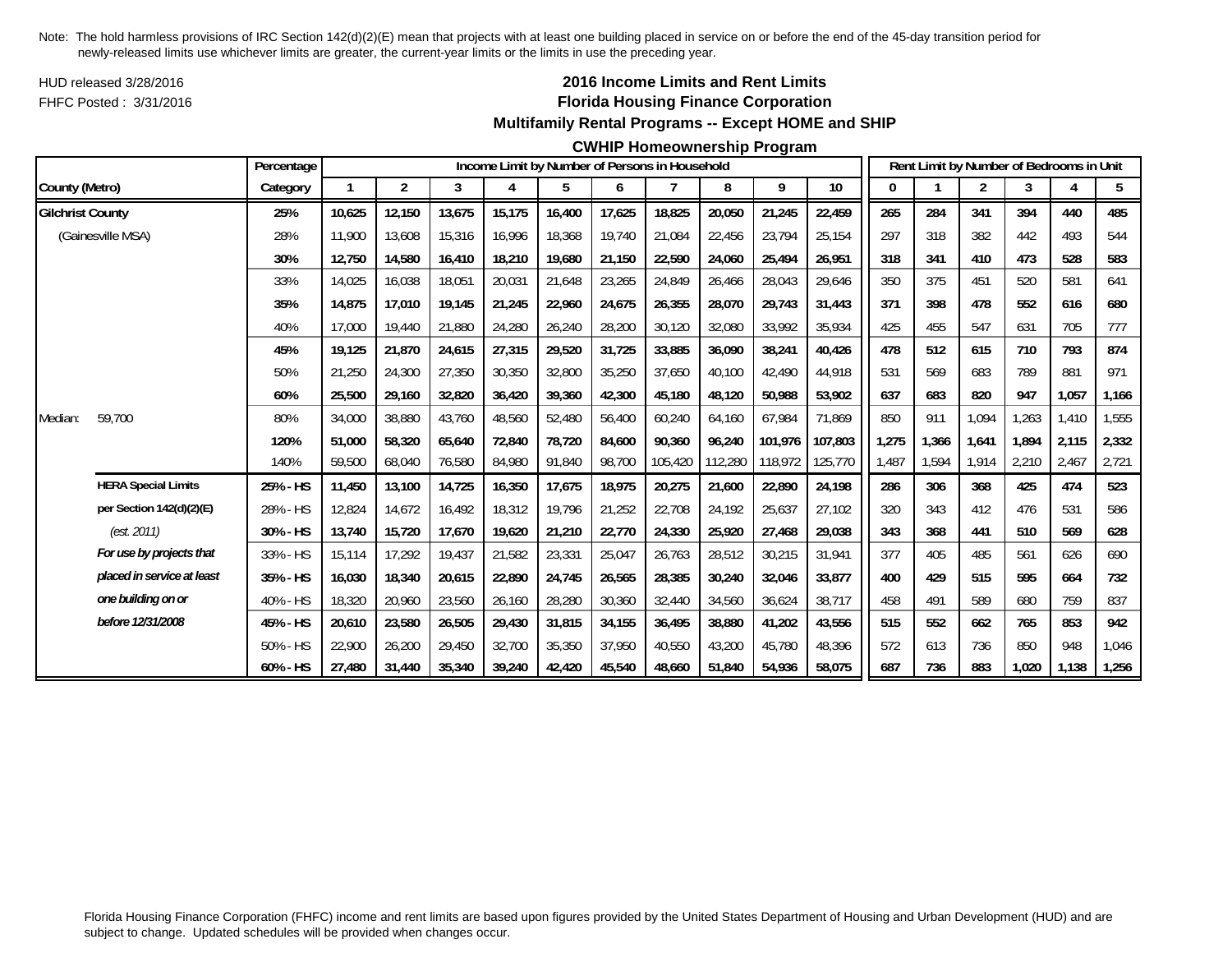Note: The hold harmless provisions of IRC Section 142(d)(2)(E) mean that projects with at least one building placed in service on or before the end of the 45-day transition period for newly-released limits use whichever limits are greater, the current-year limits or the limits in use the preceding year.

HUD released 3/28/2016

FHFC Posted : 3/31/2016

## 2016 Income Limits and Rent Limits
## Florida Housing Finance Corporation
## Multifamily Rental Programs -- Except HOME and SHIP
## CWHIP Homeownership Program

| County (Metro) | | Percentage Category | Income Limit by Number of Persons in Household: 1 | 2 | 3 | 4 | 5 | 6 | 7 | 8 | 9 | 10 | Rent Limit by Number of Bedrooms in Unit: 0 | 1 | 2 | 3 | 4 | 5 |
|---|---|---|---|---|---|---|---|---|---|---|---|---|---|---|---|---|---|---|
| **Gilchrist County** | | **25%** | **10,625** | **12,150** | **13,675** | **15,175** | **16,400** | **17,625** | **18,825** | **20,050** | **21,245** | **22,459** | **265** | **284** | **341** | **394** | **440** | **485** |
| (Gainesville MSA) | | 28% | 11,900 | 13,608 | 15,316 | 16,996 | 18,368 | 19,740 | 21,084 | 22,456 | 23,794 | 25,154 | 297 | 318 | 382 | 442 | 493 | 544 |
| | | **30%** | **12,750** | **14,580** | **16,410** | **18,210** | **19,680** | **21,150** | **22,590** | **24,060** | **25,494** | **26,951** | **318** | **341** | **410** | **473** | **528** | **583** |
| | | 33% | 14,025 | 16,038 | 18,051 | 20,031 | 21,648 | 23,265 | 24,849 | 26,466 | 28,043 | 29,646 | 350 | 375 | 451 | 520 | 581 | 641 |
| | | **35%** | **14,875** | **17,010** | **19,145** | **21,245** | **22,960** | **24,675** | **26,355** | **28,070** | **29,743** | **31,443** | **371** | **398** | **478** | **552** | **616** | **680** |
| | | 40% | 17,000 | 19,440 | 21,880 | 24,280 | 26,240 | 28,200 | 30,120 | 32,080 | 33,992 | 35,934 | 425 | 455 | 547 | 631 | 705 | 777 |
| | | **45%** | **19,125** | **21,870** | **24,615** | **27,315** | **29,520** | **31,725** | **33,885** | **36,090** | **38,241** | **40,426** | **478** | **512** | **615** | **710** | **793** | **874** |
| | | 50% | 21,250 | 24,300 | 27,350 | 30,350 | 32,800 | 35,250 | 37,650 | 40,100 | 42,490 | 44,918 | 531 | 569 | 683 | 789 | 881 | 971 |
| | | **60%** | **25,500** | **29,160** | **32,820** | **36,420** | **39,360** | **42,300** | **45,180** | **48,120** | **50,988** | **53,902** | **637** | **683** | **820** | **947** | **1,057** | **1,166** |
| Median: | 59,700 | 80% | 34,000 | 38,880 | 43,760 | 48,560 | 52,480 | 56,400 | 60,240 | 64,160 | 67,984 | 71,869 | 850 | 911 | 1,094 | 1,263 | 1,410 | 1,555 |
| | | **120%** | **51,000** | **58,320** | **65,640** | **72,840** | **78,720** | **84,600** | **90,360** | **96,240** | **101,976** | **107,803** | **1,275** | **1,366** | **1,641** | **1,894** | **2,115** | **2,332** |
| | | 140% | 59,500 | 68,040 | 76,580 | 84,980 | 91,840 | 98,700 | 105,420 | 112,280 | 118,972 | 125,770 | 1,487 | 1,594 | 1,914 | 2,210 | 2,467 | 2,721 |
| | **HERA Special Limits** | **25% - HS** | **11,450** | **13,100** | **14,725** | **16,350** | **17,675** | **18,975** | **20,275** | **21,600** | **22,890** | **24,198** | **286** | **306** | **368** | **425** | **474** | **523** |
| | **per Section 142(d)(2)(E)** | 28% - HS | 12,824 | 14,672 | 16,492 | 18,312 | 19,796 | 21,252 | 22,708 | 24,192 | 25,637 | 27,102 | 320 | 343 | 412 | 476 | 531 | 586 |
| | *(est. 2011)* | **30% - HS** | **13,740** | **15,720** | **17,670** | **19,620** | **21,210** | **22,770** | **24,330** | **25,920** | **27,468** | **29,038** | **343** | **368** | **441** | **510** | **569** | **628** |
| | ***For use by projects that*** | 33% - HS | 15,114 | 17,292 | 19,437 | 21,582 | 23,331 | 25,047 | 26,763 | 28,512 | 30,215 | 31,941 | 377 | 405 | 485 | 561 | 626 | 690 |
| | ***placed in service at least*** | **35% - HS** | **16,030** | **18,340** | **20,615** | **22,890** | **24,745** | **26,565** | **28,385** | **30,240** | **32,046** | **33,877** | **400** | **429** | **515** | **595** | **664** | **732** |
| | ***one building on or*** | 40% - HS | 18,320 | 20,960 | 23,560 | 26,160 | 28,280 | 30,360 | 32,440 | 34,560 | 36,624 | 38,717 | 458 | 491 | 589 | 680 | 759 | 837 |
| | ***before 12/31/2008*** | **45% - HS** | **20,610** | **23,580** | **26,505** | **29,430** | **31,815** | **34,155** | **36,495** | **38,880** | **41,202** | **43,556** | **515** | **552** | **662** | **765** | **853** | **942** |
| | | 50% - HS | 22,900 | 26,200 | 29,450 | 32,700 | 35,350 | 37,950 | 40,550 | 43,200 | 45,780 | 48,396 | 572 | 613 | 736 | 850 | 948 | 1,046 |
| | | **60% - HS** | **27,480** | **31,440** | **35,340** | **39,240** | **42,420** | **45,540** | **48,660** | **51,840** | **54,936** | **58,075** | **687** | **736** | **883** | **1,020** | **1,138** | **1,256** |

Florida Housing Finance Corporation (FHFC) income and rent limits are based upon figures provided by the United States Department of Housing and Urban Development (HUD) and are subject to change. Updated schedules will be provided when changes occur.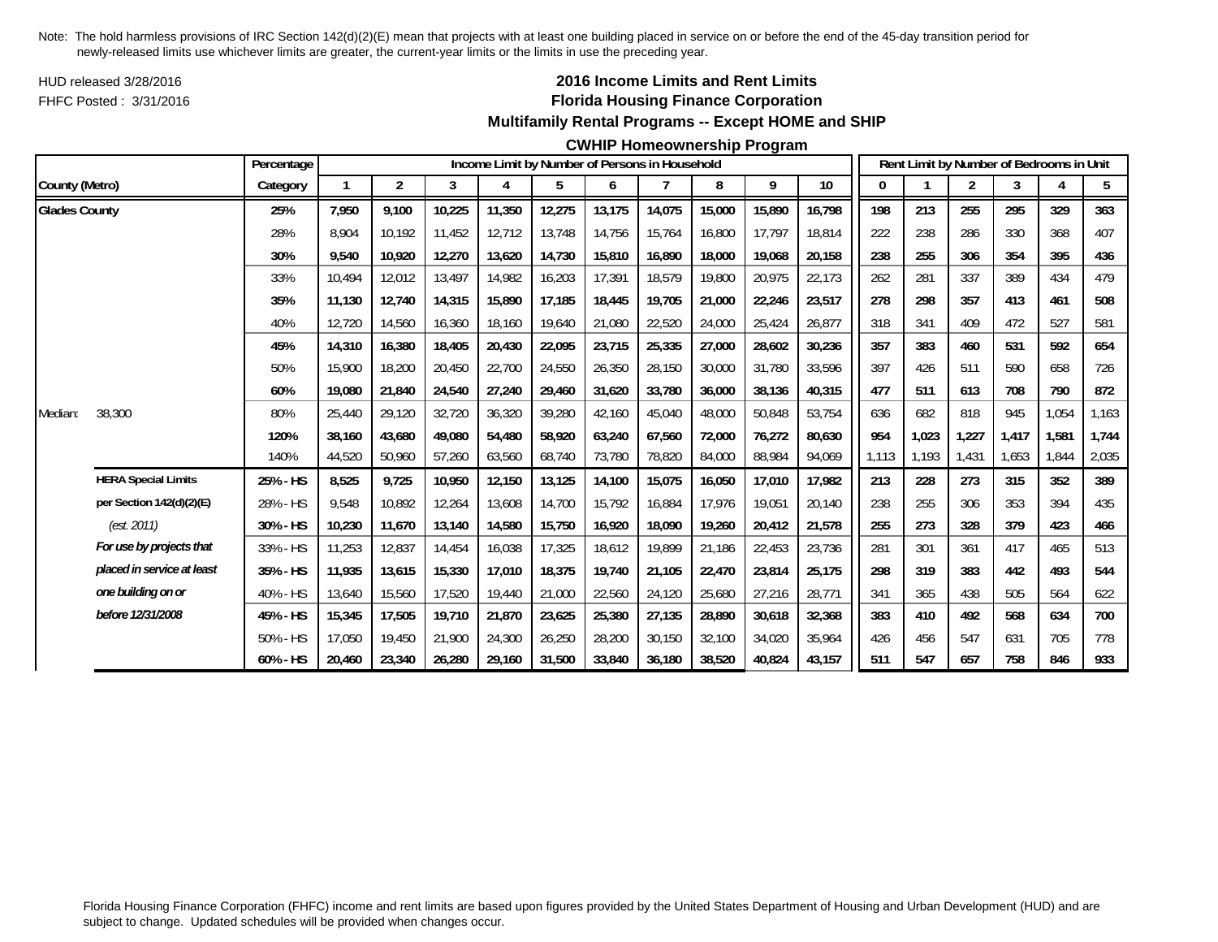Note: The hold harmless provisions of IRC Section 142(d)(2)(E) mean that projects with at least one building placed in service on or before the end of the 45-day transition period for newly-released limits use whichever limits are greater, the current-year limits or the limits in use the preceding year.

HUD released 3/28/2016

FHFC Posted : 3/31/2016

## 2016 Income Limits and Rent Limits
## Florida Housing Finance Corporation
## Multifamily Rental Programs -- Except HOME and SHIP
## CWHIP Homeownership Program

| County (Metro) | | Percentage Category | Income Limit by Number of Persons in Household | | | | | | | | | | Rent Limit by Number of Bedrooms in Unit | | | | | |
|---|---|---|---|---|---|---|---|---|---|---|---|---|---|---|---|---|---|---|
| | | | 1 | 2 | 3 | 4 | 5 | 6 | 7 | 8 | 9 | 10 | 0 | 1 | 2 | 3 | 4 | 5 |
| **Glades County** | | **25%** | **7,950** | **9,100** | **10,225** | **11,350** | **12,275** | **13,175** | **14,075** | **15,000** | **15,890** | **16,798** | **198** | **213** | **255** | **295** | **329** | **363** |
| | | 28% | 8,904 | 10,192 | 11,452 | 12,712 | 13,748 | 14,756 | 15,764 | 16,800 | 17,797 | 18,814 | 222 | 238 | 286 | 330 | 368 | 407 |
| | | **30%** | **9,540** | **10,920** | **12,270** | **13,620** | **14,730** | **15,810** | **16,890** | **18,000** | **19,068** | **20,158** | **238** | **255** | **306** | **354** | **395** | **436** |
| | | 33% | 10,494 | 12,012 | 13,497 | 14,982 | 16,203 | 17,391 | 18,579 | 19,800 | 20,975 | 22,173 | 262 | 281 | 337 | 389 | 434 | 479 |
| | | **35%** | **11,130** | **12,740** | **14,315** | **15,890** | **17,185** | **18,445** | **19,705** | **21,000** | **22,246** | **23,517** | **278** | **298** | **357** | **413** | **461** | **508** |
| | | 40% | 12,720 | 14,560 | 16,360 | 18,160 | 19,640 | 21,080 | 22,520 | 24,000 | 25,424 | 26,877 | 318 | 341 | 409 | 472 | 527 | 581 |
| | | **45%** | **14,310** | **16,380** | **18,405** | **20,430** | **22,095** | **23,715** | **25,335** | **27,000** | **28,602** | **30,236** | **357** | **383** | **460** | **531** | **592** | **654** |
| | | 50% | 15,900 | 18,200 | 20,450 | 22,700 | 24,550 | 26,350 | 28,150 | 30,000 | 31,780 | 33,596 | 397 | 426 | 511 | 590 | 658 | 726 |
| | | **60%** | **19,080** | **21,840** | **24,540** | **27,240** | **29,460** | **31,620** | **33,780** | **36,000** | **38,136** | **40,315** | **477** | **511** | **613** | **708** | **790** | **872** |
| Median: | 38,300 | 80% | 25,440 | 29,120 | 32,720 | 36,320 | 39,280 | 42,160 | 45,040 | 48,000 | 50,848 | 53,754 | 636 | 682 | 818 | 945 | 1,054 | 1,163 |
| | | **120%** | **38,160** | **43,680** | **49,080** | **54,480** | **58,920** | **63,240** | **67,560** | **72,000** | **76,272** | **80,630** | **954** | **1,023** | **1,227** | **1,417** | **1,581** | **1,744** |
| | | 140% | 44,520 | 50,960 | 57,260 | 63,560 | 68,740 | 73,780 | 78,820 | 84,000 | 88,984 | 94,069 | 1,113 | 1,193 | 1,431 | 1,653 | 1,844 | 2,035 |
| | **HERA Special Limits** | **25% - HS** | **8,525** | **9,725** | **10,950** | **12,150** | **13,125** | **14,100** | **15,075** | **16,050** | **17,010** | **17,982** | **213** | **228** | **273** | **315** | **352** | **389** |
| | **per Section 142(d)(2)(E)** | 28% - HS | 9,548 | 10,892 | 12,264 | 13,608 | 14,700 | 15,792 | 16,884 | 17,976 | 19,051 | 20,140 | 238 | 255 | 306 | 353 | 394 | 435 |
| | *(est. 2011)* | **30% - HS** | **10,230** | **11,670** | **13,140** | **14,580** | **15,750** | **16,920** | **18,090** | **19,260** | **20,412** | **21,578** | **255** | **273** | **328** | **379** | **423** | **466** |
| | ***For use by projects that*** | 33% - HS | 11,253 | 12,837 | 14,454 | 16,038 | 17,325 | 18,612 | 19,899 | 21,186 | 22,453 | 23,736 | 281 | 301 | 361 | 417 | 465 | 513 |
| | ***placed in service at least*** | **35% - HS** | **11,935** | **13,615** | **15,330** | **17,010** | **18,375** | **19,740** | **21,105** | **22,470** | **23,814** | **25,175** | **298** | **319** | **383** | **442** | **493** | **544** |
| | ***one building on or*** | 40% - HS | 13,640 | 15,560 | 17,520 | 19,440 | 21,000 | 22,560 | 24,120 | 25,680 | 27,216 | 28,771 | 341 | 365 | 438 | 505 | 564 | 622 |
| | ***before 12/31/2008*** | **45% - HS** | **15,345** | **17,505** | **19,710** | **21,870** | **23,625** | **25,380** | **27,135** | **28,890** | **30,618** | **32,368** | **383** | **410** | **492** | **568** | **634** | **700** |
| | | 50% - HS | 17,050 | 19,450 | 21,900 | 24,300 | 26,250 | 28,200 | 30,150 | 32,100 | 34,020 | 35,964 | 426 | 456 | 547 | 631 | 705 | 778 |
| | | **60% - HS** | **20,460** | **23,340** | **26,280** | **29,160** | **31,500** | **33,840** | **36,180** | **38,520** | **40,824** | **43,157** | **511** | **547** | **657** | **758** | **846** | **933** |

Florida Housing Finance Corporation (FHFC) income and rent limits are based upon figures provided by the United States Department of Housing and Urban Development (HUD) and are subject to change. Updated schedules will be provided when changes occur.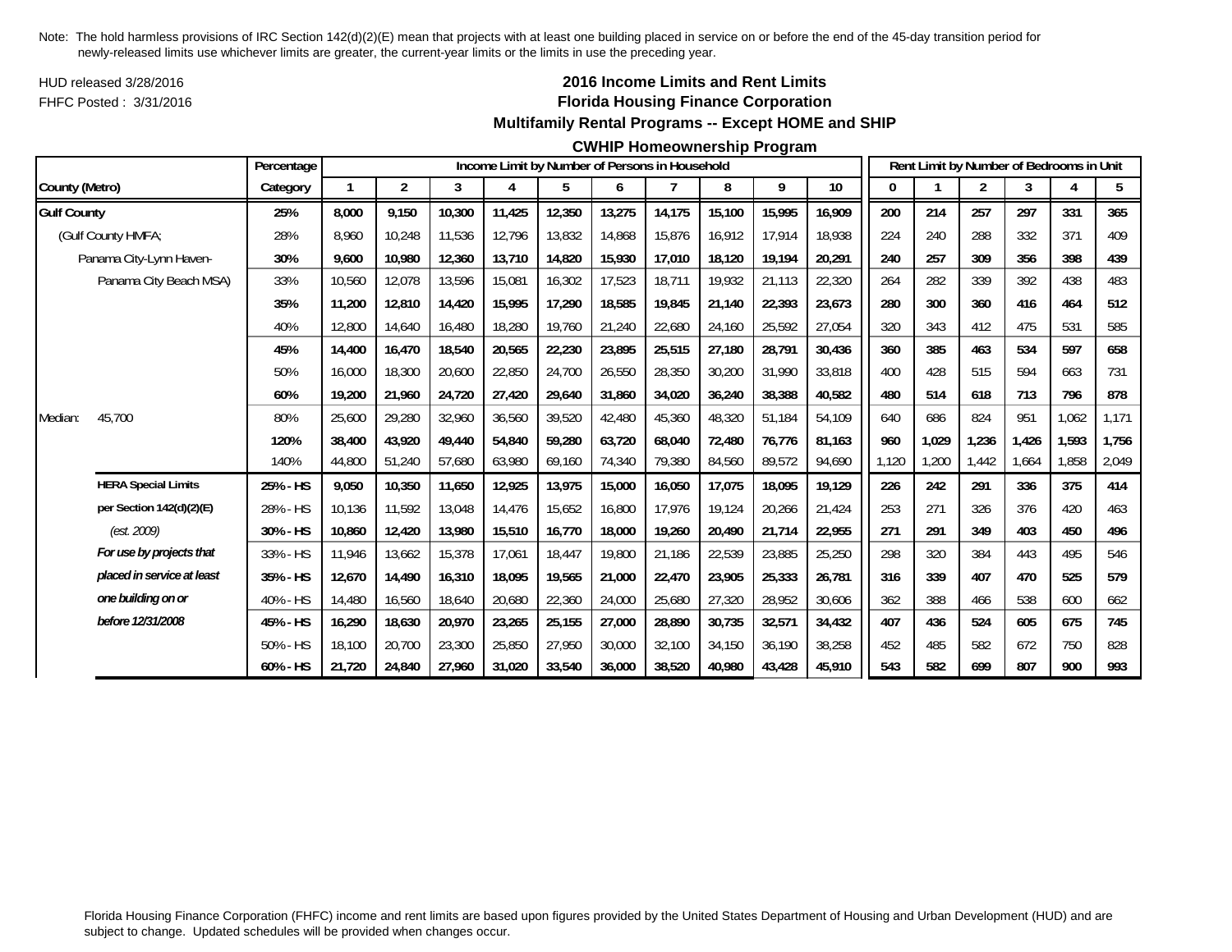Note: The hold harmless provisions of IRC Section 142(d)(2)(E) mean that projects with at least one building placed in service on or before the end of the 45-day transition period for newly-released limits use whichever limits are greater, the current-year limits or the limits in use the preceding year.

HUD released 3/28/2016

FHFC Posted : 3/31/2016

# 2016 Income Limits and Rent Limits
## Florida Housing Finance Corporation
### Multifamily Rental Programs -- Except HOME and SHIP
### CWHIP Homeownership Program

| County (Metro) | Percentage Category | Income Limit by Number of Persons in Household 1 | 2 | 3 | 4 | 5 | 6 | 7 | 8 | 9 | 10 | Rent Limit by Number of Bedrooms in Unit 0 | 1 | 2 | 3 | 4 | 5 |
|---|---|---|---|---|---|---|---|---|---|---|---|---|---|---|---|---|---|
| **Gulf County** | **25%** | **8,000** | **9,150** | **10,300** | **11,425** | **12,350** | **13,275** | **14,175** | **15,100** | **15,995** | **16,909** | **200** | **214** | **257** | **297** | **331** | **365** |
| (Gulf County HMFA; | 28% | 8,960 | 10,248 | 11,536 | 12,796 | 13,832 | 14,868 | 15,876 | 16,912 | 17,914 | 18,938 | 224 | 240 | 288 | 332 | 371 | 409 |
| Panama City-Lynn Haven- | **30%** | **9,600** | **10,980** | **12,360** | **13,710** | **14,820** | **15,930** | **17,010** | **18,120** | **19,194** | **20,291** | **240** | **257** | **309** | **356** | **398** | **439** |
| Panama City Beach MSA) | 33% | 10,560 | 12,078 | 13,596 | 15,081 | 16,302 | 17,523 | 18,711 | 19,932 | 21,113 | 22,320 | 264 | 282 | 339 | 392 | 438 | 483 |
| | **35%** | **11,200** | **12,810** | **14,420** | **15,995** | **17,290** | **18,585** | **19,845** | **21,140** | **22,393** | **23,673** | **280** | **300** | **360** | **416** | **464** | **512** |
| | 40% | 12,800 | 14,640 | 16,480 | 18,280 | 19,760 | 21,240 | 22,680 | 24,160 | 25,592 | 27,054 | 320 | 343 | 412 | 475 | 531 | 585 |
| | **45%** | **14,400** | **16,470** | **18,540** | **20,565** | **22,230** | **23,895** | **25,515** | **27,180** | **28,791** | **30,436** | **360** | **385** | **463** | **534** | **597** | **658** |
| | 50% | 16,000 | 18,300 | 20,600 | 22,850 | 24,700 | 26,550 | 28,350 | 30,200 | 31,990 | 33,818 | 400 | 428 | 515 | 594 | 663 | 731 |
| | **60%** | **19,200** | **21,960** | **24,720** | **27,420** | **29,640** | **31,860** | **34,020** | **36,240** | **38,388** | **40,582** | **480** | **514** | **618** | **713** | **796** | **878** |
| Median: 45,700 | 80% | 25,600 | 29,280 | 32,960 | 36,560 | 39,520 | 42,480 | 45,360 | 48,320 | 51,184 | 54,109 | 640 | 686 | 824 | 951 | 1,062 | 1,171 |
| | **120%** | **38,400** | **43,920** | **49,440** | **54,840** | **59,280** | **63,720** | **68,040** | **72,480** | **76,776** | **81,163** | **960** | **1,029** | **1,236** | **1,426** | **1,593** | **1,756** |
| | 140% | 44,800 | 51,240 | 57,680 | 63,980 | 69,160 | 74,340 | 79,380 | 84,560 | 89,572 | 94,690 | 1,120 | 1,200 | 1,442 | 1,664 | 1,858 | 2,049 |
| **HERA Special Limits** | **25% - HS** | **9,050** | **10,350** | **11,650** | **12,925** | **13,975** | **15,000** | **16,050** | **17,075** | **18,095** | **19,129** | **226** | **242** | **291** | **336** | **375** | **414** |
| **per Section 142(d)(2)(E)** | 28% - HS | 10,136 | 11,592 | 13,048 | 14,476 | 15,652 | 16,800 | 17,976 | 19,124 | 20,266 | 21,424 | 253 | 271 | 326 | 376 | 420 | 463 |
| *(est. 2009)* | **30% - HS** | **10,860** | **12,420** | **13,980** | **15,510** | **16,770** | **18,000** | **19,260** | **20,490** | **21,714** | **22,955** | **271** | **291** | **349** | **403** | **450** | **496** |
| ***For use by projects that*** | 33% - HS | 11,946 | 13,662 | 15,378 | 17,061 | 18,447 | 19,800 | 21,186 | 22,539 | 23,885 | 25,250 | 298 | 320 | 384 | 443 | 495 | 546 |
| ***placed in service at least*** | **35% - HS** | **12,670** | **14,490** | **16,310** | **18,095** | **19,565** | **21,000** | **22,470** | **23,905** | **25,333** | **26,781** | **316** | **339** | **407** | **470** | **525** | **579** |
| ***one building on or*** | 40% - HS | 14,480 | 16,560 | 18,640 | 20,680 | 22,360 | 24,000 | 25,680 | 27,320 | 28,952 | 30,606 | 362 | 388 | 466 | 538 | 600 | 662 |
| ***before 12/31/2008*** | **45% - HS** | **16,290** | **18,630** | **20,970** | **23,265** | **25,155** | **27,000** | **28,890** | **30,735** | **32,571** | **34,432** | **407** | **436** | **524** | **605** | **675** | **745** |
| | 50% - HS | 18,100 | 20,700 | 23,300 | 25,850 | 27,950 | 30,000 | 32,100 | 34,150 | 36,190 | 38,258 | 452 | 485 | 582 | 672 | 750 | 828 |
| | **60% - HS** | **21,720** | **24,840** | **27,960** | **31,020** | **33,540** | **36,000** | **38,520** | **40,980** | **43,428** | **45,910** | **543** | **582** | **699** | **807** | **900** | **993** |

Florida Housing Finance Corporation (FHFC) income and rent limits are based upon figures provided by the United States Department of Housing and Urban Development (HUD) and are subject to change. Updated schedules will be provided when changes occur.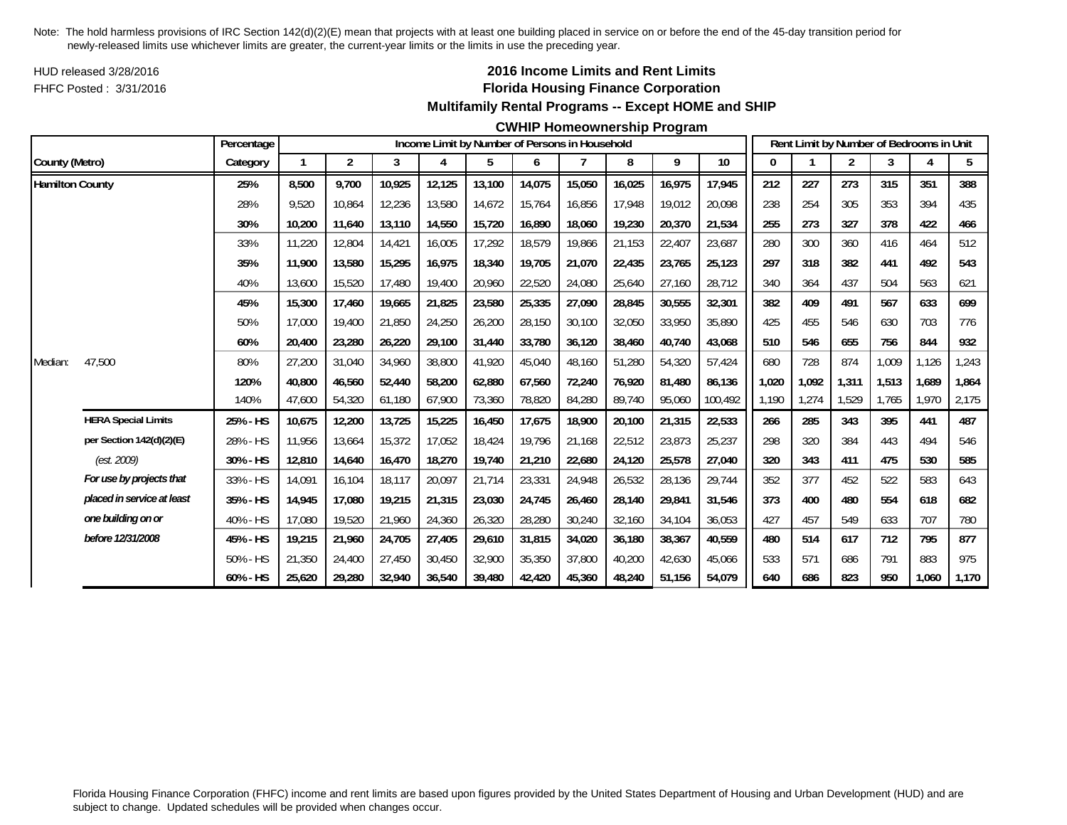Note: The hold harmless provisions of IRC Section 142(d)(2)(E) mean that projects with at least one building placed in service on or before the end of the 45-day transition period for newly-released limits use whichever limits are greater, the current-year limits or the limits in use the preceding year.

HUD released 3/28/2016

FHFC Posted : 3/31/2016

## 2016 Income Limits and Rent Limits
## Florida Housing Finance Corporation
## Multifamily Rental Programs -- Except HOME and SHIP
## CWHIP Homeownership Program

| County (Metro) | | Percentage Category | Income Limit by Number of Persons in Household | | | | | | | | | | Rent Limit by Number of Bedrooms in Unit | | | | | |
|---|---|---|---|---|---|---|---|---|---|---|---|---|---|---|---|---|---|---|
| | | | 1 | 2 | 3 | 4 | 5 | 6 | 7 | 8 | 9 | 10 | 0 | 1 | 2 | 3 | 4 | 5 |
| **Hamilton County** | | **25%** | **8,500** | **9,700** | **10,925** | **12,125** | **13,100** | **14,075** | **15,050** | **16,025** | **16,975** | **17,945** | **212** | **227** | **273** | **315** | **351** | **388** |
| | | 28% | 9,520 | 10,864 | 12,236 | 13,580 | 14,672 | 15,764 | 16,856 | 17,948 | 19,012 | 20,098 | 238 | 254 | 305 | 353 | 394 | 435 |
| | | **30%** | **10,200** | **11,640** | **13,110** | **14,550** | **15,720** | **16,890** | **18,060** | **19,230** | **20,370** | **21,534** | **255** | **273** | **327** | **378** | **422** | **466** |
| | | 33% | 11,220 | 12,804 | 14,421 | 16,005 | 17,292 | 18,579 | 19,866 | 21,153 | 22,407 | 23,687 | 280 | 300 | 360 | 416 | 464 | 512 |
| | | **35%** | **11,900** | **13,580** | **15,295** | **16,975** | **18,340** | **19,705** | **21,070** | **22,435** | **23,765** | **25,123** | **297** | **318** | **382** | **441** | **492** | **543** |
| | | 40% | 13,600 | 15,520 | 17,480 | 19,400 | 20,960 | 22,520 | 24,080 | 25,640 | 27,160 | 28,712 | 340 | 364 | 437 | 504 | 563 | 621 |
| | | **45%** | **15,300** | **17,460** | **19,665** | **21,825** | **23,580** | **25,335** | **27,090** | **28,845** | **30,555** | **32,301** | **382** | **409** | **491** | **567** | **633** | **699** |
| | | 50% | 17,000 | 19,400 | 21,850 | 24,250 | 26,200 | 28,150 | 30,100 | 32,050 | 33,950 | 35,890 | 425 | 455 | 546 | 630 | 703 | 776 |
| | | **60%** | **20,400** | **23,280** | **26,220** | **29,100** | **31,440** | **33,780** | **36,120** | **38,460** | **40,740** | **43,068** | **510** | **546** | **655** | **756** | **844** | **932** |
| Median: | 47,500 | 80% | 27,200 | 31,040 | 34,960 | 38,800 | 41,920 | 45,040 | 48,160 | 51,280 | 54,320 | 57,424 | 680 | 728 | 874 | 1,009 | 1,126 | 1,243 |
| | | **120%** | **40,800** | **46,560** | **52,440** | **58,200** | **62,880** | **67,560** | **72,240** | **76,920** | **81,480** | **86,136** | **1,020** | **1,092** | **1,311** | **1,513** | **1,689** | **1,864** |
| | | 140% | 47,600 | 54,320 | 61,180 | 67,900 | 73,360 | 78,820 | 84,280 | 89,740 | 95,060 | 100,492 | 1,190 | 1,274 | 1,529 | 1,765 | 1,970 | 2,175 |
| | **HERA Special Limits** | **25% - HS** | **10,675** | **12,200** | **13,725** | **15,225** | **16,450** | **17,675** | **18,900** | **20,100** | **21,315** | **22,533** | **266** | **285** | **343** | **395** | **441** | **487** |
| | **per Section 142(d)(2)(E)** | 28% - HS | 11,956 | 13,664 | 15,372 | 17,052 | 18,424 | 19,796 | 21,168 | 22,512 | 23,873 | 25,237 | 298 | 320 | 384 | 443 | 494 | 546 |
| | *(est. 2009)* | **30% - HS** | **12,810** | **14,640** | **16,470** | **18,270** | **19,740** | **21,210** | **22,680** | **24,120** | **25,578** | **27,040** | **320** | **343** | **411** | **475** | **530** | **585** |
| | ***For use by projects that*** | 33% - HS | 14,091 | 16,104 | 18,117 | 20,097 | 21,714 | 23,331 | 24,948 | 26,532 | 28,136 | 29,744 | 352 | 377 | 452 | 522 | 583 | 643 |
| | ***placed in service at least*** | **35% - HS** | **14,945** | **17,080** | **19,215** | **21,315** | **23,030** | **24,745** | **26,460** | **28,140** | **29,841** | **31,546** | **373** | **400** | **480** | **554** | **618** | **682** |
| | ***one building on or*** | 40% - HS | 17,080 | 19,520 | 21,960 | 24,360 | 26,320 | 28,280 | 30,240 | 32,160 | 34,104 | 36,053 | 427 | 457 | 549 | 633 | 707 | 780 |
| | ***before 12/31/2008*** | **45% - HS** | **19,215** | **21,960** | **24,705** | **27,405** | **29,610** | **31,815** | **34,020** | **36,180** | **38,367** | **40,559** | **480** | **514** | **617** | **712** | **795** | **877** |
| | | 50% - HS | 21,350 | 24,400 | 27,450 | 30,450 | 32,900 | 35,350 | 37,800 | 40,200 | 42,630 | 45,066 | 533 | 571 | 686 | 791 | 883 | 975 |
| | | **60% - HS** | **25,620** | **29,280** | **32,940** | **36,540** | **39,480** | **42,420** | **45,360** | **48,240** | **51,156** | **54,079** | **640** | **686** | **823** | **950** | **1,060** | **1,170** |

Florida Housing Finance Corporation (FHFC) income and rent limits are based upon figures provided by the United States Department of Housing and Urban Development (HUD) and are subject to change. Updated schedules will be provided when changes occur.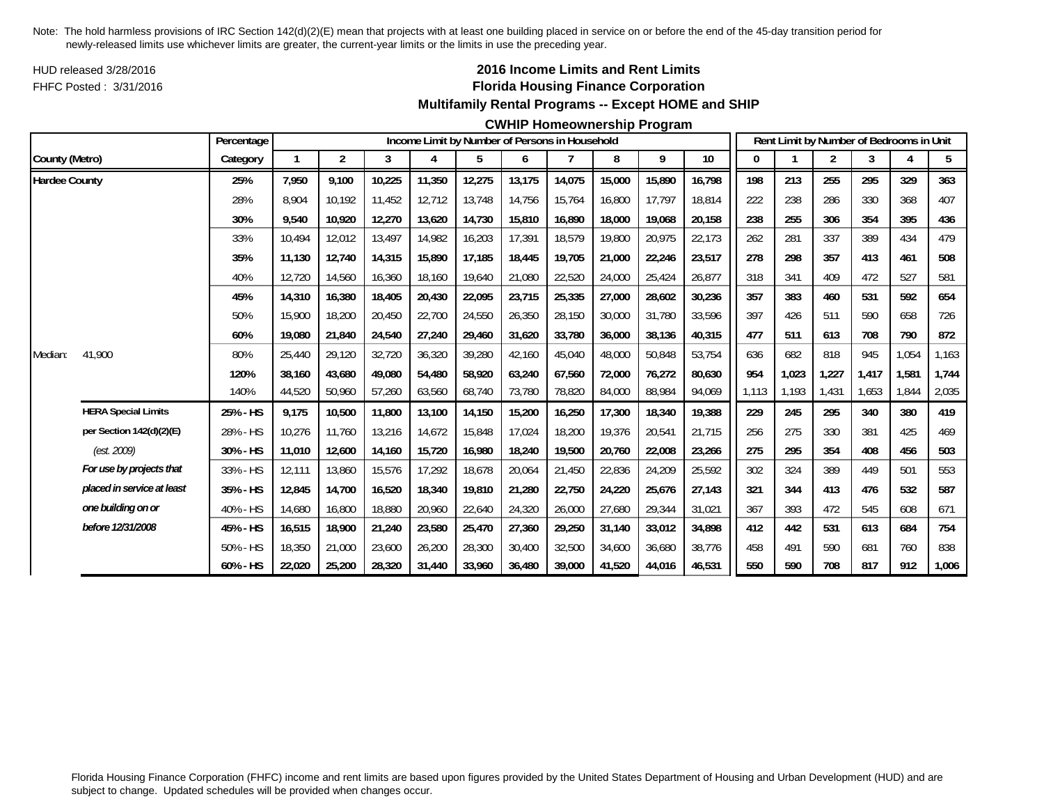Note: The hold harmless provisions of IRC Section 142(d)(2)(E) mean that projects with at least one building placed in service on or before the end of the 45-day transition period for newly-released limits use whichever limits are greater, the current-year limits or the limits in use the preceding year.

HUD released 3/28/2016

FHFC Posted : 3/31/2016

## 2016 Income Limits and Rent Limits

### Florida Housing Finance Corporation

### Multifamily Rental Programs -- Except HOME and SHIP

### CWHIP Homeownership Program

| County (Metro) | | Percentage Category | Income Limit by Number of Persons in Household | | | | | | | | | | Rent Limit by Number of Bedrooms in Unit | | | | | |
|---|---|---|---|---|---|---|---|---|---|---|---|---|---|---|---|---|---|---|
| | | | 1 | 2 | 3 | 4 | 5 | 6 | 7 | 8 | 9 | 10 | 0 | 1 | 2 | 3 | 4 | 5 |
| **Hardee County** | | **25%** | **7,950** | **9,100** | **10,225** | **11,350** | **12,275** | **13,175** | **14,075** | **15,000** | **15,890** | **16,798** | **198** | **213** | **255** | **295** | **329** | **363** |
| | | 28% | 8,904 | 10,192 | 11,452 | 12,712 | 13,748 | 14,756 | 15,764 | 16,800 | 17,797 | 18,814 | 222 | 238 | 286 | 330 | 368 | 407 |
| | | **30%** | **9,540** | **10,920** | **12,270** | **13,620** | **14,730** | **15,810** | **16,890** | **18,000** | **19,068** | **20,158** | **238** | **255** | **306** | **354** | **395** | **436** |
| | | 33% | 10,494 | 12,012 | 13,497 | 14,982 | 16,203 | 17,391 | 18,579 | 19,800 | 20,975 | 22,173 | 262 | 281 | 337 | 389 | 434 | 479 |
| | | **35%** | **11,130** | **12,740** | **14,315** | **15,890** | **17,185** | **18,445** | **19,705** | **21,000** | **22,246** | **23,517** | **278** | **298** | **357** | **413** | **461** | **508** |
| | | 40% | 12,720 | 14,560 | 16,360 | 18,160 | 19,640 | 21,080 | 22,520 | 24,000 | 25,424 | 26,877 | 318 | 341 | 409 | 472 | 527 | 581 |
| | | **45%** | **14,310** | **16,380** | **18,405** | **20,430** | **22,095** | **23,715** | **25,335** | **27,000** | **28,602** | **30,236** | **357** | **383** | **460** | **531** | **592** | **654** |
| | | 50% | 15,900 | 18,200 | 20,450 | 22,700 | 24,550 | 26,350 | 28,150 | 30,000 | 31,780 | 33,596 | 397 | 426 | 511 | 590 | 658 | 726 |
| | | **60%** | **19,080** | **21,840** | **24,540** | **27,240** | **29,460** | **31,620** | **33,780** | **36,000** | **38,136** | **40,315** | **477** | **511** | **613** | **708** | **790** | **872** |
| Median: | 41,900 | 80% | 25,440 | 29,120 | 32,720 | 36,320 | 39,280 | 42,160 | 45,040 | 48,000 | 50,848 | 53,754 | 636 | 682 | 818 | 945 | 1,054 | 1,163 |
| | | **120%** | **38,160** | **43,680** | **49,080** | **54,480** | **58,920** | **63,240** | **67,560** | **72,000** | **76,272** | **80,630** | **954** | **1,023** | **1,227** | **1,417** | **1,581** | **1,744** |
| | | 140% | 44,520 | 50,960 | 57,260 | 63,560 | 68,740 | 73,780 | 78,820 | 84,000 | 88,984 | 94,069 | 1,113 | 1,193 | 1,431 | 1,653 | 1,844 | 2,035 |
| | **HERA Special Limits** | **25% - HS** | **9,175** | **10,500** | **11,800** | **13,100** | **14,150** | **15,200** | **16,250** | **17,300** | **18,340** | **19,388** | **229** | **245** | **295** | **340** | **380** | **419** |
| | **per Section 142(d)(2)(E)** | 28% - HS | 10,276 | 11,760 | 13,216 | 14,672 | 15,848 | 17,024 | 18,200 | 19,376 | 20,541 | 21,715 | 256 | 275 | 330 | 381 | 425 | 469 |
| | *(est. 2009)* | **30% - HS** | **11,010** | **12,600** | **14,160** | **15,720** | **16,980** | **18,240** | **19,500** | **20,760** | **22,008** | **23,266** | **275** | **295** | **354** | **408** | **456** | **503** |
| | ***For use by projects that*** | 33% - HS | 12,111 | 13,860 | 15,576 | 17,292 | 18,678 | 20,064 | 21,450 | 22,836 | 24,209 | 25,592 | 302 | 324 | 389 | 449 | 501 | 553 |
| | ***placed in service at least*** | **35% - HS** | **12,845** | **14,700** | **16,520** | **18,340** | **19,810** | **21,280** | **22,750** | **24,220** | **25,676** | **27,143** | **321** | **344** | **413** | **476** | **532** | **587** |
| | ***one building on or*** | 40% - HS | 14,680 | 16,800 | 18,880 | 20,960 | 22,640 | 24,320 | 26,000 | 27,680 | 29,344 | 31,021 | 367 | 393 | 472 | 545 | 608 | 671 |
| | ***before 12/31/2008*** | **45% - HS** | **16,515** | **18,900** | **21,240** | **23,580** | **25,470** | **27,360** | **29,250** | **31,140** | **33,012** | **34,898** | **412** | **442** | **531** | **613** | **684** | **754** |
| | | 50% - HS | 18,350 | 21,000 | 23,600 | 26,200 | 28,300 | 30,400 | 32,500 | 34,600 | 36,680 | 38,776 | 458 | 491 | 590 | 681 | 760 | 838 |
| | | **60% - HS** | **22,020** | **25,200** | **28,320** | **31,440** | **33,960** | **36,480** | **39,000** | **41,520** | **44,016** | **46,531** | **550** | **590** | **708** | **817** | **912** | **1,006** |

Florida Housing Finance Corporation (FHFC) income and rent limits are based upon figures provided by the United States Department of Housing and Urban Development (HUD) and are subject to change. Updated schedules will be provided when changes occur.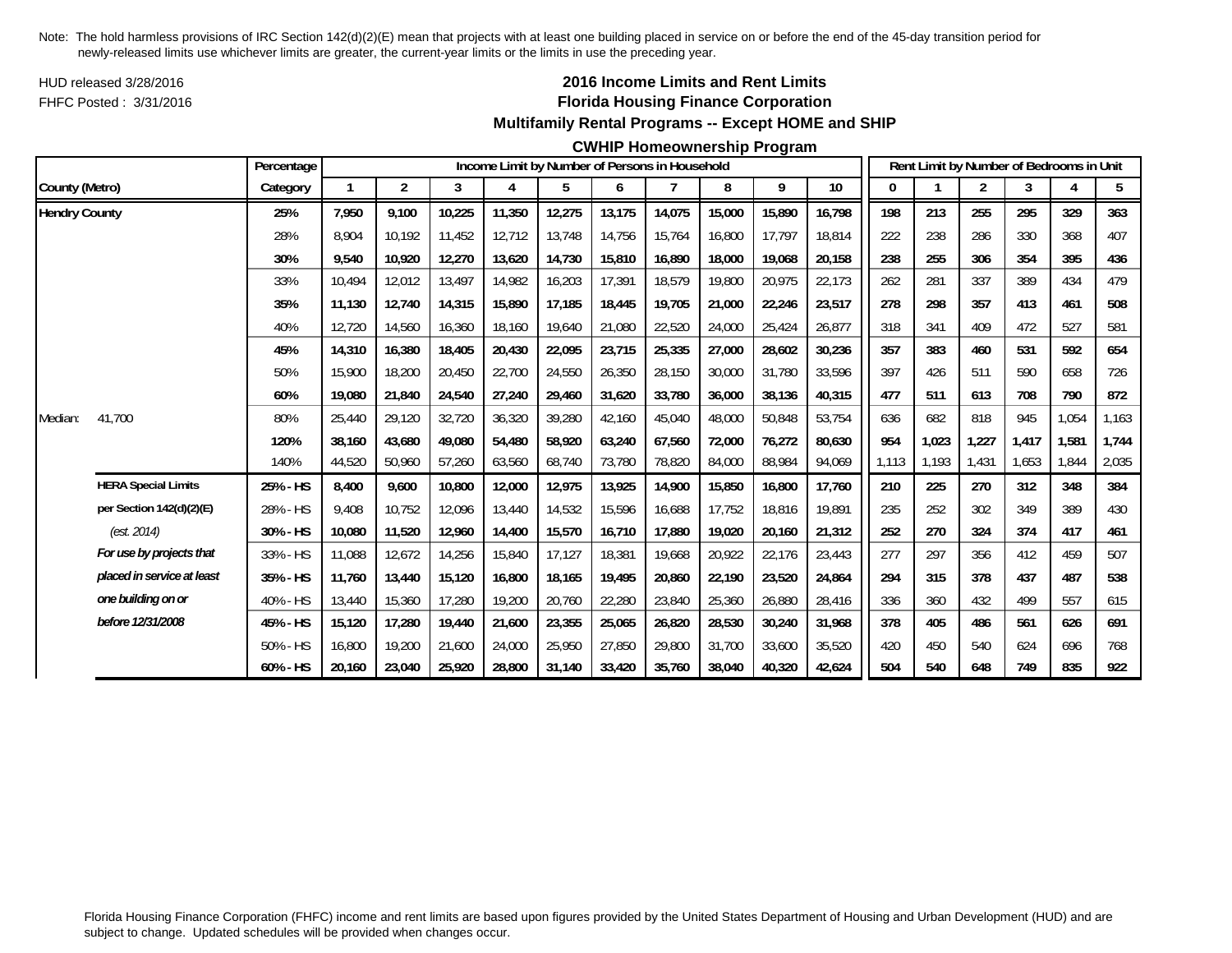Note: The hold harmless provisions of IRC Section 142(d)(2)(E) mean that projects with at least one building placed in service on or before the end of the 45-day transition period for newly-released limits use whichever limits are greater, the current-year limits or the limits in use the preceding year.

HUD released 3/28/2016

FHFC Posted : 3/31/2016

## 2016 Income Limits and Rent Limits
## Florida Housing Finance Corporation
### Multifamily Rental Programs -- Except HOME and SHIP
### CWHIP Homeownership Program

| | | Percentage | Income Limit by Number of Persons in Household | | | | | | | | | | Rent Limit by Number of Bedrooms in Unit | | | | | |
|---|---|---|---|---|---|---|---|---|---|---|---|---|---|---|---|---|---|---|
| County (Metro) | | Category | 1 | 2 | 3 | 4 | 5 | 6 | 7 | 8 | 9 | 10 | 0 | 1 | 2 | 3 | 4 | 5 |
| **Hendry County** | | **25%** | **7,950** | **9,100** | **10,225** | **11,350** | **12,275** | **13,175** | **14,075** | **15,000** | **15,890** | **16,798** | **198** | **213** | **255** | **295** | **329** | **363** |
| | | 28% | 8,904 | 10,192 | 11,452 | 12,712 | 13,748 | 14,756 | 15,764 | 16,800 | 17,797 | 18,814 | 222 | 238 | 286 | 330 | 368 | 407 |
| | | **30%** | **9,540** | **10,920** | **12,270** | **13,620** | **14,730** | **15,810** | **16,890** | **18,000** | **19,068** | **20,158** | **238** | **255** | **306** | **354** | **395** | **436** |
| | | 33% | 10,494 | 12,012 | 13,497 | 14,982 | 16,203 | 17,391 | 18,579 | 19,800 | 20,975 | 22,173 | 262 | 281 | 337 | 389 | 434 | 479 |
| | | **35%** | **11,130** | **12,740** | **14,315** | **15,890** | **17,185** | **18,445** | **19,705** | **21,000** | **22,246** | **23,517** | **278** | **298** | **357** | **413** | **461** | **508** |
| | | 40% | 12,720 | 14,560 | 16,360 | 18,160 | 19,640 | 21,080 | 22,520 | 24,000 | 25,424 | 26,877 | 318 | 341 | 409 | 472 | 527 | 581 |
| | | **45%** | **14,310** | **16,380** | **18,405** | **20,430** | **22,095** | **23,715** | **25,335** | **27,000** | **28,602** | **30,236** | **357** | **383** | **460** | **531** | **592** | **654** |
| | | 50% | 15,900 | 18,200 | 20,450 | 22,700 | 24,550 | 26,350 | 28,150 | 30,000 | 31,780 | 33,596 | 397 | 426 | 511 | 590 | 658 | 726 |
| | | **60%** | **19,080** | **21,840** | **24,540** | **27,240** | **29,460** | **31,620** | **33,780** | **36,000** | **38,136** | **40,315** | **477** | **511** | **613** | **708** | **790** | **872** |
| Median: | 41,700 | 80% | 25,440 | 29,120 | 32,720 | 36,320 | 39,280 | 42,160 | 45,040 | 48,000 | 50,848 | 53,754 | 636 | 682 | 818 | 945 | 1,054 | 1,163 |
| | | **120%** | **38,160** | **43,680** | **49,080** | **54,480** | **58,920** | **63,240** | **67,560** | **72,000** | **76,272** | **80,630** | **954** | **1,023** | **1,227** | **1,417** | **1,581** | **1,744** |
| | | 140% | 44,520 | 50,960 | 57,260 | 63,560 | 68,740 | 73,780 | 78,820 | 84,000 | 88,984 | 94,069 | 1,113 | 1,193 | 1,431 | 1,653 | 1,844 | 2,035 |
| | **HERA Special Limits** | **25% - HS** | **8,400** | **9,600** | **10,800** | **12,000** | **12,975** | **13,925** | **14,900** | **15,850** | **16,800** | **17,760** | **210** | **225** | **270** | **312** | **348** | **384** |
| | **per Section 142(d)(2)(E)** | 28% - HS | 9,408 | 10,752 | 12,096 | 13,440 | 14,532 | 15,596 | 16,688 | 17,752 | 18,816 | 19,891 | 235 | 252 | 302 | 349 | 389 | 430 |
| | *(est. 2014)* | **30% - HS** | **10,080** | **11,520** | **12,960** | **14,400** | **15,570** | **16,710** | **17,880** | **19,020** | **20,160** | **21,312** | **252** | **270** | **324** | **374** | **417** | **461** |
| | ***For use by projects that*** | 33% - HS | 11,088 | 12,672 | 14,256 | 15,840 | 17,127 | 18,381 | 19,668 | 20,922 | 22,176 | 23,443 | 277 | 297 | 356 | 412 | 459 | 507 |
| | ***placed in service at least*** | **35% - HS** | **11,760** | **13,440** | **15,120** | **16,800** | **18,165** | **19,495** | **20,860** | **22,190** | **23,520** | **24,864** | **294** | **315** | **378** | **437** | **487** | **538** |
| | ***one building on or*** | 40% - HS | 13,440 | 15,360 | 17,280 | 19,200 | 20,760 | 22,280 | 23,840 | 25,360 | 26,880 | 28,416 | 336 | 360 | 432 | 499 | 557 | 615 |
| | ***before 12/31/2008*** | **45% - HS** | **15,120** | **17,280** | **19,440** | **21,600** | **23,355** | **25,065** | **26,820** | **28,530** | **30,240** | **31,968** | **378** | **405** | **486** | **561** | **626** | **691** |
| | | 50% - HS | 16,800 | 19,200 | 21,600 | 24,000 | 25,950 | 27,850 | 29,800 | 31,700 | 33,600 | 35,520 | 420 | 450 | 540 | 624 | 696 | 768 |
| | | **60% - HS** | **20,160** | **23,040** | **25,920** | **28,800** | **31,140** | **33,420** | **35,760** | **38,040** | **40,320** | **42,624** | **504** | **540** | **648** | **749** | **835** | **922** |

Florida Housing Finance Corporation (FHFC) income and rent limits are based upon figures provided by the United States Department of Housing and Urban Development (HUD) and are subject to change. Updated schedules will be provided when changes occur.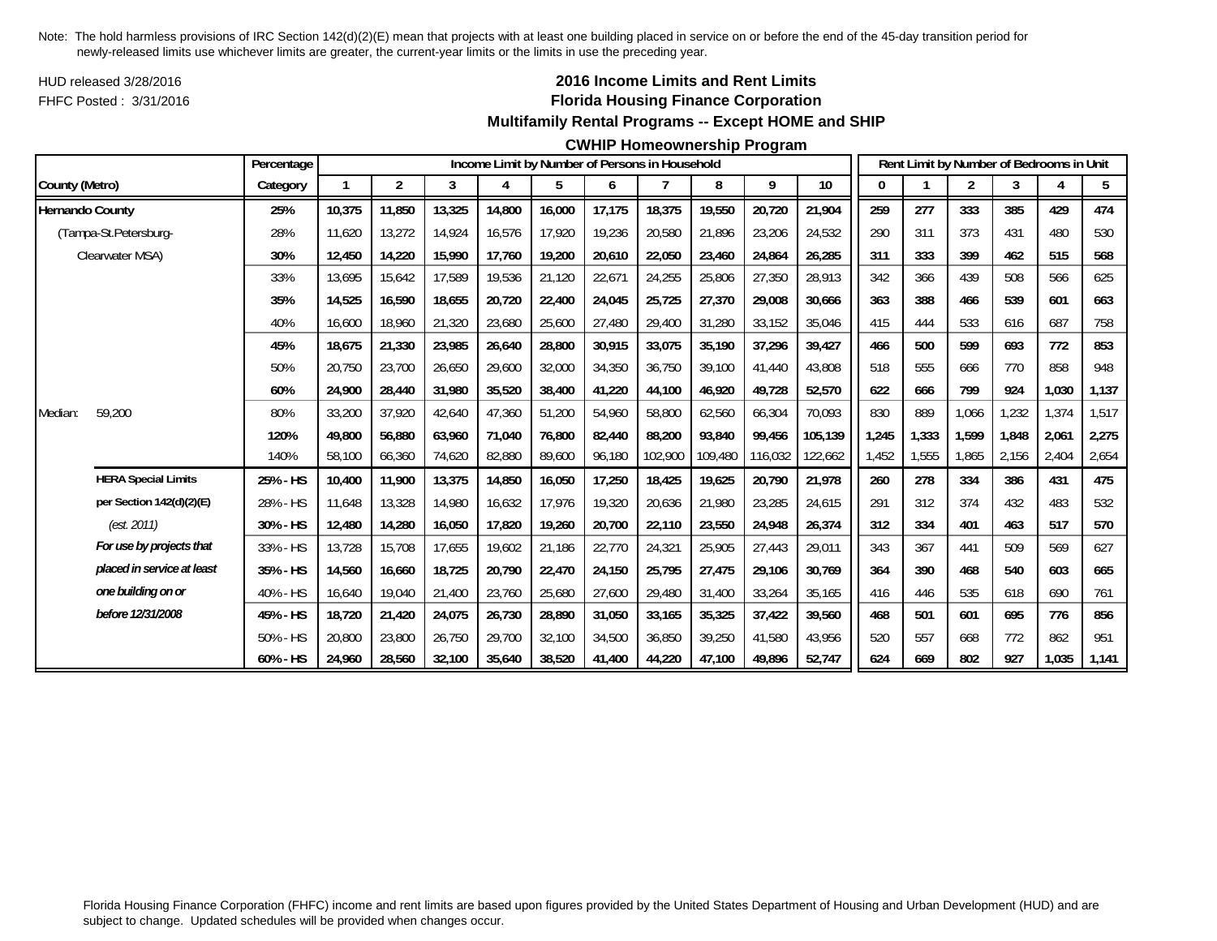Note: The hold harmless provisions of IRC Section 142(d)(2)(E) mean that projects with at least one building placed in service on or before the end of the 45-day transition period for newly-released limits use whichever limits are greater, the current-year limits or the limits in use the preceding year.

HUD released 3/28/2016

FHFC Posted : 3/31/2016

## 2016 Income Limits and Rent Limits
## Florida Housing Finance Corporation
### Multifamily Rental Programs -- Except HOME and SHIP
### CWHIP Homeownership Program

| County (Metro) | | Percentage Category | Income Limit by Number of Persons in Household | | | | | | | | | | Rent Limit by Number of Bedrooms in Unit | | | | | |
|---|---|---|---|---|---|---|---|---|---|---|---|---|---|---|---|---|---|---|
| | | | 1 | 2 | 3 | 4 | 5 | 6 | 7 | 8 | 9 | 10 | 0 | 1 | 2 | 3 | 4 | 5 |
| **Hernando County** | | **25%** | **10,375** | **11,850** | **13,325** | **14,800** | **16,000** | **17,175** | **18,375** | **19,550** | **20,720** | **21,904** | **259** | **277** | **333** | **385** | **429** | **474** |
| (Tampa-St.Petersburg- | | 28% | 11,620 | 13,272 | 14,924 | 16,576 | 17,920 | 19,236 | 20,580 | 21,896 | 23,206 | 24,532 | 290 | 311 | 373 | 431 | 480 | 530 |
| Clearwater MSA) | | **30%** | **12,450** | **14,220** | **15,990** | **17,760** | **19,200** | **20,610** | **22,050** | **23,460** | **24,864** | **26,285** | **311** | **333** | **399** | **462** | **515** | **568** |
| | | 33% | 13,695 | 15,642 | 17,589 | 19,536 | 21,120 | 22,671 | 24,255 | 25,806 | 27,350 | 28,913 | 342 | 366 | 439 | 508 | 566 | 625 |
| | | **35%** | **14,525** | **16,590** | **18,655** | **20,720** | **22,400** | **24,045** | **25,725** | **27,370** | **29,008** | **30,666** | **363** | **388** | **466** | **539** | **601** | **663** |
| | | 40% | 16,600 | 18,960 | 21,320 | 23,680 | 25,600 | 27,480 | 29,400 | 31,280 | 33,152 | 35,046 | 415 | 444 | 533 | 616 | 687 | 758 |
| | | **45%** | **18,675** | **21,330** | **23,985** | **26,640** | **28,800** | **30,915** | **33,075** | **35,190** | **37,296** | **39,427** | **466** | **500** | **599** | **693** | **772** | **853** |
| | | 50% | 20,750 | 23,700 | 26,650 | 29,600 | 32,000 | 34,350 | 36,750 | 39,100 | 41,440 | 43,808 | 518 | 555 | 666 | 770 | 858 | 948 |
| | | **60%** | **24,900** | **28,440** | **31,980** | **35,520** | **38,400** | **41,220** | **44,100** | **46,920** | **49,728** | **52,570** | **622** | **666** | **799** | **924** | **1,030** | **1,137** |
| Median: | 59,200 | 80% | 33,200 | 37,920 | 42,640 | 47,360 | 51,200 | 54,960 | 58,800 | 62,560 | 66,304 | 70,093 | 830 | 889 | 1,066 | 1,232 | 1,374 | 1,517 |
| | | **120%** | **49,800** | **56,880** | **63,960** | **71,040** | **76,800** | **82,440** | **88,200** | **93,840** | **99,456** | **105,139** | **1,245** | **1,333** | **1,599** | **1,848** | **2,061** | **2,275** |
| | | 140% | 58,100 | 66,360 | 74,620 | 82,880 | 89,600 | 96,180 | 102,900 | 109,480 | 116,032 | 122,662 | 1,452 | 1,555 | 1,865 | 2,156 | 2,404 | 2,654 |
| | **HERA Special Limits** | **25% - HS** | **10,400** | **11,900** | **13,375** | **14,850** | **16,050** | **17,250** | **18,425** | **19,625** | **20,790** | **21,978** | **260** | **278** | **334** | **386** | **431** | **475** |
| | **per Section 142(d)(2)(E)** | 28% - HS | 11,648 | 13,328 | 14,980 | 16,632 | 17,976 | 19,320 | 20,636 | 21,980 | 23,285 | 24,615 | 291 | 312 | 374 | 432 | 483 | 532 |
| | *(est. 2011)* | **30% - HS** | **12,480** | **14,280** | **16,050** | **17,820** | **19,260** | **20,700** | **22,110** | **23,550** | **24,948** | **26,374** | **312** | **334** | **401** | **463** | **517** | **570** |
| | ***For use by projects that*** | 33% - HS | 13,728 | 15,708 | 17,655 | 19,602 | 21,186 | 22,770 | 24,321 | 25,905 | 27,443 | 29,011 | 343 | 367 | 441 | 509 | 569 | 627 |
| | ***placed in service at least*** | **35% - HS** | **14,560** | **16,660** | **18,725** | **20,790** | **22,470** | **24,150** | **25,795** | **27,475** | **29,106** | **30,769** | **364** | **390** | **468** | **540** | **603** | **665** |
| | ***one building on or*** | 40% - HS | 16,640 | 19,040 | 21,400 | 23,760 | 25,680 | 27,600 | 29,480 | 31,400 | 33,264 | 35,165 | 416 | 446 | 535 | 618 | 690 | 761 |
| | ***before 12/31/2008*** | **45% - HS** | **18,720** | **21,420** | **24,075** | **26,730** | **28,890** | **31,050** | **33,165** | **35,325** | **37,422** | **39,560** | **468** | **501** | **601** | **695** | **776** | **856** |
| | | 50% - HS | 20,800 | 23,800 | 26,750 | 29,700 | 32,100 | 34,500 | 36,850 | 39,250 | 41,580 | 43,956 | 520 | 557 | 668 | 772 | 862 | 951 |
| | | **60% - HS** | **24,960** | **28,560** | **32,100** | **35,640** | **38,520** | **41,400** | **44,220** | **47,100** | **49,896** | **52,747** | **624** | **669** | **802** | **927** | **1,035** | **1,141** |

Florida Housing Finance Corporation (FHFC) income and rent limits are based upon figures provided by the United States Department of Housing and Urban Development (HUD) and are subject to change. Updated schedules will be provided when changes occur.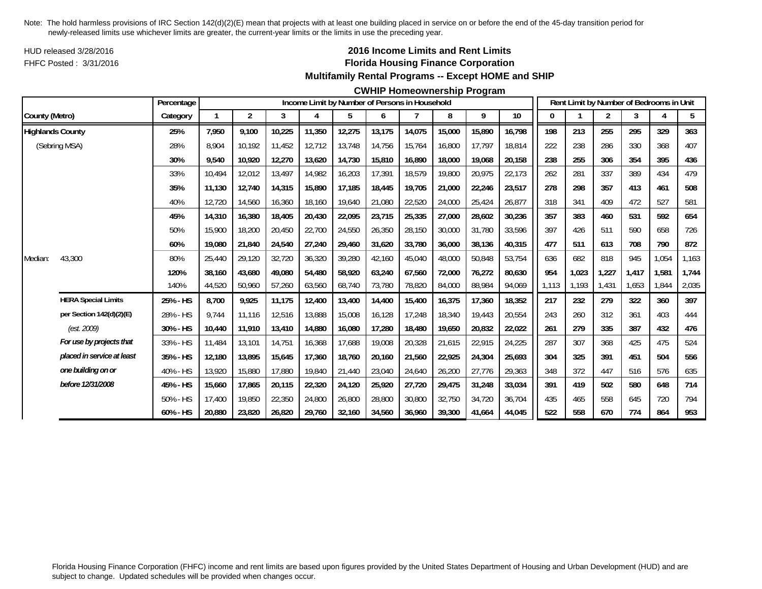Note: The hold harmless provisions of IRC Section 142(d)(2)(E) mean that projects with at least one building placed in service on or before the end of the 45-day transition period for newly-released limits use whichever limits are greater, the current-year limits or the limits in use the preceding year.

HUD released 3/28/2016

FHFC Posted : 3/31/2016

# 2016 Income Limits and Rent Limits
## Florida Housing Finance Corporation
### Multifamily Rental Programs -- Except HOME and SHIP
### CWHIP Homeownership Program

| County (Metro) | | Percentage Category | Income Limit by Number of Persons in Household: 1 | 2 | 3 | 4 | 5 | 6 | 7 | 8 | 9 | 10 | Rent Limit by Number of Bedrooms in Unit: 0 | 1 | 2 | 3 | 4 | 5 |
|---|---|---|---|---|---|---|---|---|---|---|---|---|---|---|---|---|---|---|
| **Highlands County** | | **25%** | **7,950** | **9,100** | **10,225** | **11,350** | **12,275** | **13,175** | **14,075** | **15,000** | **15,890** | **16,798** | **198** | **213** | **255** | **295** | **329** | **363** |
| (Sebring MSA) | | 28% | 8,904 | 10,192 | 11,452 | 12,712 | 13,748 | 14,756 | 15,764 | 16,800 | 17,797 | 18,814 | 222 | 238 | 286 | 330 | 368 | 407 |
| | | **30%** | **9,540** | **10,920** | **12,270** | **13,620** | **14,730** | **15,810** | **16,890** | **18,000** | **19,068** | **20,158** | **238** | **255** | **306** | **354** | **395** | **436** |
| | | 33% | 10,494 | 12,012 | 13,497 | 14,982 | 16,203 | 17,391 | 18,579 | 19,800 | 20,975 | 22,173 | 262 | 281 | 337 | 389 | 434 | 479 |
| | | **35%** | **11,130** | **12,740** | **14,315** | **15,890** | **17,185** | **18,445** | **19,705** | **21,000** | **22,246** | **23,517** | **278** | **298** | **357** | **413** | **461** | **508** |
| | | 40% | 12,720 | 14,560 | 16,360 | 18,160 | 19,640 | 21,080 | 22,520 | 24,000 | 25,424 | 26,877 | 318 | 341 | 409 | 472 | 527 | 581 |
| | | **45%** | **14,310** | **16,380** | **18,405** | **20,430** | **22,095** | **23,715** | **25,335** | **27,000** | **28,602** | **30,236** | **357** | **383** | **460** | **531** | **592** | **654** |
| | | 50% | 15,900 | 18,200 | 20,450 | 22,700 | 24,550 | 26,350 | 28,150 | 30,000 | 31,780 | 33,596 | 397 | 426 | 511 | 590 | 658 | 726 |
| | | **60%** | **19,080** | **21,840** | **24,540** | **27,240** | **29,460** | **31,620** | **33,780** | **36,000** | **38,136** | **40,315** | **477** | **511** | **613** | **708** | **790** | **872** |
| Median: | 43,300 | 80% | 25,440 | 29,120 | 32,720 | 36,320 | 39,280 | 42,160 | 45,040 | 48,000 | 50,848 | 53,754 | 636 | 682 | 818 | 945 | 1,054 | 1,163 |
| | | **120%** | **38,160** | **43,680** | **49,080** | **54,480** | **58,920** | **63,240** | **67,560** | **72,000** | **76,272** | **80,630** | **954** | **1,023** | **1,227** | **1,417** | **1,581** | **1,744** |
| | | 140% | 44,520 | 50,960 | 57,260 | 63,560 | 68,740 | 73,780 | 78,820 | 84,000 | 88,984 | 94,069 | 1,113 | 1,193 | 1,431 | 1,653 | 1,844 | 2,035 |
| | **HERA Special Limits** | **25% - HS** | **8,700** | **9,925** | **11,175** | **12,400** | **13,400** | **14,400** | **15,400** | **16,375** | **17,360** | **18,352** | **217** | **232** | **279** | **322** | **360** | **397** |
| | **per Section 142(d)(2)(E)** | 28% - HS | 9,744 | 11,116 | 12,516 | 13,888 | 15,008 | 16,128 | 17,248 | 18,340 | 19,443 | 20,554 | 243 | 260 | 312 | 361 | 403 | 444 |
| | *(est. 2009)* | **30% - HS** | **10,440** | **11,910** | **13,410** | **14,880** | **16,080** | **17,280** | **18,480** | **19,650** | **20,832** | **22,022** | **261** | **279** | **335** | **387** | **432** | **476** |
| | ***For use by projects that*** | 33% - HS | 11,484 | 13,101 | 14,751 | 16,368 | 17,688 | 19,008 | 20,328 | 21,615 | 22,915 | 24,225 | 287 | 307 | 368 | 425 | 475 | 524 |
| | ***placed in service at least*** | **35% - HS** | **12,180** | **13,895** | **15,645** | **17,360** | **18,760** | **20,160** | **21,560** | **22,925** | **24,304** | **25,693** | **304** | **325** | **391** | **451** | **504** | **556** |
| | ***one building on or*** | 40% - HS | 13,920 | 15,880 | 17,880 | 19,840 | 21,440 | 23,040 | 24,640 | 26,200 | 27,776 | 29,363 | 348 | 372 | 447 | 516 | 576 | 635 |
| | ***before 12/31/2008*** | **45% - HS** | **15,660** | **17,865** | **20,115** | **22,320** | **24,120** | **25,920** | **27,720** | **29,475** | **31,248** | **33,034** | **391** | **419** | **502** | **580** | **648** | **714** |
| | | 50% - HS | 17,400 | 19,850 | 22,350 | 24,800 | 26,800 | 28,800 | 30,800 | 32,750 | 34,720 | 36,704 | 435 | 465 | 558 | 645 | 720 | 794 |
| | | **60% - HS** | **20,880** | **23,820** | **26,820** | **29,760** | **32,160** | **34,560** | **36,960** | **39,300** | **41,664** | **44,045** | **522** | **558** | **670** | **774** | **864** | **953** |

Florida Housing Finance Corporation (FHFC) income and rent limits are based upon figures provided by the United States Department of Housing and Urban Development (HUD) and are subject to change. Updated schedules will be provided when changes occur.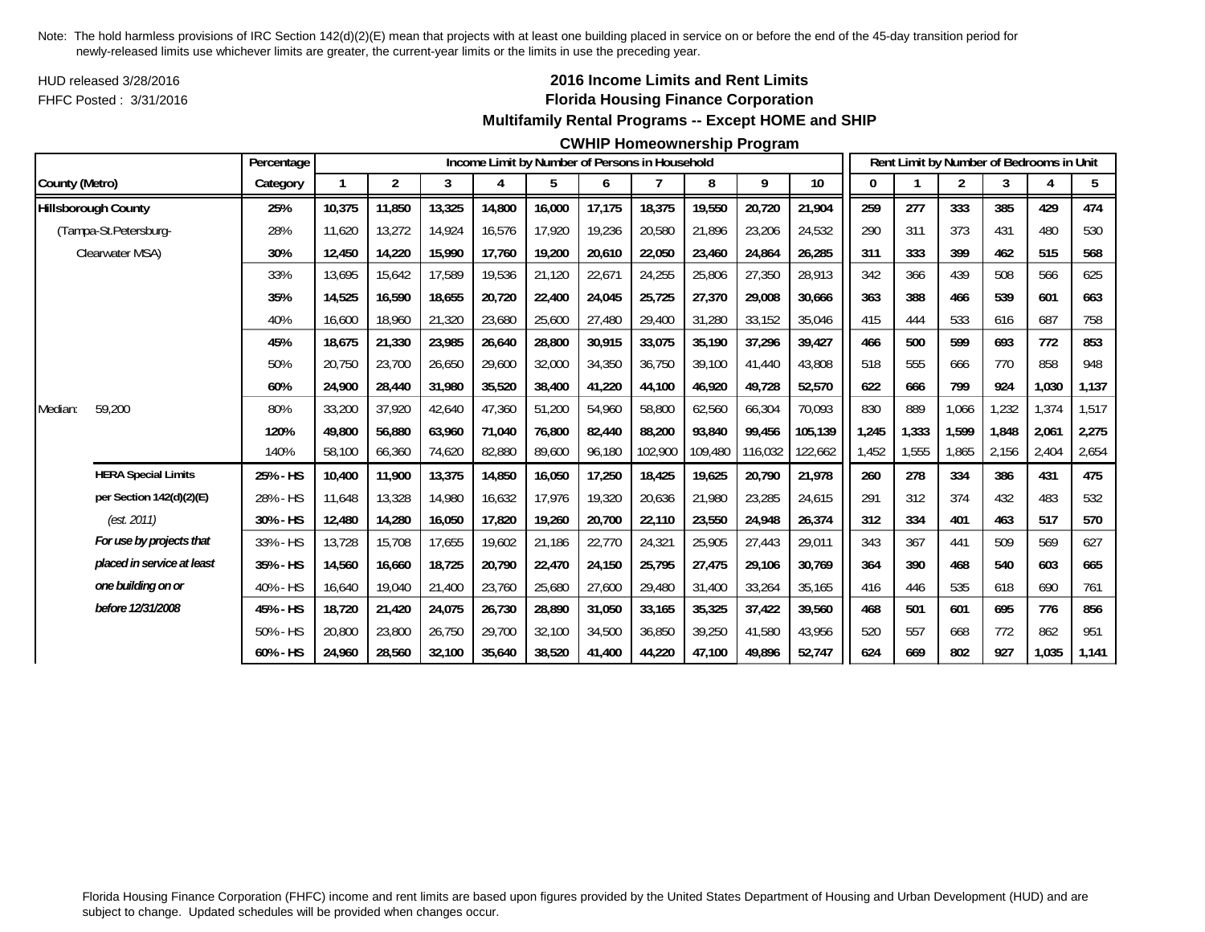Note: The hold harmless provisions of IRC Section 142(d)(2)(E) mean that projects with at least one building placed in service on or before the end of the 45-day transition period for newly-released limits use whichever limits are greater, the current-year limits or the limits in use the preceding year.

HUD released 3/28/2016

FHFC Posted : 3/31/2016

# 2016 Income Limits and Rent Limits

## Florida Housing Finance Corporation

### Multifamily Rental Programs -- Except HOME and SHIP

### CWHIP Homeownership Program

| | | Percentage | Income Limit by Number of Persons in Household | | | | | | | | | | Rent Limit by Number of Bedrooms in Unit | | | | | |
|---|---|---|---|---|---|---|---|---|---|---|---|---|---|---|---|---|---|---|
| County (Metro) | | Category | 1 | 2 | 3 | 4 | 5 | 6 | 7 | 8 | 9 | 10 | 0 | 1 | 2 | 3 | 4 | 5 |
| **Hillsborough County** | | **25%** | **10,375** | **11,850** | **13,325** | **14,800** | **16,000** | **17,175** | **18,375** | **19,550** | **20,720** | **21,904** | **259** | **277** | **333** | **385** | **429** | **474** |
| (Tampa-St.Petersburg- | | 28% | 11,620 | 13,272 | 14,924 | 16,576 | 17,920 | 19,236 | 20,580 | 21,896 | 23,206 | 24,532 | 290 | 311 | 373 | 431 | 480 | 530 |
| Clearwater MSA) | | **30%** | **12,450** | **14,220** | **15,990** | **17,760** | **19,200** | **20,610** | **22,050** | **23,460** | **24,864** | **26,285** | **311** | **333** | **399** | **462** | **515** | **568** |
| | | 33% | 13,695 | 15,642 | 17,589 | 19,536 | 21,120 | 22,671 | 24,255 | 25,806 | 27,350 | 28,913 | 342 | 366 | 439 | 508 | 566 | 625 |
| | | **35%** | **14,525** | **16,590** | **18,655** | **20,720** | **22,400** | **24,045** | **25,725** | **27,370** | **29,008** | **30,666** | **363** | **388** | **466** | **539** | **601** | **663** |
| | | 40% | 16,600 | 18,960 | 21,320 | 23,680 | 25,600 | 27,480 | 29,400 | 31,280 | 33,152 | 35,046 | 415 | 444 | 533 | 616 | 687 | 758 |
| | | **45%** | **18,675** | **21,330** | **23,985** | **26,640** | **28,800** | **30,915** | **33,075** | **35,190** | **37,296** | **39,427** | **466** | **500** | **599** | **693** | **772** | **853** |
| | | 50% | 20,750 | 23,700 | 26,650 | 29,600 | 32,000 | 34,350 | 36,750 | 39,100 | 41,440 | 43,808 | 518 | 555 | 666 | 770 | 858 | 948 |
| | | **60%** | **24,900** | **28,440** | **31,980** | **35,520** | **38,400** | **41,220** | **44,100** | **46,920** | **49,728** | **52,570** | **622** | **666** | **799** | **924** | **1,030** | **1,137** |
| Median: | 59,200 | 80% | 33,200 | 37,920 | 42,640 | 47,360 | 51,200 | 54,960 | 58,800 | 62,560 | 66,304 | 70,093 | 830 | 889 | 1,066 | 1,232 | 1,374 | 1,517 |
| | | **120%** | **49,800** | **56,880** | **63,960** | **71,040** | **76,800** | **82,440** | **88,200** | **93,840** | **99,456** | **105,139** | **1,245** | **1,333** | **1,599** | **1,848** | **2,061** | **2,275** |
| | | 140% | 58,100 | 66,360 | 74,620 | 82,880 | 89,600 | 96,180 | 102,900 | 109,480 | 116,032 | 122,662 | 1,452 | 1,555 | 1,865 | 2,156 | 2,404 | 2,654 |
| | **HERA Special Limits** | **25% - HS** | **10,400** | **11,900** | **13,375** | **14,850** | **16,050** | **17,250** | **18,425** | **19,625** | **20,790** | **21,978** | **260** | **278** | **334** | **386** | **431** | **475** |
| | **per Section 142(d)(2)(E)** | 28% - HS | 11,648 | 13,328 | 14,980 | 16,632 | 17,976 | 19,320 | 20,636 | 21,980 | 23,285 | 24,615 | 291 | 312 | 374 | 432 | 483 | 532 |
| | *(est. 2011)* | **30% - HS** | **12,480** | **14,280** | **16,050** | **17,820** | **19,260** | **20,700** | **22,110** | **23,550** | **24,948** | **26,374** | **312** | **334** | **401** | **463** | **517** | **570** |
| | ***For use by projects that*** | 33% - HS | 13,728 | 15,708 | 17,655 | 19,602 | 21,186 | 22,770 | 24,321 | 25,905 | 27,443 | 29,011 | 343 | 367 | 441 | 509 | 569 | 627 |
| | ***placed in service at least*** | **35% - HS** | **14,560** | **16,660** | **18,725** | **20,790** | **22,470** | **24,150** | **25,795** | **27,475** | **29,106** | **30,769** | **364** | **390** | **468** | **540** | **603** | **665** |
| | ***one building on or*** | 40% - HS | 16,640 | 19,040 | 21,400 | 23,760 | 25,680 | 27,600 | 29,480 | 31,400 | 33,264 | 35,165 | 416 | 446 | 535 | 618 | 690 | 761 |
| | ***before 12/31/2008*** | **45% - HS** | **18,720** | **21,420** | **24,075** | **26,730** | **28,890** | **31,050** | **33,165** | **35,325** | **37,422** | **39,560** | **468** | **501** | **601** | **695** | **776** | **856** |
| | | 50% - HS | 20,800 | 23,800 | 26,750 | 29,700 | 32,100 | 34,500 | 36,850 | 39,250 | 41,580 | 43,956 | 520 | 557 | 668 | 772 | 862 | 951 |
| | | **60% - HS** | **24,960** | **28,560** | **32,100** | **35,640** | **38,520** | **41,400** | **44,220** | **47,100** | **49,896** | **52,747** | **624** | **669** | **802** | **927** | **1,035** | **1,141** |

Florida Housing Finance Corporation (FHFC) income and rent limits are based upon figures provided by the United States Department of Housing and Urban Development (HUD) and are subject to change. Updated schedules will be provided when changes occur.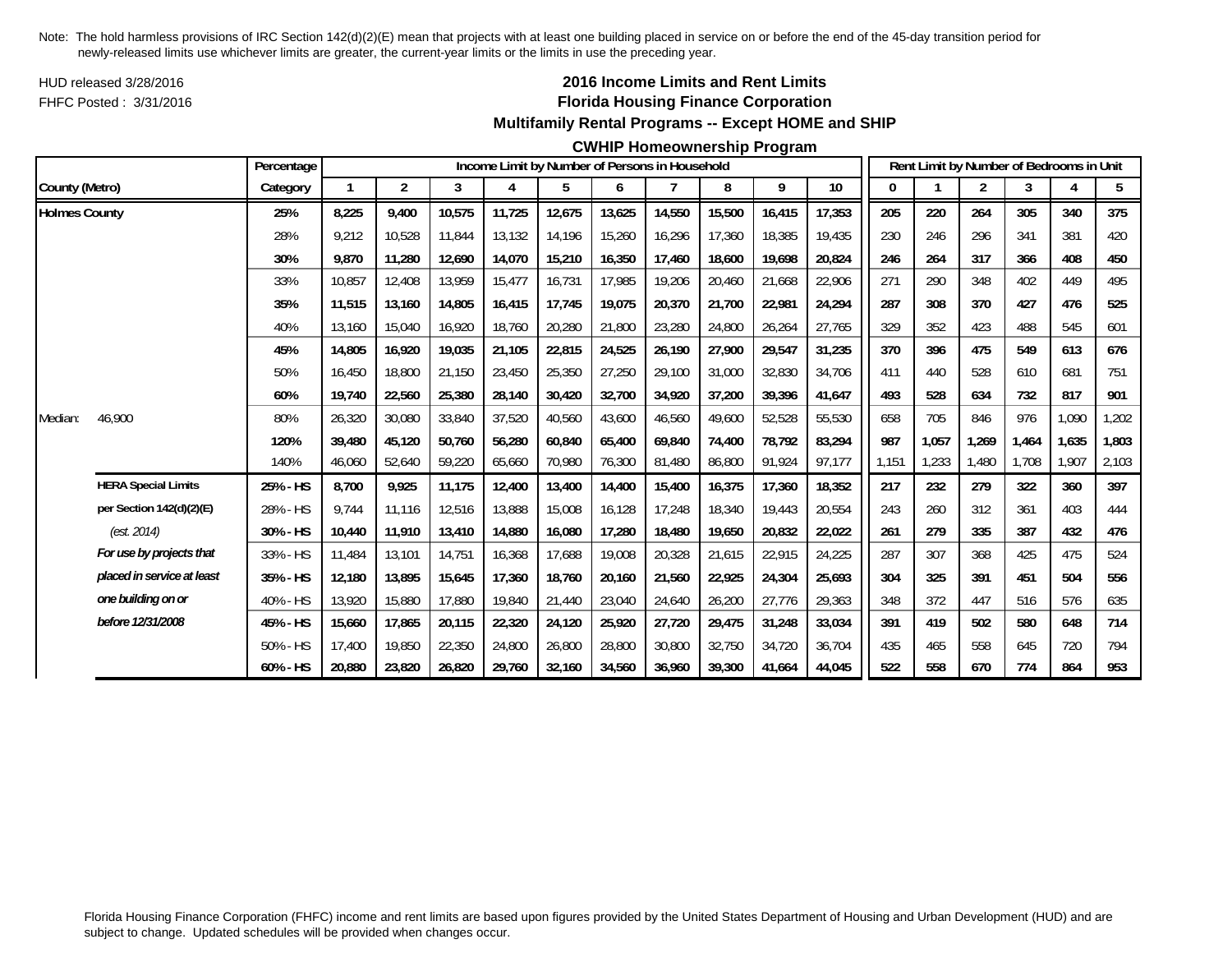Note: The hold harmless provisions of IRC Section 142(d)(2)(E) mean that projects with at least one building placed in service on or before the end of the 45-day transition period for newly-released limits use whichever limits are greater, the current-year limits or the limits in use the preceding year.

HUD released 3/28/2016

FHFC Posted : 3/31/2016

## 2016 Income Limits and Rent Limits

### Florida Housing Finance Corporation

### Multifamily Rental Programs -- Except HOME and SHIP

### CWHIP Homeownership Program

| County (Metro) | | Percentage Category | Income Limit by Number of Persons in Household | | | | | | | | | | Rent Limit by Number of Bedrooms in Unit | | | | | |
|---|---|---|---|---|---|---|---|---|---|---|---|---|---|---|---|---|---|---|
| | | | 1 | 2 | 3 | 4 | 5 | 6 | 7 | 8 | 9 | 10 | 0 | 1 | 2 | 3 | 4 | 5 |
| **Holmes County** | | **25%** | **8,225** | **9,400** | **10,575** | **11,725** | **12,675** | **13,625** | **14,550** | **15,500** | **16,415** | **17,353** | **205** | **220** | **264** | **305** | **340** | **375** |
| | | 28% | 9,212 | 10,528 | 11,844 | 13,132 | 14,196 | 15,260 | 16,296 | 17,360 | 18,385 | 19,435 | 230 | 246 | 296 | 341 | 381 | 420 |
| | | **30%** | **9,870** | **11,280** | **12,690** | **14,070** | **15,210** | **16,350** | **17,460** | **18,600** | **19,698** | **20,824** | **246** | **264** | **317** | **366** | **408** | **450** |
| | | 33% | 10,857 | 12,408 | 13,959 | 15,477 | 16,731 | 17,985 | 19,206 | 20,460 | 21,668 | 22,906 | 271 | 290 | 348 | 402 | 449 | 495 |
| | | **35%** | **11,515** | **13,160** | **14,805** | **16,415** | **17,745** | **19,075** | **20,370** | **21,700** | **22,981** | **24,294** | **287** | **308** | **370** | **427** | **476** | **525** |
| | | 40% | 13,160 | 15,040 | 16,920 | 18,760 | 20,280 | 21,800 | 23,280 | 24,800 | 26,264 | 27,765 | 329 | 352 | 423 | 488 | 545 | 601 |
| | | **45%** | **14,805** | **16,920** | **19,035** | **21,105** | **22,815** | **24,525** | **26,190** | **27,900** | **29,547** | **31,235** | **370** | **396** | **475** | **549** | **613** | **676** |
| | | 50% | 16,450 | 18,800 | 21,150 | 23,450 | 25,350 | 27,250 | 29,100 | 31,000 | 32,830 | 34,706 | 411 | 440 | 528 | 610 | 681 | 751 |
| | | **60%** | **19,740** | **22,560** | **25,380** | **28,140** | **30,420** | **32,700** | **34,920** | **37,200** | **39,396** | **41,647** | **493** | **528** | **634** | **732** | **817** | **901** |
| Median: | 46,900 | 80% | 26,320 | 30,080 | 33,840 | 37,520 | 40,560 | 43,600 | 46,560 | 49,600 | 52,528 | 55,530 | 658 | 705 | 846 | 976 | 1,090 | 1,202 |
| | | **120%** | **39,480** | **45,120** | **50,760** | **56,280** | **60,840** | **65,400** | **69,840** | **74,400** | **78,792** | **83,294** | **987** | **1,057** | **1,269** | **1,464** | **1,635** | **1,803** |
| | | 140% | 46,060 | 52,640 | 59,220 | 65,660 | 70,980 | 76,300 | 81,480 | 86,800 | 91,924 | 97,177 | 1,151 | 1,233 | 1,480 | 1,708 | 1,907 | 2,103 |
| | **HERA Special Limits** | **25% - HS** | **8,700** | **9,925** | **11,175** | **12,400** | **13,400** | **14,400** | **15,400** | **16,375** | **17,360** | **18,352** | **217** | **232** | **279** | **322** | **360** | **397** |
| | **per Section 142(d)(2)(E)** | 28% - HS | 9,744 | 11,116 | 12,516 | 13,888 | 15,008 | 16,128 | 17,248 | 18,340 | 19,443 | 20,554 | 243 | 260 | 312 | 361 | 403 | 444 |
| | *(est. 2014)* | **30% - HS** | **10,440** | **11,910** | **13,410** | **14,880** | **16,080** | **17,280** | **18,480** | **19,650** | **20,832** | **22,022** | **261** | **279** | **335** | **387** | **432** | **476** |
| | ***For use by projects that*** | 33% - HS | 11,484 | 13,101 | 14,751 | 16,368 | 17,688 | 19,008 | 20,328 | 21,615 | 22,915 | 24,225 | 287 | 307 | 368 | 425 | 475 | 524 |
| | ***placed in service at least*** | **35% - HS** | **12,180** | **13,895** | **15,645** | **17,360** | **18,760** | **20,160** | **21,560** | **22,925** | **24,304** | **25,693** | **304** | **325** | **391** | **451** | **504** | **556** |
| | ***one building on or*** | 40% - HS | 13,920 | 15,880 | 17,880 | 19,840 | 21,440 | 23,040 | 24,640 | 26,200 | 27,776 | 29,363 | 348 | 372 | 447 | 516 | 576 | 635 |
| | ***before 12/31/2008*** | **45% - HS** | **15,660** | **17,865** | **20,115** | **22,320** | **24,120** | **25,920** | **27,720** | **29,475** | **31,248** | **33,034** | **391** | **419** | **502** | **580** | **648** | **714** |
| | | 50% - HS | 17,400 | 19,850 | 22,350 | 24,800 | 26,800 | 28,800 | 30,800 | 32,750 | 34,720 | 36,704 | 435 | 465 | 558 | 645 | 720 | 794 |
| | | **60% - HS** | **20,880** | **23,820** | **26,820** | **29,760** | **32,160** | **34,560** | **36,960** | **39,300** | **41,664** | **44,045** | **522** | **558** | **670** | **774** | **864** | **953** |

Florida Housing Finance Corporation (FHFC) income and rent limits are based upon figures provided by the United States Department of Housing and Urban Development (HUD) and are subject to change. Updated schedules will be provided when changes occur.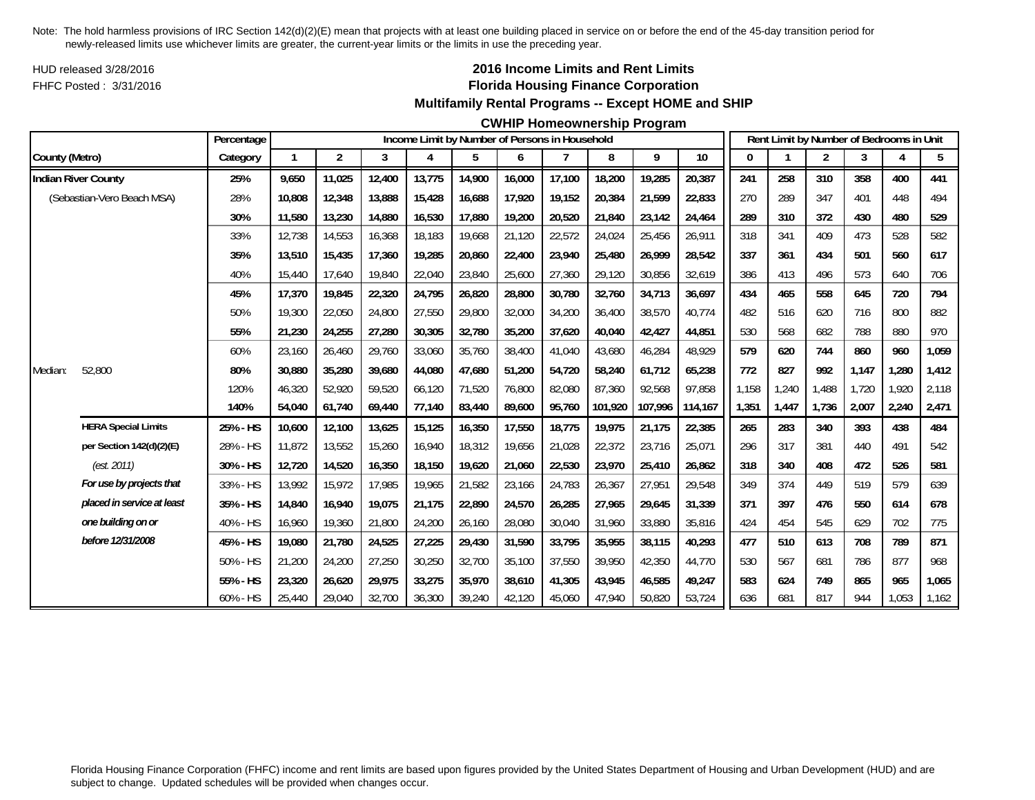Note: The hold harmless provisions of IRC Section 142(d)(2)(E) mean that projects with at least one building placed in service on or before the end of the 45-day transition period for newly-released limits use whichever limits are greater, the current-year limits or the limits in use the preceding year.

HUD released 3/28/2016

FHFC Posted : 3/31/2016

## 2016 Income Limits and Rent Limits
## Florida Housing Finance Corporation
### Multifamily Rental Programs -- Except HOME and SHIP
### CWHIP Homeownership Program

| | | Percentage | Income Limit by Number of Persons in Household | | | | | | | | | | Rent Limit by Number of Bedrooms in Unit | | | | | |
|---|---|---|---|---|---|---|---|---|---|---|---|---|---|---|---|---|---|---|
| County (Metro) | | Category | 1 | 2 | 3 | 4 | 5 | 6 | 7 | 8 | 9 | 10 | 0 | 1 | 2 | 3 | 4 | 5 |
| **Indian River County** | | **25%** | **9,650** | **11,025** | **12,400** | **13,775** | **14,900** | **16,000** | **17,100** | **18,200** | **19,285** | **20,387** | **241** | **258** | **310** | **358** | **400** | **441** |
| (Sebastian-Vero Beach MSA) | | 28% | 10,808 | 12,348 | 13,888 | 15,428 | 16,688 | 17,920 | 19,152 | 20,384 | 21,599 | 22,833 | 270 | 289 | 347 | 401 | 448 | 494 |
| | | **30%** | **11,580** | **13,230** | **14,880** | **16,530** | **17,880** | **19,200** | **20,520** | **21,840** | **23,142** | **24,464** | **289** | **310** | **372** | **430** | **480** | **529** |
| | | 33% | 12,738 | 14,553 | 16,368 | 18,183 | 19,668 | 21,120 | 22,572 | 24,024 | 25,456 | 26,911 | 318 | 341 | 409 | 473 | 528 | 582 |
| | | **35%** | **13,510** | **15,435** | **17,360** | **19,285** | **20,860** | **22,400** | **23,940** | **25,480** | **26,999** | **28,542** | **337** | **361** | **434** | **501** | **560** | **617** |
| | | 40% | 15,440 | 17,640 | 19,840 | 22,040 | 23,840 | 25,600 | 27,360 | 29,120 | 30,856 | 32,619 | 386 | 413 | 496 | 573 | 640 | 706 |
| | | **45%** | **17,370** | **19,845** | **22,320** | **24,795** | **26,820** | **28,800** | **30,780** | **32,760** | **34,713** | **36,697** | **434** | **465** | **558** | **645** | **720** | **794** |
| | | 50% | 19,300 | 22,050 | 24,800 | 27,550 | 29,800 | 32,000 | 34,200 | 36,400 | 38,570 | 40,774 | 482 | 516 | 620 | 716 | 800 | 882 |
| | | **55%** | **21,230** | **24,255** | **27,280** | **30,305** | **32,780** | **35,200** | **37,620** | **40,040** | **42,427** | **44,851** | 530 | 568 | 682 | 788 | 880 | 970 |
| | | 60% | 23,160 | 26,460 | 29,760 | 33,060 | 35,760 | 38,400 | 41,040 | 43,680 | 46,284 | 48,929 | **579** | **620** | **744** | **860** | **960** | **1,059** |
| Median: | 52,800 | **80%** | **30,880** | **35,280** | **39,680** | **44,080** | **47,680** | **51,200** | **54,720** | **58,240** | **61,712** | **65,238** | **772** | **827** | **992** | **1,147** | **1,280** | **1,412** |
| | | 120% | 46,320 | 52,920 | 59,520 | 66,120 | 71,520 | 76,800 | 82,080 | 87,360 | 92,568 | 97,858 | 1,158 | 1,240 | 1,488 | 1,720 | 1,920 | 2,118 |
| | | **140%** | **54,040** | **61,740** | **69,440** | **77,140** | **83,440** | **89,600** | **95,760** | **101,920** | **107,996** | **114,167** | **1,351** | **1,447** | **1,736** | **2,007** | **2,240** | **2,471** |
| | **HERA Special Limits** | **25% - HS** | **10,600** | **12,100** | **13,625** | **15,125** | **16,350** | **17,550** | **18,775** | **19,975** | **21,175** | **22,385** | **265** | **283** | **340** | **393** | **438** | **484** |
| | **per Section 142(d)(2)(E)** | 28% - HS | 11,872 | 13,552 | 15,260 | 16,940 | 18,312 | 19,656 | 21,028 | 22,372 | 23,716 | 25,071 | 296 | 317 | 381 | 440 | 491 | 542 |
| | *(est. 2011)* | **30% - HS** | **12,720** | **14,520** | **16,350** | **18,150** | **19,620** | **21,060** | **22,530** | **23,970** | **25,410** | **26,862** | **318** | **340** | **408** | **472** | **526** | **581** |
| | ***For use by projects that*** | 33% - HS | 13,992 | 15,972 | 17,985 | 19,965 | 21,582 | 23,166 | 24,783 | 26,367 | 27,951 | 29,548 | 349 | 374 | 449 | 519 | 579 | 639 |
| | ***placed in service at least*** | **35% - HS** | **14,840** | **16,940** | **19,075** | **21,175** | **22,890** | **24,570** | **26,285** | **27,965** | **29,645** | **31,339** | **371** | **397** | **476** | **550** | **614** | **678** |
| | ***one building on or*** | 40% - HS | 16,960 | 19,360 | 21,800 | 24,200 | 26,160 | 28,080 | 30,040 | 31,960 | 33,880 | 35,816 | 424 | 454 | 545 | 629 | 702 | 775 |
| | ***before 12/31/2008*** | **45% - HS** | **19,080** | **21,780** | **24,525** | **27,225** | **29,430** | **31,590** | **33,795** | **35,955** | **38,115** | **40,293** | **477** | **510** | **613** | **708** | **789** | **871** |
| | | 50% - HS | 21,200 | 24,200 | 27,250 | 30,250 | 32,700 | 35,100 | 37,550 | 39,950 | 42,350 | 44,770 | 530 | 567 | 681 | 786 | 877 | 968 |
| | | **55% - HS** | **23,320** | **26,620** | **29,975** | **33,275** | **35,970** | **38,610** | **41,305** | **43,945** | **46,585** | **49,247** | **583** | **624** | **749** | **865** | **965** | **1,065** |
| | | 60% - HS | 25,440 | 29,040 | 32,700 | 36,300 | 39,240 | 42,120 | 45,060 | 47,940 | 50,820 | 53,724 | 636 | 681 | 817 | 944 | 1,053 | 1,162 |

Florida Housing Finance Corporation (FHFC) income and rent limits are based upon figures provided by the United States Department of Housing and Urban Development (HUD) and are subject to change. Updated schedules will be provided when changes occur.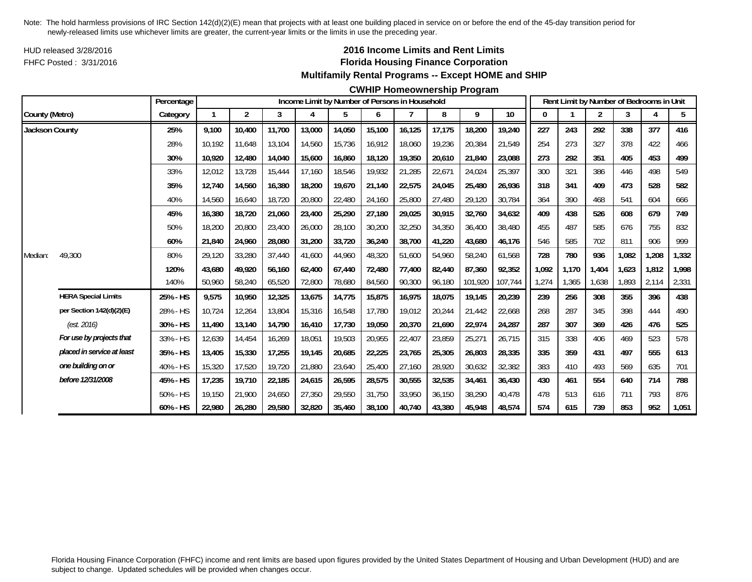Note: The hold harmless provisions of IRC Section 142(d)(2)(E) mean that projects with at least one building placed in service on or before the end of the 45-day transition period for newly-released limits use whichever limits are greater, the current-year limits or the limits in use the preceding year.

HUD released 3/28/2016
FHFC Posted : 3/31/2016

# 2016 Income Limits and Rent Limits
## Florida Housing Finance Corporation
### Multifamily Rental Programs -- Except HOME and SHIP
### CWHIP Homeownership Program

| County (Metro) | | Percentage Category | Income Limit by Number of Persons in Household: 1 | 2 | 3 | 4 | 5 | 6 | 7 | 8 | 9 | 10 | Rent Limit by Number of Bedrooms in Unit: 0 | 1 | 2 | 3 | 4 | 5 |
|---|---|---|---|---|---|---|---|---|---|---|---|---|---|---|---|---|---|---|
| **Jackson County** | | **25%** | **9,100** | **10,400** | **11,700** | **13,000** | **14,050** | **15,100** | **16,125** | **17,175** | **18,200** | **19,240** | **227** | **243** | **292** | **338** | **377** | **416** |
| | | 28% | 10,192 | 11,648 | 13,104 | 14,560 | 15,736 | 16,912 | 18,060 | 19,236 | 20,384 | 21,549 | 254 | 273 | 327 | 378 | 422 | 466 |
| | | **30%** | **10,920** | **12,480** | **14,040** | **15,600** | **16,860** | **18,120** | **19,350** | **20,610** | **21,840** | **23,088** | **273** | **292** | **351** | **405** | **453** | **499** |
| | | 33% | 12,012 | 13,728 | 15,444 | 17,160 | 18,546 | 19,932 | 21,285 | 22,671 | 24,024 | 25,397 | 300 | 321 | 386 | 446 | 498 | 549 |
| | | **35%** | **12,740** | **14,560** | **16,380** | **18,200** | **19,670** | **21,140** | **22,575** | **24,045** | **25,480** | **26,936** | **318** | **341** | **409** | **473** | **528** | **582** |
| | | 40% | 14,560 | 16,640 | 18,720 | 20,800 | 22,480 | 24,160 | 25,800 | 27,480 | 29,120 | 30,784 | 364 | 390 | 468 | 541 | 604 | 666 |
| | | **45%** | **16,380** | **18,720** | **21,060** | **23,400** | **25,290** | **27,180** | **29,025** | **30,915** | **32,760** | **34,632** | **409** | **438** | **526** | **608** | **679** | **749** |
| | | 50% | 18,200 | 20,800 | 23,400 | 26,000 | 28,100 | 30,200 | 32,250 | 34,350 | 36,400 | 38,480 | 455 | 487 | 585 | 676 | 755 | 832 |
| | | **60%** | **21,840** | **24,960** | **28,080** | **31,200** | **33,720** | **36,240** | **38,700** | **41,220** | **43,680** | **46,176** | **546** | **585** | **702** | **811** | **906** | **999** |
| Median: | 49,300 | 80% | 29,120 | 33,280 | 37,440 | 41,600 | 44,960 | 48,320 | 51,600 | 54,960 | 58,240 | 61,568 | 728 | 780 | 936 | 1,082 | 1,208 | 1,332 |
| | | **120%** | **43,680** | **49,920** | **56,160** | **62,400** | **67,440** | **72,480** | **77,400** | **82,440** | **87,360** | **92,352** | **1,092** | **1,170** | **1,404** | **1,623** | **1,812** | **1,998** |
| | | 140% | 50,960 | 58,240 | 65,520 | 72,800 | 78,680 | 84,560 | 90,300 | 96,180 | 101,920 | 107,744 | 1,274 | 1,365 | 1,638 | 1,893 | 2,114 | 2,331 |
| | **HERA Special Limits** | **25% - HS** | **9,575** | **10,950** | **12,325** | **13,675** | **14,775** | **15,875** | **16,975** | **18,075** | **19,145** | **20,239** | **239** | **256** | **308** | **355** | **396** | **438** |
| | **per Section 142(d)(2)(E)** | 28% - HS | 10,724 | 12,264 | 13,804 | 15,316 | 16,548 | 17,780 | 19,012 | 20,244 | 21,442 | 22,668 | 268 | 287 | 345 | 398 | 444 | 490 |
| | *(est. 2016)* | **30% - HS** | **11,490** | **13,140** | **14,790** | **16,410** | **17,730** | **19,050** | **20,370** | **21,690** | **22,974** | **24,287** | **287** | **307** | **369** | **426** | **476** | **525** |
| | ***For use by projects that*** | 33% - HS | 12,639 | 14,454 | 16,269 | 18,051 | 19,503 | 20,955 | 22,407 | 23,859 | 25,271 | 26,715 | 315 | 338 | 406 | 469 | 523 | 578 |
| | ***placed in service at least*** | **35% - HS** | **13,405** | **15,330** | **17,255** | **19,145** | **20,685** | **22,225** | **23,765** | **25,305** | **26,803** | **28,335** | **335** | **359** | **431** | **497** | **555** | **613** |
| | ***one building on or*** | 40% - HS | 15,320 | 17,520 | 19,720 | 21,880 | 23,640 | 25,400 | 27,160 | 28,920 | 30,632 | 32,382 | 383 | 410 | 493 | 569 | 635 | 701 |
| | ***before 12/31/2008*** | **45% - HS** | **17,235** | **19,710** | **22,185** | **24,615** | **26,595** | **28,575** | **30,555** | **32,535** | **34,461** | **36,430** | **430** | **461** | **554** | **640** | **714** | **788** |
| | | 50% - HS | 19,150 | 21,900 | 24,650 | 27,350 | 29,550 | 31,750 | 33,950 | 36,150 | 38,290 | 40,478 | 478 | 513 | 616 | 711 | 793 | 876 |
| | | **60% - HS** | **22,980** | **26,280** | **29,580** | **32,820** | **35,460** | **38,100** | **40,740** | **43,380** | **45,948** | **48,574** | **574** | **615** | **739** | **853** | **952** | **1,051** |

Florida Housing Finance Corporation (FHFC) income and rent limits are based upon figures provided by the United States Department of Housing and Urban Development (HUD) and are subject to change. Updated schedules will be provided when changes occur.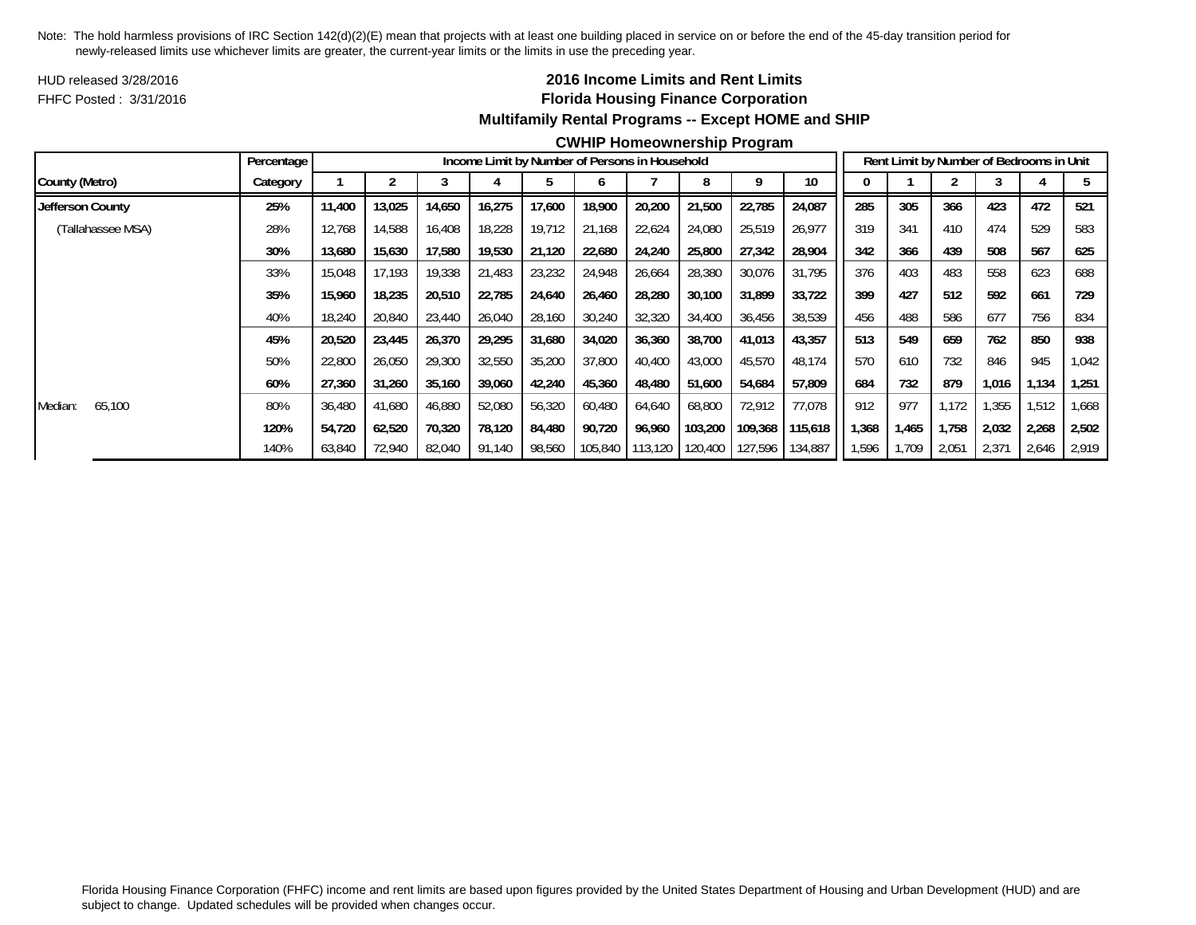Note: The hold harmless provisions of IRC Section 142(d)(2)(E) mean that projects with at least one building placed in service on or before the end of the 45-day transition period for newly-released limits use whichever limits are greater, the current-year limits or the limits in use the preceding year.

HUD released 3/28/2016

FHFC Posted : 3/31/2016

## 2016 Income Limits and Rent Limits
## Florida Housing Finance Corporation
### Multifamily Rental Programs -- Except HOME and SHIP
### CWHIP Homeownership Program

| | Percentage | Income Limit by Number of Persons in Household | | | | | | | | | | Rent Limit by Number of Bedrooms in Unit | | | | | |
|---|---|---|---|---|---|---|---|---|---|---|---|---|---|---|---|---|---|
| County (Metro) | Category | 1 | 2 | 3 | 4 | 5 | 6 | 7 | 8 | 9 | 10 | 0 | 1 | 2 | 3 | 4 | 5 |
| **Jefferson County** | **25%** | **11,400** | **13,025** | **14,650** | **16,275** | **17,600** | **18,900** | **20,200** | **21,500** | **22,785** | **24,087** | **285** | **305** | **366** | **423** | **472** | **521** |
| (Tallahassee MSA) | 28% | 12,768 | 14,588 | 16,408 | 18,228 | 19,712 | 21,168 | 22,624 | 24,080 | 25,519 | 26,977 | 319 | 341 | 410 | 474 | 529 | 583 |
| | **30%** | **13,680** | **15,630** | **17,580** | **19,530** | **21,120** | **22,680** | **24,240** | **25,800** | **27,342** | **28,904** | **342** | **366** | **439** | **508** | **567** | **625** |
| | 33% | 15,048 | 17,193 | 19,338 | 21,483 | 23,232 | 24,948 | 26,664 | 28,380 | 30,076 | 31,795 | 376 | 403 | 483 | 558 | 623 | 688 |
| | **35%** | **15,960** | **18,235** | **20,510** | **22,785** | **24,640** | **26,460** | **28,280** | **30,100** | **31,899** | **33,722** | **399** | **427** | **512** | **592** | **661** | **729** |
| | 40% | 18,240 | 20,840 | 23,440 | 26,040 | 28,160 | 30,240 | 32,320 | 34,400 | 36,456 | 38,539 | 456 | 488 | 586 | 677 | 756 | 834 |
| | **45%** | **20,520** | **23,445** | **26,370** | **29,295** | **31,680** | **34,020** | **36,360** | **38,700** | **41,013** | **43,357** | **513** | **549** | **659** | **762** | **850** | **938** |
| | 50% | 22,800 | 26,050 | 29,300 | 32,550 | 35,200 | 37,800 | 40,400 | 43,000 | 45,570 | 48,174 | 570 | 610 | 732 | 846 | 945 | 1,042 |
| | **60%** | **27,360** | **31,260** | **35,160** | **39,060** | **42,240** | **45,360** | **48,480** | **51,600** | **54,684** | **57,809** | **684** | **732** | **879** | **1,016** | **1,134** | **1,251** |
| Median: 65,100 | 80% | 36,480 | 41,680 | 46,880 | 52,080 | 56,320 | 60,480 | 64,640 | 68,800 | 72,912 | 77,078 | 912 | 977 | 1,172 | 1,355 | 1,512 | 1,668 |
| | **120%** | **54,720** | **62,520** | **70,320** | **78,120** | **84,480** | **90,720** | **96,960** | **103,200** | **109,368** | **115,618** | **1,368** | **1,465** | **1,758** | **2,032** | **2,268** | **2,502** |
| | 140% | 63,840 | 72,940 | 82,040 | 91,140 | 98,560 | 105,840 | 113,120 | 120,400 | 127,596 | 134,887 | 1,596 | 1,709 | 2,051 | 2,371 | 2,646 | 2,919 |

Florida Housing Finance Corporation (FHFC) income and rent limits are based upon figures provided by the United States Department of Housing and Urban Development (HUD) and are subject to change. Updated schedules will be provided when changes occur.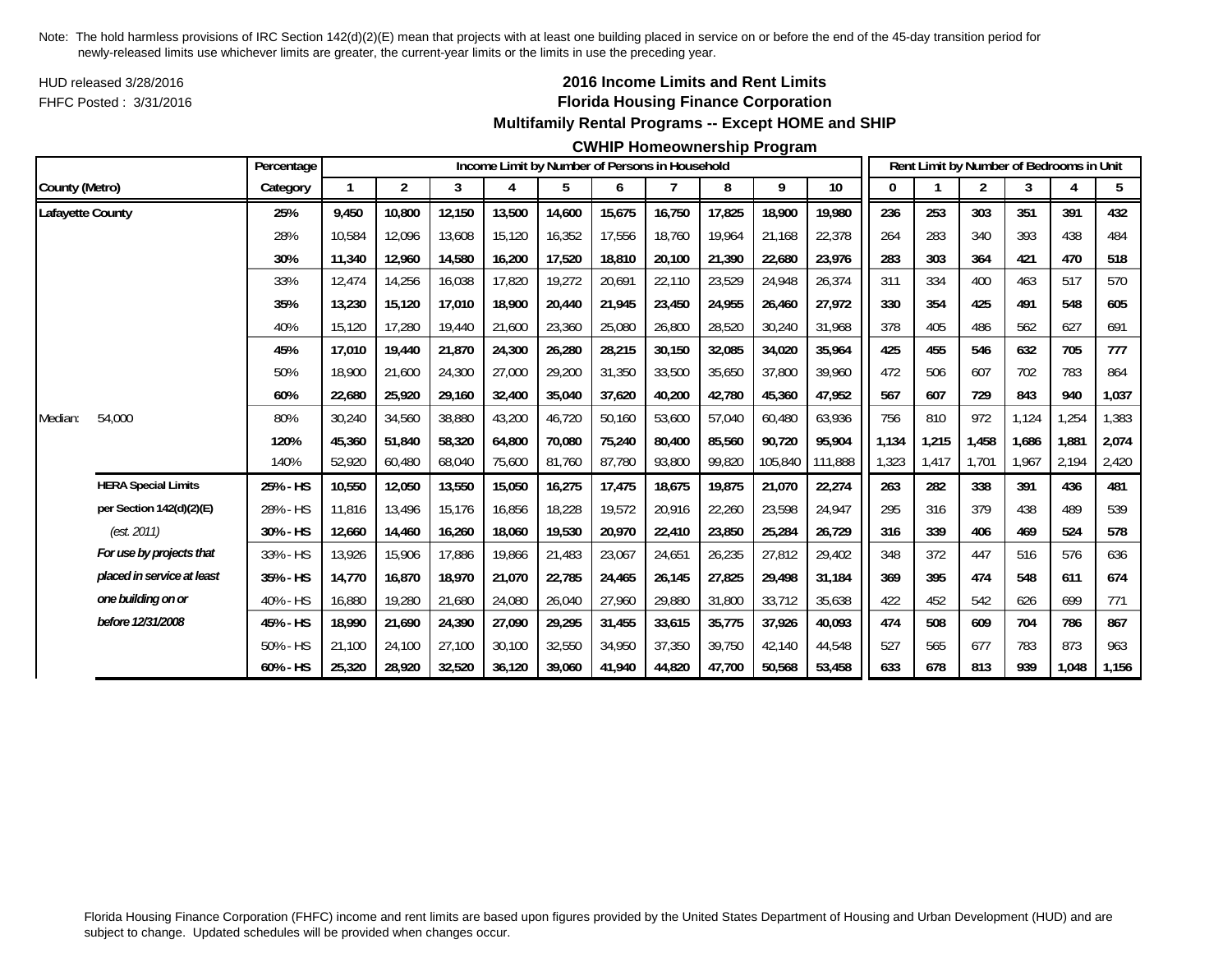Note: The hold harmless provisions of IRC Section 142(d)(2)(E) mean that projects with at least one building placed in service on or before the end of the 45-day transition period for newly-released limits use whichever limits are greater, the current-year limits or the limits in use the preceding year.

HUD released 3/28/2016

FHFC Posted : 3/31/2016

## 2016 Income Limits and Rent Limits
## Florida Housing Finance Corporation
## Multifamily Rental Programs -- Except HOME and SHIP
## CWHIP Homeownership Program

| County (Metro) | | Percentage Category | Income Limit by Number of Persons in Household: 1 | 2 | 3 | 4 | 5 | 6 | 7 | 8 | 9 | 10 | Rent Limit by Number of Bedrooms in Unit: 0 | 1 | 2 | 3 | 4 | 5 |
|---|---|---|---|---|---|---|---|---|---|---|---|---|---|---|---|---|---|---|
| **Lafayette County** | | **25%** | **9,450** | **10,800** | **12,150** | **13,500** | **14,600** | **15,675** | **16,750** | **17,825** | **18,900** | **19,980** | **236** | **253** | **303** | **351** | **391** | **432** |
| | | 28% | 10,584 | 12,096 | 13,608 | 15,120 | 16,352 | 17,556 | 18,760 | 19,964 | 21,168 | 22,378 | 264 | 283 | 340 | 393 | 438 | 484 |
| | | **30%** | **11,340** | **12,960** | **14,580** | **16,200** | **17,520** | **18,810** | **20,100** | **21,390** | **22,680** | **23,976** | **283** | **303** | **364** | **421** | **470** | **518** |
| | | 33% | 12,474 | 14,256 | 16,038 | 17,820 | 19,272 | 20,691 | 22,110 | 23,529 | 24,948 | 26,374 | 311 | 334 | 400 | 463 | 517 | 570 |
| | | **35%** | **13,230** | **15,120** | **17,010** | **18,900** | **20,440** | **21,945** | **23,450** | **24,955** | **26,460** | **27,972** | **330** | **354** | **425** | **491** | **548** | **605** |
| | | 40% | 15,120 | 17,280 | 19,440 | 21,600 | 23,360 | 25,080 | 26,800 | 28,520 | 30,240 | 31,968 | 378 | 405 | 486 | 562 | 627 | 691 |
| | | **45%** | **17,010** | **19,440** | **21,870** | **24,300** | **26,280** | **28,215** | **30,150** | **32,085** | **34,020** | **35,964** | **425** | **455** | **546** | **632** | **705** | **777** |
| | | 50% | 18,900 | 21,600 | 24,300 | 27,000 | 29,200 | 31,350 | 33,500 | 35,650 | 37,800 | 39,960 | 472 | 506 | 607 | 702 | 783 | 864 |
| | | **60%** | **22,680** | **25,920** | **29,160** | **32,400** | **35,040** | **37,620** | **40,200** | **42,780** | **45,360** | **47,952** | **567** | **607** | **729** | **843** | **940** | **1,037** |
| Median: | 54,000 | 80% | 30,240 | 34,560 | 38,880 | 43,200 | 46,720 | 50,160 | 53,600 | 57,040 | 60,480 | 63,936 | 756 | 810 | 972 | 1,124 | 1,254 | 1,383 |
| | | **120%** | **45,360** | **51,840** | **58,320** | **64,800** | **70,080** | **75,240** | **80,400** | **85,560** | **90,720** | **95,904** | **1,134** | **1,215** | **1,458** | **1,686** | **1,881** | **2,074** |
| | | 140% | 52,920 | 60,480 | 68,040 | 75,600 | 81,760 | 87,780 | 93,800 | 99,820 | 105,840 | 111,888 | 1,323 | 1,417 | 1,701 | 1,967 | 2,194 | 2,420 |
| | **HERA Special Limits** | **25% - HS** | **10,550** | **12,050** | **13,550** | **15,050** | **16,275** | **17,475** | **18,675** | **19,875** | **21,070** | **22,274** | **263** | **282** | **338** | **391** | **436** | **481** |
| | **per Section 142(d)(2)(E)** | 28% - HS | 11,816 | 13,496 | 15,176 | 16,856 | 18,228 | 19,572 | 20,916 | 22,260 | 23,598 | 24,947 | 295 | 316 | 379 | 438 | 489 | 539 |
| | *(est. 2011)* | **30% - HS** | **12,660** | **14,460** | **16,260** | **18,060** | **19,530** | **20,970** | **22,410** | **23,850** | **25,284** | **26,729** | **316** | **339** | **406** | **469** | **524** | **578** |
| | ***For use by projects that*** | 33% - HS | 13,926 | 15,906 | 17,886 | 19,866 | 21,483 | 23,067 | 24,651 | 26,235 | 27,812 | 29,402 | 348 | 372 | 447 | 516 | 576 | 636 |
| | ***placed in service at least*** | **35% - HS** | **14,770** | **16,870** | **18,970** | **21,070** | **22,785** | **24,465** | **26,145** | **27,825** | **29,498** | **31,184** | **369** | **395** | **474** | **548** | **611** | **674** |
| | ***one building on or*** | 40% - HS | 16,880 | 19,280 | 21,680 | 24,080 | 26,040 | 27,960 | 29,880 | 31,800 | 33,712 | 35,638 | 422 | 452 | 542 | 626 | 699 | 771 |
| | ***before 12/31/2008*** | **45% - HS** | **18,990** | **21,690** | **24,390** | **27,090** | **29,295** | **31,455** | **33,615** | **35,775** | **37,926** | **40,093** | **474** | **508** | **609** | **704** | **786** | **867** |
| | | 50% - HS | 21,100 | 24,100 | 27,100 | 30,100 | 32,550 | 34,950 | 37,350 | 39,750 | 42,140 | 44,548 | 527 | 565 | 677 | 783 | 873 | 963 |
| | | **60% - HS** | **25,320** | **28,920** | **32,520** | **36,120** | **39,060** | **41,940** | **44,820** | **47,700** | **50,568** | **53,458** | **633** | **678** | **813** | **939** | **1,048** | **1,156** |

Florida Housing Finance Corporation (FHFC) income and rent limits are based upon figures provided by the United States Department of Housing and Urban Development (HUD) and are subject to change. Updated schedules will be provided when changes occur.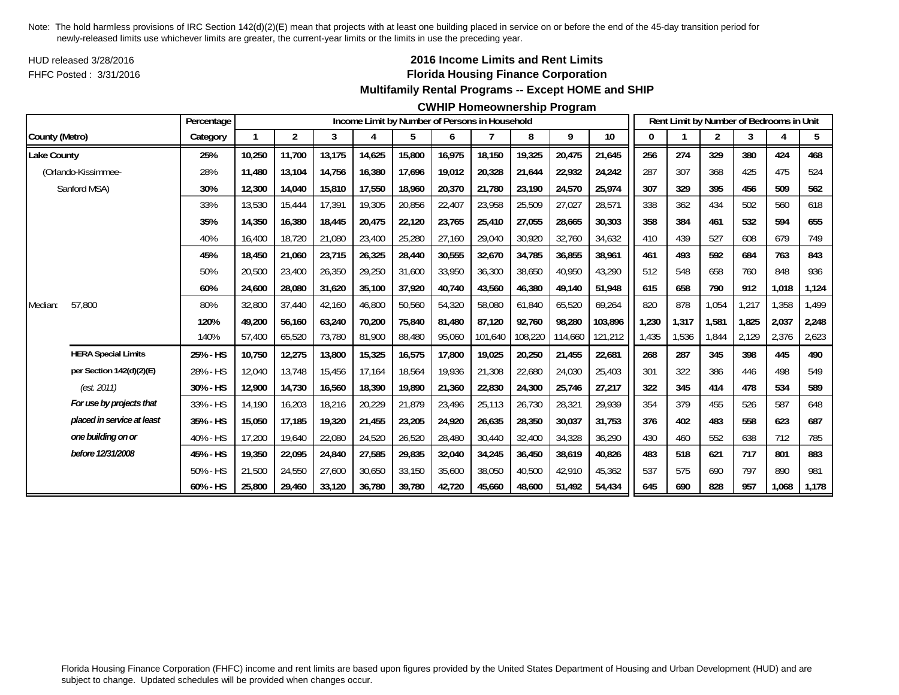Note: The hold harmless provisions of IRC Section 142(d)(2)(E) mean that projects with at least one building placed in service on or before the end of the 45-day transition period for newly-released limits use whichever limits are greater, the current-year limits or the limits in use the preceding year.

HUD released 3/28/2016

FHFC Posted : 3/31/2016

**2016 Income Limits and Rent Limits**

**Florida Housing Finance Corporation**

**Multifamily Rental Programs -- Except HOME and SHIP**

**CWHIP Homeownership Program**

| County (Metro) | | Percentage Category | Income Limit by Number of Persons in Household 1 | 2 | 3 | 4 | 5 | 6 | 7 | 8 | 9 | 10 | Rent Limit by Number of Bedrooms in Unit 0 | 1 | 2 | 3 | 4 | 5 |
|---|---|---|---|---|---|---|---|---|---|---|---|---|---|---|---|---|---|---|
| **Lake County** | | **25%** | **10,250** | **11,700** | **13,175** | **14,625** | **15,800** | **16,975** | **18,150** | **19,325** | **20,475** | **21,645** | **256** | **274** | **329** | **380** | **424** | **468** |
| (Orlando-Kissimmee- | | 28% | 11,480 | 13,104 | 14,756 | 16,380 | 17,696 | 19,012 | 20,328 | 21,644 | 22,932 | 24,242 | 287 | 307 | 368 | 425 | 475 | 524 |
| Sanford MSA) | | **30%** | **12,300** | **14,040** | **15,810** | **17,550** | **18,960** | **20,370** | **21,780** | **23,190** | **24,570** | **25,974** | **307** | **329** | **395** | **456** | **509** | **562** |
| | | 33% | 13,530 | 15,444 | 17,391 | 19,305 | 20,856 | 22,407 | 23,958 | 25,509 | 27,027 | 28,571 | 338 | 362 | 434 | 502 | 560 | 618 |
| | | **35%** | **14,350** | **16,380** | **18,445** | **20,475** | **22,120** | **23,765** | **25,410** | **27,055** | **28,665** | **30,303** | **358** | **384** | **461** | **532** | **594** | **655** |
| | | 40% | 16,400 | 18,720 | 21,080 | 23,400 | 25,280 | 27,160 | 29,040 | 30,920 | 32,760 | 34,632 | 410 | 439 | 527 | 608 | 679 | 749 |
| | | **45%** | **18,450** | **21,060** | **23,715** | **26,325** | **28,440** | **30,555** | **32,670** | **34,785** | **36,855** | **38,961** | **461** | **493** | **592** | **684** | **763** | **843** |
| | | 50% | 20,500 | 23,400 | 26,350 | 29,250 | 31,600 | 33,950 | 36,300 | 38,650 | 40,950 | 43,290 | 512 | 548 | 658 | 760 | 848 | 936 |
| | | **60%** | **24,600** | **28,080** | **31,620** | **35,100** | **37,920** | **40,740** | **43,560** | **46,380** | **49,140** | **51,948** | **615** | **658** | **790** | **912** | **1,018** | **1,124** |
| Median: | 57,800 | 80% | 32,800 | 37,440 | 42,160 | 46,800 | 50,560 | 54,320 | 58,080 | 61,840 | 65,520 | 69,264 | 820 | 878 | 1,054 | 1,217 | 1,358 | 1,499 |
| | | **120%** | **49,200** | **56,160** | **63,240** | **70,200** | **75,840** | **81,480** | **87,120** | **92,760** | **98,280** | **103,896** | **1,230** | **1,317** | **1,581** | **1,825** | **2,037** | **2,248** |
| | | 140% | 57,400 | 65,520 | 73,780 | 81,900 | 88,480 | 95,060 | 101,640 | 108,220 | 114,660 | 121,212 | 1,435 | 1,536 | 1,844 | 2,129 | 2,376 | 2,623 |
| | **HERA Special Limits** | **25% - HS** | **10,750** | **12,275** | **13,800** | **15,325** | **16,575** | **17,800** | **19,025** | **20,250** | **21,455** | **22,681** | **268** | **287** | **345** | **398** | **445** | **490** |
| | **per Section 142(d)(2)(E)** | 28% - HS | 12,040 | 13,748 | 15,456 | 17,164 | 18,564 | 19,936 | 21,308 | 22,680 | 24,030 | 25,403 | 301 | 322 | 386 | 446 | 498 | 549 |
| | *(est. 2011)* | **30% - HS** | **12,900** | **14,730** | **16,560** | **18,390** | **19,890** | **21,360** | **22,830** | **24,300** | **25,746** | **27,217** | **322** | **345** | **414** | **478** | **534** | **589** |
| | ***For use by projects that*** | 33% - HS | 14,190 | 16,203 | 18,216 | 20,229 | 21,879 | 23,496 | 25,113 | 26,730 | 28,321 | 29,939 | 354 | 379 | 455 | 526 | 587 | 648 |
| | ***placed in service at least*** | **35% - HS** | **15,050** | **17,185** | **19,320** | **21,455** | **23,205** | **24,920** | **26,635** | **28,350** | **30,037** | **31,753** | **376** | **402** | **483** | **558** | **623** | **687** |
| | ***one building on or*** | 40% - HS | 17,200 | 19,640 | 22,080 | 24,520 | 26,520 | 28,480 | 30,440 | 32,400 | 34,328 | 36,290 | 430 | 460 | 552 | 638 | 712 | 785 |
| | ***before 12/31/2008*** | **45% - HS** | **19,350** | **22,095** | **24,840** | **27,585** | **29,835** | **32,040** | **34,245** | **36,450** | **38,619** | **40,826** | **483** | **518** | **621** | **717** | **801** | **883** |
| | | 50% - HS | 21,500 | 24,550 | 27,600 | 30,650 | 33,150 | 35,600 | 38,050 | 40,500 | 42,910 | 45,362 | 537 | 575 | 690 | 797 | 890 | 981 |
| | | **60% - HS** | **25,800** | **29,460** | **33,120** | **36,780** | **39,780** | **42,720** | **45,660** | **48,600** | **51,492** | **54,434** | **645** | **690** | **828** | **957** | **1,068** | **1,178** |

Florida Housing Finance Corporation (FHFC) income and rent limits are based upon figures provided by the United States Department of Housing and Urban Development (HUD) and are subject to change. Updated schedules will be provided when changes occur.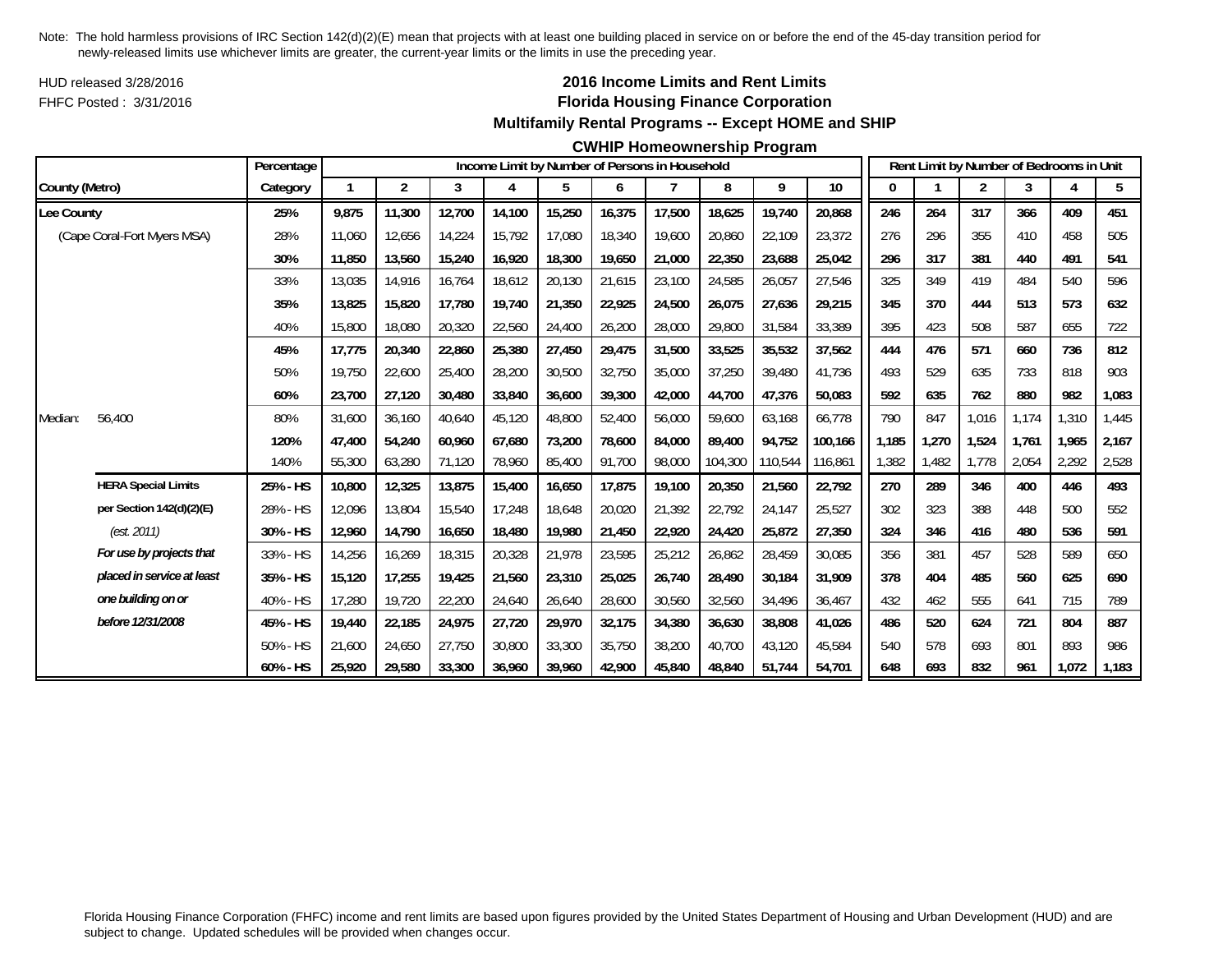Note: The hold harmless provisions of IRC Section 142(d)(2)(E) mean that projects with at least one building placed in service on or before the end of the 45-day transition period for newly-released limits use whichever limits are greater, the current-year limits or the limits in use the preceding year.

HUD released 3/28/2016

FHFC Posted : 3/31/2016

# 2016 Income Limits and Rent Limits

## Florida Housing Finance Corporation

## Multifamily Rental Programs -- Except HOME and SHIP

## CWHIP Homeownership Program

| County (Metro) | | Percentage Category | Income Limit by Number of Persons in Household | | | | | | | | | | Rent Limit by Number of Bedrooms in Unit | | | | | |
|---|---|---|---|---|---|---|---|---|---|---|---|---|---|---|---|---|---|---|
| | | | 1 | 2 | 3 | 4 | 5 | 6 | 7 | 8 | 9 | 10 | 0 | 1 | 2 | 3 | 4 | 5 |
| **Lee County** | | **25%** | **9,875** | **11,300** | **12,700** | **14,100** | **15,250** | **16,375** | **17,500** | **18,625** | **19,740** | **20,868** | **246** | **264** | **317** | **366** | **409** | **451** |
| (Cape Coral-Fort Myers MSA) | | 28% | 11,060 | 12,656 | 14,224 | 15,792 | 17,080 | 18,340 | 19,600 | 20,860 | 22,109 | 23,372 | 276 | 296 | 355 | 410 | 458 | 505 |
| | | **30%** | **11,850** | **13,560** | **15,240** | **16,920** | **18,300** | **19,650** | **21,000** | **22,350** | **23,688** | **25,042** | **296** | **317** | **381** | **440** | **491** | **541** |
| | | 33% | 13,035 | 14,916 | 16,764 | 18,612 | 20,130 | 21,615 | 23,100 | 24,585 | 26,057 | 27,546 | 325 | 349 | 419 | 484 | 540 | 596 |
| | | **35%** | **13,825** | **15,820** | **17,780** | **19,740** | **21,350** | **22,925** | **24,500** | **26,075** | **27,636** | **29,215** | **345** | **370** | **444** | **513** | **573** | **632** |
| | | 40% | 15,800 | 18,080 | 20,320 | 22,560 | 24,400 | 26,200 | 28,000 | 29,800 | 31,584 | 33,389 | 395 | 423 | 508 | 587 | 655 | 722 |
| | | **45%** | **17,775** | **20,340** | **22,860** | **25,380** | **27,450** | **29,475** | **31,500** | **33,525** | **35,532** | **37,562** | **444** | **476** | **571** | **660** | **736** | **812** |
| | | 50% | 19,750 | 22,600 | 25,400 | 28,200 | 30,500 | 32,750 | 35,000 | 37,250 | 39,480 | 41,736 | 493 | 529 | 635 | 733 | 818 | 903 |
| | | **60%** | **23,700** | **27,120** | **30,480** | **33,840** | **36,600** | **39,300** | **42,000** | **44,700** | **47,376** | **50,083** | **592** | **635** | **762** | **880** | **982** | **1,083** |
| Median: | 56,400 | 80% | 31,600 | 36,160 | 40,640 | 45,120 | 48,800 | 52,400 | 56,000 | 59,600 | 63,168 | 66,778 | 790 | 847 | 1,016 | 1,174 | 1,310 | 1,445 |
| | | **120%** | **47,400** | **54,240** | **60,960** | **67,680** | **73,200** | **78,600** | **84,000** | **89,400** | **94,752** | **100,166** | **1,185** | **1,270** | **1,524** | **1,761** | **1,965** | **2,167** |
| | | 140% | 55,300 | 63,280 | 71,120 | 78,960 | 85,400 | 91,700 | 98,000 | 104,300 | 110,544 | 116,861 | 1,382 | 1,482 | 1,778 | 2,054 | 2,292 | 2,528 |
| | **HERA Special Limits** | **25% - HS** | **10,800** | **12,325** | **13,875** | **15,400** | **16,650** | **17,875** | **19,100** | **20,350** | **21,560** | **22,792** | **270** | **289** | **346** | **400** | **446** | **493** |
| | **per Section 142(d)(2)(E)** | 28% - HS | 12,096 | 13,804 | 15,540 | 17,248 | 18,648 | 20,020 | 21,392 | 22,792 | 24,147 | 25,527 | 302 | 323 | 388 | 448 | 500 | 552 |
| | *(est. 2011)* | **30% - HS** | **12,960** | **14,790** | **16,650** | **18,480** | **19,980** | **21,450** | **22,920** | **24,420** | **25,872** | **27,350** | **324** | **346** | **416** | **480** | **536** | **591** |
| | ***For use by projects that*** | 33% - HS | 14,256 | 16,269 | 18,315 | 20,328 | 21,978 | 23,595 | 25,212 | 26,862 | 28,459 | 30,085 | 356 | 381 | 457 | 528 | 589 | 650 |
| | ***placed in service at least*** | **35% - HS** | **15,120** | **17,255** | **19,425** | **21,560** | **23,310** | **25,025** | **26,740** | **28,490** | **30,184** | **31,909** | **378** | **404** | **485** | **560** | **625** | **690** |
| | ***one building on or*** | 40% - HS | 17,280 | 19,720 | 22,200 | 24,640 | 26,640 | 28,600 | 30,560 | 32,560 | 34,496 | 36,467 | 432 | 462 | 555 | 641 | 715 | 789 |
| | ***before 12/31/2008*** | **45% - HS** | **19,440** | **22,185** | **24,975** | **27,720** | **29,970** | **32,175** | **34,380** | **36,630** | **38,808** | **41,026** | **486** | **520** | **624** | **721** | **804** | **887** |
| | | 50% - HS | 21,600 | 24,650 | 27,750 | 30,800 | 33,300 | 35,750 | 38,200 | 40,700 | 43,120 | 45,584 | 540 | 578 | 693 | 801 | 893 | 986 |
| | | **60% - HS** | **25,920** | **29,580** | **33,300** | **36,960** | **39,960** | **42,900** | **45,840** | **48,840** | **51,744** | **54,701** | **648** | **693** | **832** | **961** | **1,072** | **1,183** |

Florida Housing Finance Corporation (FHFC) income and rent limits are based upon figures provided by the United States Department of Housing and Urban Development (HUD) and are subject to change. Updated schedules will be provided when changes occur.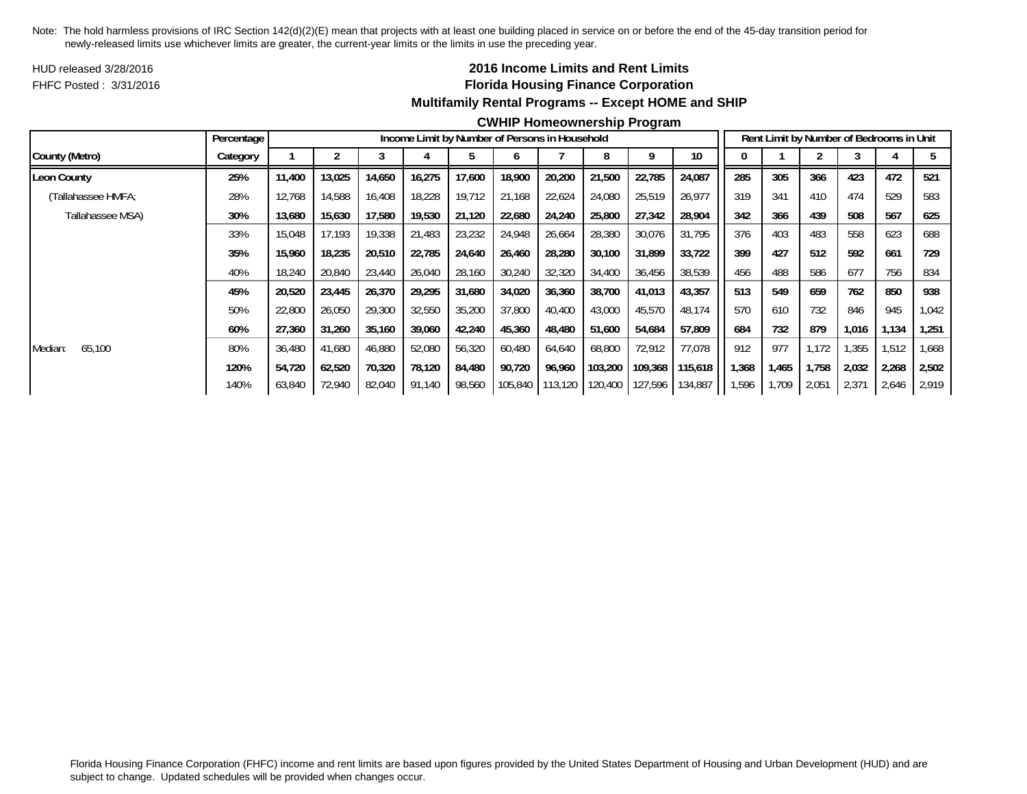Note: The hold harmless provisions of IRC Section 142(d)(2)(E) mean that projects with at least one building placed in service on or before the end of the 45-day transition period for newly-released limits use whichever limits are greater, the current-year limits or the limits in use the preceding year.

HUD released 3/28/2016

FHFC Posted : 3/31/2016

## 2016 Income Limits and Rent Limits
## Florida Housing Finance Corporation
### Multifamily Rental Programs -- Except HOME and SHIP
### CWHIP Homeownership Program

| | Percentage | Income Limit by Number of Persons in Household | | | | | | | | | | Rent Limit by Number of Bedrooms in Unit | | | | | |
|---|---|---|---|---|---|---|---|---|---|---|---|---|---|---|---|---|---|
| County (Metro) | Category | 1 | 2 | 3 | 4 | 5 | 6 | 7 | 8 | 9 | 10 | 0 | 1 | 2 | 3 | 4 | 5 |
| **Leon County** | **25%** | **11,400** | **13,025** | **14,650** | **16,275** | **17,600** | **18,900** | **20,200** | **21,500** | **22,785** | **24,087** | **285** | **305** | **366** | **423** | **472** | **521** |
| (Tallahassee HMFA; | 28% | 12,768 | 14,588 | 16,408 | 18,228 | 19,712 | 21,168 | 22,624 | 24,080 | 25,519 | 26,977 | 319 | 341 | 410 | 474 | 529 | 583 |
| Tallahassee MSA) | **30%** | **13,680** | **15,630** | **17,580** | **19,530** | **21,120** | **22,680** | **24,240** | **25,800** | **27,342** | **28,904** | **342** | **366** | **439** | **508** | **567** | **625** |
| | 33% | 15,048 | 17,193 | 19,338 | 21,483 | 23,232 | 24,948 | 26,664 | 28,380 | 30,076 | 31,795 | 376 | 403 | 483 | 558 | 623 | 688 |
| | **35%** | **15,960** | **18,235** | **20,510** | **22,785** | **24,640** | **26,460** | **28,280** | **30,100** | **31,899** | **33,722** | **399** | **427** | **512** | **592** | **661** | **729** |
| | 40% | 18,240 | 20,840 | 23,440 | 26,040 | 28,160 | 30,240 | 32,320 | 34,400 | 36,456 | 38,539 | 456 | 488 | 586 | 677 | 756 | 834 |
| | **45%** | **20,520** | **23,445** | **26,370** | **29,295** | **31,680** | **34,020** | **36,360** | **38,700** | **41,013** | **43,357** | **513** | **549** | **659** | **762** | **850** | **938** |
| | 50% | 22,800 | 26,050 | 29,300 | 32,550 | 35,200 | 37,800 | 40,400 | 43,000 | 45,570 | 48,174 | 570 | 610 | 732 | 846 | 945 | 1,042 |
| | **60%** | **27,360** | **31,260** | **35,160** | **39,060** | **42,240** | **45,360** | **48,480** | **51,600** | **54,684** | **57,809** | **684** | **732** | **879** | **1,016** | **1,134** | **1,251** |
| Median: 65,100 | 80% | 36,480 | 41,680 | 46,880 | 52,080 | 56,320 | 60,480 | 64,640 | 68,800 | 72,912 | 77,078 | 912 | 977 | 1,172 | 1,355 | 1,512 | 1,668 |
| | **120%** | **54,720** | **62,520** | **70,320** | **78,120** | **84,480** | **90,720** | **96,960** | **103,200** | **109,368** | **115,618** | **1,368** | **1,465** | **1,758** | **2,032** | **2,268** | **2,502** |
| | 140% | 63,840 | 72,940 | 82,040 | 91,140 | 98,560 | 105,840 | 113,120 | 120,400 | 127,596 | 134,887 | 1,596 | 1,709 | 2,051 | 2,371 | 2,646 | 2,919 |

Florida Housing Finance Corporation (FHFC) income and rent limits are based upon figures provided by the United States Department of Housing and Urban Development (HUD) and are subject to change. Updated schedules will be provided when changes occur.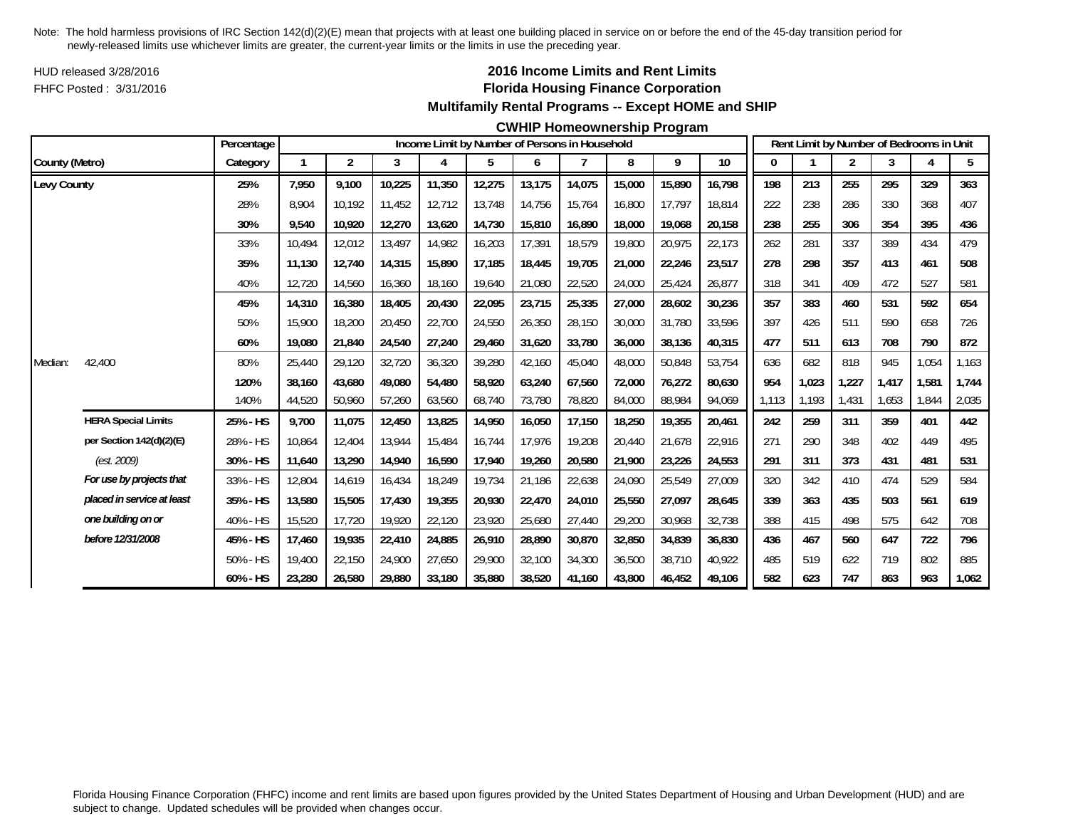Note: The hold harmless provisions of IRC Section 142(d)(2)(E) mean that projects with at least one building placed in service on or before the end of the 45-day transition period for newly-released limits use whichever limits are greater, the current-year limits or the limits in use the preceding year.

HUD released 3/28/2016

FHFC Posted : 3/31/2016

## 2016 Income Limits and Rent Limits
## Florida Housing Finance Corporation
## Multifamily Rental Programs -- Except HOME and SHIP
## CWHIP Homeownership Program

| | | Percentage | Income Limit by Number of Persons in Household | | | | | | | | | | Rent Limit by Number of Bedrooms in Unit | | | | | |
|---|---|---|---|---|---|---|---|---|---|---|---|---|---|---|---|---|---|---|
| County (Metro) | | Category | 1 | 2 | 3 | 4 | 5 | 6 | 7 | 8 | 9 | 10 | 0 | 1 | 2 | 3 | 4 | 5 |
| **Levy County** | | **25%** | **7,950** | **9,100** | **10,225** | **11,350** | **12,275** | **13,175** | **14,075** | **15,000** | **15,890** | **16,798** | **198** | **213** | **255** | **295** | **329** | **363** |
| | | 28% | 8,904 | 10,192 | 11,452 | 12,712 | 13,748 | 14,756 | 15,764 | 16,800 | 17,797 | 18,814 | 222 | 238 | 286 | 330 | 368 | 407 |
| | | **30%** | **9,540** | **10,920** | **12,270** | **13,620** | **14,730** | **15,810** | **16,890** | **18,000** | **19,068** | **20,158** | **238** | **255** | **306** | **354** | **395** | **436** |
| | | 33% | 10,494 | 12,012 | 13,497 | 14,982 | 16,203 | 17,391 | 18,579 | 19,800 | 20,975 | 22,173 | 262 | 281 | 337 | 389 | 434 | 479 |
| | | **35%** | **11,130** | **12,740** | **14,315** | **15,890** | **17,185** | **18,445** | **19,705** | **21,000** | **22,246** | **23,517** | **278** | **298** | **357** | **413** | **461** | **508** |
| | | 40% | 12,720 | 14,560 | 16,360 | 18,160 | 19,640 | 21,080 | 22,520 | 24,000 | 25,424 | 26,877 | 318 | 341 | 409 | 472 | 527 | 581 |
| | | **45%** | **14,310** | **16,380** | **18,405** | **20,430** | **22,095** | **23,715** | **25,335** | **27,000** | **28,602** | **30,236** | **357** | **383** | **460** | **531** | **592** | **654** |
| | | 50% | 15,900 | 18,200 | 20,450 | 22,700 | 24,550 | 26,350 | 28,150 | 30,000 | 31,780 | 33,596 | 397 | 426 | 511 | 590 | 658 | 726 |
| | | **60%** | **19,080** | **21,840** | **24,540** | **27,240** | **29,460** | **31,620** | **33,780** | **36,000** | **38,136** | **40,315** | **477** | **511** | **613** | **708** | **790** | **872** |
| Median: | 42,400 | 80% | 25,440 | 29,120 | 32,720 | 36,320 | 39,280 | 42,160 | 45,040 | 48,000 | 50,848 | 53,754 | 636 | 682 | 818 | 945 | 1,054 | 1,163 |
| | | **120%** | **38,160** | **43,680** | **49,080** | **54,480** | **58,920** | **63,240** | **67,560** | **72,000** | **76,272** | **80,630** | **954** | **1,023** | **1,227** | **1,417** | **1,581** | **1,744** |
| | | 140% | 44,520 | 50,960 | 57,260 | 63,560 | 68,740 | 73,780 | 78,820 | 84,000 | 88,984 | 94,069 | 1,113 | 1,193 | 1,431 | 1,653 | 1,844 | 2,035 |
| | **HERA Special Limits** | **25% - HS** | **9,700** | **11,075** | **12,450** | **13,825** | **14,950** | **16,050** | **17,150** | **18,250** | **19,355** | **20,461** | **242** | **259** | **311** | **359** | **401** | **442** |
| | **per Section 142(d)(2)(E)** | 28% - HS | 10,864 | 12,404 | 13,944 | 15,484 | 16,744 | 17,976 | 19,208 | 20,440 | 21,678 | 22,916 | 271 | 290 | 348 | 402 | 449 | 495 |
| | *(est. 2009)* | **30% - HS** | **11,640** | **13,290** | **14,940** | **16,590** | **17,940** | **19,260** | **20,580** | **21,900** | **23,226** | **24,553** | **291** | **311** | **373** | **431** | **481** | **531** |
| | ***For use by projects that*** | 33% - HS | 12,804 | 14,619 | 16,434 | 18,249 | 19,734 | 21,186 | 22,638 | 24,090 | 25,549 | 27,009 | 320 | 342 | 410 | 474 | 529 | 584 |
| | ***placed in service at least*** | **35% - HS** | **13,580** | **15,505** | **17,430** | **19,355** | **20,930** | **22,470** | **24,010** | **25,550** | **27,097** | **28,645** | **339** | **363** | **435** | **503** | **561** | **619** |
| | ***one building on or*** | 40% - HS | 15,520 | 17,720 | 19,920 | 22,120 | 23,920 | 25,680 | 27,440 | 29,200 | 30,968 | 32,738 | 388 | 415 | 498 | 575 | 642 | 708 |
| | ***before 12/31/2008*** | **45% - HS** | **17,460** | **19,935** | **22,410** | **24,885** | **26,910** | **28,890** | **30,870** | **32,850** | **34,839** | **36,830** | **436** | **467** | **560** | **647** | **722** | **796** |
| | | 50% - HS | 19,400 | 22,150 | 24,900 | 27,650 | 29,900 | 32,100 | 34,300 | 36,500 | 38,710 | 40,922 | 485 | 519 | 622 | 719 | 802 | 885 |
| | | **60% - HS** | **23,280** | **26,580** | **29,880** | **33,180** | **35,880** | **38,520** | **41,160** | **43,800** | **46,452** | **49,106** | **582** | **623** | **747** | **863** | **963** | **1,062** |

Florida Housing Finance Corporation (FHFC) income and rent limits are based upon figures provided by the United States Department of Housing and Urban Development (HUD) and are subject to change. Updated schedules will be provided when changes occur.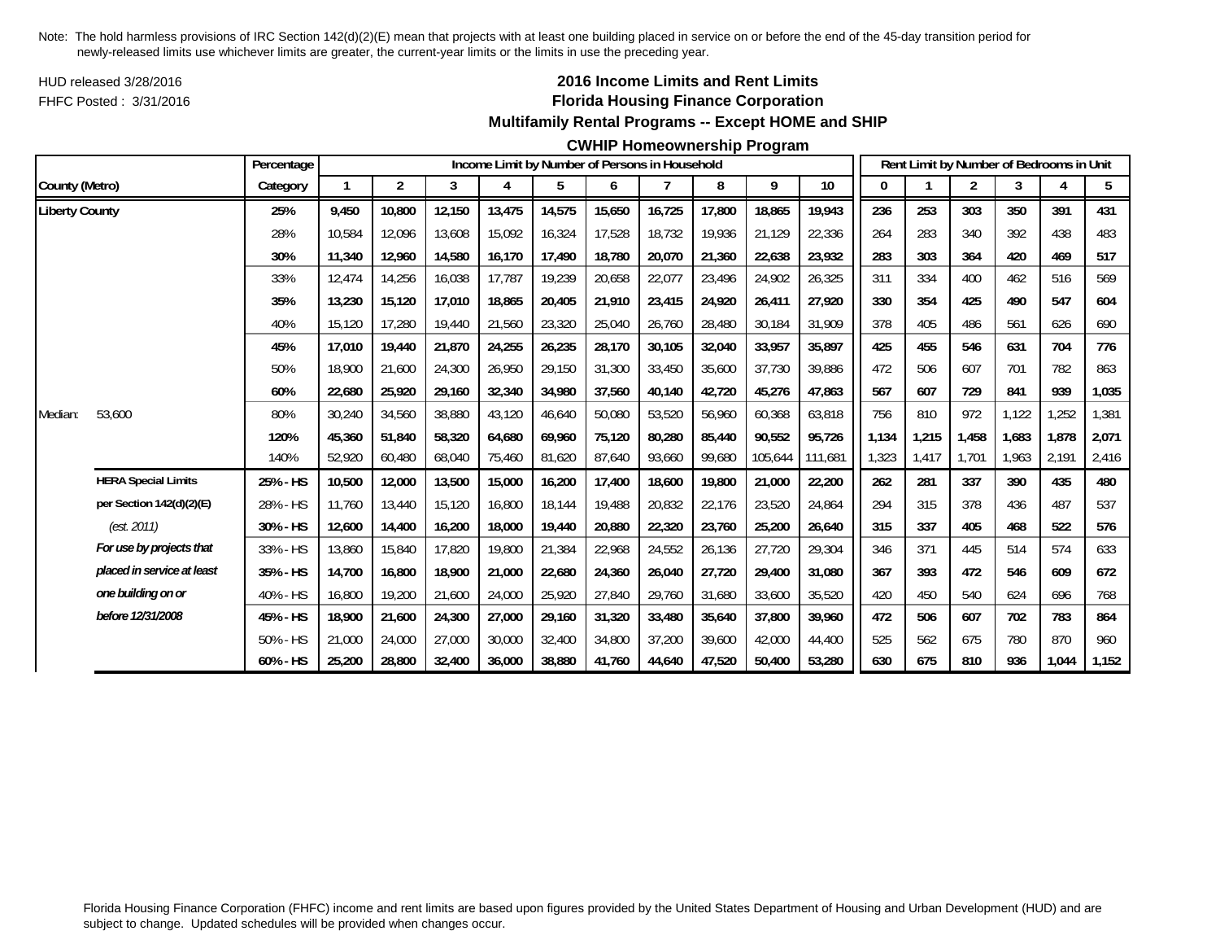Note: The hold harmless provisions of IRC Section 142(d)(2)(E) mean that projects with at least one building placed in service on or before the end of the 45-day transition period for newly-released limits use whichever limits are greater, the current-year limits or the limits in use the preceding year.

HUD released 3/28/2016

FHFC Posted : 3/31/2016

## 2016 Income Limits and Rent Limits
## Florida Housing Finance Corporation
### Multifamily Rental Programs -- Except HOME and SHIP
### CWHIP Homeownership Program

| County (Metro) | | Percentage Category | Income Limit by Number of Persons in Household: 1 | 2 | 3 | 4 | 5 | 6 | 7 | 8 | 9 | 10 | Rent Limit by Number of Bedrooms in Unit: 0 | 1 | 2 | 3 | 4 | 5 |
|---|---|---|---|---|---|---|---|---|---|---|---|---|---|---|---|---|---|---|
| **Liberty County** | | **25%** | **9,450** | **10,800** | **12,150** | **13,475** | **14,575** | **15,650** | **16,725** | **17,800** | **18,865** | **19,943** | **236** | **253** | **303** | **350** | **391** | **431** |
| | | 28% | 10,584 | 12,096 | 13,608 | 15,092 | 16,324 | 17,528 | 18,732 | 19,936 | 21,129 | 22,336 | 264 | 283 | 340 | 392 | 438 | 483 |
| | | **30%** | **11,340** | **12,960** | **14,580** | **16,170** | **17,490** | **18,780** | **20,070** | **21,360** | **22,638** | **23,932** | **283** | **303** | **364** | **420** | **469** | **517** |
| | | 33% | 12,474 | 14,256 | 16,038 | 17,787 | 19,239 | 20,658 | 22,077 | 23,496 | 24,902 | 26,325 | 311 | 334 | 400 | 462 | 516 | 569 |
| | | **35%** | **13,230** | **15,120** | **17,010** | **18,865** | **20,405** | **21,910** | **23,415** | **24,920** | **26,411** | **27,920** | **330** | **354** | **425** | **490** | **547** | **604** |
| | | 40% | 15,120 | 17,280 | 19,440 | 21,560 | 23,320 | 25,040 | 26,760 | 28,480 | 30,184 | 31,909 | 378 | 405 | 486 | 561 | 626 | 690 |
| | | **45%** | **17,010** | **19,440** | **21,870** | **24,255** | **26,235** | **28,170** | **30,105** | **32,040** | **33,957** | **35,897** | **425** | **455** | **546** | **631** | **704** | **776** |
| | | 50% | 18,900 | 21,600 | 24,300 | 26,950 | 29,150 | 31,300 | 33,450 | 35,600 | 37,730 | 39,886 | 472 | 506 | 607 | 701 | 782 | 863 |
| | | **60%** | **22,680** | **25,920** | **29,160** | **32,340** | **34,980** | **37,560** | **40,140** | **42,720** | **45,276** | **47,863** | **567** | **607** | **729** | **841** | **939** | **1,035** |
| Median: | 53,600 | 80% | 30,240 | 34,560 | 38,880 | 43,120 | 46,640 | 50,080 | 53,520 | 56,960 | 60,368 | 63,818 | 756 | 810 | 972 | 1,122 | 1,252 | 1,381 |
| | | **120%** | **45,360** | **51,840** | **58,320** | **64,680** | **69,960** | **75,120** | **80,280** | **85,440** | **90,552** | **95,726** | **1,134** | **1,215** | **1,458** | **1,683** | **1,878** | **2,071** |
| | | 140% | 52,920 | 60,480 | 68,040 | 75,460 | 81,620 | 87,640 | 93,660 | 99,680 | 105,644 | 111,681 | 1,323 | 1,417 | 1,701 | 1,963 | 2,191 | 2,416 |
| | **HERA Special Limits** | **25% - HS** | **10,500** | **12,000** | **13,500** | **15,000** | **16,200** | **17,400** | **18,600** | **19,800** | **21,000** | **22,200** | **262** | **281** | **337** | **390** | **435** | **480** |
| | **per Section 142(d)(2)(E)** | 28% - HS | 11,760 | 13,440 | 15,120 | 16,800 | 18,144 | 19,488 | 20,832 | 22,176 | 23,520 | 24,864 | 294 | 315 | 378 | 436 | 487 | 537 |
| | *(est. 2011)* | **30% - HS** | **12,600** | **14,400** | **16,200** | **18,000** | **19,440** | **20,880** | **22,320** | **23,760** | **25,200** | **26,640** | **315** | **337** | **405** | **468** | **522** | **576** |
| | ***For use by projects that*** | 33% - HS | 13,860 | 15,840 | 17,820 | 19,800 | 21,384 | 22,968 | 24,552 | 26,136 | 27,720 | 29,304 | 346 | 371 | 445 | 514 | 574 | 633 |
| | ***placed in service at least*** | **35% - HS** | **14,700** | **16,800** | **18,900** | **21,000** | **22,680** | **24,360** | **26,040** | **27,720** | **29,400** | **31,080** | **367** | **393** | **472** | **546** | **609** | **672** |
| | ***one building on or*** | 40% - HS | 16,800 | 19,200 | 21,600 | 24,000 | 25,920 | 27,840 | 29,760 | 31,680 | 33,600 | 35,520 | 420 | 450 | 540 | 624 | 696 | 768 |
| | ***before 12/31/2008*** | **45% - HS** | **18,900** | **21,600** | **24,300** | **27,000** | **29,160** | **31,320** | **33,480** | **35,640** | **37,800** | **39,960** | **472** | **506** | **607** | **702** | **783** | **864** |
| | | 50% - HS | 21,000 | 24,000 | 27,000 | 30,000 | 32,400 | 34,800 | 37,200 | 39,600 | 42,000 | 44,400 | 525 | 562 | 675 | 780 | 870 | 960 |
| | | **60% - HS** | **25,200** | **28,800** | **32,400** | **36,000** | **38,880** | **41,760** | **44,640** | **47,520** | **50,400** | **53,280** | **630** | **675** | **810** | **936** | **1,044** | **1,152** |

Florida Housing Finance Corporation (FHFC) income and rent limits are based upon figures provided by the United States Department of Housing and Urban Development (HUD) and are subject to change. Updated schedules will be provided when changes occur.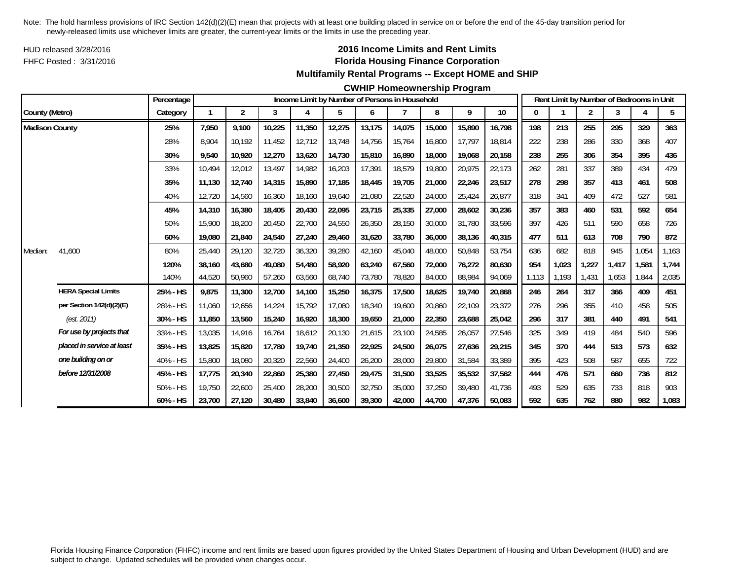Note: The hold harmless provisions of IRC Section 142(d)(2)(E) mean that projects with at least one building placed in service on or before the end of the 45-day transition period for newly-released limits use whichever limits are greater, the current-year limits or the limits in use the preceding year.

HUD released 3/28/2016

FHFC Posted : 3/31/2016

# 2016 Income Limits and Rent Limits
## Florida Housing Finance Corporation
### Multifamily Rental Programs -- Except HOME and SHIP
### CWHIP Homeownership Program

| County (Metro) | | Percentage Category | Income Limit by Number of Persons in Household: 1 | 2 | 3 | 4 | 5 | 6 | 7 | 8 | 9 | 10 | Rent Limit by Number of Bedrooms in Unit: 0 | 1 | 2 | 3 | 4 | 5 |
|---|---|---|---|---|---|---|---|---|---|---|---|---|---|---|---|---|---|---|
| **Madison County** | | **25%** | **7,950** | **9,100** | **10,225** | **11,350** | **12,275** | **13,175** | **14,075** | **15,000** | **15,890** | **16,798** | **198** | **213** | **255** | **295** | **329** | **363** |
| | | 28% | 8,904 | 10,192 | 11,452 | 12,712 | 13,748 | 14,756 | 15,764 | 16,800 | 17,797 | 18,814 | 222 | 238 | 286 | 330 | 368 | 407 |
| | | **30%** | **9,540** | **10,920** | **12,270** | **13,620** | **14,730** | **15,810** | **16,890** | **18,000** | **19,068** | **20,158** | **238** | **255** | **306** | **354** | **395** | **436** |
| | | 33% | 10,494 | 12,012 | 13,497 | 14,982 | 16,203 | 17,391 | 18,579 | 19,800 | 20,975 | 22,173 | 262 | 281 | 337 | 389 | 434 | 479 |
| | | **35%** | **11,130** | **12,740** | **14,315** | **15,890** | **17,185** | **18,445** | **19,705** | **21,000** | **22,246** | **23,517** | **278** | **298** | **357** | **413** | **461** | **508** |
| | | 40% | 12,720 | 14,560 | 16,360 | 18,160 | 19,640 | 21,080 | 22,520 | 24,000 | 25,424 | 26,877 | 318 | 341 | 409 | 472 | 527 | 581 |
| | | **45%** | **14,310** | **16,380** | **18,405** | **20,430** | **22,095** | **23,715** | **25,335** | **27,000** | **28,602** | **30,236** | **357** | **383** | **460** | **531** | **592** | **654** |
| | | 50% | 15,900 | 18,200 | 20,450 | 22,700 | 24,550 | 26,350 | 28,150 | 30,000 | 31,780 | 33,596 | 397 | 426 | 511 | 590 | 658 | 726 |
| | | **60%** | **19,080** | **21,840** | **24,540** | **27,240** | **29,460** | **31,620** | **33,780** | **36,000** | **38,136** | **40,315** | **477** | **511** | **613** | **708** | **790** | **872** |
| Median: | 41,600 | 80% | 25,440 | 29,120 | 32,720 | 36,320 | 39,280 | 42,160 | 45,040 | 48,000 | 50,848 | 53,754 | 636 | 682 | 818 | 945 | 1,054 | 1,163 |
| | | **120%** | **38,160** | **43,680** | **49,080** | **54,480** | **58,920** | **63,240** | **67,560** | **72,000** | **76,272** | **80,630** | **954** | **1,023** | **1,227** | **1,417** | **1,581** | **1,744** |
| | | 140% | 44,520 | 50,960 | 57,260 | 63,560 | 68,740 | 73,780 | 78,820 | 84,000 | 88,984 | 94,069 | 1,113 | 1,193 | 1,431 | 1,653 | 1,844 | 2,035 |
| | **HERA Special Limits** | **25% - HS** | **9,875** | **11,300** | **12,700** | **14,100** | **15,250** | **16,375** | **17,500** | **18,625** | **19,740** | **20,868** | **246** | **264** | **317** | **366** | **409** | **451** |
| | **per Section 142(d)(2)(E)** | 28% - HS | 11,060 | 12,656 | 14,224 | 15,792 | 17,080 | 18,340 | 19,600 | 20,860 | 22,109 | 23,372 | 276 | 296 | 355 | 410 | 458 | 505 |
| | *(est. 2011)* | **30% - HS** | **11,850** | **13,560** | **15,240** | **16,920** | **18,300** | **19,650** | **21,000** | **22,350** | **23,688** | **25,042** | **296** | **317** | **381** | **440** | **491** | **541** |
| | ***For use by projects that*** | 33% - HS | 13,035 | 14,916 | 16,764 | 18,612 | 20,130 | 21,615 | 23,100 | 24,585 | 26,057 | 27,546 | 325 | 349 | 419 | 484 | 540 | 596 |
| | ***placed in service at least*** | **35% - HS** | **13,825** | **15,820** | **17,780** | **19,740** | **21,350** | **22,925** | **24,500** | **26,075** | **27,636** | **29,215** | **345** | **370** | **444** | **513** | **573** | **632** |
| | ***one building on or*** | 40% - HS | 15,800 | 18,080 | 20,320 | 22,560 | 24,400 | 26,200 | 28,000 | 29,800 | 31,584 | 33,389 | 395 | 423 | 508 | 587 | 655 | 722 |
| | ***before 12/31/2008*** | **45% - HS** | **17,775** | **20,340** | **22,860** | **25,380** | **27,450** | **29,475** | **31,500** | **33,525** | **35,532** | **37,562** | **444** | **476** | **571** | **660** | **736** | **812** |
| | | 50% - HS | 19,750 | 22,600 | 25,400 | 28,200 | 30,500 | 32,750 | 35,000 | 37,250 | 39,480 | 41,736 | 493 | 529 | 635 | 733 | 818 | 903 |
| | | **60% - HS** | **23,700** | **27,120** | **30,480** | **33,840** | **36,600** | **39,300** | **42,000** | **44,700** | **47,376** | **50,083** | **592** | **635** | **762** | **880** | **982** | **1,083** |

Florida Housing Finance Corporation (FHFC) income and rent limits are based upon figures provided by the United States Department of Housing and Urban Development (HUD) and are subject to change. Updated schedules will be provided when changes occur.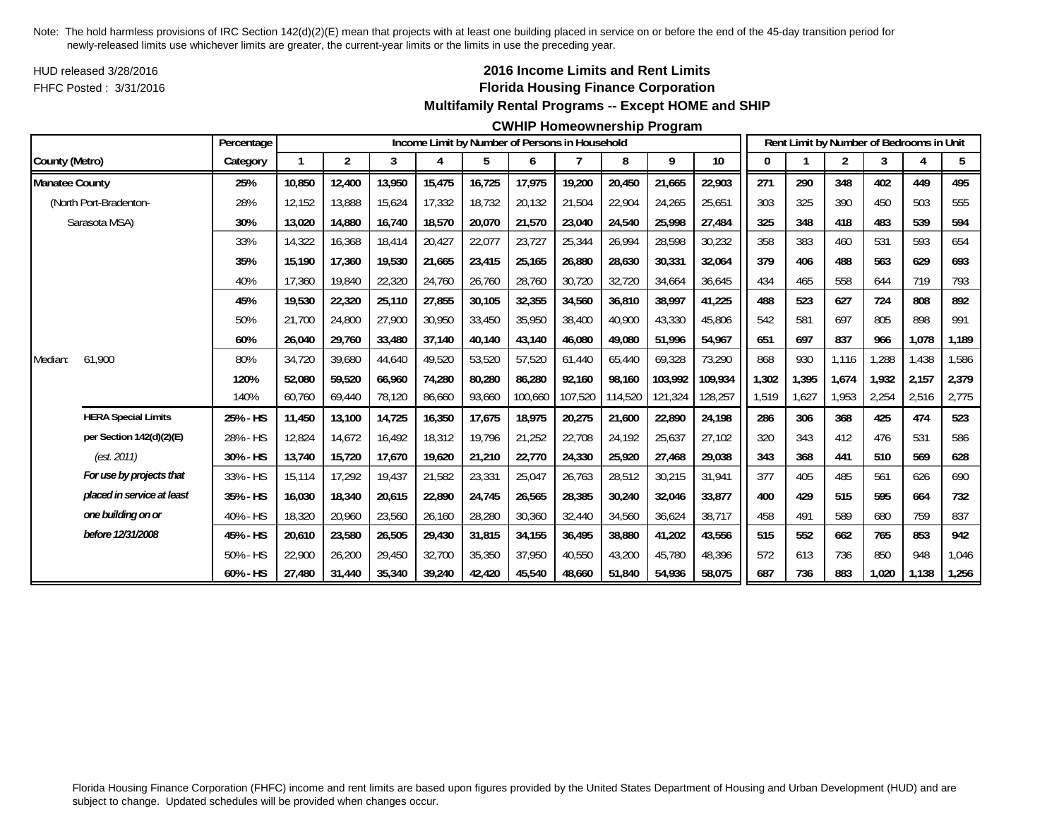Note: The hold harmless provisions of IRC Section 142(d)(2)(E) mean that projects with at least one building placed in service on or before the end of the 45-day transition period for newly-released limits use whichever limits are greater, the current-year limits or the limits in use the preceding year.

HUD released 3/28/2016

FHFC Posted : 3/31/2016

## 2016 Income Limits and Rent Limits
## Florida Housing Finance Corporation
### Multifamily Rental Programs -- Except HOME and SHIP
### CWHIP Homeownership Program

| County (Metro) | | Percentage Category | Income Limit by Number of Persons in Household: 1 | 2 | 3 | 4 | 5 | 6 | 7 | 8 | 9 | 10 | Rent Limit by Number of Bedrooms in Unit: 0 | 1 | 2 | 3 | 4 | 5 |
|---|---|---|---|---|---|---|---|---|---|---|---|---|---|---|---|---|---|---|
| **Manatee County** | | **25%** | **10,850** | **12,400** | **13,950** | **15,475** | **16,725** | **17,975** | **19,200** | **20,450** | **21,665** | **22,903** | **271** | **290** | **348** | **402** | **449** | **495** |
| (North Port-Bradenton- | | 28% | 12,152 | 13,888 | 15,624 | 17,332 | 18,732 | 20,132 | 21,504 | 22,904 | 24,265 | 25,651 | 303 | 325 | 390 | 450 | 503 | 555 |
| Sarasota MSA) | | **30%** | **13,020** | **14,880** | **16,740** | **18,570** | **20,070** | **21,570** | **23,040** | **24,540** | **25,998** | **27,484** | **325** | **348** | **418** | **483** | **539** | **594** |
| | | 33% | 14,322 | 16,368 | 18,414 | 20,427 | 22,077 | 23,727 | 25,344 | 26,994 | 28,598 | 30,232 | 358 | 383 | 460 | 531 | 593 | 654 |
| | | **35%** | **15,190** | **17,360** | **19,530** | **21,665** | **23,415** | **25,165** | **26,880** | **28,630** | **30,331** | **32,064** | **379** | **406** | **488** | **563** | **629** | **693** |
| | | 40% | 17,360 | 19,840 | 22,320 | 24,760 | 26,760 | 28,760 | 30,720 | 32,720 | 34,664 | 36,645 | 434 | 465 | 558 | 644 | 719 | 793 |
| | | **45%** | **19,530** | **22,320** | **25,110** | **27,855** | **30,105** | **32,355** | **34,560** | **36,810** | **38,997** | **41,225** | **488** | **523** | **627** | **724** | **808** | **892** |
| | | 50% | 21,700 | 24,800 | 27,900 | 30,950 | 33,450 | 35,950 | 38,400 | 40,900 | 43,330 | 45,806 | 542 | 581 | 697 | 805 | 898 | 991 |
| | | **60%** | **26,040** | **29,760** | **33,480** | **37,140** | **40,140** | **43,140** | **46,080** | **49,080** | **51,996** | **54,967** | **651** | **697** | **837** | **966** | **1,078** | **1,189** |
| Median: | 61,900 | 80% | 34,720 | 39,680 | 44,640 | 49,520 | 53,520 | 57,520 | 61,440 | 65,440 | 69,328 | 73,290 | 868 | 930 | 1,116 | 1,288 | 1,438 | 1,586 |
| | | **120%** | **52,080** | **59,520** | **66,960** | **74,280** | **80,280** | **86,280** | **92,160** | **98,160** | **103,992** | **109,934** | **1,302** | **1,395** | **1,674** | **1,932** | **2,157** | **2,379** |
| | | 140% | 60,760 | 69,440 | 78,120 | 86,660 | 93,660 | 100,660 | 107,520 | 114,520 | 121,324 | 128,257 | 1,519 | 1,627 | 1,953 | 2,254 | 2,516 | 2,775 |
| | **HERA Special Limits** | **25% - HS** | **11,450** | **13,100** | **14,725** | **16,350** | **17,675** | **18,975** | **20,275** | **21,600** | **22,890** | **24,198** | **286** | **306** | **368** | **425** | **474** | **523** |
| | **per Section 142(d)(2)(E)** | 28% - HS | 12,824 | 14,672 | 16,492 | 18,312 | 19,796 | 21,252 | 22,708 | 24,192 | 25,637 | 27,102 | 320 | 343 | 412 | 476 | 531 | 586 |
| | *(est. 2011)* | **30% - HS** | **13,740** | **15,720** | **17,670** | **19,620** | **21,210** | **22,770** | **24,330** | **25,920** | **27,468** | **29,038** | **343** | **368** | **441** | **510** | **569** | **628** |
| | ***For use by projects that*** | 33% - HS | 15,114 | 17,292 | 19,437 | 21,582 | 23,331 | 25,047 | 26,763 | 28,512 | 30,215 | 31,941 | 377 | 405 | 485 | 561 | 626 | 690 |
| | ***placed in service at least*** | **35% - HS** | **16,030** | **18,340** | **20,615** | **22,890** | **24,745** | **26,565** | **28,385** | **30,240** | **32,046** | **33,877** | **400** | **429** | **515** | **595** | **664** | **732** |
| | ***one building on or*** | 40% - HS | 18,320 | 20,960 | 23,560 | 26,160 | 28,280 | 30,360 | 32,440 | 34,560 | 36,624 | 38,717 | 458 | 491 | 589 | 680 | 759 | 837 |
| | ***before 12/31/2008*** | **45% - HS** | **20,610** | **23,580** | **26,505** | **29,430** | **31,815** | **34,155** | **36,495** | **38,880** | **41,202** | **43,556** | **515** | **552** | **662** | **765** | **853** | **942** |
| | | 50% - HS | 22,900 | 26,200 | 29,450 | 32,700 | 35,350 | 37,950 | 40,550 | 43,200 | 45,780 | 48,396 | 572 | 613 | 736 | 850 | 948 | 1,046 |
| | | **60% - HS** | **27,480** | **31,440** | **35,340** | **39,240** | **42,420** | **45,540** | **48,660** | **51,840** | **54,936** | **58,075** | **687** | **736** | **883** | **1,020** | **1,138** | **1,256** |

Florida Housing Finance Corporation (FHFC) income and rent limits are based upon figures provided by the United States Department of Housing and Urban Development (HUD) and are subject to change. Updated schedules will be provided when changes occur.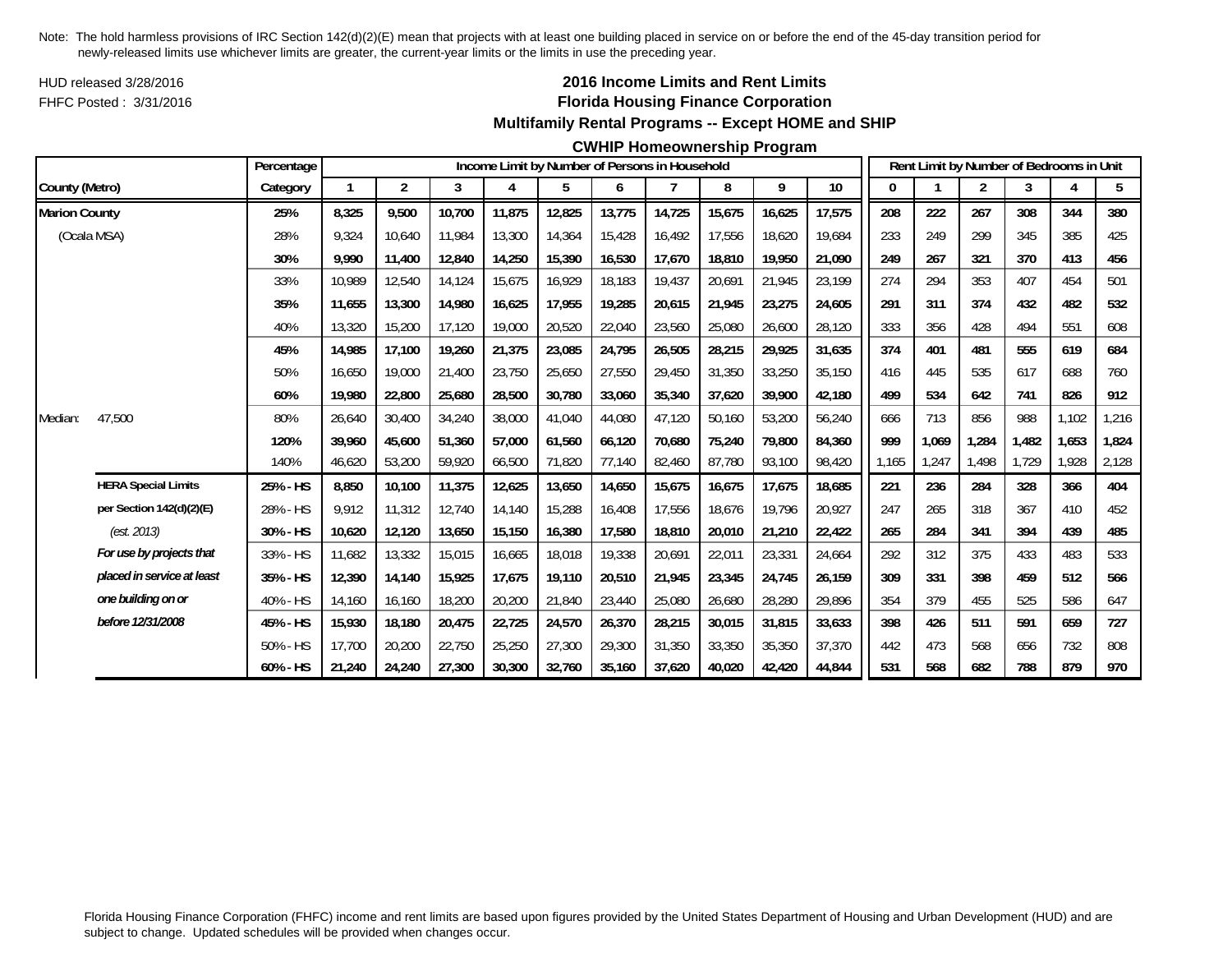Note: The hold harmless provisions of IRC Section 142(d)(2)(E) mean that projects with at least one building placed in service on or before the end of the 45-day transition period for newly-released limits use whichever limits are greater, the current-year limits or the limits in use the preceding year.

HUD released 3/28/2016

FHFC Posted : 3/31/2016

## 2016 Income Limits and Rent Limits
## Florida Housing Finance Corporation
## Multifamily Rental Programs -- Except HOME and SHIP
## CWHIP Homeownership Program

| County (Metro) | | Percentage Category | Income Limit by Number of Persons in Household: 1 | 2 | 3 | 4 | 5 | 6 | 7 | 8 | 9 | 10 | Rent Limit by Number of Bedrooms in Unit: 0 | 1 | 2 | 3 | 4 | 5 |
|---|---|---|---|---|---|---|---|---|---|---|---|---|---|---|---|---|---|---|
| **Marion County** | | **25%** | **8,325** | **9,500** | **10,700** | **11,875** | **12,825** | **13,775** | **14,725** | **15,675** | **16,625** | **17,575** | **208** | **222** | **267** | **308** | **344** | **380** |
| (Ocala MSA) | | 28% | 9,324 | 10,640 | 11,984 | 13,300 | 14,364 | 15,428 | 16,492 | 17,556 | 18,620 | 19,684 | 233 | 249 | 299 | 345 | 385 | 425 |
| | | **30%** | **9,990** | **11,400** | **12,840** | **14,250** | **15,390** | **16,530** | **17,670** | **18,810** | **19,950** | **21,090** | **249** | **267** | **321** | **370** | **413** | **456** |
| | | 33% | 10,989 | 12,540 | 14,124 | 15,675 | 16,929 | 18,183 | 19,437 | 20,691 | 21,945 | 23,199 | 274 | 294 | 353 | 407 | 454 | 501 |
| | | **35%** | **11,655** | **13,300** | **14,980** | **16,625** | **17,955** | **19,285** | **20,615** | **21,945** | **23,275** | **24,605** | **291** | **311** | **374** | **432** | **482** | **532** |
| | | 40% | 13,320 | 15,200 | 17,120 | 19,000 | 20,520 | 22,040 | 23,560 | 25,080 | 26,600 | 28,120 | 333 | 356 | 428 | 494 | 551 | 608 |
| | | **45%** | **14,985** | **17,100** | **19,260** | **21,375** | **23,085** | **24,795** | **26,505** | **28,215** | **29,925** | **31,635** | **374** | **401** | **481** | **555** | **619** | **684** |
| | | 50% | 16,650 | 19,000 | 21,400 | 23,750 | 25,650 | 27,550 | 29,450 | 31,350 | 33,250 | 35,150 | 416 | 445 | 535 | 617 | 688 | 760 |
| | | **60%** | **19,980** | **22,800** | **25,680** | **28,500** | **30,780** | **33,060** | **35,340** | **37,620** | **39,900** | **42,180** | **499** | **534** | **642** | **741** | **826** | **912** |
| Median: | 47,500 | 80% | 26,640 | 30,400 | 34,240 | 38,000 | 41,040 | 44,080 | 47,120 | 50,160 | 53,200 | 56,240 | 666 | 713 | 856 | 988 | 1,102 | 1,216 |
| | | **120%** | **39,960** | **45,600** | **51,360** | **57,000** | **61,560** | **66,120** | **70,680** | **75,240** | **79,800** | **84,360** | **999** | **1,069** | **1,284** | **1,482** | **1,653** | **1,824** |
| | | 140% | 46,620 | 53,200 | 59,920 | 66,500 | 71,820 | 77,140 | 82,460 | 87,780 | 93,100 | 98,420 | 1,165 | 1,247 | 1,498 | 1,729 | 1,928 | 2,128 |
| | **HERA Special Limits** | **25% - HS** | **8,850** | **10,100** | **11,375** | **12,625** | **13,650** | **14,650** | **15,675** | **16,675** | **17,675** | **18,685** | **221** | **236** | **284** | **328** | **366** | **404** |
| | **per Section 142(d)(2)(E)** | 28% - HS | 9,912 | 11,312 | 12,740 | 14,140 | 15,288 | 16,408 | 17,556 | 18,676 | 19,796 | 20,927 | 247 | 265 | 318 | 367 | 410 | 452 |
| | *(est. 2013)* | **30% - HS** | **10,620** | **12,120** | **13,650** | **15,150** | **16,380** | **17,580** | **18,810** | **20,010** | **21,210** | **22,422** | **265** | **284** | **341** | **394** | **439** | **485** |
| | ***For use by projects that*** | 33% - HS | 11,682 | 13,332 | 15,015 | 16,665 | 18,018 | 19,338 | 20,691 | 22,011 | 23,331 | 24,664 | 292 | 312 | 375 | 433 | 483 | 533 |
| | ***placed in service at least*** | **35% - HS** | **12,390** | **14,140** | **15,925** | **17,675** | **19,110** | **20,510** | **21,945** | **23,345** | **24,745** | **26,159** | **309** | **331** | **398** | **459** | **512** | **566** |
| | ***one building on or*** | 40% - HS | 14,160 | 16,160 | 18,200 | 20,200 | 21,840 | 23,440 | 25,080 | 26,680 | 28,280 | 29,896 | 354 | 379 | 455 | 525 | 586 | 647 |
| | ***before 12/31/2008*** | **45% - HS** | **15,930** | **18,180** | **20,475** | **22,725** | **24,570** | **26,370** | **28,215** | **30,015** | **31,815** | **33,633** | **398** | **426** | **511** | **591** | **659** | **727** |
| | | 50% - HS | 17,700 | 20,200 | 22,750 | 25,250 | 27,300 | 29,300 | 31,350 | 33,350 | 35,350 | 37,370 | 442 | 473 | 568 | 656 | 732 | 808 |
| | | **60% - HS** | **21,240** | **24,240** | **27,300** | **30,300** | **32,760** | **35,160** | **37,620** | **40,020** | **42,420** | **44,844** | **531** | **568** | **682** | **788** | **879** | **970** |

Florida Housing Finance Corporation (FHFC) income and rent limits are based upon figures provided by the United States Department of Housing and Urban Development (HUD) and are subject to change. Updated schedules will be provided when changes occur.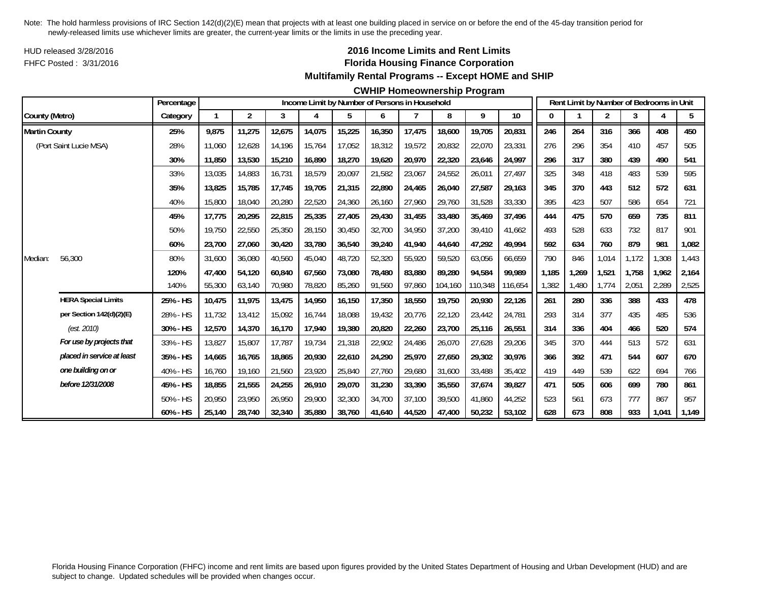Note: The hold harmless provisions of IRC Section 142(d)(2)(E) mean that projects with at least one building placed in service on or before the end of the 45-day transition period for newly-released limits use whichever limits are greater, the current-year limits or the limits in use the preceding year.

HUD released 3/28/2016

FHFC Posted : 3/31/2016

## 2016 Income Limits and Rent Limits
## Florida Housing Finance Corporation
### Multifamily Rental Programs -- Except HOME and SHIP
### CWHIP Homeownership Program

| County (Metro) | | Percentage Category | Income Limit by Number of Persons in Household 1 | 2 | 3 | 4 | 5 | 6 | 7 | 8 | 9 | 10 | Rent Limit by Number of Bedrooms in Unit 0 | 1 | 2 | 3 | 4 | 5 |
|---|---|---|---|---|---|---|---|---|---|---|---|---|---|---|---|---|---|---|
| **Martin County** | | **25%** | **9,875** | **11,275** | **12,675** | **14,075** | **15,225** | **16,350** | **17,475** | **18,600** | **19,705** | **20,831** | **246** | **264** | **316** | **366** | **408** | **450** |
| (Port Saint Lucie MSA) | | 28% | 11,060 | 12,628 | 14,196 | 15,764 | 17,052 | 18,312 | 19,572 | 20,832 | 22,070 | 23,331 | 276 | 296 | 354 | 410 | 457 | 505 |
| | | **30%** | **11,850** | **13,530** | **15,210** | **16,890** | **18,270** | **19,620** | **20,970** | **22,320** | **23,646** | **24,997** | **296** | **317** | **380** | **439** | **490** | **541** |
| | | 33% | 13,035 | 14,883 | 16,731 | 18,579 | 20,097 | 21,582 | 23,067 | 24,552 | 26,011 | 27,497 | 325 | 348 | 418 | 483 | 539 | 595 |
| | | **35%** | **13,825** | **15,785** | **17,745** | **19,705** | **21,315** | **22,890** | **24,465** | **26,040** | **27,587** | **29,163** | **345** | **370** | **443** | **512** | **572** | **631** |
| | | 40% | 15,800 | 18,040 | 20,280 | 22,520 | 24,360 | 26,160 | 27,960 | 29,760 | 31,528 | 33,330 | 395 | 423 | 507 | 586 | 654 | 721 |
| | | **45%** | **17,775** | **20,295** | **22,815** | **25,335** | **27,405** | **29,430** | **31,455** | **33,480** | **35,469** | **37,496** | **444** | **475** | **570** | **659** | **735** | **811** |
| | | 50% | 19,750 | 22,550 | 25,350 | 28,150 | 30,450 | 32,700 | 34,950 | 37,200 | 39,410 | 41,662 | 493 | 528 | 633 | 732 | 817 | 901 |
| | | **60%** | **23,700** | **27,060** | **30,420** | **33,780** | **36,540** | **39,240** | **41,940** | **44,640** | **47,292** | **49,994** | **592** | **634** | **760** | **879** | **981** | **1,082** |
| Median: | 56,300 | 80% | 31,600 | 36,080 | 40,560 | 45,040 | 48,720 | 52,320 | 55,920 | 59,520 | 63,056 | 66,659 | 790 | 846 | 1,014 | 1,172 | 1,308 | 1,443 |
| | | **120%** | **47,400** | **54,120** | **60,840** | **67,560** | **73,080** | **78,480** | **83,880** | **89,280** | **94,584** | **99,989** | **1,185** | **1,269** | **1,521** | **1,758** | **1,962** | **2,164** |
| | | 140% | 55,300 | 63,140 | 70,980 | 78,820 | 85,260 | 91,560 | 97,860 | 104,160 | 110,348 | 116,654 | 1,382 | 1,480 | 1,774 | 2,051 | 2,289 | 2,525 |
| | **HERA Special Limits** | **25% - HS** | **10,475** | **11,975** | **13,475** | **14,950** | **16,150** | **17,350** | **18,550** | **19,750** | **20,930** | **22,126** | **261** | **280** | **336** | **388** | **433** | **478** |
| | **per Section 142(d)(2)(E)** | 28% - HS | 11,732 | 13,412 | 15,092 | 16,744 | 18,088 | 19,432 | 20,776 | 22,120 | 23,442 | 24,781 | 293 | 314 | 377 | 435 | 485 | 536 |
| | *(est. 2010)* | **30% - HS** | **12,570** | **14,370** | **16,170** | **17,940** | **19,380** | **20,820** | **22,260** | **23,700** | **25,116** | **26,551** | **314** | **336** | **404** | **466** | **520** | **574** |
| | ***For use by projects that*** | 33% - HS | 13,827 | 15,807 | 17,787 | 19,734 | 21,318 | 22,902 | 24,486 | 26,070 | 27,628 | 29,206 | 345 | 370 | 444 | 513 | 572 | 631 |
| | ***placed in service at least*** | **35% - HS** | **14,665** | **16,765** | **18,865** | **20,930** | **22,610** | **24,290** | **25,970** | **27,650** | **29,302** | **30,976** | **366** | **392** | **471** | **544** | **607** | **670** |
| | ***one building on or*** | 40% - HS | 16,760 | 19,160 | 21,560 | 23,920 | 25,840 | 27,760 | 29,680 | 31,600 | 33,488 | 35,402 | 419 | 449 | 539 | 622 | 694 | 766 |
| | ***before 12/31/2008*** | **45% - HS** | **18,855** | **21,555** | **24,255** | **26,910** | **29,070** | **31,230** | **33,390** | **35,550** | **37,674** | **39,827** | **471** | **505** | **606** | **699** | **780** | **861** |
| | | 50% - HS | 20,950 | 23,950 | 26,950 | 29,900 | 32,300 | 34,700 | 37,100 | 39,500 | 41,860 | 44,252 | 523 | 561 | 673 | 777 | 867 | 957 |
| | | **60% - HS** | **25,140** | **28,740** | **32,340** | **35,880** | **38,760** | **41,640** | **44,520** | **47,400** | **50,232** | **53,102** | **628** | **673** | **808** | **933** | **1,041** | **1,149** |

Florida Housing Finance Corporation (FHFC) income and rent limits are based upon figures provided by the United States Department of Housing and Urban Development (HUD) and are subject to change. Updated schedules will be provided when changes occur.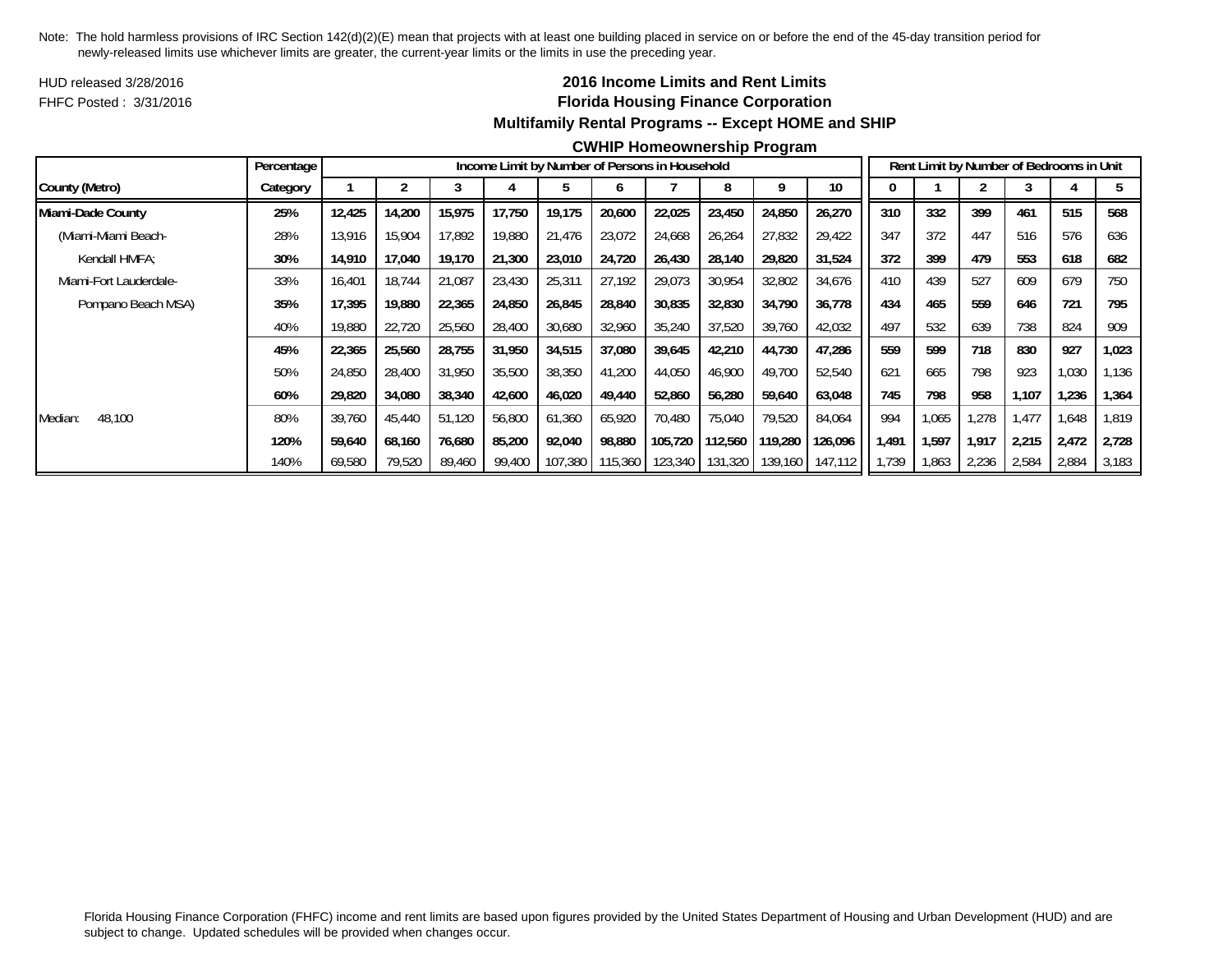Note: The hold harmless provisions of IRC Section 142(d)(2)(E) mean that projects with at least one building placed in service on or before the end of the 45-day transition period for newly-released limits use whichever limits are greater, the current-year limits or the limits in use the preceding year.

HUD released 3/28/2016

FHFC Posted : 3/31/2016

## 2016 Income Limits and Rent Limits
## Florida Housing Finance Corporation
### Multifamily Rental Programs -- Except HOME and SHIP
### CWHIP Homeownership Program

| | Percentage | Income Limit by Number of Persons in Household | | | | | | | | | | Rent Limit by Number of Bedrooms in Unit | | | | | |
|---|---|---|---|---|---|---|---|---|---|---|---|---|---|---|---|---|---|
| **County (Metro)** | **Category** | **1** | **2** | **3** | **4** | **5** | **6** | **7** | **8** | **9** | **10** | **0** | **1** | **2** | **3** | **4** | **5** |
| **Miami-Dade County** | **25%** | **12,425** | **14,200** | **15,975** | **17,750** | **19,175** | **20,600** | **22,025** | **23,450** | **24,850** | **26,270** | **310** | **332** | **399** | **461** | **515** | **568** |
| (Miami-Miami Beach- | 28% | 13,916 | 15,904 | 17,892 | 19,880 | 21,476 | 23,072 | 24,668 | 26,264 | 27,832 | 29,422 | 347 | 372 | 447 | 516 | 576 | 636 |
| Kendall HMFA; | **30%** | **14,910** | **17,040** | **19,170** | **21,300** | **23,010** | **24,720** | **26,430** | **28,140** | **29,820** | **31,524** | **372** | **399** | **479** | **553** | **618** | **682** |
| Miami-Fort Lauderdale- | 33% | 16,401 | 18,744 | 21,087 | 23,430 | 25,311 | 27,192 | 29,073 | 30,954 | 32,802 | 34,676 | 410 | 439 | 527 | 609 | 679 | 750 |
| Pompano Beach MSA) | **35%** | **17,395** | **19,880** | **22,365** | **24,850** | **26,845** | **28,840** | **30,835** | **32,830** | **34,790** | **36,778** | **434** | **465** | **559** | **646** | **721** | **795** |
| | 40% | 19,880 | 22,720 | 25,560 | 28,400 | 30,680 | 32,960 | 35,240 | 37,520 | 39,760 | 42,032 | 497 | 532 | 639 | 738 | 824 | 909 |
| | **45%** | **22,365** | **25,560** | **28,755** | **31,950** | **34,515** | **37,080** | **39,645** | **42,210** | **44,730** | **47,286** | **559** | **599** | **718** | **830** | **927** | **1,023** |
| | 50% | 24,850 | 28,400 | 31,950 | 35,500 | 38,350 | 41,200 | 44,050 | 46,900 | 49,700 | 52,540 | 621 | 665 | 798 | 923 | 1,030 | 1,136 |
| | **60%** | **29,820** | **34,080** | **38,340** | **42,600** | **46,020** | **49,440** | **52,860** | **56,280** | **59,640** | **63,048** | **745** | **798** | **958** | **1,107** | **1,236** | **1,364** |
| Median: 48,100 | 80% | 39,760 | 45,440 | 51,120 | 56,800 | 61,360 | 65,920 | 70,480 | 75,040 | 79,520 | 84,064 | 994 | 1,065 | 1,278 | 1,477 | 1,648 | 1,819 |
| | **120%** | **59,640** | **68,160** | **76,680** | **85,200** | **92,040** | **98,880** | **105,720** | **112,560** | **119,280** | **126,096** | **1,491** | **1,597** | **1,917** | **2,215** | **2,472** | **2,728** |
| | 140% | 69,580 | 79,520 | 89,460 | 99,400 | 107,380 | 115,360 | 123,340 | 131,320 | 139,160 | 147,112 | 1,739 | 1,863 | 2,236 | 2,584 | 2,884 | 3,183 |

Florida Housing Finance Corporation (FHFC) income and rent limits are based upon figures provided by the United States Department of Housing and Urban Development (HUD) and are subject to change. Updated schedules will be provided when changes occur.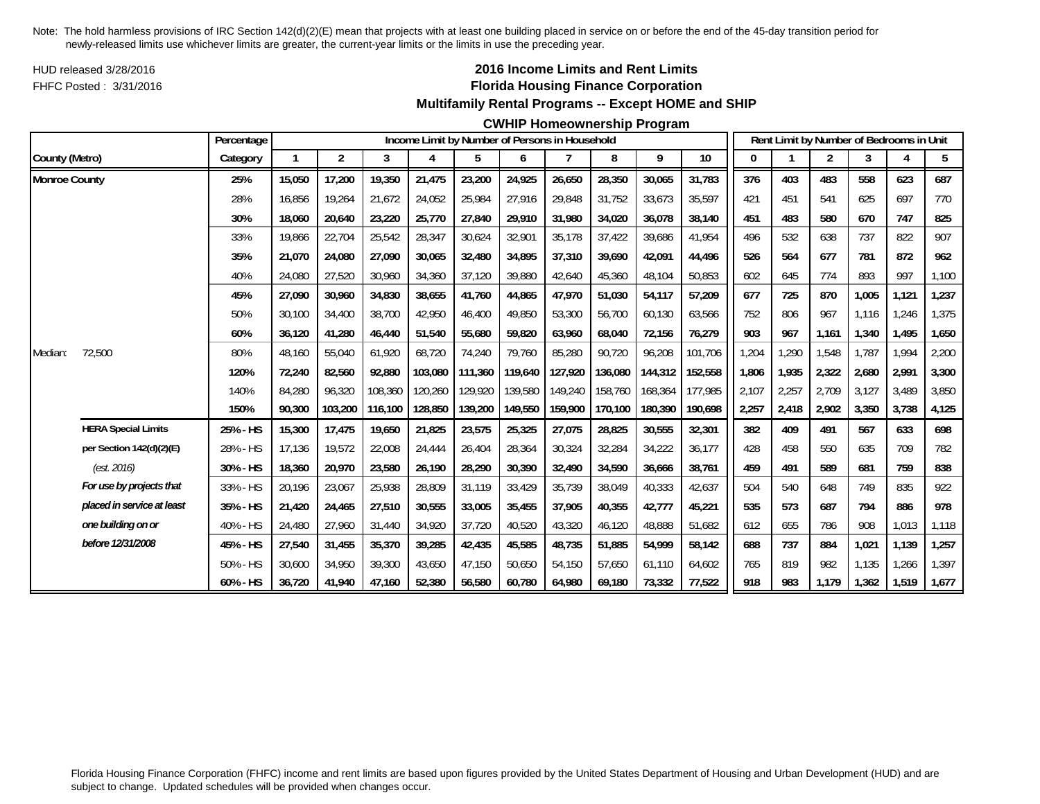Note: The hold harmless provisions of IRC Section 142(d)(2)(E) mean that projects with at least one building placed in service on or before the end of the 45-day transition period for newly-released limits use whichever limits are greater, the current-year limits or the limits in use the preceding year.

HUD released 3/28/2016

FHFC Posted : 3/31/2016

## 2016 Income Limits and Rent Limits
## Florida Housing Finance Corporation
### Multifamily Rental Programs -- Except HOME and SHIP
### CWHIP Homeownership Program

| | | Percentage | Income Limit by Number of Persons in Household | | | | | | | | | | Rent Limit by Number of Bedrooms in Unit | | | | | |
|---|---|---|---|---|---|---|---|---|---|---|---|---|---|---|---|---|---|---|
| County (Metro) | | Category | 1 | 2 | 3 | 4 | 5 | 6 | 7 | 8 | 9 | 10 | 0 | 1 | 2 | 3 | 4 | 5 |
| **Monroe County** | | **25%** | **15,050** | **17,200** | **19,350** | **21,475** | **23,200** | **24,925** | **26,650** | **28,350** | **30,065** | **31,783** | **376** | **403** | **483** | **558** | **623** | **687** |
| | | 28% | 16,856 | 19,264 | 21,672 | 24,052 | 25,984 | 27,916 | 29,848 | 31,752 | 33,673 | 35,597 | 421 | 451 | 541 | 625 | 697 | 770 |
| | | **30%** | **18,060** | **20,640** | **23,220** | **25,770** | **27,840** | **29,910** | **31,980** | **34,020** | **36,078** | **38,140** | **451** | **483** | **580** | **670** | **747** | **825** |
| | | 33% | 19,866 | 22,704 | 25,542 | 28,347 | 30,624 | 32,901 | 35,178 | 37,422 | 39,686 | 41,954 | 496 | 532 | 638 | 737 | 822 | 907 |
| | | **35%** | **21,070** | **24,080** | **27,090** | **30,065** | **32,480** | **34,895** | **37,310** | **39,690** | **42,091** | **44,496** | **526** | **564** | **677** | **781** | **872** | **962** |
| | | 40% | 24,080 | 27,520 | 30,960 | 34,360 | 37,120 | 39,880 | 42,640 | 45,360 | 48,104 | 50,853 | 602 | 645 | 774 | 893 | 997 | 1,100 |
| | | **45%** | **27,090** | **30,960** | **34,830** | **38,655** | **41,760** | **44,865** | **47,970** | **51,030** | **54,117** | **57,209** | **677** | **725** | **870** | **1,005** | **1,121** | **1,237** |
| | | 50% | 30,100 | 34,400 | 38,700 | 42,950 | 46,400 | 49,850 | 53,300 | 56,700 | 60,130 | 63,566 | 752 | 806 | 967 | 1,116 | 1,246 | 1,375 |
| | | **60%** | **36,120** | **41,280** | **46,440** | **51,540** | **55,680** | **59,820** | **63,960** | **68,040** | **72,156** | **76,279** | **903** | **967** | **1,161** | **1,340** | **1,495** | **1,650** |
| Median: | 72,500 | 80% | 48,160 | 55,040 | 61,920 | 68,720 | 74,240 | 79,760 | 85,280 | 90,720 | 96,208 | 101,706 | 1,204 | 1,290 | 1,548 | 1,787 | 1,994 | 2,200 |
| | | **120%** | **72,240** | **82,560** | **92,880** | **103,080** | **111,360** | **119,640** | **127,920** | **136,080** | **144,312** | **152,558** | **1,806** | **1,935** | **2,322** | **2,680** | **2,991** | **3,300** |
| | | 140% | 84,280 | 96,320 | 108,360 | 120,260 | 129,920 | 139,580 | 149,240 | 158,760 | 168,364 | 177,985 | 2,107 | 2,257 | 2,709 | 3,127 | 3,489 | 3,850 |
| | | **150%** | **90,300** | **103,200** | **116,100** | **128,850** | **139,200** | **149,550** | **159,900** | **170,100** | **180,390** | **190,698** | **2,257** | **2,418** | **2,902** | **3,350** | **3,738** | **4,125** |
| | **HERA Special Limits** | **25% - HS** | **15,300** | **17,475** | **19,650** | **21,825** | **23,575** | **25,325** | **27,075** | **28,825** | **30,555** | **32,301** | **382** | **409** | **491** | **567** | **633** | **698** |
| | **per Section 142(d)(2)(E)** | 28% - HS | 17,136 | 19,572 | 22,008 | 24,444 | 26,404 | 28,364 | 30,324 | 32,284 | 34,222 | 36,177 | 428 | 458 | 550 | 635 | 709 | 782 |
| | *(est. 2016)* | **30% - HS** | **18,360** | **20,970** | **23,580** | **26,190** | **28,290** | **30,390** | **32,490** | **34,590** | **36,666** | **38,761** | **459** | **491** | **589** | **681** | **759** | **838** |
| | ***For use by projects that*** | 33% - HS | 20,196 | 23,067 | 25,938 | 28,809 | 31,119 | 33,429 | 35,739 | 38,049 | 40,333 | 42,637 | 504 | 540 | 648 | 749 | 835 | 922 |
| | ***placed in service at least*** | **35% - HS** | **21,420** | **24,465** | **27,510** | **30,555** | **33,005** | **35,455** | **37,905** | **40,355** | **42,777** | **45,221** | **535** | **573** | **687** | **794** | **886** | **978** |
| | ***one building on or*** | 40% - HS | 24,480 | 27,960 | 31,440 | 34,920 | 37,720 | 40,520 | 43,320 | 46,120 | 48,888 | 51,682 | 612 | 655 | 786 | 908 | 1,013 | 1,118 |
| | ***before 12/31/2008*** | **45% - HS** | **27,540** | **31,455** | **35,370** | **39,285** | **42,435** | **45,585** | **48,735** | **51,885** | **54,999** | **58,142** | **688** | **737** | **884** | **1,021** | **1,139** | **1,257** |
| | | 50% - HS | 30,600 | 34,950 | 39,300 | 43,650 | 47,150 | 50,650 | 54,150 | 57,650 | 61,110 | 64,602 | 765 | 819 | 982 | 1,135 | 1,266 | 1,397 |
| | | **60% - HS** | **36,720** | **41,940** | **47,160** | **52,380** | **56,580** | **60,780** | **64,980** | **69,180** | **73,332** | **77,522** | **918** | **983** | **1,179** | **1,362** | **1,519** | **1,677** |

Florida Housing Finance Corporation (FHFC) income and rent limits are based upon figures provided by the United States Department of Housing and Urban Development (HUD) and are subject to change. Updated schedules will be provided when changes occur.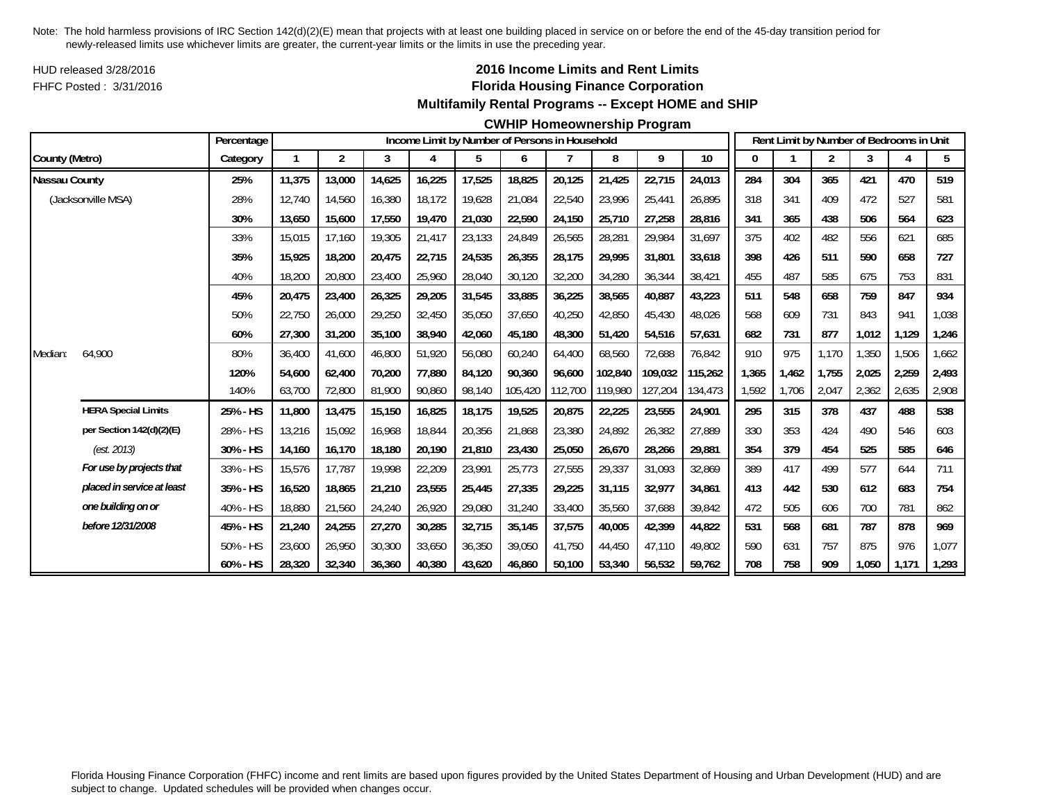Note: The hold harmless provisions of IRC Section 142(d)(2)(E) mean that projects with at least one building placed in service on or before the end of the 45-day transition period for newly-released limits use whichever limits are greater, the current-year limits or the limits in use the preceding year.

HUD released 3/28/2016

FHFC Posted : 3/31/2016

# 2016 Income Limits and Rent Limits
## Florida Housing Finance Corporation
### Multifamily Rental Programs -- Except HOME and SHIP
### CWHIP Homeownership Program

| County (Metro) | | Percentage Category | Income Limit by Number of Persons in Household: 1 | 2 | 3 | 4 | 5 | 6 | 7 | 8 | 9 | 10 | Rent Limit by Number of Bedrooms in Unit: 0 | 1 | 2 | 3 | 4 | 5 |
|---|---|---|---|---|---|---|---|---|---|---|---|---|---|---|---|---|---|---|
| **Nassau County** | | **25%** | **11,375** | **13,000** | **14,625** | **16,225** | **17,525** | **18,825** | **20,125** | **21,425** | **22,715** | **24,013** | **284** | **304** | **365** | **421** | **470** | **519** |
| (Jacksonville MSA) | | 28% | 12,740 | 14,560 | 16,380 | 18,172 | 19,628 | 21,084 | 22,540 | 23,996 | 25,441 | 26,895 | 318 | 341 | 409 | 472 | 527 | 581 |
| | | **30%** | **13,650** | **15,600** | **17,550** | **19,470** | **21,030** | **22,590** | **24,150** | **25,710** | **27,258** | **28,816** | **341** | **365** | **438** | **506** | **564** | **623** |
| | | 33% | 15,015 | 17,160 | 19,305 | 21,417 | 23,133 | 24,849 | 26,565 | 28,281 | 29,984 | 31,697 | 375 | 402 | 482 | 556 | 621 | 685 |
| | | **35%** | **15,925** | **18,200** | **20,475** | **22,715** | **24,535** | **26,355** | **28,175** | **29,995** | **31,801** | **33,618** | **398** | **426** | **511** | **590** | **658** | **727** |
| | | 40% | 18,200 | 20,800 | 23,400 | 25,960 | 28,040 | 30,120 | 32,200 | 34,280 | 36,344 | 38,421 | 455 | 487 | 585 | 675 | 753 | 831 |
| | | **45%** | **20,475** | **23,400** | **26,325** | **29,205** | **31,545** | **33,885** | **36,225** | **38,565** | **40,887** | **43,223** | **511** | **548** | **658** | **759** | **847** | **934** |
| | | 50% | 22,750 | 26,000 | 29,250 | 32,450 | 35,050 | 37,650 | 40,250 | 42,850 | 45,430 | 48,026 | 568 | 609 | 731 | 843 | 941 | 1,038 |
| | | **60%** | **27,300** | **31,200** | **35,100** | **38,940** | **42,060** | **45,180** | **48,300** | **51,420** | **54,516** | **57,631** | **682** | **731** | **877** | **1,012** | **1,129** | **1,246** |
| Median: | 64,900 | 80% | 36,400 | 41,600 | 46,800 | 51,920 | 56,080 | 60,240 | 64,400 | 68,560 | 72,688 | 76,842 | 910 | 975 | 1,170 | 1,350 | 1,506 | 1,662 |
| | | **120%** | **54,600** | **62,400** | **70,200** | **77,880** | **84,120** | **90,360** | **96,600** | **102,840** | **109,032** | **115,262** | **1,365** | **1,462** | **1,755** | **2,025** | **2,259** | **2,493** |
| | | 140% | 63,700 | 72,800 | 81,900 | 90,860 | 98,140 | 105,420 | 112,700 | 119,980 | 127,204 | 134,473 | 1,592 | 1,706 | 2,047 | 2,362 | 2,635 | 2,908 |
| | **HERA Special Limits** | **25% - HS** | **11,800** | **13,475** | **15,150** | **16,825** | **18,175** | **19,525** | **20,875** | **22,225** | **23,555** | **24,901** | **295** | **315** | **378** | **437** | **488** | **538** |
| | **per Section 142(d)(2)(E)** | 28% - HS | 13,216 | 15,092 | 16,968 | 18,844 | 20,356 | 21,868 | 23,380 | 24,892 | 26,382 | 27,889 | 330 | 353 | 424 | 490 | 546 | 603 |
| | *(est. 2013)* | **30% - HS** | **14,160** | **16,170** | **18,180** | **20,190** | **21,810** | **23,430** | **25,050** | **26,670** | **28,266** | **29,881** | **354** | **379** | **454** | **525** | **585** | **646** |
| | ***For use by projects that*** | 33% - HS | 15,576 | 17,787 | 19,998 | 22,209 | 23,991 | 25,773 | 27,555 | 29,337 | 31,093 | 32,869 | 389 | 417 | 499 | 577 | 644 | 711 |
| | ***placed in service at least*** | **35% - HS** | **16,520** | **18,865** | **21,210** | **23,555** | **25,445** | **27,335** | **29,225** | **31,115** | **32,977** | **34,861** | **413** | **442** | **530** | **612** | **683** | **754** |
| | ***one building on or*** | 40% - HS | 18,880 | 21,560 | 24,240 | 26,920 | 29,080 | 31,240 | 33,400 | 35,560 | 37,688 | 39,842 | 472 | 505 | 606 | 700 | 781 | 862 |
| | ***before 12/31/2008*** | **45% - HS** | **21,240** | **24,255** | **27,270** | **30,285** | **32,715** | **35,145** | **37,575** | **40,005** | **42,399** | **44,822** | **531** | **568** | **681** | **787** | **878** | **969** |
| | | 50% - HS | 23,600 | 26,950 | 30,300 | 33,650 | 36,350 | 39,050 | 41,750 | 44,450 | 47,110 | 49,802 | 590 | 631 | 757 | 875 | 976 | 1,077 |
| | | **60% - HS** | **28,320** | **32,340** | **36,360** | **40,380** | **43,620** | **46,860** | **50,100** | **53,340** | **56,532** | **59,762** | **708** | **758** | **909** | **1,050** | **1,171** | **1,293** |

Florida Housing Finance Corporation (FHFC) income and rent limits are based upon figures provided by the United States Department of Housing and Urban Development (HUD) and are subject to change. Updated schedules will be provided when changes occur.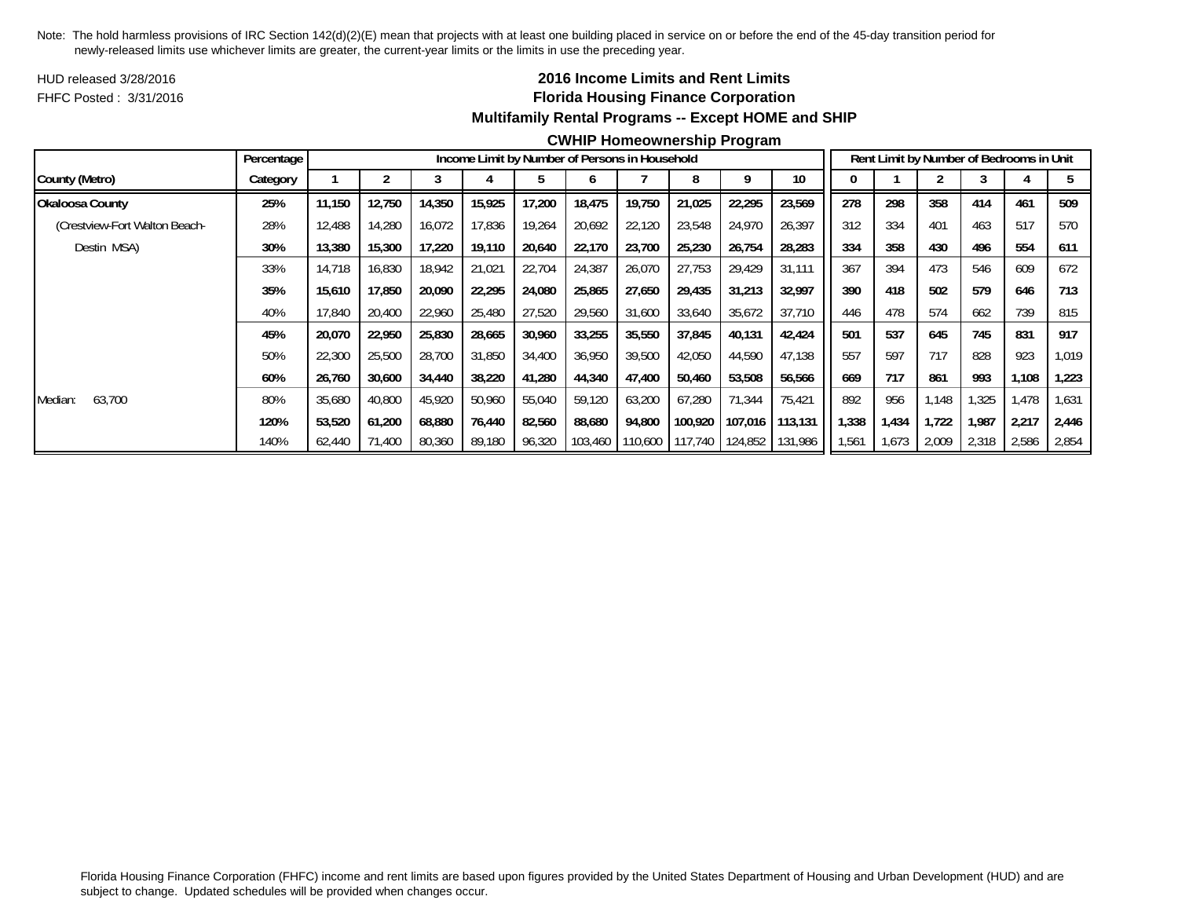Note: The hold harmless provisions of IRC Section 142(d)(2)(E) mean that projects with at least one building placed in service on or before the end of the 45-day transition period for newly-released limits use whichever limits are greater, the current-year limits or the limits in use the preceding year.

HUD released 3/28/2016

FHFC Posted : 3/31/2016

## 2016 Income Limits and Rent Limits
## Florida Housing Finance Corporation
### Multifamily Rental Programs -- Except HOME and SHIP
### CWHIP Homeownership Program

| | Percentage | Income Limit by Number of Persons in Household | | | | | | | | | | Rent Limit by Number of Bedrooms in Unit | | | | | |
|---|---|---|---|---|---|---|---|---|---|---|---|---|---|---|---|---|---|
| County (Metro) | Category | 1 | 2 | 3 | 4 | 5 | 6 | 7 | 8 | 9 | 10 | 0 | 1 | 2 | 3 | 4 | 5 |
| **Okaloosa County** | **25%** | **11,150** | **12,750** | **14,350** | **15,925** | **17,200** | **18,475** | **19,750** | **21,025** | **22,295** | **23,569** | **278** | **298** | **358** | **414** | **461** | **509** |
| (Crestview-Fort Walton Beach- | 28% | 12,488 | 14,280 | 16,072 | 17,836 | 19,264 | 20,692 | 22,120 | 23,548 | 24,970 | 26,397 | 312 | 334 | 401 | 463 | 517 | 570 |
| Destin MSA) | **30%** | **13,380** | **15,300** | **17,220** | **19,110** | **20,640** | **22,170** | **23,700** | **25,230** | **26,754** | **28,283** | **334** | **358** | **430** | **496** | **554** | **611** |
| | 33% | 14,718 | 16,830 | 18,942 | 21,021 | 22,704 | 24,387 | 26,070 | 27,753 | 29,429 | 31,111 | 367 | 394 | 473 | 546 | 609 | 672 |
| | **35%** | **15,610** | **17,850** | **20,090** | **22,295** | **24,080** | **25,865** | **27,650** | **29,435** | **31,213** | **32,997** | **390** | **418** | **502** | **579** | **646** | **713** |
| | 40% | 17,840 | 20,400 | 22,960 | 25,480 | 27,520 | 29,560 | 31,600 | 33,640 | 35,672 | 37,710 | 446 | 478 | 574 | 662 | 739 | 815 |
| | **45%** | **20,070** | **22,950** | **25,830** | **28,665** | **30,960** | **33,255** | **35,550** | **37,845** | **40,131** | **42,424** | **501** | **537** | **645** | **745** | **831** | **917** |
| | 50% | 22,300 | 25,500 | 28,700 | 31,850 | 34,400 | 36,950 | 39,500 | 42,050 | 44,590 | 47,138 | 557 | 597 | 717 | 828 | 923 | 1,019 |
| | **60%** | **26,760** | **30,600** | **34,440** | **38,220** | **41,280** | **44,340** | **47,400** | **50,460** | **53,508** | **56,566** | **669** | **717** | **861** | **993** | **1,108** | **1,223** |
| Median: 63,700 | 80% | 35,680 | 40,800 | 45,920 | 50,960 | 55,040 | 59,120 | 63,200 | 67,280 | 71,344 | 75,421 | 892 | 956 | 1,148 | 1,325 | 1,478 | 1,631 |
| | **120%** | **53,520** | **61,200** | **68,880** | **76,440** | **82,560** | **88,680** | **94,800** | **100,920** | **107,016** | **113,131** | **1,338** | **1,434** | **1,722** | **1,987** | **2,217** | **2,446** |
| | 140% | 62,440 | 71,400 | 80,360 | 89,180 | 96,320 | 103,460 | 110,600 | 117,740 | 124,852 | 131,986 | 1,561 | 1,673 | 2,009 | 2,318 | 2,586 | 2,854 |

Florida Housing Finance Corporation (FHFC) income and rent limits are based upon figures provided by the United States Department of Housing and Urban Development (HUD) and are subject to change. Updated schedules will be provided when changes occur.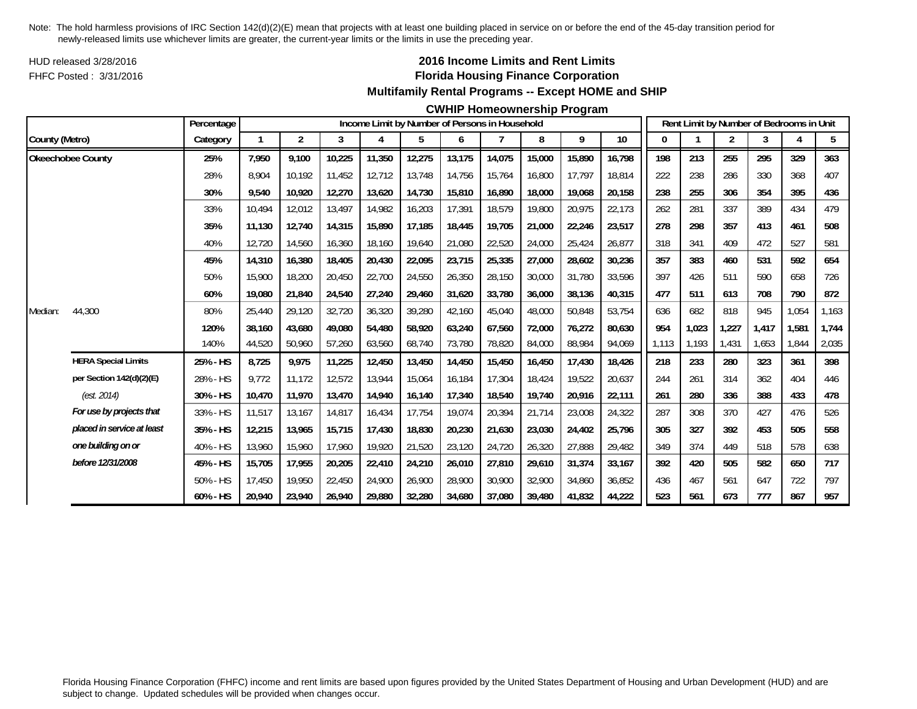Note: The hold harmless provisions of IRC Section 142(d)(2)(E) mean that projects with at least one building placed in service on or before the end of the 45-day transition period for newly-released limits use whichever limits are greater, the current-year limits or the limits in use the preceding year.

HUD released 3/28/2016

FHFC Posted : 3/31/2016

## 2016 Income Limits and Rent Limits
## Florida Housing Finance Corporation
### Multifamily Rental Programs -- Except HOME and SHIP
### CWHIP Homeownership Program

| County (Metro) | | Percentage Category | Income Limit by Number of Persons in Household 1 | 2 | 3 | 4 | 5 | 6 | 7 | 8 | 9 | 10 | Rent Limit by Number of Bedrooms in Unit 0 | 1 | 2 | 3 | 4 | 5 |
|---|---|---|---|---|---|---|---|---|---|---|---|---|---|---|---|---|---|---|
| **Okeechobee County** | | **25%** | **7,950** | **9,100** | **10,225** | **11,350** | **12,275** | **13,175** | **14,075** | **15,000** | **15,890** | **16,798** | **198** | **213** | **255** | **295** | **329** | **363** |
| | | 28% | 8,904 | 10,192 | 11,452 | 12,712 | 13,748 | 14,756 | 15,764 | 16,800 | 17,797 | 18,814 | 222 | 238 | 286 | 330 | 368 | 407 |
| | | **30%** | **9,540** | **10,920** | **12,270** | **13,620** | **14,730** | **15,810** | **16,890** | **18,000** | **19,068** | **20,158** | **238** | **255** | **306** | **354** | **395** | **436** |
| | | 33% | 10,494 | 12,012 | 13,497 | 14,982 | 16,203 | 17,391 | 18,579 | 19,800 | 20,975 | 22,173 | 262 | 281 | 337 | 389 | 434 | 479 |
| | | **35%** | **11,130** | **12,740** | **14,315** | **15,890** | **17,185** | **18,445** | **19,705** | **21,000** | **22,246** | **23,517** | **278** | **298** | **357** | **413** | **461** | **508** |
| | | 40% | 12,720 | 14,560 | 16,360 | 18,160 | 19,640 | 21,080 | 22,520 | 24,000 | 25,424 | 26,877 | 318 | 341 | 409 | 472 | 527 | 581 |
| | | **45%** | **14,310** | **16,380** | **18,405** | **20,430** | **22,095** | **23,715** | **25,335** | **27,000** | **28,602** | **30,236** | **357** | **383** | **460** | **531** | **592** | **654** |
| | | 50% | 15,900 | 18,200 | 20,450 | 22,700 | 24,550 | 26,350 | 28,150 | 30,000 | 31,780 | 33,596 | 397 | 426 | 511 | 590 | 658 | 726 |
| | | **60%** | **19,080** | **21,840** | **24,540** | **27,240** | **29,460** | **31,620** | **33,780** | **36,000** | **38,136** | **40,315** | **477** | **511** | **613** | **708** | **790** | **872** |
| Median: | 44,300 | 80% | 25,440 | 29,120 | 32,720 | 36,320 | 39,280 | 42,160 | 45,040 | 48,000 | 50,848 | 53,754 | 636 | 682 | 818 | 945 | 1,054 | 1,163 |
| | | **120%** | **38,160** | **43,680** | **49,080** | **54,480** | **58,920** | **63,240** | **67,560** | **72,000** | **76,272** | **80,630** | **954** | **1,023** | **1,227** | **1,417** | **1,581** | **1,744** |
| | | 140% | 44,520 | 50,960 | 57,260 | 63,560 | 68,740 | 73,780 | 78,820 | 84,000 | 88,984 | 94,069 | 1,113 | 1,193 | 1,431 | 1,653 | 1,844 | 2,035 |
| | **HERA Special Limits** | **25% - HS** | **8,725** | **9,975** | **11,225** | **12,450** | **13,450** | **14,450** | **15,450** | **16,450** | **17,430** | **18,426** | **218** | **233** | **280** | **323** | **361** | **398** |
| | **per Section 142(d)(2)(E)** | 28% - HS | 9,772 | 11,172 | 12,572 | 13,944 | 15,064 | 16,184 | 17,304 | 18,424 | 19,522 | 20,637 | 244 | 261 | 314 | 362 | 404 | 446 |
| | *(est. 2014)* | **30% - HS** | **10,470** | **11,970** | **13,470** | **14,940** | **16,140** | **17,340** | **18,540** | **19,740** | **20,916** | **22,111** | **261** | **280** | **336** | **388** | **433** | **478** |
| | ***For use by projects that*** | 33% - HS | 11,517 | 13,167 | 14,817 | 16,434 | 17,754 | 19,074 | 20,394 | 21,714 | 23,008 | 24,322 | 287 | 308 | 370 | 427 | 476 | 526 |
| | ***placed in service at least*** | **35% - HS** | **12,215** | **13,965** | **15,715** | **17,430** | **18,830** | **20,230** | **21,630** | **23,030** | **24,402** | **25,796** | **305** | **327** | **392** | **453** | **505** | **558** |
| | ***one building on or*** | 40% - HS | 13,960 | 15,960 | 17,960 | 19,920 | 21,520 | 23,120 | 24,720 | 26,320 | 27,888 | 29,482 | 349 | 374 | 449 | 518 | 578 | 638 |
| | ***before 12/31/2008*** | **45% - HS** | **15,705** | **17,955** | **20,205** | **22,410** | **24,210** | **26,010** | **27,810** | **29,610** | **31,374** | **33,167** | **392** | **420** | **505** | **582** | **650** | **717** |
| | | 50% - HS | 17,450 | 19,950 | 22,450 | 24,900 | 26,900 | 28,900 | 30,900 | 32,900 | 34,860 | 36,852 | 436 | 467 | 561 | 647 | 722 | 797 |
| | | **60% - HS** | **20,940** | **23,940** | **26,940** | **29,880** | **32,280** | **34,680** | **37,080** | **39,480** | **41,832** | **44,222** | **523** | **561** | **673** | **777** | **867** | **957** |

Florida Housing Finance Corporation (FHFC) income and rent limits are based upon figures provided by the United States Department of Housing and Urban Development (HUD) and are subject to change. Updated schedules will be provided when changes occur.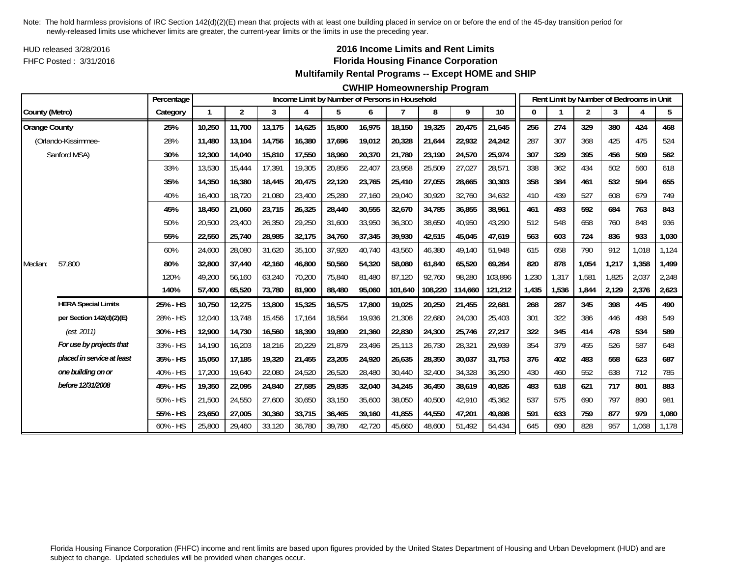Note: The hold harmless provisions of IRC Section 142(d)(2)(E) mean that projects with at least one building placed in service on or before the end of the 45-day transition period for newly-released limits use whichever limits are greater, the current-year limits or the limits in use the preceding year.

HUD released 3/28/2016

FHFC Posted : 3/31/2016

## 2016 Income Limits and Rent Limits
## Florida Housing Finance Corporation
### Multifamily Rental Programs -- Except HOME and SHIP
### CWHIP Homeownership Program

| | | Percentage | Income Limit by Number of Persons in Household | | | | | | | | | | Rent Limit by Number of Bedrooms in Unit | | | | | |
|---|---|---|---|---|---|---|---|---|---|---|---|---|---|---|---|---|---|---|
| County (Metro) | | Category | 1 | 2 | 3 | 4 | 5 | 6 | 7 | 8 | 9 | 10 | 0 | 1 | 2 | 3 | 4 | 5 |
| **Orange County** | | **25%** | **10,250** | **11,700** | **13,175** | **14,625** | **15,800** | **16,975** | **18,150** | **19,325** | **20,475** | **21,645** | **256** | **274** | **329** | **380** | **424** | **468** |
| (Orlando-Kissimmee- | | **28%** | **11,480** | **13,104** | **14,756** | **16,380** | **17,696** | **19,012** | **20,328** | **21,644** | **22,932** | **24,242** | **287** | **307** | **368** | **425** | **475** | **524** |
| Sanford MSA) | | **30%** | **12,300** | **14,040** | **15,810** | **17,550** | **18,960** | **20,370** | **21,780** | **23,190** | **24,570** | **25,974** | **307** | **329** | **395** | **456** | **509** | **562** |
| | | 33% | 13,530 | 15,444 | 17,391 | 19,305 | 20,856 | 22,407 | 23,958 | 25,509 | 27,027 | 28,571 | 338 | 362 | 434 | 502 | 560 | 618 |
| | | **35%** | **14,350** | **16,380** | **18,445** | **20,475** | **22,120** | **23,765** | **25,410** | **27,055** | **28,665** | **30,303** | **358** | **384** | **461** | **532** | **594** | **655** |
| | | 40% | 16,400 | 18,720 | 21,080 | 23,400 | 25,280 | 27,160 | 29,040 | 30,920 | 32,760 | 34,632 | 410 | 439 | 527 | 608 | 679 | 749 |
| | | **45%** | **18,450** | **21,060** | **23,715** | **26,325** | **28,440** | **30,555** | **32,670** | **34,785** | **36,855** | **38,961** | **461** | **493** | **592** | **684** | **763** | **843** |
| | | 50% | 20,500 | 23,400 | 26,350 | 29,250 | 31,600 | 33,950 | 36,300 | 38,650 | 40,950 | 43,290 | 512 | 548 | 658 | 760 | 848 | 936 |
| | | **55%** | **22,550** | **25,740** | **28,985** | **32,175** | **34,760** | **37,345** | **39,930** | **42,515** | **45,045** | **47,619** | **563** | **603** | **724** | **836** | **933** | **1,030** |
| | | 60% | 24,600 | 28,080 | 31,620 | 35,100 | 37,920 | 40,740 | 43,560 | 46,380 | 49,140 | 51,948 | 615 | 658 | 790 | 912 | 1,018 | 1,124 |
| Median: | 57,800 | **80%** | **32,800** | **37,440** | **42,160** | **46,800** | **50,560** | **54,320** | **58,080** | **61,840** | **65,520** | **69,264** | **820** | **878** | **1,054** | **1,217** | **1,358** | **1,499** |
| | | 120% | 49,200 | 56,160 | 63,240 | 70,200 | 75,840 | 81,480 | 87,120 | 92,760 | 98,280 | 103,896 | 1,230 | 1,317 | 1,581 | 1,825 | 2,037 | 2,248 |
| | | **140%** | **57,400** | **65,520** | **73,780** | **81,900** | **88,480** | **95,060** | **101,640** | **108,220** | **114,660** | **121,212** | **1,435** | **1,536** | **1,844** | **2,129** | **2,376** | **2,623** |
| | **HERA Special Limits** | **25% - HS** | **10,750** | **12,275** | **13,800** | **15,325** | **16,575** | **17,800** | **19,025** | **20,250** | **21,455** | **22,681** | **268** | **287** | **345** | **398** | **445** | **490** |
| | **per Section 142(d)(2)(E)** | 28% - HS | 12,040 | 13,748 | 15,456 | 17,164 | 18,564 | 19,936 | 21,308 | 22,680 | 24,030 | 25,403 | 301 | 322 | 386 | 446 | 498 | 549 |
| | *(est. 2011)* | **30% - HS** | **12,900** | **14,730** | **16,560** | **18,390** | **19,890** | **21,360** | **22,830** | **24,300** | **25,746** | **27,217** | **322** | **345** | **414** | **478** | **534** | **589** |
| | ***For use by projects that*** | 33% - HS | 14,190 | 16,203 | 18,216 | 20,229 | 21,879 | 23,496 | 25,113 | 26,730 | 28,321 | 29,939 | 354 | 379 | 455 | 526 | 587 | 648 |
| | ***placed in service at least*** | **35% - HS** | **15,050** | **17,185** | **19,320** | **21,455** | **23,205** | **24,920** | **26,635** | **28,350** | **30,037** | **31,753** | **376** | **402** | **483** | **558** | **623** | **687** |
| | ***one building on or*** | 40% - HS | 17,200 | 19,640 | 22,080 | 24,520 | 26,520 | 28,480 | 30,440 | 32,400 | 34,328 | 36,290 | 430 | 460 | 552 | 638 | 712 | 785 |
| | ***before 12/31/2008*** | **45% - HS** | **19,350** | **22,095** | **24,840** | **27,585** | **29,835** | **32,040** | **34,245** | **36,450** | **38,619** | **40,826** | **483** | **518** | **621** | **717** | **801** | **883** |
| | | 50% - HS | 21,500 | 24,550 | 27,600 | 30,650 | 33,150 | 35,600 | 38,050 | 40,500 | 42,910 | 45,362 | 537 | 575 | 690 | 797 | 890 | 981 |
| | | **55% - HS** | **23,650** | **27,005** | **30,360** | **33,715** | **36,465** | **39,160** | **41,855** | **44,550** | **47,201** | **49,898** | **591** | **633** | **759** | **877** | **979** | **1,080** |
| | | 60% - HS | 25,800 | 29,460 | 33,120 | 36,780 | 39,780 | 42,720 | 45,660 | 48,600 | 51,492 | 54,434 | 645 | 690 | 828 | 957 | 1,068 | 1,178 |

Florida Housing Finance Corporation (FHFC) income and rent limits are based upon figures provided by the United States Department of Housing and Urban Development (HUD) and are subject to change. Updated schedules will be provided when changes occur.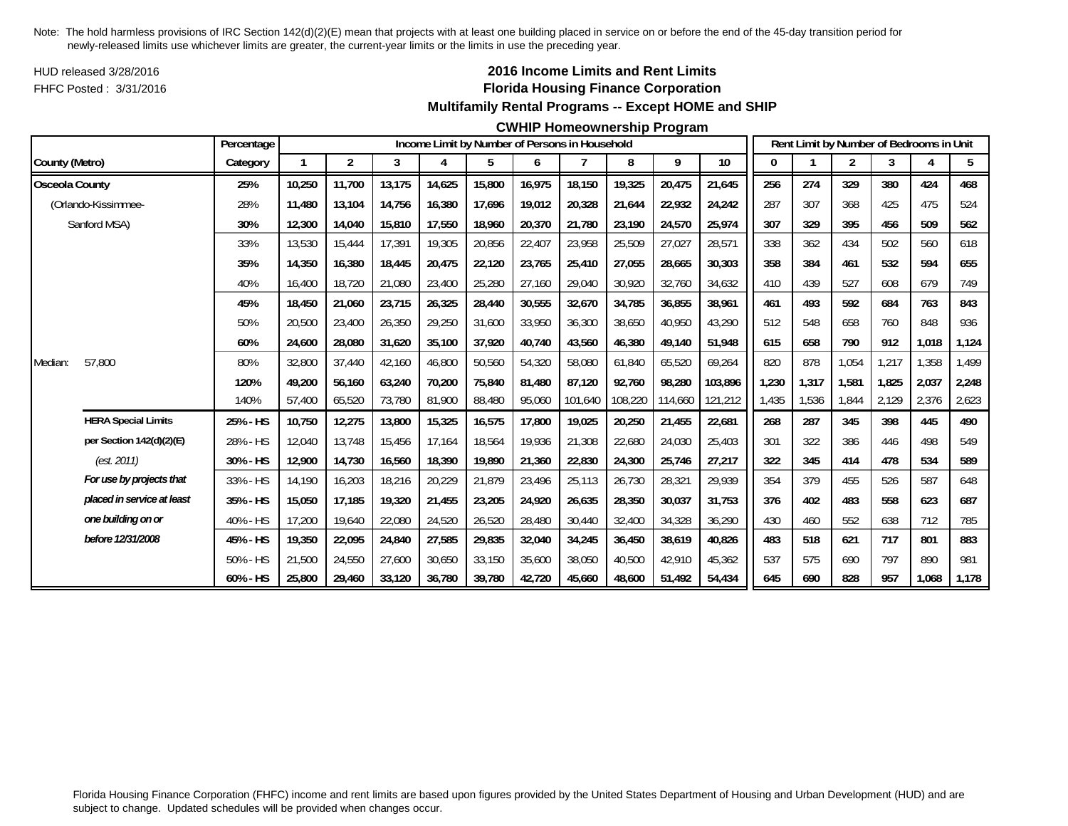Note: The hold harmless provisions of IRC Section 142(d)(2)(E) mean that projects with at least one building placed in service on or before the end of the 45-day transition period for newly-released limits use whichever limits are greater, the current-year limits or the limits in use the preceding year.

HUD released 3/28/2016

FHFC Posted : 3/31/2016

## 2016 Income Limits and Rent Limits
## Florida Housing Finance Corporation
## Multifamily Rental Programs -- Except HOME and SHIP
## CWHIP Homeownership Program

| County (Metro) | | Percentage Category | Income Limit by Number of Persons in Household 1 | 2 | 3 | 4 | 5 | 6 | 7 | 8 | 9 | 10 | Rent Limit by Number of Bedrooms in Unit 0 | 1 | 2 | 3 | 4 | 5 |
|---|---|---|---|---|---|---|---|---|---|---|---|---|---|---|---|---|---|---|
| **Osceola County** | | **25%** | **10,250** | **11,700** | **13,175** | **14,625** | **15,800** | **16,975** | **18,150** | **19,325** | **20,475** | **21,645** | **256** | **274** | **329** | **380** | **424** | **468** |
| (Orlando-Kissimmee- | | 28% | 11,480 | 13,104 | 14,756 | 16,380 | 17,696 | 19,012 | 20,328 | 21,644 | 22,932 | 24,242 | 287 | 307 | 368 | 425 | 475 | 524 |
| Sanford MSA) | | **30%** | **12,300** | **14,040** | **15,810** | **17,550** | **18,960** | **20,370** | **21,780** | **23,190** | **24,570** | **25,974** | **307** | **329** | **395** | **456** | **509** | **562** |
| | | 33% | 13,530 | 15,444 | 17,391 | 19,305 | 20,856 | 22,407 | 23,958 | 25,509 | 27,027 | 28,571 | 338 | 362 | 434 | 502 | 560 | 618 |
| | | **35%** | **14,350** | **16,380** | **18,445** | **20,475** | **22,120** | **23,765** | **25,410** | **27,055** | **28,665** | **30,303** | **358** | **384** | **461** | **532** | **594** | **655** |
| | | 40% | 16,400 | 18,720 | 21,080 | 23,400 | 25,280 | 27,160 | 29,040 | 30,920 | 32,760 | 34,632 | 410 | 439 | 527 | 608 | 679 | 749 |
| | | **45%** | **18,450** | **21,060** | **23,715** | **26,325** | **28,440** | **30,555** | **32,670** | **34,785** | **36,855** | **38,961** | **461** | **493** | **592** | **684** | **763** | **843** |
| | | 50% | 20,500 | 23,400 | 26,350 | 29,250 | 31,600 | 33,950 | 36,300 | 38,650 | 40,950 | 43,290 | 512 | 548 | 658 | 760 | 848 | 936 |
| | | **60%** | **24,600** | **28,080** | **31,620** | **35,100** | **37,920** | **40,740** | **43,560** | **46,380** | **49,140** | **51,948** | **615** | **658** | **790** | **912** | **1,018** | **1,124** |
| Median: | 57,800 | 80% | 32,800 | 37,440 | 42,160 | 46,800 | 50,560 | 54,320 | 58,080 | 61,840 | 65,520 | 69,264 | 820 | 878 | 1,054 | 1,217 | 1,358 | 1,499 |
| | | **120%** | **49,200** | **56,160** | **63,240** | **70,200** | **75,840** | **81,480** | **87,120** | **92,760** | **98,280** | **103,896** | **1,230** | **1,317** | **1,581** | **1,825** | **2,037** | **2,248** |
| | | 140% | 57,400 | 65,520 | 73,780 | 81,900 | 88,480 | 95,060 | 101,640 | 108,220 | 114,660 | 121,212 | 1,435 | 1,536 | 1,844 | 2,129 | 2,376 | 2,623 |
| | **HERA Special Limits** | **25% - HS** | **10,750** | **12,275** | **13,800** | **15,325** | **16,575** | **17,800** | **19,025** | **20,250** | **21,455** | **22,681** | **268** | **287** | **345** | **398** | **445** | **490** |
| | **per Section 142(d)(2)(E)** | 28% - HS | 12,040 | 13,748 | 15,456 | 17,164 | 18,564 | 19,936 | 21,308 | 22,680 | 24,030 | 25,403 | 301 | 322 | 386 | 446 | 498 | 549 |
| | *(est. 2011)* | **30% - HS** | **12,900** | **14,730** | **16,560** | **18,390** | **19,890** | **21,360** | **22,830** | **24,300** | **25,746** | **27,217** | **322** | **345** | **414** | **478** | **534** | **589** |
| | ***For use by projects that*** | 33% - HS | 14,190 | 16,203 | 18,216 | 20,229 | 21,879 | 23,496 | 25,113 | 26,730 | 28,321 | 29,939 | 354 | 379 | 455 | 526 | 587 | 648 |
| | ***placed in service at least*** | **35% - HS** | **15,050** | **17,185** | **19,320** | **21,455** | **23,205** | **24,920** | **26,635** | **28,350** | **30,037** | **31,753** | **376** | **402** | **483** | **558** | **623** | **687** |
| | ***one building on or*** | 40% - HS | 17,200 | 19,640 | 22,080 | 24,520 | 26,520 | 28,480 | 30,440 | 32,400 | 34,328 | 36,290 | 430 | 460 | 552 | 638 | 712 | 785 |
| | ***before 12/31/2008*** | **45% - HS** | **19,350** | **22,095** | **24,840** | **27,585** | **29,835** | **32,040** | **34,245** | **36,450** | **38,619** | **40,826** | **483** | **518** | **621** | **717** | **801** | **883** |
| | | 50% - HS | 21,500 | 24,550 | 27,600 | 30,650 | 33,150 | 35,600 | 38,050 | 40,500 | 42,910 | 45,362 | 537 | 575 | 690 | 797 | 890 | 981 |
| | | **60% - HS** | **25,800** | **29,460** | **33,120** | **36,780** | **39,780** | **42,720** | **45,660** | **48,600** | **51,492** | **54,434** | **645** | **690** | **828** | **957** | **1,068** | **1,178** |

Florida Housing Finance Corporation (FHFC) income and rent limits are based upon figures provided by the United States Department of Housing and Urban Development (HUD) and are subject to change. Updated schedules will be provided when changes occur.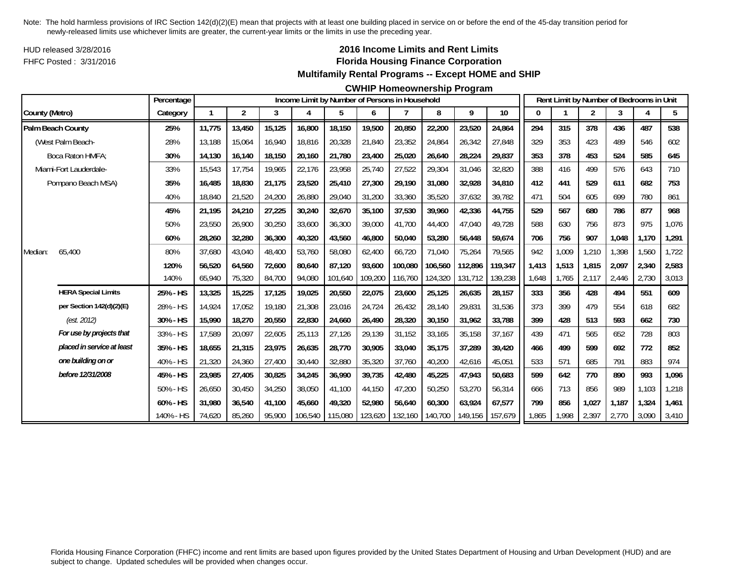Note: The hold harmless provisions of IRC Section 142(d)(2)(E) mean that projects with at least one building placed in service on or before the end of the 45-day transition period for newly-released limits use whichever limits are greater, the current-year limits or the limits in use the preceding year.

HUD released 3/28/2016

FHFC Posted : 3/31/2016

## 2016 Income Limits and Rent Limits
## Florida Housing Finance Corporation
## Multifamily Rental Programs -- Except HOME and SHIP
## CWHIP Homeownership Program

| | Percentage | Income Limit by Number of Persons in Household | | | | | | | | | | Rent Limit by Number of Bedrooms in Unit | | | | | |
|---|---|---|---|---|---|---|---|---|---|---|---|---|---|---|---|---|---|
| County (Metro) | Category | 1 | 2 | 3 | 4 | 5 | 6 | 7 | 8 | 9 | 10 | 0 | 1 | 2 | 3 | 4 | 5 |
| **Palm Beach County** | **25%** | **11,775** | **13,450** | **15,125** | **16,800** | **18,150** | **19,500** | **20,850** | **22,200** | **23,520** | **24,864** | **294** | **315** | **378** | **436** | **487** | **538** |
| (West Palm Beach- | 28% | 13,188 | 15,064 | 16,940 | 18,816 | 20,328 | 21,840 | 23,352 | 24,864 | 26,342 | 27,848 | 329 | 353 | 423 | 489 | 546 | 602 |
| Boca Raton HMFA; | **30%** | **14,130** | **16,140** | **18,150** | **20,160** | **21,780** | **23,400** | **25,020** | **26,640** | **28,224** | **29,837** | **353** | **378** | **453** | **524** | **585** | **645** |
| Miami-Fort Lauderdale- | 33% | 15,543 | 17,754 | 19,965 | 22,176 | 23,958 | 25,740 | 27,522 | 29,304 | 31,046 | 32,820 | 388 | 416 | 499 | 576 | 643 | 710 |
| Pompano Beach MSA) | **35%** | **16,485** | **18,830** | **21,175** | **23,520** | **25,410** | **27,300** | **29,190** | **31,080** | **32,928** | **34,810** | **412** | **441** | **529** | **611** | **682** | **753** |
| | 40% | 18,840 | 21,520 | 24,200 | 26,880 | 29,040 | 31,200 | 33,360 | 35,520 | 37,632 | 39,782 | 471 | 504 | 605 | 699 | 780 | 861 |
| | **45%** | **21,195** | **24,210** | **27,225** | **30,240** | **32,670** | **35,100** | **37,530** | **39,960** | **42,336** | **44,755** | **529** | **567** | **680** | **786** | **877** | **968** |
| | 50% | 23,550 | 26,900 | 30,250 | 33,600 | 36,300 | 39,000 | 41,700 | 44,400 | 47,040 | 49,728 | 588 | 630 | 756 | 873 | 975 | 1,076 |
| | **60%** | **28,260** | **32,280** | **36,300** | **40,320** | **43,560** | **46,800** | **50,040** | **53,280** | **56,448** | **59,674** | **706** | **756** | **907** | **1,048** | **1,170** | **1,291** |
| Median: 65,400 | 80% | 37,680 | 43,040 | 48,400 | 53,760 | 58,080 | 62,400 | 66,720 | 71,040 | 75,264 | 79,565 | 942 | 1,009 | 1,210 | 1,398 | 1,560 | 1,722 |
| | **120%** | **56,520** | **64,560** | **72,600** | **80,640** | **87,120** | **93,600** | **100,080** | **106,560** | **112,896** | **119,347** | **1,413** | **1,513** | **1,815** | **2,097** | **2,340** | **2,583** |
| | 140% | 65,940 | 75,320 | 84,700 | 94,080 | 101,640 | 109,200 | 116,760 | 124,320 | 131,712 | 139,238 | 1,648 | 1,765 | 2,117 | 2,446 | 2,730 | 3,013 |
| **HERA Special Limits** | **25% - HS** | **13,325** | **15,225** | **17,125** | **19,025** | **20,550** | **22,075** | **23,600** | **25,125** | **26,635** | **28,157** | **333** | **356** | **428** | **494** | **551** | **609** |
| **per Section 142(d)(2)(E)** | 28% - HS | 14,924 | 17,052 | 19,180 | 21,308 | 23,016 | 24,724 | 26,432 | 28,140 | 29,831 | 31,536 | 373 | 399 | 479 | 554 | 618 | 682 |
| *(est. 2012)* | **30% - HS** | **15,990** | **18,270** | **20,550** | **22,830** | **24,660** | **26,490** | **28,320** | **30,150** | **31,962** | **33,788** | **399** | **428** | **513** | **593** | **662** | **730** |
| ***For use by projects that*** | 33% - HS | 17,589 | 20,097 | 22,605 | 25,113 | 27,126 | 29,139 | 31,152 | 33,165 | 35,158 | 37,167 | 439 | 471 | 565 | 652 | 728 | 803 |
| ***placed in service at least*** | **35% - HS** | **18,655** | **21,315** | **23,975** | **26,635** | **28,770** | **30,905** | **33,040** | **35,175** | **37,289** | **39,420** | **466** | **499** | **599** | **692** | **772** | **852** |
| ***one building on or*** | 40% - HS | 21,320 | 24,360 | 27,400 | 30,440 | 32,880 | 35,320 | 37,760 | 40,200 | 42,616 | 45,051 | 533 | 571 | 685 | 791 | 883 | 974 |
| ***before 12/31/2008*** | **45% - HS** | **23,985** | **27,405** | **30,825** | **34,245** | **36,990** | **39,735** | **42,480** | **45,225** | **47,943** | **50,683** | **599** | **642** | **770** | **890** | **993** | **1,096** |
| | 50% - HS | 26,650 | 30,450 | 34,250 | 38,050 | 41,100 | 44,150 | 47,200 | 50,250 | 53,270 | 56,314 | 666 | 713 | 856 | 989 | 1,103 | 1,218 |
| | **60% - HS** | **31,980** | **36,540** | **41,100** | **45,660** | **49,320** | **52,980** | **56,640** | **60,300** | **63,924** | **67,577** | **799** | **856** | **1,027** | **1,187** | **1,324** | **1,461** |
| | 140% - HS | 74,620 | 85,260 | 95,900 | 106,540 | 115,080 | 123,620 | 132,160 | 140,700 | 149,156 | 157,679 | 1,865 | 1,998 | 2,397 | 2,770 | 3,090 | 3,410 |

Florida Housing Finance Corporation (FHFC) income and rent limits are based upon figures provided by the United States Department of Housing and Urban Development (HUD) and are subject to change. Updated schedules will be provided when changes occur.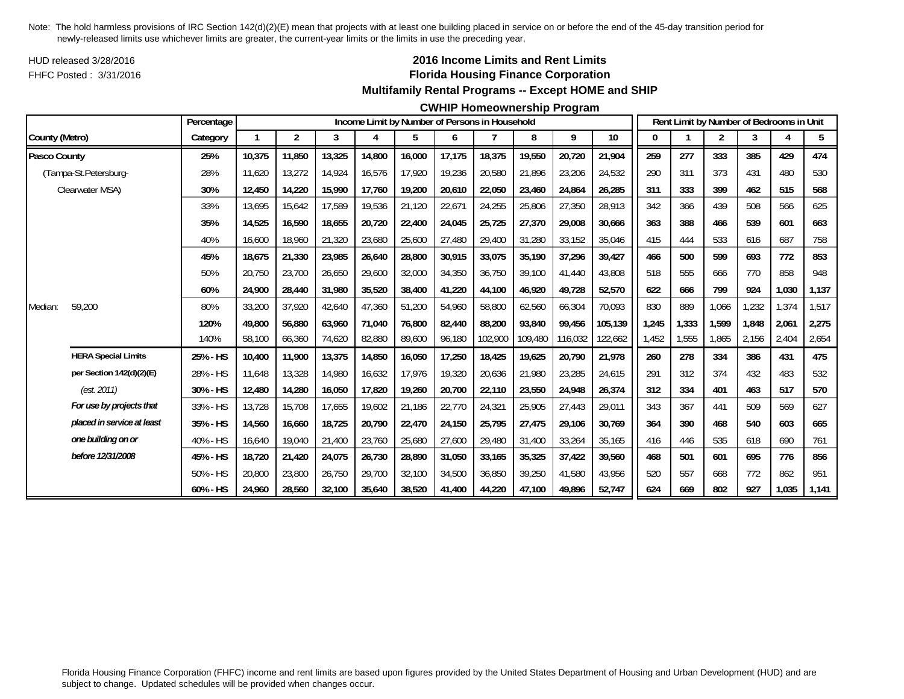Note: The hold harmless provisions of IRC Section 142(d)(2)(E) mean that projects with at least one building placed in service on or before the end of the 45-day transition period for newly-released limits use whichever limits are greater, the current-year limits or the limits in use the preceding year.

HUD released 3/28/2016

FHFC Posted : 3/31/2016

## 2016 Income Limits and Rent Limits

## Florida Housing Finance Corporation

### Multifamily Rental Programs -- Except HOME and SHIP

### CWHIP Homeownership Program

| County (Metro) | | Percentage Category | Income Limit by Number of Persons in Household 1 | 2 | 3 | 4 | 5 | 6 | 7 | 8 | 9 | 10 | Rent Limit by Number of Bedrooms in Unit 0 | 1 | 2 | 3 | 4 | 5 |
|---|---|---|---|---|---|---|---|---|---|---|---|---|---|---|---|---|---|---|
| **Pasco County** | | **25%** | **10,375** | **11,850** | **13,325** | **14,800** | **16,000** | **17,175** | **18,375** | **19,550** | **20,720** | **21,904** | **259** | **277** | **333** | **385** | **429** | **474** |
| (Tampa-St.Petersburg- | | 28% | 11,620 | 13,272 | 14,924 | 16,576 | 17,920 | 19,236 | 20,580 | 21,896 | 23,206 | 24,532 | 290 | 311 | 373 | 431 | 480 | 530 |
| Clearwater MSA) | | **30%** | **12,450** | **14,220** | **15,990** | **17,760** | **19,200** | **20,610** | **22,050** | **23,460** | **24,864** | **26,285** | **311** | **333** | **399** | **462** | **515** | **568** |
| | | 33% | 13,695 | 15,642 | 17,589 | 19,536 | 21,120 | 22,671 | 24,255 | 25,806 | 27,350 | 28,913 | 342 | 366 | 439 | 508 | 566 | 625 |
| | | **35%** | **14,525** | **16,590** | **18,655** | **20,720** | **22,400** | **24,045** | **25,725** | **27,370** | **29,008** | **30,666** | **363** | **388** | **466** | **539** | **601** | **663** |
| | | 40% | 16,600 | 18,960 | 21,320 | 23,680 | 25,600 | 27,480 | 29,400 | 31,280 | 33,152 | 35,046 | 415 | 444 | 533 | 616 | 687 | 758 |
| | | **45%** | **18,675** | **21,330** | **23,985** | **26,640** | **28,800** | **30,915** | **33,075** | **35,190** | **37,296** | **39,427** | **466** | **500** | **599** | **693** | **772** | **853** |
| | | 50% | 20,750 | 23,700 | 26,650 | 29,600 | 32,000 | 34,350 | 36,750 | 39,100 | 41,440 | 43,808 | 518 | 555 | 666 | 770 | 858 | 948 |
| | | **60%** | **24,900** | **28,440** | **31,980** | **35,520** | **38,400** | **41,220** | **44,100** | **46,920** | **49,728** | **52,570** | **622** | **666** | **799** | **924** | **1,030** | **1,137** |
| Median: | 59,200 | 80% | 33,200 | 37,920 | 42,640 | 47,360 | 51,200 | 54,960 | 58,800 | 62,560 | 66,304 | 70,093 | 830 | 889 | 1,066 | 1,232 | 1,374 | 1,517 |
| | | **120%** | **49,800** | **56,880** | **63,960** | **71,040** | **76,800** | **82,440** | **88,200** | **93,840** | **99,456** | **105,139** | **1,245** | **1,333** | **1,599** | **1,848** | **2,061** | **2,275** |
| | | 140% | 58,100 | 66,360 | 74,620 | 82,880 | 89,600 | 96,180 | 102,900 | 109,480 | 116,032 | 122,662 | 1,452 | 1,555 | 1,865 | 2,156 | 2,404 | 2,654 |
| | **HERA Special Limits** | **25% - HS** | **10,400** | **11,900** | **13,375** | **14,850** | **16,050** | **17,250** | **18,425** | **19,625** | **20,790** | **21,978** | **260** | **278** | **334** | **386** | **431** | **475** |
| | **per Section 142(d)(2)(E)** | 28% - HS | 11,648 | 13,328 | 14,980 | 16,632 | 17,976 | 19,320 | 20,636 | 21,980 | 23,285 | 24,615 | 291 | 312 | 374 | 432 | 483 | 532 |
| | *(est. 2011)* | **30% - HS** | **12,480** | **14,280** | **16,050** | **17,820** | **19,260** | **20,700** | **22,110** | **23,550** | **24,948** | **26,374** | **312** | **334** | **401** | **463** | **517** | **570** |
| | ***For use by projects that*** | 33% - HS | 13,728 | 15,708 | 17,655 | 19,602 | 21,186 | 22,770 | 24,321 | 25,905 | 27,443 | 29,011 | 343 | 367 | 441 | 509 | 569 | 627 |
| | ***placed in service at least*** | **35% - HS** | **14,560** | **16,660** | **18,725** | **20,790** | **22,470** | **24,150** | **25,795** | **27,475** | **29,106** | **30,769** | **364** | **390** | **468** | **540** | **603** | **665** |
| | ***one building on or*** | 40% - HS | 16,640 | 19,040 | 21,400 | 23,760 | 25,680 | 27,600 | 29,480 | 31,400 | 33,264 | 35,165 | 416 | 446 | 535 | 618 | 690 | 761 |
| | ***before 12/31/2008*** | **45% - HS** | **18,720** | **21,420** | **24,075** | **26,730** | **28,890** | **31,050** | **33,165** | **35,325** | **37,422** | **39,560** | **468** | **501** | **601** | **695** | **776** | **856** |
| | | 50% - HS | 20,800 | 23,800 | 26,750 | 29,700 | 32,100 | 34,500 | 36,850 | 39,250 | 41,580 | 43,956 | 520 | 557 | 668 | 772 | 862 | 951 |
| | | **60% - HS** | **24,960** | **28,560** | **32,100** | **35,640** | **38,520** | **41,400** | **44,220** | **47,100** | **49,896** | **52,747** | **624** | **669** | **802** | **927** | **1,035** | **1,141** |

Florida Housing Finance Corporation (FHFC) income and rent limits are based upon figures provided by the United States Department of Housing and Urban Development (HUD) and are subject to change. Updated schedules will be provided when changes occur.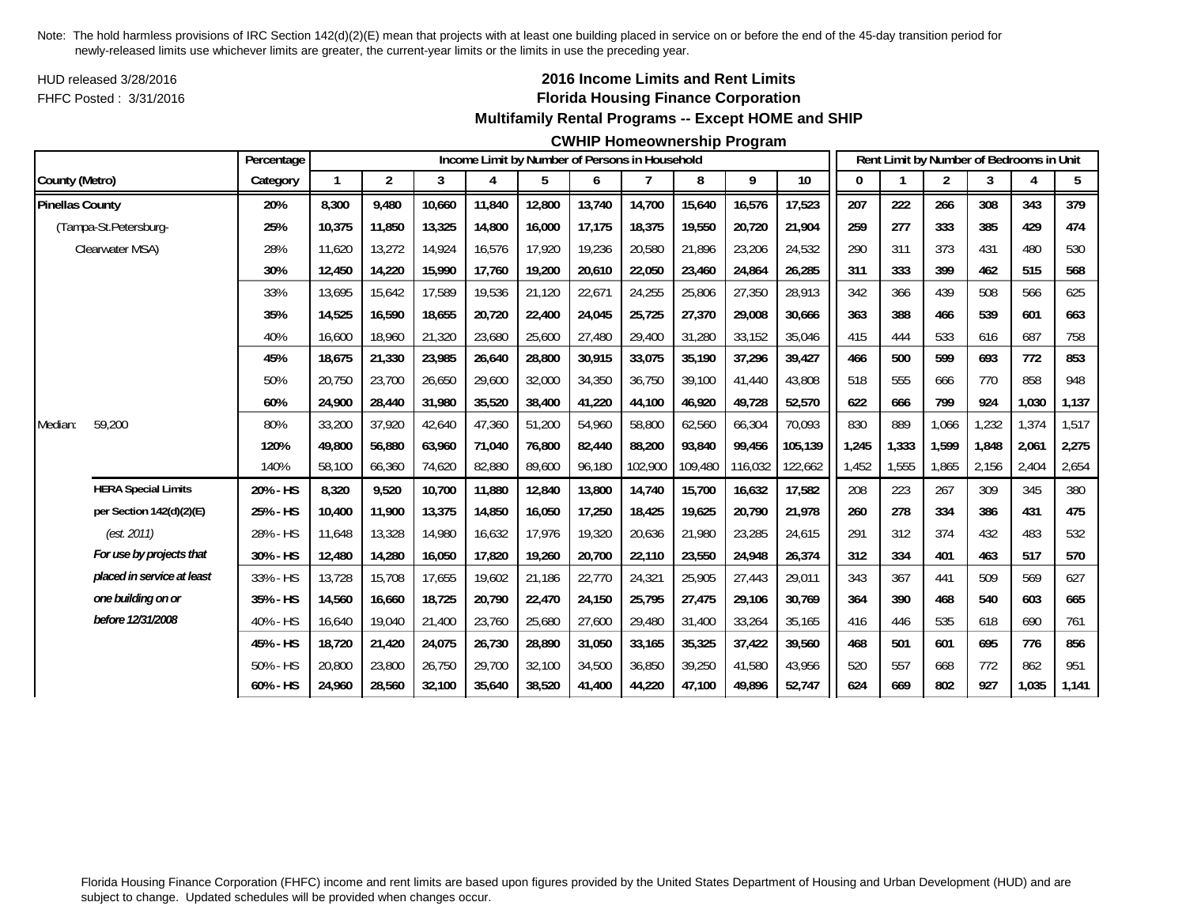Note: The hold harmless provisions of IRC Section 142(d)(2)(E) mean that projects with at least one building placed in service on or before the end of the 45-day transition period for newly-released limits use whichever limits are greater, the current-year limits or the limits in use the preceding year.

HUD released 3/28/2016

FHFC Posted : 3/31/2016

# 2016 Income Limits and Rent Limits

## Florida Housing Finance Corporation

### Multifamily Rental Programs -- Except HOME and SHIP

### CWHIP Homeownership Program

| County (Metro) | | Percentage Category | Income Limit by Number of Persons in Household: 1 | 2 | 3 | 4 | 5 | 6 | 7 | 8 | 9 | 10 | Rent Limit by Number of Bedrooms in Unit: 0 | 1 | 2 | 3 | 4 | 5 |
|---|---|---|---|---|---|---|---|---|---|---|---|---|---|---|---|---|---|---|
| **Pinellas County** | | **20%** | **8,300** | **9,480** | **10,660** | **11,840** | **12,800** | **13,740** | **14,700** | **15,640** | **16,576** | **17,523** | **207** | **222** | **266** | **308** | **343** | **379** |
| (Tampa-St.Petersburg- | | **25%** | **10,375** | **11,850** | **13,325** | **14,800** | **16,000** | **17,175** | **18,375** | **19,550** | **20,720** | **21,904** | **259** | **277** | **333** | **385** | **429** | **474** |
| Clearwater MSA) | | 28% | 11,620 | 13,272 | 14,924 | 16,576 | 17,920 | 19,236 | 20,580 | 21,896 | 23,206 | 24,532 | 290 | 311 | 373 | 431 | 480 | 530 |
| | | **30%** | **12,450** | **14,220** | **15,990** | **17,760** | **19,200** | **20,610** | **22,050** | **23,460** | **24,864** | **26,285** | **311** | **333** | **399** | **462** | **515** | **568** |
| | | 33% | 13,695 | 15,642 | 17,589 | 19,536 | 21,120 | 22,671 | 24,255 | 25,806 | 27,350 | 28,913 | 342 | 366 | 439 | 508 | 566 | 625 |
| | | **35%** | **14,525** | **16,590** | **18,655** | **20,720** | **22,400** | **24,045** | **25,725** | **27,370** | **29,008** | **30,666** | **363** | **388** | **466** | **539** | **601** | **663** |
| | | 40% | 16,600 | 18,960 | 21,320 | 23,680 | 25,600 | 27,480 | 29,400 | 31,280 | 33,152 | 35,046 | 415 | 444 | 533 | 616 | 687 | 758 |
| | | **45%** | **18,675** | **21,330** | **23,985** | **26,640** | **28,800** | **30,915** | **33,075** | **35,190** | **37,296** | **39,427** | **466** | **500** | **599** | **693** | **772** | **853** |
| | | 50% | 20,750 | 23,700 | 26,650 | 29,600 | 32,000 | 34,350 | 36,750 | 39,100 | 41,440 | 43,808 | 518 | 555 | 666 | 770 | 858 | 948 |
| | | **60%** | **24,900** | **28,440** | **31,980** | **35,520** | **38,400** | **41,220** | **44,100** | **46,920** | **49,728** | **52,570** | **622** | **666** | **799** | **924** | **1,030** | **1,137** |
| Median: | 59,200 | 80% | 33,200 | 37,920 | 42,640 | 47,360 | 51,200 | 54,960 | 58,800 | 62,560 | 66,304 | 70,093 | 830 | 889 | 1,066 | 1,232 | 1,374 | 1,517 |
| | | **120%** | **49,800** | **56,880** | **63,960** | **71,040** | **76,800** | **82,440** | **88,200** | **93,840** | **99,456** | **105,139** | **1,245** | **1,333** | **1,599** | **1,848** | **2,061** | **2,275** |
| | | 140% | 58,100 | 66,360 | 74,620 | 82,880 | 89,600 | 96,180 | 102,900 | 109,480 | 116,032 | 122,662 | 1,452 | 1,555 | 1,865 | 2,156 | 2,404 | 2,654 |
| | **HERA Special Limits** | **20% - HS** | **8,320** | **9,520** | **10,700** | **11,880** | **12,840** | **13,800** | **14,740** | **15,700** | **16,632** | **17,582** | 208 | 223 | 267 | 309 | 345 | 380 |
| | **per Section 142(d)(2)(E)** | **25% - HS** | **10,400** | **11,900** | **13,375** | **14,850** | **16,050** | **17,250** | **18,425** | **19,625** | **20,790** | **21,978** | **260** | **278** | **334** | **386** | **431** | **475** |
| | *(est. 2011)* | 28% - HS | 11,648 | 13,328 | 14,980 | 16,632 | 17,976 | 19,320 | 20,636 | 21,980 | 23,285 | 24,615 | 291 | 312 | 374 | 432 | 483 | 532 |
| | ***For use by projects that*** | **30% - HS** | **12,480** | **14,280** | **16,050** | **17,820** | **19,260** | **20,700** | **22,110** | **23,550** | **24,948** | **26,374** | **312** | **334** | **401** | **463** | **517** | **570** |
| | ***placed in service at least*** | 33% - HS | 13,728 | 15,708 | 17,655 | 19,602 | 21,186 | 22,770 | 24,321 | 25,905 | 27,443 | 29,011 | 343 | 367 | 441 | 509 | 569 | 627 |
| | ***one building on or*** | **35% - HS** | **14,560** | **16,660** | **18,725** | **20,790** | **22,470** | **24,150** | **25,795** | **27,475** | **29,106** | **30,769** | **364** | **390** | **468** | **540** | **603** | **665** |
| | ***before 12/31/2008*** | 40% - HS | 16,640 | 19,040 | 21,400 | 23,760 | 25,680 | 27,600 | 29,480 | 31,400 | 33,264 | 35,165 | 416 | 446 | 535 | 618 | 690 | 761 |
| | | **45% - HS** | **18,720** | **21,420** | **24,075** | **26,730** | **28,890** | **31,050** | **33,165** | **35,325** | **37,422** | **39,560** | **468** | **501** | **601** | **695** | **776** | **856** |
| | | 50% - HS | 20,800 | 23,800 | 26,750 | 29,700 | 32,100 | 34,500 | 36,850 | 39,250 | 41,580 | 43,956 | 520 | 557 | 668 | 772 | 862 | 951 |
| | | **60% - HS** | **24,960** | **28,560** | **32,100** | **35,640** | **38,520** | **41,400** | **44,220** | **47,100** | **49,896** | **52,747** | **624** | **669** | **802** | **927** | **1,035** | **1,141** |

Florida Housing Finance Corporation (FHFC) income and rent limits are based upon figures provided by the United States Department of Housing and Urban Development (HUD) and are subject to change. Updated schedules will be provided when changes occur.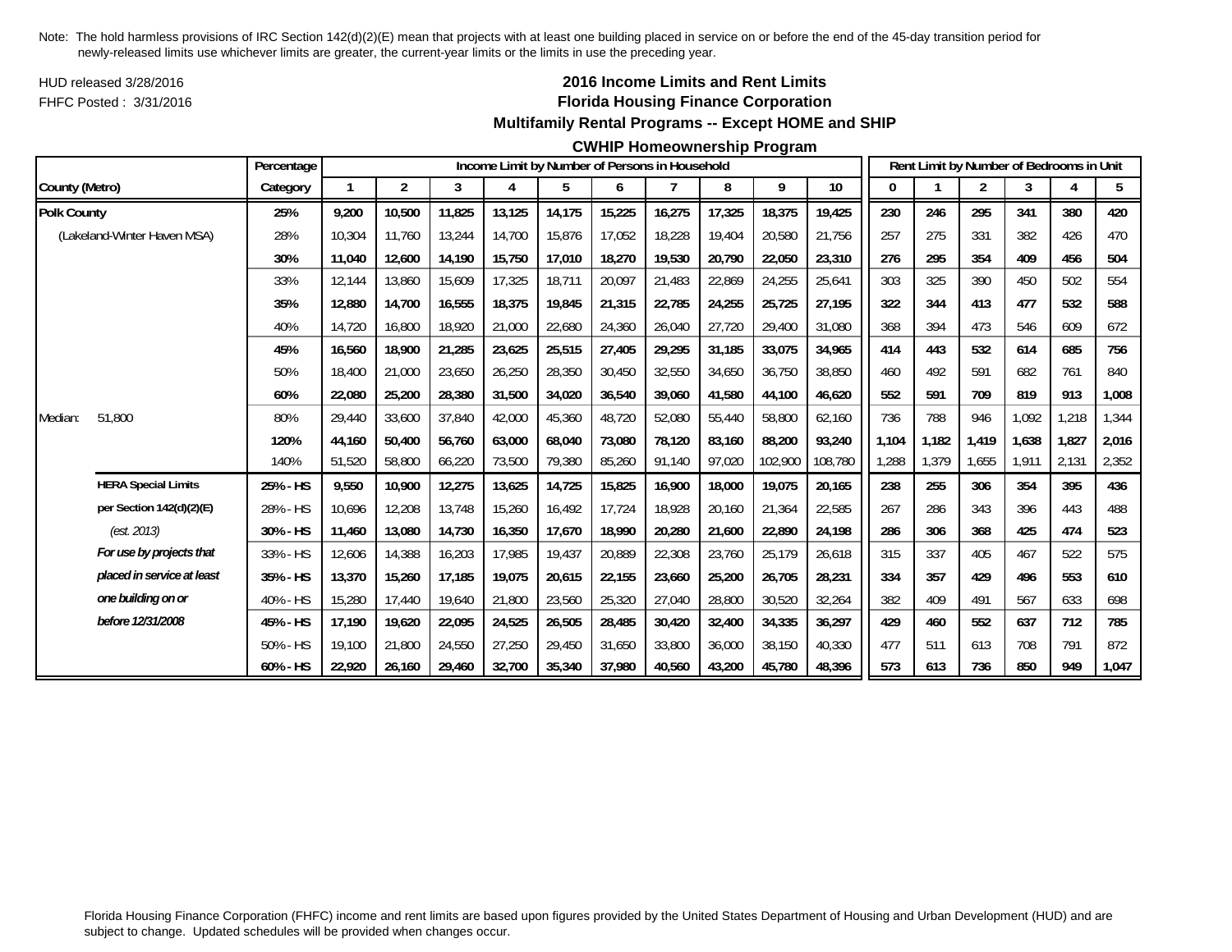Note: The hold harmless provisions of IRC Section 142(d)(2)(E) mean that projects with at least one building placed in service on or before the end of the 45-day transition period for newly-released limits use whichever limits are greater, the current-year limits or the limits in use the preceding year.

HUD released 3/28/2016
FHFC Posted : 3/31/2016

# 2016 Income Limits and Rent Limits
## Florida Housing Finance Corporation
### Multifamily Rental Programs -- Except HOME and SHIP
### CWHIP Homeownership Program

| County (Metro) | | Percentage Category | Income Limit by Number of Persons in Household: 1 | 2 | 3 | 4 | 5 | 6 | 7 | 8 | 9 | 10 | Rent Limit by Number of Bedrooms in Unit: 0 | 1 | 2 | 3 | 4 | 5 |
|---|---|---|---|---|---|---|---|---|---|---|---|---|---|---|---|---|---|---|
| **Polk County** | | **25%** | **9,200** | **10,500** | **11,825** | **13,125** | **14,175** | **15,225** | **16,275** | **17,325** | **18,375** | **19,425** | **230** | **246** | **295** | **341** | **380** | **420** |
| (Lakeland-Winter Haven MSA) | | 28% | 10,304 | 11,760 | 13,244 | 14,700 | 15,876 | 17,052 | 18,228 | 19,404 | 20,580 | 21,756 | 257 | 275 | 331 | 382 | 426 | 470 |
| | | **30%** | **11,040** | **12,600** | **14,190** | **15,750** | **17,010** | **18,270** | **19,530** | **20,790** | **22,050** | **23,310** | **276** | **295** | **354** | **409** | **456** | **504** |
| | | 33% | 12,144 | 13,860 | 15,609 | 17,325 | 18,711 | 20,097 | 21,483 | 22,869 | 24,255 | 25,641 | 303 | 325 | 390 | 450 | 502 | 554 |
| | | **35%** | **12,880** | **14,700** | **16,555** | **18,375** | **19,845** | **21,315** | **22,785** | **24,255** | **25,725** | **27,195** | **322** | **344** | **413** | **477** | **532** | **588** |
| | | 40% | 14,720 | 16,800 | 18,920 | 21,000 | 22,680 | 24,360 | 26,040 | 27,720 | 29,400 | 31,080 | 368 | 394 | 473 | 546 | 609 | 672 |
| | | **45%** | **16,560** | **18,900** | **21,285** | **23,625** | **25,515** | **27,405** | **29,295** | **31,185** | **33,075** | **34,965** | **414** | **443** | **532** | **614** | **685** | **756** |
| | | 50% | 18,400 | 21,000 | 23,650 | 26,250 | 28,350 | 30,450 | 32,550 | 34,650 | 36,750 | 38,850 | 460 | 492 | 591 | 682 | 761 | 840 |
| | | **60%** | **22,080** | **25,200** | **28,380** | **31,500** | **34,020** | **36,540** | **39,060** | **41,580** | **44,100** | **46,620** | **552** | **591** | **709** | **819** | **913** | **1,008** |
| Median: | 51,800 | 80% | 29,440 | 33,600 | 37,840 | 42,000 | 45,360 | 48,720 | 52,080 | 55,440 | 58,800 | 62,160 | 736 | 788 | 946 | 1,092 | 1,218 | 1,344 |
| | | **120%** | **44,160** | **50,400** | **56,760** | **63,000** | **68,040** | **73,080** | **78,120** | **83,160** | **88,200** | **93,240** | **1,104** | **1,182** | **1,419** | **1,638** | **1,827** | **2,016** |
| | | 140% | 51,520 | 58,800 | 66,220 | 73,500 | 79,380 | 85,260 | 91,140 | 97,020 | 102,900 | 108,780 | 1,288 | 1,379 | 1,655 | 1,911 | 2,131 | 2,352 |
| | **HERA Special Limits** | **25% - HS** | **9,550** | **10,900** | **12,275** | **13,625** | **14,725** | **15,825** | **16,900** | **18,000** | **19,075** | **20,165** | **238** | **255** | **306** | **354** | **395** | **436** |
| | **per Section 142(d)(2)(E)** | 28% - HS | 10,696 | 12,208 | 13,748 | 15,260 | 16,492 | 17,724 | 18,928 | 20,160 | 21,364 | 22,585 | 267 | 286 | 343 | 396 | 443 | 488 |
| | *(est. 2013)* | **30% - HS** | **11,460** | **13,080** | **14,730** | **16,350** | **17,670** | **18,990** | **20,280** | **21,600** | **22,890** | **24,198** | **286** | **306** | **368** | **425** | **474** | **523** |
| | ***For use by projects that*** | 33% - HS | 12,606 | 14,388 | 16,203 | 17,985 | 19,437 | 20,889 | 22,308 | 23,760 | 25,179 | 26,618 | 315 | 337 | 405 | 467 | 522 | 575 |
| | ***placed in service at least*** | **35% - HS** | **13,370** | **15,260** | **17,185** | **19,075** | **20,615** | **22,155** | **23,660** | **25,200** | **26,705** | **28,231** | **334** | **357** | **429** | **496** | **553** | **610** |
| | ***one building on or*** | 40% - HS | 15,280 | 17,440 | 19,640 | 21,800 | 23,560 | 25,320 | 27,040 | 28,800 | 30,520 | 32,264 | 382 | 409 | 491 | 567 | 633 | 698 |
| | ***before 12/31/2008*** | **45% - HS** | **17,190** | **19,620** | **22,095** | **24,525** | **26,505** | **28,485** | **30,420** | **32,400** | **34,335** | **36,297** | **429** | **460** | **552** | **637** | **712** | **785** |
| | | 50% - HS | 19,100 | 21,800 | 24,550 | 27,250 | 29,450 | 31,650 | 33,800 | 36,000 | 38,150 | 40,330 | 477 | 511 | 613 | 708 | 791 | 872 |
| | | **60% - HS** | **22,920** | **26,160** | **29,460** | **32,700** | **35,340** | **37,980** | **40,560** | **43,200** | **45,780** | **48,396** | **573** | **613** | **736** | **850** | **949** | **1,047** |

Florida Housing Finance Corporation (FHFC) income and rent limits are based upon figures provided by the United States Department of Housing and Urban Development (HUD) and are subject to change. Updated schedules will be provided when changes occur.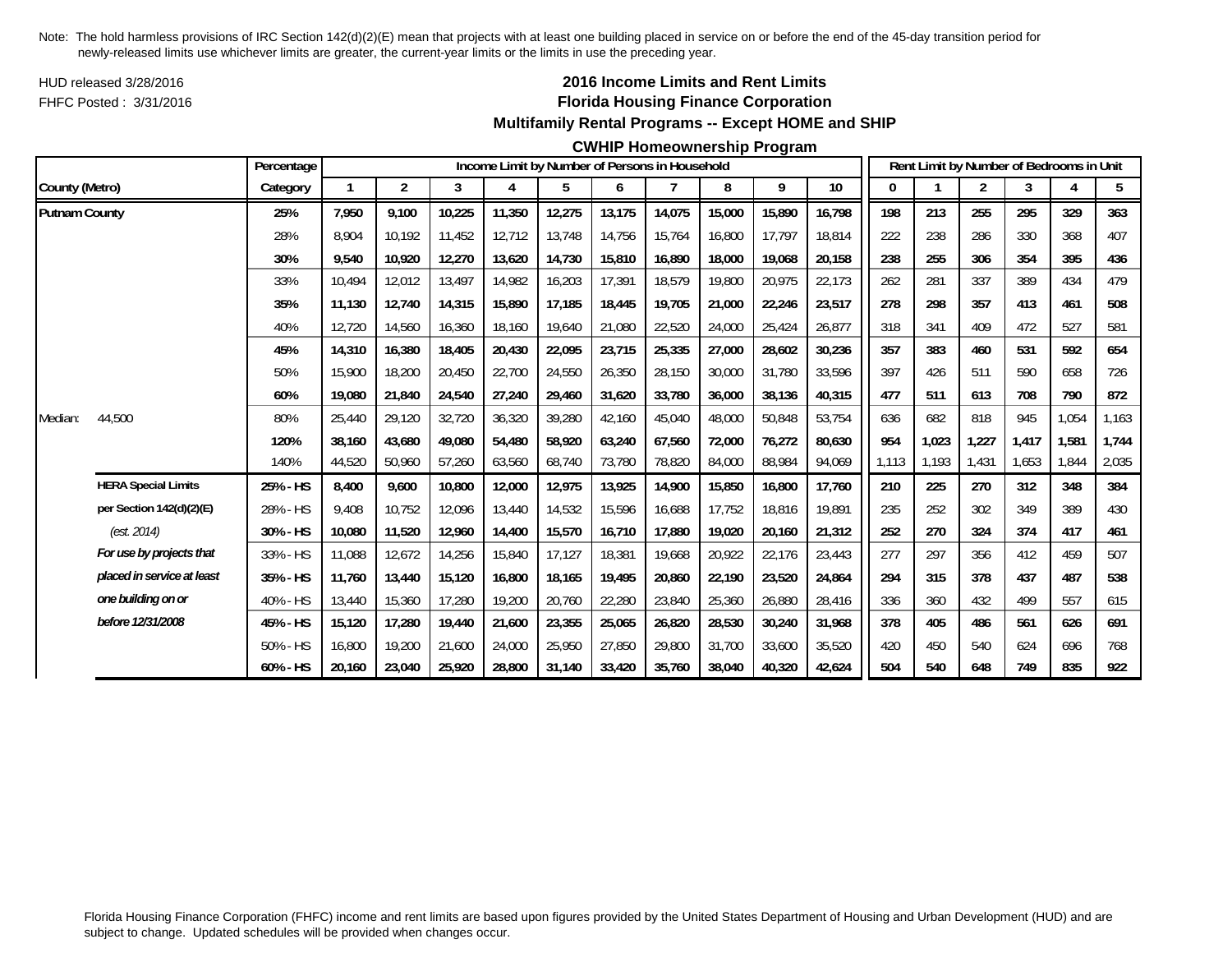Note: The hold harmless provisions of IRC Section 142(d)(2)(E) mean that projects with at least one building placed in service on or before the end of the 45-day transition period for newly-released limits use whichever limits are greater, the current-year limits or the limits in use the preceding year.

HUD released 3/28/2016

FHFC Posted : 3/31/2016

## 2016 Income Limits and Rent Limits
## Florida Housing Finance Corporation
### Multifamily Rental Programs -- Except HOME and SHIP
### CWHIP Homeownership Program

| | | Percentage | Income Limit by Number of Persons in Household | | | | | | | | | | Rent Limit by Number of Bedrooms in Unit | | | | | |
|---|---|---|---|---|---|---|---|---|---|---|---|---|---|---|---|---|---|---|
| County (Metro) | | Category | 1 | 2 | 3 | 4 | 5 | 6 | 7 | 8 | 9 | 10 | 0 | 1 | 2 | 3 | 4 | 5 |
| **Putnam County** | | **25%** | **7,950** | **9,100** | **10,225** | **11,350** | **12,275** | **13,175** | **14,075** | **15,000** | **15,890** | **16,798** | **198** | **213** | **255** | **295** | **329** | **363** |
| | | 28% | 8,904 | 10,192 | 11,452 | 12,712 | 13,748 | 14,756 | 15,764 | 16,800 | 17,797 | 18,814 | 222 | 238 | 286 | 330 | 368 | 407 |
| | | **30%** | **9,540** | **10,920** | **12,270** | **13,620** | **14,730** | **15,810** | **16,890** | **18,000** | **19,068** | **20,158** | **238** | **255** | **306** | **354** | **395** | **436** |
| | | 33% | 10,494 | 12,012 | 13,497 | 14,982 | 16,203 | 17,391 | 18,579 | 19,800 | 20,975 | 22,173 | 262 | 281 | 337 | 389 | 434 | 479 |
| | | **35%** | **11,130** | **12,740** | **14,315** | **15,890** | **17,185** | **18,445** | **19,705** | **21,000** | **22,246** | **23,517** | **278** | **298** | **357** | **413** | **461** | **508** |
| | | 40% | 12,720 | 14,560 | 16,360 | 18,160 | 19,640 | 21,080 | 22,520 | 24,000 | 25,424 | 26,877 | 318 | 341 | 409 | 472 | 527 | 581 |
| | | **45%** | **14,310** | **16,380** | **18,405** | **20,430** | **22,095** | **23,715** | **25,335** | **27,000** | **28,602** | **30,236** | **357** | **383** | **460** | **531** | **592** | **654** |
| | | 50% | 15,900 | 18,200 | 20,450 | 22,700 | 24,550 | 26,350 | 28,150 | 30,000 | 31,780 | 33,596 | 397 | 426 | 511 | 590 | 658 | 726 |
| | | **60%** | **19,080** | **21,840** | **24,540** | **27,240** | **29,460** | **31,620** | **33,780** | **36,000** | **38,136** | **40,315** | **477** | **511** | **613** | **708** | **790** | **872** |
| Median: | 44,500 | 80% | 25,440 | 29,120 | 32,720 | 36,320 | 39,280 | 42,160 | 45,040 | 48,000 | 50,848 | 53,754 | 636 | 682 | 818 | 945 | 1,054 | 1,163 |
| | | **120%** | **38,160** | **43,680** | **49,080** | **54,480** | **58,920** | **63,240** | **67,560** | **72,000** | **76,272** | **80,630** | **954** | **1,023** | **1,227** | **1,417** | **1,581** | **1,744** |
| | | 140% | 44,520 | 50,960 | 57,260 | 63,560 | 68,740 | 73,780 | 78,820 | 84,000 | 88,984 | 94,069 | 1,113 | 1,193 | 1,431 | 1,653 | 1,844 | 2,035 |
| | **HERA Special Limits** | **25% - HS** | **8,400** | **9,600** | **10,800** | **12,000** | **12,975** | **13,925** | **14,900** | **15,850** | **16,800** | **17,760** | **210** | **225** | **270** | **312** | **348** | **384** |
| | **per Section 142(d)(2)(E)** | 28% - HS | 9,408 | 10,752 | 12,096 | 13,440 | 14,532 | 15,596 | 16,688 | 17,752 | 18,816 | 19,891 | 235 | 252 | 302 | 349 | 389 | 430 |
| | *(est. 2014)* | **30% - HS** | **10,080** | **11,520** | **12,960** | **14,400** | **15,570** | **16,710** | **17,880** | **19,020** | **20,160** | **21,312** | **252** | **270** | **324** | **374** | **417** | **461** |
| | ***For use by projects that*** | 33% - HS | 11,088 | 12,672 | 14,256 | 15,840 | 17,127 | 18,381 | 19,668 | 20,922 | 22,176 | 23,443 | 277 | 297 | 356 | 412 | 459 | 507 |
| | ***placed in service at least*** | **35% - HS** | **11,760** | **13,440** | **15,120** | **16,800** | **18,165** | **19,495** | **20,860** | **22,190** | **23,520** | **24,864** | **294** | **315** | **378** | **437** | **487** | **538** |
| | ***one building on or*** | 40% - HS | 13,440 | 15,360 | 17,280 | 19,200 | 20,760 | 22,280 | 23,840 | 25,360 | 26,880 | 28,416 | 336 | 360 | 432 | 499 | 557 | 615 |
| | ***before 12/31/2008*** | **45% - HS** | **15,120** | **17,280** | **19,440** | **21,600** | **23,355** | **25,065** | **26,820** | **28,530** | **30,240** | **31,968** | **378** | **405** | **486** | **561** | **626** | **691** |
| | | 50% - HS | 16,800 | 19,200 | 21,600 | 24,000 | 25,950 | 27,850 | 29,800 | 31,700 | 33,600 | 35,520 | 420 | 450 | 540 | 624 | 696 | 768 |
| | | **60% - HS** | **20,160** | **23,040** | **25,920** | **28,800** | **31,140** | **33,420** | **35,760** | **38,040** | **40,320** | **42,624** | **504** | **540** | **648** | **749** | **835** | **922** |

Florida Housing Finance Corporation (FHFC) income and rent limits are based upon figures provided by the United States Department of Housing and Urban Development (HUD) and are subject to change. Updated schedules will be provided when changes occur.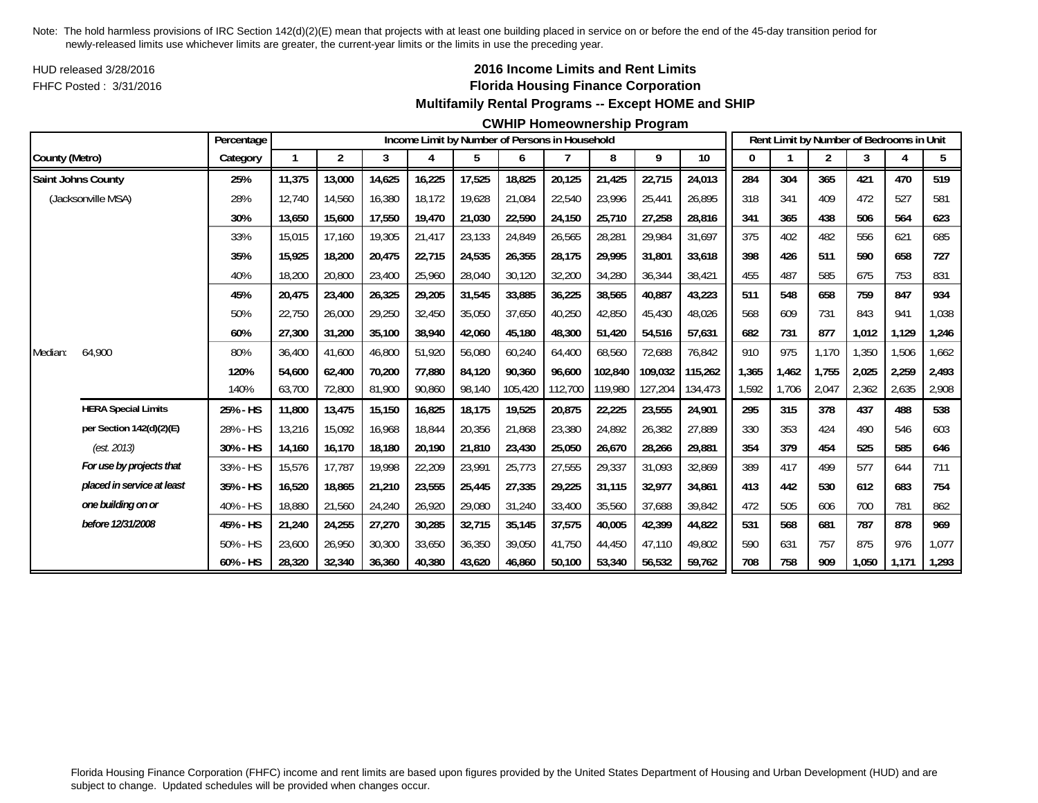Note: The hold harmless provisions of IRC Section 142(d)(2)(E) mean that projects with at least one building placed in service on or before the end of the 45-day transition period for newly-released limits use whichever limits are greater, the current-year limits or the limits in use the preceding year.

HUD released 3/28/2016

FHFC Posted : 3/31/2016

# 2016 Income Limits and Rent Limits

## Florida Housing Finance Corporation

### Multifamily Rental Programs -- Except HOME and SHIP

### CWHIP Homeownership Program

| County (Metro) | | Percentage Category | Income Limit by Number of Persons in Household | | | | | | | | | | Rent Limit by Number of Bedrooms in Unit | | | | | |
|---|---|---|---|---|---|---|---|---|---|---|---|---|---|---|---|---|---|---|
| | | | 1 | 2 | 3 | 4 | 5 | 6 | 7 | 8 | 9 | 10 | 0 | 1 | 2 | 3 | 4 | 5 |
| **Saint Johns County** | | **25%** | **11,375** | **13,000** | **14,625** | **16,225** | **17,525** | **18,825** | **20,125** | **21,425** | **22,715** | **24,013** | **284** | **304** | **365** | **421** | **470** | **519** |
| (Jacksonville MSA) | | 28% | 12,740 | 14,560 | 16,380 | 18,172 | 19,628 | 21,084 | 22,540 | 23,996 | 25,441 | 26,895 | 318 | 341 | 409 | 472 | 527 | 581 |
| | | **30%** | **13,650** | **15,600** | **17,550** | **19,470** | **21,030** | **22,590** | **24,150** | **25,710** | **27,258** | **28,816** | **341** | **365** | **438** | **506** | **564** | **623** |
| | | 33% | 15,015 | 17,160 | 19,305 | 21,417 | 23,133 | 24,849 | 26,565 | 28,281 | 29,984 | 31,697 | 375 | 402 | 482 | 556 | 621 | 685 |
| | | **35%** | **15,925** | **18,200** | **20,475** | **22,715** | **24,535** | **26,355** | **28,175** | **29,995** | **31,801** | **33,618** | **398** | **426** | **511** | **590** | **658** | **727** |
| | | 40% | 18,200 | 20,800 | 23,400 | 25,960 | 28,040 | 30,120 | 32,200 | 34,280 | 36,344 | 38,421 | 455 | 487 | 585 | 675 | 753 | 831 |
| | | **45%** | **20,475** | **23,400** | **26,325** | **29,205** | **31,545** | **33,885** | **36,225** | **38,565** | **40,887** | **43,223** | **511** | **548** | **658** | **759** | **847** | **934** |
| | | 50% | 22,750 | 26,000 | 29,250 | 32,450 | 35,050 | 37,650 | 40,250 | 42,850 | 45,430 | 48,026 | 568 | 609 | 731 | 843 | 941 | 1,038 |
| | | **60%** | **27,300** | **31,200** | **35,100** | **38,940** | **42,060** | **45,180** | **48,300** | **51,420** | **54,516** | **57,631** | **682** | **731** | **877** | **1,012** | **1,129** | **1,246** |
| Median: | 64,900 | 80% | 36,400 | 41,600 | 46,800 | 51,920 | 56,080 | 60,240 | 64,400 | 68,560 | 72,688 | 76,842 | 910 | 975 | 1,170 | 1,350 | 1,506 | 1,662 |
| | | **120%** | **54,600** | **62,400** | **70,200** | **77,880** | **84,120** | **90,360** | **96,600** | **102,840** | **109,032** | **115,262** | **1,365** | **1,462** | **1,755** | **2,025** | **2,259** | **2,493** |
| | | 140% | 63,700 | 72,800 | 81,900 | 90,860 | 98,140 | 105,420 | 112,700 | 119,980 | 127,204 | 134,473 | 1,592 | 1,706 | 2,047 | 2,362 | 2,635 | 2,908 |
| | **HERA Special Limits** | **25% - HS** | **11,800** | **13,475** | **15,150** | **16,825** | **18,175** | **19,525** | **20,875** | **22,225** | **23,555** | **24,901** | **295** | **315** | **378** | **437** | **488** | **538** |
| | **per Section 142(d)(2)(E)** | 28% - HS | 13,216 | 15,092 | 16,968 | 18,844 | 20,356 | 21,868 | 23,380 | 24,892 | 26,382 | 27,889 | 330 | 353 | 424 | 490 | 546 | 603 |
| | *(est. 2013)* | **30% - HS** | **14,160** | **16,170** | **18,180** | **20,190** | **21,810** | **23,430** | **25,050** | **26,670** | **28,266** | **29,881** | **354** | **379** | **454** | **525** | **585** | **646** |
| | ***For use by projects that*** | 33% - HS | 15,576 | 17,787 | 19,998 | 22,209 | 23,991 | 25,773 | 27,555 | 29,337 | 31,093 | 32,869 | 389 | 417 | 499 | 577 | 644 | 711 |
| | ***placed in service at least*** | **35% - HS** | **16,520** | **18,865** | **21,210** | **23,555** | **25,445** | **27,335** | **29,225** | **31,115** | **32,977** | **34,861** | **413** | **442** | **530** | **612** | **683** | **754** |
| | ***one building on or*** | 40% - HS | 18,880 | 21,560 | 24,240 | 26,920 | 29,080 | 31,240 | 33,400 | 35,560 | 37,688 | 39,842 | 472 | 505 | 606 | 700 | 781 | 862 |
| | ***before 12/31/2008*** | **45% - HS** | **21,240** | **24,255** | **27,270** | **30,285** | **32,715** | **35,145** | **37,575** | **40,005** | **42,399** | **44,822** | **531** | **568** | **681** | **787** | **878** | **969** |
| | | 50% - HS | 23,600 | 26,950 | 30,300 | 33,650 | 36,350 | 39,050 | 41,750 | 44,450 | 47,110 | 49,802 | 590 | 631 | 757 | 875 | 976 | 1,077 |
| | | **60% - HS** | **28,320** | **32,340** | **36,360** | **40,380** | **43,620** | **46,860** | **50,100** | **53,340** | **56,532** | **59,762** | **708** | **758** | **909** | **1,050** | **1,171** | **1,293** |

Florida Housing Finance Corporation (FHFC) income and rent limits are based upon figures provided by the United States Department of Housing and Urban Development (HUD) and are subject to change. Updated schedules will be provided when changes occur.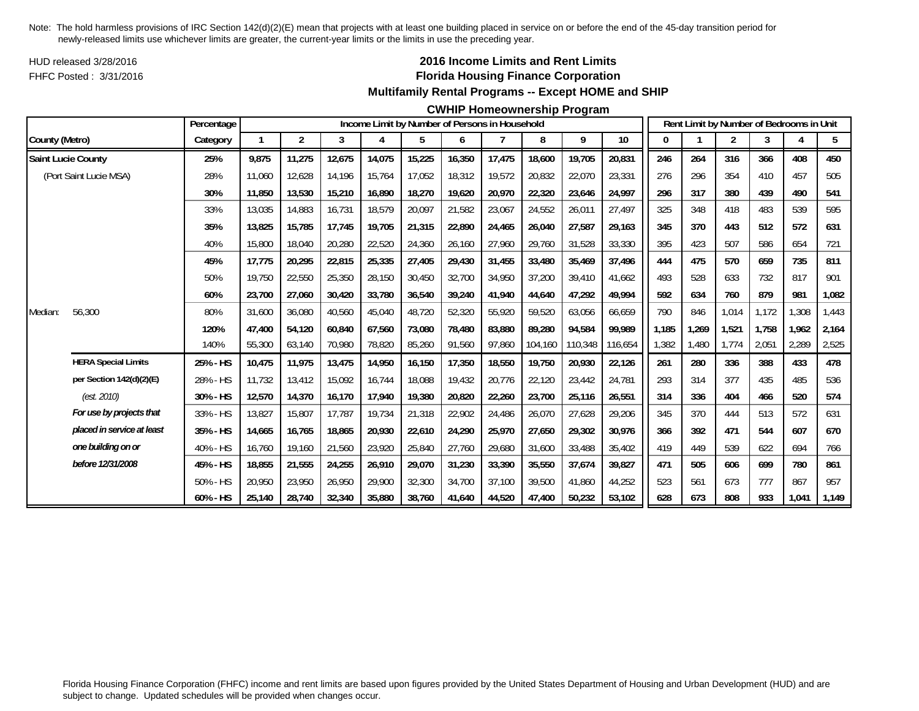Note: The hold harmless provisions of IRC Section 142(d)(2)(E) mean that projects with at least one building placed in service on or before the end of the 45-day transition period for newly-released limits use whichever limits are greater, the current-year limits or the limits in use the preceding year.

HUD released 3/28/2016

FHFC Posted : 3/31/2016

## 2016 Income Limits and Rent Limits
## Florida Housing Finance Corporation
### Multifamily Rental Programs -- Except HOME and SHIP
### CWHIP Homeownership Program

| | | Percentage | Income Limit by Number of Persons in Household | | | | | | | | | | Rent Limit by Number of Bedrooms in Unit | | | | | |
|---|---|---|---|---|---|---|---|---|---|---|---|---|---|---|---|---|---|---|
| County (Metro) | | Category | 1 | 2 | 3 | 4 | 5 | 6 | 7 | 8 | 9 | 10 | 0 | 1 | 2 | 3 | 4 | 5 |
| **Saint Lucie County** | | **25%** | **9,875** | **11,275** | **12,675** | **14,075** | **15,225** | **16,350** | **17,475** | **18,600** | **19,705** | **20,831** | **246** | **264** | **316** | **366** | **408** | **450** |
| (Port Saint Lucie MSA) | | 28% | 11,060 | 12,628 | 14,196 | 15,764 | 17,052 | 18,312 | 19,572 | 20,832 | 22,070 | 23,331 | 276 | 296 | 354 | 410 | 457 | 505 |
| | | **30%** | **11,850** | **13,530** | **15,210** | **16,890** | **18,270** | **19,620** | **20,970** | **22,320** | **23,646** | **24,997** | **296** | **317** | **380** | **439** | **490** | **541** |
| | | 33% | 13,035 | 14,883 | 16,731 | 18,579 | 20,097 | 21,582 | 23,067 | 24,552 | 26,011 | 27,497 | 325 | 348 | 418 | 483 | 539 | 595 |
| | | **35%** | **13,825** | **15,785** | **17,745** | **19,705** | **21,315** | **22,890** | **24,465** | **26,040** | **27,587** | **29,163** | **345** | **370** | **443** | **512** | **572** | **631** |
| | | 40% | 15,800 | 18,040 | 20,280 | 22,520 | 24,360 | 26,160 | 27,960 | 29,760 | 31,528 | 33,330 | 395 | 423 | 507 | 586 | 654 | 721 |
| | | **45%** | **17,775** | **20,295** | **22,815** | **25,335** | **27,405** | **29,430** | **31,455** | **33,480** | **35,469** | **37,496** | **444** | **475** | **570** | **659** | **735** | **811** |
| | | 50% | 19,750 | 22,550 | 25,350 | 28,150 | 30,450 | 32,700 | 34,950 | 37,200 | 39,410 | 41,662 | 493 | 528 | 633 | 732 | 817 | 901 |
| | | **60%** | **23,700** | **27,060** | **30,420** | **33,780** | **36,540** | **39,240** | **41,940** | **44,640** | **47,292** | **49,994** | **592** | **634** | **760** | **879** | **981** | **1,082** |
| Median: | 56,300 | 80% | 31,600 | 36,080 | 40,560 | 45,040 | 48,720 | 52,320 | 55,920 | 59,520 | 63,056 | 66,659 | 790 | 846 | 1,014 | 1,172 | 1,308 | 1,443 |
| | | **120%** | **47,400** | **54,120** | **60,840** | **67,560** | **73,080** | **78,480** | **83,880** | **89,280** | **94,584** | **99,989** | **1,185** | **1,269** | **1,521** | **1,758** | **1,962** | **2,164** |
| | | 140% | 55,300 | 63,140 | 70,980 | 78,820 | 85,260 | 91,560 | 97,860 | 104,160 | 110,348 | 116,654 | 1,382 | 1,480 | 1,774 | 2,051 | 2,289 | 2,525 |
| | **HERA Special Limits** | **25% - HS** | **10,475** | **11,975** | **13,475** | **14,950** | **16,150** | **17,350** | **18,550** | **19,750** | **20,930** | **22,126** | **261** | **280** | **336** | **388** | **433** | **478** |
| | **per Section 142(d)(2)(E)** | 28% - HS | 11,732 | 13,412 | 15,092 | 16,744 | 18,088 | 19,432 | 20,776 | 22,120 | 23,442 | 24,781 | 293 | 314 | 377 | 435 | 485 | 536 |
| | *(est. 2010)* | **30% - HS** | **12,570** | **14,370** | **16,170** | **17,940** | **19,380** | **20,820** | **22,260** | **23,700** | **25,116** | **26,551** | **314** | **336** | **404** | **466** | **520** | **574** |
| | ***For use by projects that*** | 33% - HS | 13,827 | 15,807 | 17,787 | 19,734 | 21,318 | 22,902 | 24,486 | 26,070 | 27,628 | 29,206 | 345 | 370 | 444 | 513 | 572 | 631 |
| | ***placed in service at least*** | **35% - HS** | **14,665** | **16,765** | **18,865** | **20,930** | **22,610** | **24,290** | **25,970** | **27,650** | **29,302** | **30,976** | **366** | **392** | **471** | **544** | **607** | **670** |
| | ***one building on or*** | 40% - HS | 16,760 | 19,160 | 21,560 | 23,920 | 25,840 | 27,760 | 29,680 | 31,600 | 33,488 | 35,402 | 419 | 449 | 539 | 622 | 694 | 766 |
| | ***before 12/31/2008*** | **45% - HS** | **18,855** | **21,555** | **24,255** | **26,910** | **29,070** | **31,230** | **33,390** | **35,550** | **37,674** | **39,827** | **471** | **505** | **606** | **699** | **780** | **861** |
| | | 50% - HS | 20,950 | 23,950 | 26,950 | 29,900 | 32,300 | 34,700 | 37,100 | 39,500 | 41,860 | 44,252 | 523 | 561 | 673 | 777 | 867 | 957 |
| | | **60% - HS** | **25,140** | **28,740** | **32,340** | **35,880** | **38,760** | **41,640** | **44,520** | **47,400** | **50,232** | **53,102** | **628** | **673** | **808** | **933** | **1,041** | **1,149** |

Florida Housing Finance Corporation (FHFC) income and rent limits are based upon figures provided by the United States Department of Housing and Urban Development (HUD) and are subject to change. Updated schedules will be provided when changes occur.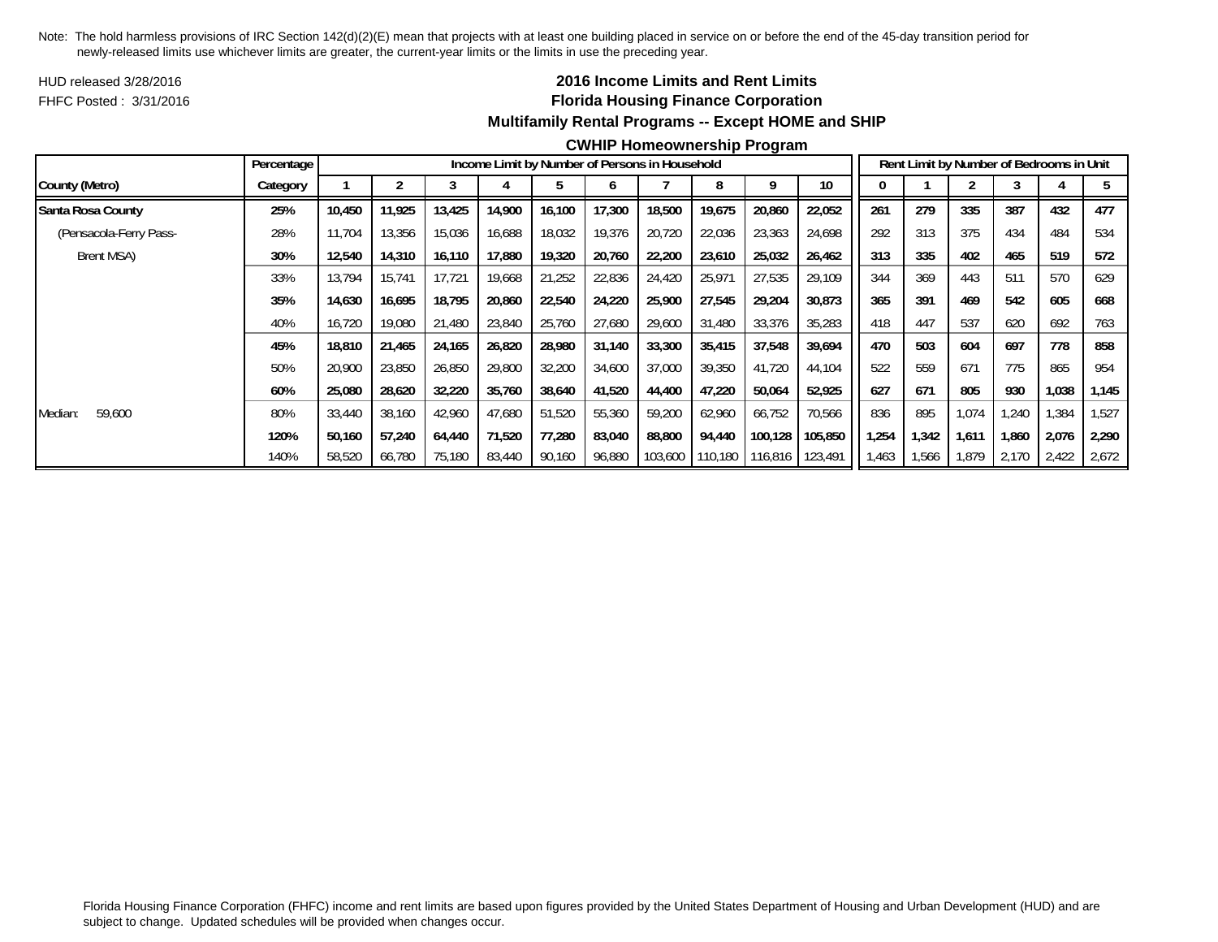Note: The hold harmless provisions of IRC Section 142(d)(2)(E) mean that projects with at least one building placed in service on or before the end of the 45-day transition period for newly-released limits use whichever limits are greater, the current-year limits or the limits in use the preceding year.

HUD released 3/28/2016

FHFC Posted : 3/31/2016

## 2016 Income Limits and Rent Limits
## Florida Housing Finance Corporation
### Multifamily Rental Programs -- Except HOME and SHIP
### CWHIP Homeownership Program

| County (Metro) | Percentage Category | Income Limit by Number of Persons in Household: 1 | 2 | 3 | 4 | 5 | 6 | 7 | 8 | 9 | 10 | Rent Limit by Number of Bedrooms in Unit: 0 | 1 | 2 | 3 | 4 | 5 |
|---|---|---|---|---|---|---|---|---|---|---|---|---|---|---|---|---|---|
| **Santa Rosa County** | **25%** | **10,450** | **11,925** | **13,425** | **14,900** | **16,100** | **17,300** | **18,500** | **19,675** | **20,860** | **22,052** | **261** | **279** | **335** | **387** | **432** | **477** |
| (Pensacola-Ferry Pass- | 28% | 11,704 | 13,356 | 15,036 | 16,688 | 18,032 | 19,376 | 20,720 | 22,036 | 23,363 | 24,698 | 292 | 313 | 375 | 434 | 484 | 534 |
| Brent MSA) | **30%** | **12,540** | **14,310** | **16,110** | **17,880** | **19,320** | **20,760** | **22,200** | **23,610** | **25,032** | **26,462** | **313** | **335** | **402** | **465** | **519** | **572** |
| | 33% | 13,794 | 15,741 | 17,721 | 19,668 | 21,252 | 22,836 | 24,420 | 25,971 | 27,535 | 29,109 | 344 | 369 | 443 | 511 | 570 | 629 |
| | **35%** | **14,630** | **16,695** | **18,795** | **20,860** | **22,540** | **24,220** | **25,900** | **27,545** | **29,204** | **30,873** | **365** | **391** | **469** | **542** | **605** | **668** |
| | 40% | 16,720 | 19,080 | 21,480 | 23,840 | 25,760 | 27,680 | 29,600 | 31,480 | 33,376 | 35,283 | 418 | 447 | 537 | 620 | 692 | 763 |
| | **45%** | **18,810** | **21,465** | **24,165** | **26,820** | **28,980** | **31,140** | **33,300** | **35,415** | **37,548** | **39,694** | **470** | **503** | **604** | **697** | **778** | **858** |
| | 50% | 20,900 | 23,850 | 26,850 | 29,800 | 32,200 | 34,600 | 37,000 | 39,350 | 41,720 | 44,104 | 522 | 559 | 671 | 775 | 865 | 954 |
| | **60%** | **25,080** | **28,620** | **32,220** | **35,760** | **38,640** | **41,520** | **44,400** | **47,220** | **50,064** | **52,925** | **627** | **671** | **805** | **930** | **1,038** | **1,145** |
| Median: 59,600 | 80% | 33,440 | 38,160 | 42,960 | 47,680 | 51,520 | 55,360 | 59,200 | 62,960 | 66,752 | 70,566 | 836 | 895 | 1,074 | 1,240 | 1,384 | 1,527 |
| | **120%** | **50,160** | **57,240** | **64,440** | **71,520** | **77,280** | **83,040** | **88,800** | **94,440** | **100,128** | **105,850** | **1,254** | **1,342** | **1,611** | **1,860** | **2,076** | **2,290** |
| | 140% | 58,520 | 66,780 | 75,180 | 83,440 | 90,160 | 96,880 | 103,600 | 110,180 | 116,816 | 123,491 | 1,463 | 1,566 | 1,879 | 2,170 | 2,422 | 2,672 |

Florida Housing Finance Corporation (FHFC) income and rent limits are based upon figures provided by the United States Department of Housing and Urban Development (HUD) and are subject to change. Updated schedules will be provided when changes occur.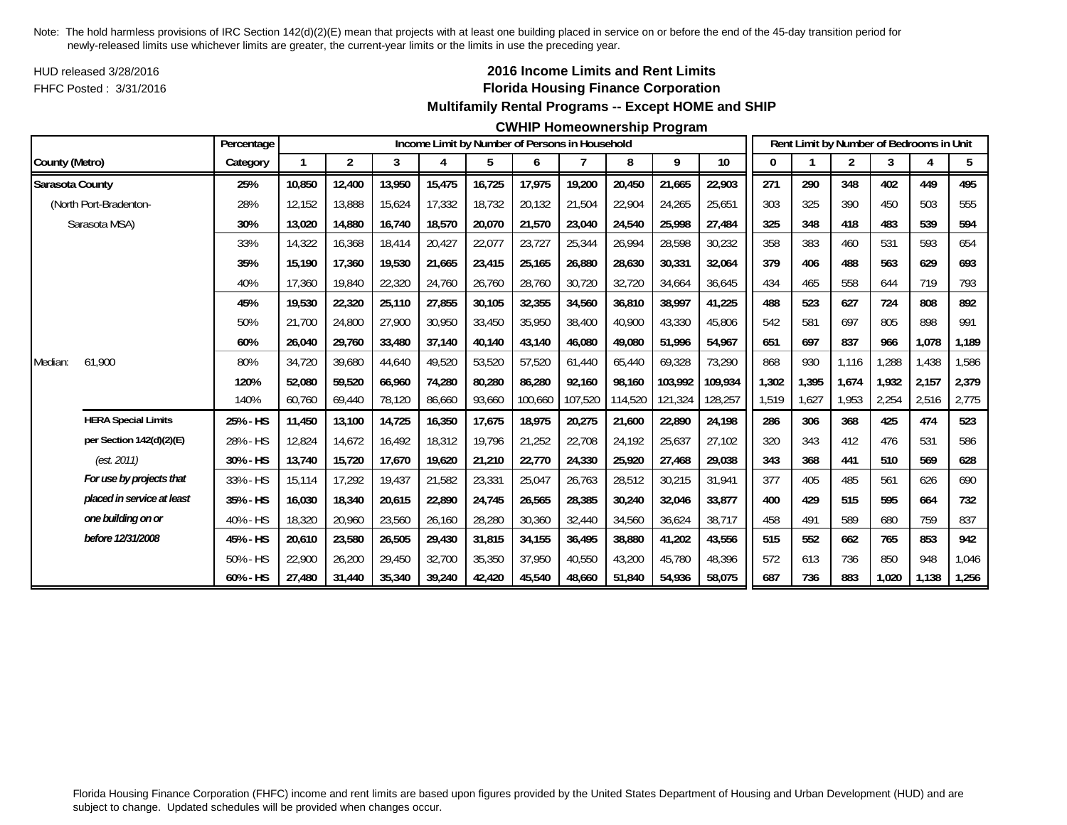Note: The hold harmless provisions of IRC Section 142(d)(2)(E) mean that projects with at least one building placed in service on or before the end of the 45-day transition period for newly-released limits use whichever limits are greater, the current-year limits or the limits in use the preceding year.

HUD released 3/28/2016

FHFC Posted : 3/31/2016

## 2016 Income Limits and Rent Limits
## Florida Housing Finance Corporation
## Multifamily Rental Programs -- Except HOME and SHIP
## CWHIP Homeownership Program

| County (Metro) | | Percentage Category | Income Limit by Number of Persons in Household | | | | | | | | | | Rent Limit by Number of Bedrooms in Unit | | | | | |
|---|---|---|---|---|---|---|---|---|---|---|---|---|---|---|---|---|---|---|
| | | | 1 | 2 | 3 | 4 | 5 | 6 | 7 | 8 | 9 | 10 | 0 | 1 | 2 | 3 | 4 | 5 |
| **Sarasota County** | | **25%** | **10,850** | **12,400** | **13,950** | **15,475** | **16,725** | **17,975** | **19,200** | **20,450** | **21,665** | **22,903** | **271** | **290** | **348** | **402** | **449** | **495** |
| (North Port-Bradenton- | | 28% | 12,152 | 13,888 | 15,624 | 17,332 | 18,732 | 20,132 | 21,504 | 22,904 | 24,265 | 25,651 | 303 | 325 | 390 | 450 | 503 | 555 |
| Sarasota MSA) | | **30%** | **13,020** | **14,880** | **16,740** | **18,570** | **20,070** | **21,570** | **23,040** | **24,540** | **25,998** | **27,484** | **325** | **348** | **418** | **483** | **539** | **594** |
| | | 33% | 14,322 | 16,368 | 18,414 | 20,427 | 22,077 | 23,727 | 25,344 | 26,994 | 28,598 | 30,232 | 358 | 383 | 460 | 531 | 593 | 654 |
| | | **35%** | **15,190** | **17,360** | **19,530** | **21,665** | **23,415** | **25,165** | **26,880** | **28,630** | **30,331** | **32,064** | **379** | **406** | **488** | **563** | **629** | **693** |
| | | 40% | 17,360 | 19,840 | 22,320 | 24,760 | 26,760 | 28,760 | 30,720 | 32,720 | 34,664 | 36,645 | 434 | 465 | 558 | 644 | 719 | 793 |
| | | **45%** | **19,530** | **22,320** | **25,110** | **27,855** | **30,105** | **32,355** | **34,560** | **36,810** | **38,997** | **41,225** | **488** | **523** | **627** | **724** | **808** | **892** |
| | | 50% | 21,700 | 24,800 | 27,900 | 30,950 | 33,450 | 35,950 | 38,400 | 40,900 | 43,330 | 45,806 | 542 | 581 | 697 | 805 | 898 | 991 |
| | | **60%** | **26,040** | **29,760** | **33,480** | **37,140** | **40,140** | **43,140** | **46,080** | **49,080** | **51,996** | **54,967** | **651** | **697** | **837** | **966** | **1,078** | **1,189** |
| Median: | 61,900 | 80% | 34,720 | 39,680 | 44,640 | 49,520 | 53,520 | 57,520 | 61,440 | 65,440 | 69,328 | 73,290 | 868 | 930 | 1,116 | 1,288 | 1,438 | 1,586 |
| | | **120%** | **52,080** | **59,520** | **66,960** | **74,280** | **80,280** | **86,280** | **92,160** | **98,160** | **103,992** | **109,934** | **1,302** | **1,395** | **1,674** | **1,932** | **2,157** | **2,379** |
| | | 140% | 60,760 | 69,440 | 78,120 | 86,660 | 93,660 | 100,660 | 107,520 | 114,520 | 121,324 | 128,257 | 1,519 | 1,627 | 1,953 | 2,254 | 2,516 | 2,775 |
| | **HERA Special Limits** | **25% - HS** | **11,450** | **13,100** | **14,725** | **16,350** | **17,675** | **18,975** | **20,275** | **21,600** | **22,890** | **24,198** | **286** | **306** | **368** | **425** | **474** | **523** |
| | **per Section 142(d)(2)(E)** | 28% - HS | 12,824 | 14,672 | 16,492 | 18,312 | 19,796 | 21,252 | 22,708 | 24,192 | 25,637 | 27,102 | 320 | 343 | 412 | 476 | 531 | 586 |
| | *(est. 2011)* | **30% - HS** | **13,740** | **15,720** | **17,670** | **19,620** | **21,210** | **22,770** | **24,330** | **25,920** | **27,468** | **29,038** | **343** | **368** | **441** | **510** | **569** | **628** |
| | ***For use by projects that*** | 33% - HS | 15,114 | 17,292 | 19,437 | 21,582 | 23,331 | 25,047 | 26,763 | 28,512 | 30,215 | 31,941 | 377 | 405 | 485 | 561 | 626 | 690 |
| | ***placed in service at least*** | **35% - HS** | **16,030** | **18,340** | **20,615** | **22,890** | **24,745** | **26,565** | **28,385** | **30,240** | **32,046** | **33,877** | **400** | **429** | **515** | **595** | **664** | **732** |
| | ***one building on or*** | 40% - HS | 18,320 | 20,960 | 23,560 | 26,160 | 28,280 | 30,360 | 32,440 | 34,560 | 36,624 | 38,717 | 458 | 491 | 589 | 680 | 759 | 837 |
| | ***before 12/31/2008*** | **45% - HS** | **20,610** | **23,580** | **26,505** | **29,430** | **31,815** | **34,155** | **36,495** | **38,880** | **41,202** | **43,556** | **515** | **552** | **662** | **765** | **853** | **942** |
| | | 50% - HS | 22,900 | 26,200 | 29,450 | 32,700 | 35,350 | 37,950 | 40,550 | 43,200 | 45,780 | 48,396 | 572 | 613 | 736 | 850 | 948 | 1,046 |
| | | **60% - HS** | **27,480** | **31,440** | **35,340** | **39,240** | **42,420** | **45,540** | **48,660** | **51,840** | **54,936** | **58,075** | **687** | **736** | **883** | **1,020** | **1,138** | **1,256** |

Florida Housing Finance Corporation (FHFC) income and rent limits are based upon figures provided by the United States Department of Housing and Urban Development (HUD) and are subject to change. Updated schedules will be provided when changes occur.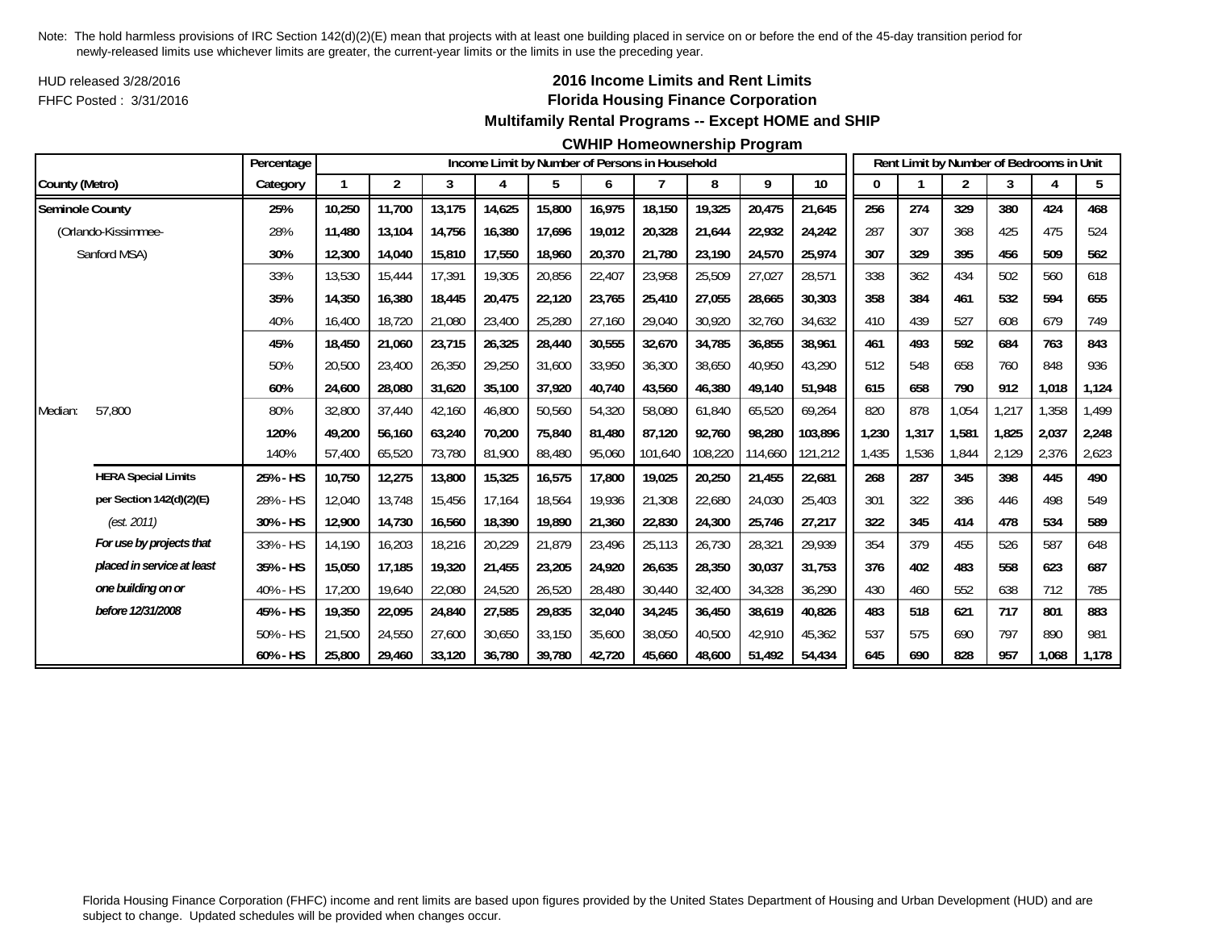Note: The hold harmless provisions of IRC Section 142(d)(2)(E) mean that projects with at least one building placed in service on or before the end of the 45-day transition period for newly-released limits use whichever limits are greater, the current-year limits or the limits in use the preceding year.

HUD released 3/28/2016

FHFC Posted : 3/31/2016

## 2016 Income Limits and Rent Limits
## Florida Housing Finance Corporation
### Multifamily Rental Programs -- Except HOME and SHIP
### CWHIP Homeownership Program

| County (Metro) | | Percentage Category | Income Limit by Number of Persons in Household | | | | | | | | | | Rent Limit by Number of Bedrooms in Unit | | | | | |
|---|---|---|---|---|---|---|---|---|---|---|---|---|---|---|---|---|---|---|
| | | | 1 | 2 | 3 | 4 | 5 | 6 | 7 | 8 | 9 | 10 | 0 | 1 | 2 | 3 | 4 | 5 |
| **Seminole County** | | **25%** | **10,250** | **11,700** | **13,175** | **14,625** | **15,800** | **16,975** | **18,150** | **19,325** | **20,475** | **21,645** | **256** | **274** | **329** | **380** | **424** | **468** |
| (Orlando-Kissimmee- | | 28% | 11,480 | 13,104 | 14,756 | 16,380 | 17,696 | 19,012 | 20,328 | 21,644 | 22,932 | 24,242 | 287 | 307 | 368 | 425 | 475 | 524 |
| Sanford MSA) | | **30%** | **12,300** | **14,040** | **15,810** | **17,550** | **18,960** | **20,370** | **21,780** | **23,190** | **24,570** | **25,974** | **307** | **329** | **395** | **456** | **509** | **562** |
| | | 33% | 13,530 | 15,444 | 17,391 | 19,305 | 20,856 | 22,407 | 23,958 | 25,509 | 27,027 | 28,571 | 338 | 362 | 434 | 502 | 560 | 618 |
| | | **35%** | **14,350** | **16,380** | **18,445** | **20,475** | **22,120** | **23,765** | **25,410** | **27,055** | **28,665** | **30,303** | **358** | **384** | **461** | **532** | **594** | **655** |
| | | 40% | 16,400 | 18,720 | 21,080 | 23,400 | 25,280 | 27,160 | 29,040 | 30,920 | 32,760 | 34,632 | 410 | 439 | 527 | 608 | 679 | 749 |
| | | **45%** | **18,450** | **21,060** | **23,715** | **26,325** | **28,440** | **30,555** | **32,670** | **34,785** | **36,855** | **38,961** | **461** | **493** | **592** | **684** | **763** | **843** |
| | | 50% | 20,500 | 23,400 | 26,350 | 29,250 | 31,600 | 33,950 | 36,300 | 38,650 | 40,950 | 43,290 | 512 | 548 | 658 | 760 | 848 | 936 |
| | | **60%** | **24,600** | **28,080** | **31,620** | **35,100** | **37,920** | **40,740** | **43,560** | **46,380** | **49,140** | **51,948** | **615** | **658** | **790** | **912** | **1,018** | **1,124** |
| Median: | 57,800 | 80% | 32,800 | 37,440 | 42,160 | 46,800 | 50,560 | 54,320 | 58,080 | 61,840 | 65,520 | 69,264 | 820 | 878 | 1,054 | 1,217 | 1,358 | 1,499 |
| | | **120%** | **49,200** | **56,160** | **63,240** | **70,200** | **75,840** | **81,480** | **87,120** | **92,760** | **98,280** | **103,896** | **1,230** | **1,317** | **1,581** | **1,825** | **2,037** | **2,248** |
| | | 140% | 57,400 | 65,520 | 73,780 | 81,900 | 88,480 | 95,060 | 101,640 | 108,220 | 114,660 | 121,212 | 1,435 | 1,536 | 1,844 | 2,129 | 2,376 | 2,623 |
| | **HERA Special Limits** | **25% - HS** | **10,750** | **12,275** | **13,800** | **15,325** | **16,575** | **17,800** | **19,025** | **20,250** | **21,455** | **22,681** | **268** | **287** | **345** | **398** | **445** | **490** |
| | **per Section 142(d)(2)(E)** | 28% - HS | 12,040 | 13,748 | 15,456 | 17,164 | 18,564 | 19,936 | 21,308 | 22,680 | 24,030 | 25,403 | 301 | 322 | 386 | 446 | 498 | 549 |
| | *(est. 2011)* | **30% - HS** | **12,900** | **14,730** | **16,560** | **18,390** | **19,890** | **21,360** | **22,830** | **24,300** | **25,746** | **27,217** | **322** | **345** | **414** | **478** | **534** | **589** |
| | ***For use by projects that*** | 33% - HS | 14,190 | 16,203 | 18,216 | 20,229 | 21,879 | 23,496 | 25,113 | 26,730 | 28,321 | 29,939 | 354 | 379 | 455 | 526 | 587 | 648 |
| | ***placed in service at least*** | **35% - HS** | **15,050** | **17,185** | **19,320** | **21,455** | **23,205** | **24,920** | **26,635** | **28,350** | **30,037** | **31,753** | **376** | **402** | **483** | **558** | **623** | **687** |
| | ***one building on or*** | 40% - HS | 17,200 | 19,640 | 22,080 | 24,520 | 26,520 | 28,480 | 30,440 | 32,400 | 34,328 | 36,290 | 430 | 460 | 552 | 638 | 712 | 785 |
| | ***before 12/31/2008*** | **45% - HS** | **19,350** | **22,095** | **24,840** | **27,585** | **29,835** | **32,040** | **34,245** | **36,450** | **38,619** | **40,826** | **483** | **518** | **621** | **717** | **801** | **883** |
| | | 50% - HS | 21,500 | 24,550 | 27,600 | 30,650 | 33,150 | 35,600 | 38,050 | 40,500 | 42,910 | 45,362 | 537 | 575 | 690 | 797 | 890 | 981 |
| | | **60% - HS** | **25,800** | **29,460** | **33,120** | **36,780** | **39,780** | **42,720** | **45,660** | **48,600** | **51,492** | **54,434** | **645** | **690** | **828** | **957** | **1,068** | **1,178** |

Florida Housing Finance Corporation (FHFC) income and rent limits are based upon figures provided by the United States Department of Housing and Urban Development (HUD) and are subject to change. Updated schedules will be provided when changes occur.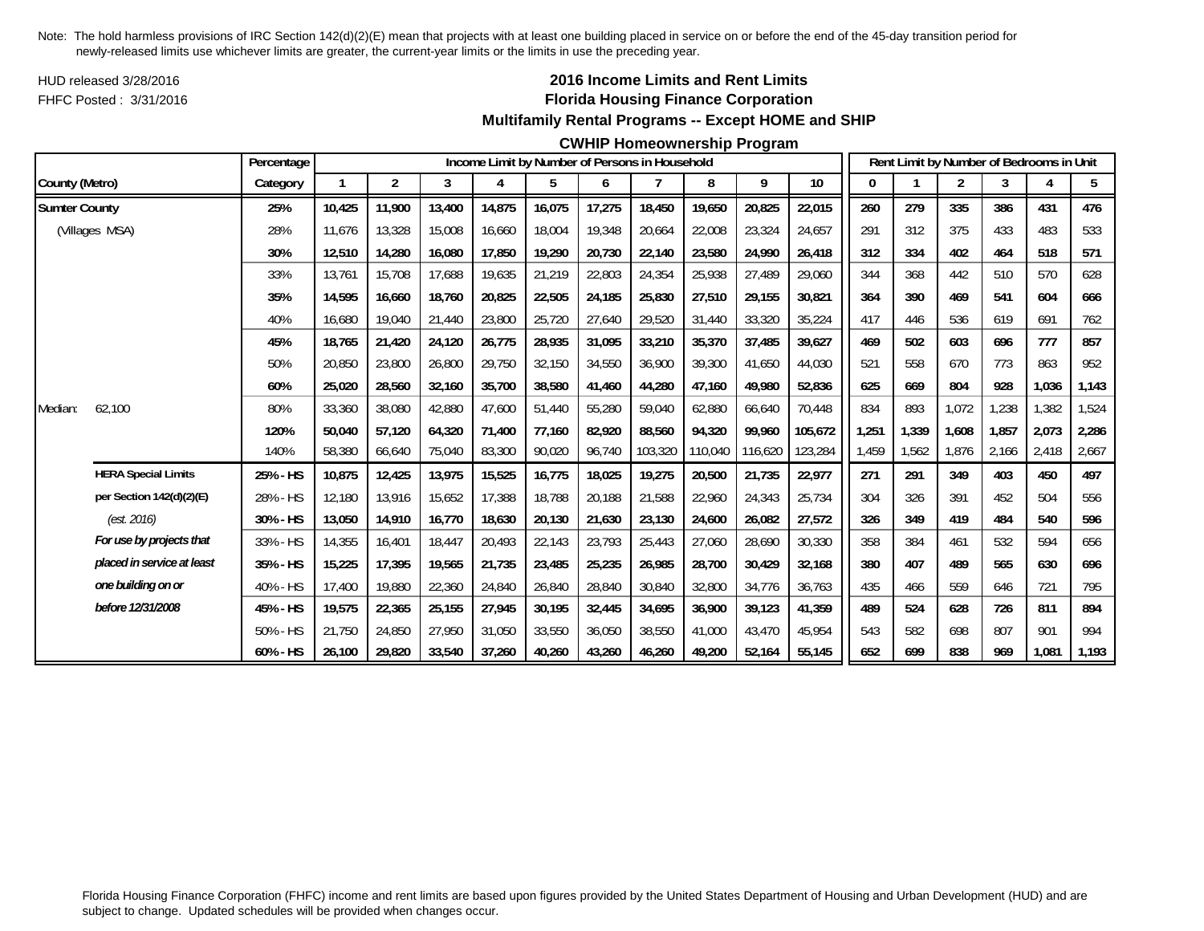Note: The hold harmless provisions of IRC Section 142(d)(2)(E) mean that projects with at least one building placed in service on or before the end of the 45-day transition period for newly-released limits use whichever limits are greater, the current-year limits or the limits in use the preceding year.

HUD released 3/28/2016

FHFC Posted : 3/31/2016

## 2016 Income Limits and Rent Limits
## Florida Housing Finance Corporation
## Multifamily Rental Programs -- Except HOME and SHIP
## CWHIP Homeownership Program

| County (Metro) | | Percentage Category | Income Limit by Number of Persons in Household 1 | 2 | 3 | 4 | 5 | 6 | 7 | 8 | 9 | 10 | Rent Limit by Number of Bedrooms in Unit 0 | 1 | 2 | 3 | 4 | 5 |
|---|---|---|---|---|---|---|---|---|---|---|---|---|---|---|---|---|---|---|
| **Sumter County** | | **25%** | **10,425** | **11,900** | **13,400** | **14,875** | **16,075** | **17,275** | **18,450** | **19,650** | **20,825** | **22,015** | **260** | **279** | **335** | **386** | **431** | **476** |
| (Villages MSA) | | 28% | 11,676 | 13,328 | 15,008 | 16,660 | 18,004 | 19,348 | 20,664 | 22,008 | 23,324 | 24,657 | 291 | 312 | 375 | 433 | 483 | 533 |
| | | **30%** | **12,510** | **14,280** | **16,080** | **17,850** | **19,290** | **20,730** | **22,140** | **23,580** | **24,990** | **26,418** | **312** | **334** | **402** | **464** | **518** | **571** |
| | | 33% | 13,761 | 15,708 | 17,688 | 19,635 | 21,219 | 22,803 | 24,354 | 25,938 | 27,489 | 29,060 | 344 | 368 | 442 | 510 | 570 | 628 |
| | | **35%** | **14,595** | **16,660** | **18,760** | **20,825** | **22,505** | **24,185** | **25,830** | **27,510** | **29,155** | **30,821** | **364** | **390** | **469** | **541** | **604** | **666** |
| | | 40% | 16,680 | 19,040 | 21,440 | 23,800 | 25,720 | 27,640 | 29,520 | 31,440 | 33,320 | 35,224 | 417 | 446 | 536 | 619 | 691 | 762 |
| | | **45%** | **18,765** | **21,420** | **24,120** | **26,775** | **28,935** | **31,095** | **33,210** | **35,370** | **37,485** | **39,627** | **469** | **502** | **603** | **696** | **777** | **857** |
| | | 50% | 20,850 | 23,800 | 26,800 | 29,750 | 32,150 | 34,550 | 36,900 | 39,300 | 41,650 | 44,030 | 521 | 558 | 670 | 773 | 863 | 952 |
| | | **60%** | **25,020** | **28,560** | **32,160** | **35,700** | **38,580** | **41,460** | **44,280** | **47,160** | **49,980** | **52,836** | **625** | **669** | **804** | **928** | **1,036** | **1,143** |
| Median: | 62,100 | 80% | 33,360 | 38,080 | 42,880 | 47,600 | 51,440 | 55,280 | 59,040 | 62,880 | 66,640 | 70,448 | 834 | 893 | 1,072 | 1,238 | 1,382 | 1,524 |
| | | **120%** | **50,040** | **57,120** | **64,320** | **71,400** | **77,160** | **82,920** | **88,560** | **94,320** | **99,960** | **105,672** | **1,251** | **1,339** | **1,608** | **1,857** | **2,073** | **2,286** |
| | | 140% | 58,380 | 66,640 | 75,040 | 83,300 | 90,020 | 96,740 | 103,320 | 110,040 | 116,620 | 123,284 | 1,459 | 1,562 | 1,876 | 2,166 | 2,418 | 2,667 |
| | **HERA Special Limits** | **25% - HS** | **10,875** | **12,425** | **13,975** | **15,525** | **16,775** | **18,025** | **19,275** | **20,500** | **21,735** | **22,977** | **271** | **291** | **349** | **403** | **450** | **497** |
| | **per Section 142(d)(2)(E)** | 28% - HS | 12,180 | 13,916 | 15,652 | 17,388 | 18,788 | 20,188 | 21,588 | 22,960 | 24,343 | 25,734 | 304 | 326 | 391 | 452 | 504 | 556 |
| | *(est. 2016)* | **30% - HS** | **13,050** | **14,910** | **16,770** | **18,630** | **20,130** | **21,630** | **23,130** | **24,600** | **26,082** | **27,572** | **326** | **349** | **419** | **484** | **540** | **596** |
| | ***For use by projects that*** | 33% - HS | 14,355 | 16,401 | 18,447 | 20,493 | 22,143 | 23,793 | 25,443 | 27,060 | 28,690 | 30,330 | 358 | 384 | 461 | 532 | 594 | 656 |
| | ***placed in service at least*** | **35% - HS** | **15,225** | **17,395** | **19,565** | **21,735** | **23,485** | **25,235** | **26,985** | **28,700** | **30,429** | **32,168** | **380** | **407** | **489** | **565** | **630** | **696** |
| | ***one building on or*** | 40% - HS | 17,400 | 19,880 | 22,360 | 24,840 | 26,840 | 28,840 | 30,840 | 32,800 | 34,776 | 36,763 | 435 | 466 | 559 | 646 | 721 | 795 |
| | ***before 12/31/2008*** | **45% - HS** | **19,575** | **22,365** | **25,155** | **27,945** | **30,195** | **32,445** | **34,695** | **36,900** | **39,123** | **41,359** | **489** | **524** | **628** | **726** | **811** | **894** |
| | | 50% - HS | 21,750 | 24,850 | 27,950 | 31,050 | 33,550 | 36,050 | 38,550 | 41,000 | 43,470 | 45,954 | 543 | 582 | 698 | 807 | 901 | 994 |
| | | **60% - HS** | **26,100** | **29,820** | **33,540** | **37,260** | **40,260** | **43,260** | **46,260** | **49,200** | **52,164** | **55,145** | **652** | **699** | **838** | **969** | **1,081** | **1,193** |

Florida Housing Finance Corporation (FHFC) income and rent limits are based upon figures provided by the United States Department of Housing and Urban Development (HUD) and are subject to change. Updated schedules will be provided when changes occur.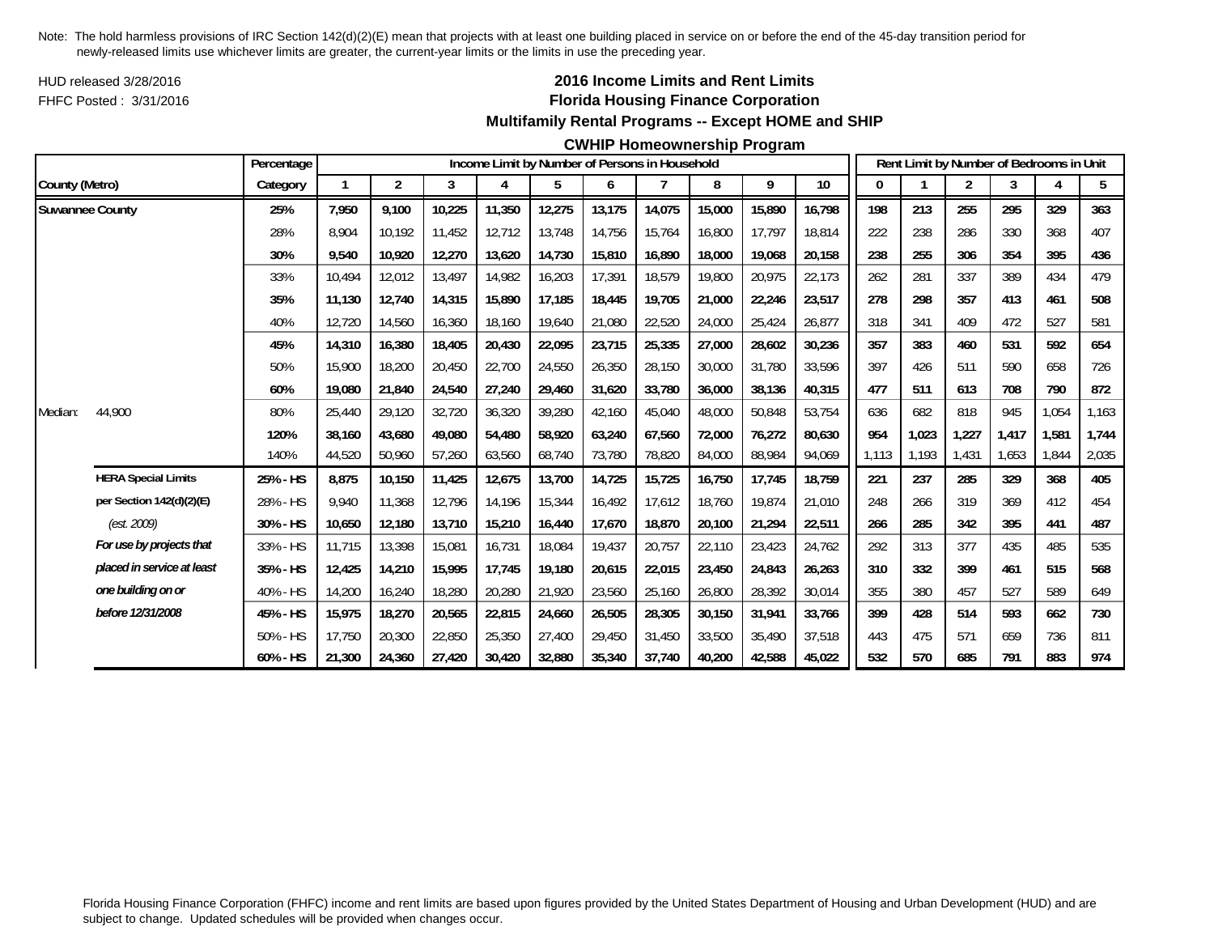Note: The hold harmless provisions of IRC Section 142(d)(2)(E) mean that projects with at least one building placed in service on or before the end of the 45-day transition period for newly-released limits use whichever limits are greater, the current-year limits or the limits in use the preceding year.

HUD released 3/28/2016

FHFC Posted : 3/31/2016

## 2016 Income Limits and Rent Limits
## Florida Housing Finance Corporation
### Multifamily Rental Programs -- Except HOME and SHIP
### CWHIP Homeownership Program

| County (Metro) | | Percentage Category | Income Limit by Number of Persons in Household | | | | | | | | | | Rent Limit by Number of Bedrooms in Unit | | | | | |
|---|---|---|---|---|---|---|---|---|---|---|---|---|---|---|---|---|---|---|
| | | | 1 | 2 | 3 | 4 | 5 | 6 | 7 | 8 | 9 | 10 | 0 | 1 | 2 | 3 | 4 | 5 |
| **Suwannee County** | | **25%** | **7,950** | **9,100** | **10,225** | **11,350** | **12,275** | **13,175** | **14,075** | **15,000** | **15,890** | **16,798** | **198** | **213** | **255** | **295** | **329** | **363** |
| | | 28% | 8,904 | 10,192 | 11,452 | 12,712 | 13,748 | 14,756 | 15,764 | 16,800 | 17,797 | 18,814 | 222 | 238 | 286 | 330 | 368 | 407 |
| | | **30%** | **9,540** | **10,920** | **12,270** | **13,620** | **14,730** | **15,810** | **16,890** | **18,000** | **19,068** | **20,158** | **238** | **255** | **306** | **354** | **395** | **436** |
| | | 33% | 10,494 | 12,012 | 13,497 | 14,982 | 16,203 | 17,391 | 18,579 | 19,800 | 20,975 | 22,173 | 262 | 281 | 337 | 389 | 434 | 479 |
| | | **35%** | **11,130** | **12,740** | **14,315** | **15,890** | **17,185** | **18,445** | **19,705** | **21,000** | **22,246** | **23,517** | **278** | **298** | **357** | **413** | **461** | **508** |
| | | 40% | 12,720 | 14,560 | 16,360 | 18,160 | 19,640 | 21,080 | 22,520 | 24,000 | 25,424 | 26,877 | 318 | 341 | 409 | 472 | 527 | 581 |
| | | **45%** | **14,310** | **16,380** | **18,405** | **20,430** | **22,095** | **23,715** | **25,335** | **27,000** | **28,602** | **30,236** | **357** | **383** | **460** | **531** | **592** | **654** |
| | | 50% | 15,900 | 18,200 | 20,450 | 22,700 | 24,550 | 26,350 | 28,150 | 30,000 | 31,780 | 33,596 | 397 | 426 | 511 | 590 | 658 | 726 |
| | | **60%** | **19,080** | **21,840** | **24,540** | **27,240** | **29,460** | **31,620** | **33,780** | **36,000** | **38,136** | **40,315** | **477** | **511** | **613** | **708** | **790** | **872** |
| Median: | 44,900 | 80% | 25,440 | 29,120 | 32,720 | 36,320 | 39,280 | 42,160 | 45,040 | 48,000 | 50,848 | 53,754 | 636 | 682 | 818 | 945 | 1,054 | 1,163 |
| | | **120%** | **38,160** | **43,680** | **49,080** | **54,480** | **58,920** | **63,240** | **67,560** | **72,000** | **76,272** | **80,630** | **954** | **1,023** | **1,227** | **1,417** | **1,581** | **1,744** |
| | | 140% | 44,520 | 50,960 | 57,260 | 63,560 | 68,740 | 73,780 | 78,820 | 84,000 | 88,984 | 94,069 | 1,113 | 1,193 | 1,431 | 1,653 | 1,844 | 2,035 |
| | **HERA Special Limits** | **25% - HS** | **8,875** | **10,150** | **11,425** | **12,675** | **13,700** | **14,725** | **15,725** | **16,750** | **17,745** | **18,759** | **221** | **237** | **285** | **329** | **368** | **405** |
| | **per Section 142(d)(2)(E)** | 28% - HS | 9,940 | 11,368 | 12,796 | 14,196 | 15,344 | 16,492 | 17,612 | 18,760 | 19,874 | 21,010 | 248 | 266 | 319 | 369 | 412 | 454 |
| | *(est. 2009)* | **30% - HS** | **10,650** | **12,180** | **13,710** | **15,210** | **16,440** | **17,670** | **18,870** | **20,100** | **21,294** | **22,511** | **266** | **285** | **342** | **395** | **441** | **487** |
| | ***For use by projects that*** | 33% - HS | 11,715 | 13,398 | 15,081 | 16,731 | 18,084 | 19,437 | 20,757 | 22,110 | 23,423 | 24,762 | 292 | 313 | 377 | 435 | 485 | 535 |
| | ***placed in service at least*** | **35% - HS** | **12,425** | **14,210** | **15,995** | **17,745** | **19,180** | **20,615** | **22,015** | **23,450** | **24,843** | **26,263** | **310** | **332** | **399** | **461** | **515** | **568** |
| | ***one building on or*** | 40% - HS | 14,200 | 16,240 | 18,280 | 20,280 | 21,920 | 23,560 | 25,160 | 26,800 | 28,392 | 30,014 | 355 | 380 | 457 | 527 | 589 | 649 |
| | ***before 12/31/2008*** | **45% - HS** | **15,975** | **18,270** | **20,565** | **22,815** | **24,660** | **26,505** | **28,305** | **30,150** | **31,941** | **33,766** | **399** | **428** | **514** | **593** | **662** | **730** |
| | | 50% - HS | 17,750 | 20,300 | 22,850 | 25,350 | 27,400 | 29,450 | 31,450 | 33,500 | 35,490 | 37,518 | 443 | 475 | 571 | 659 | 736 | 811 |
| | | **60% - HS** | **21,300** | **24,360** | **27,420** | **30,420** | **32,880** | **35,340** | **37,740** | **40,200** | **42,588** | **45,022** | **532** | **570** | **685** | **791** | **883** | **974** |

Florida Housing Finance Corporation (FHFC) income and rent limits are based upon figures provided by the United States Department of Housing and Urban Development (HUD) and are subject to change. Updated schedules will be provided when changes occur.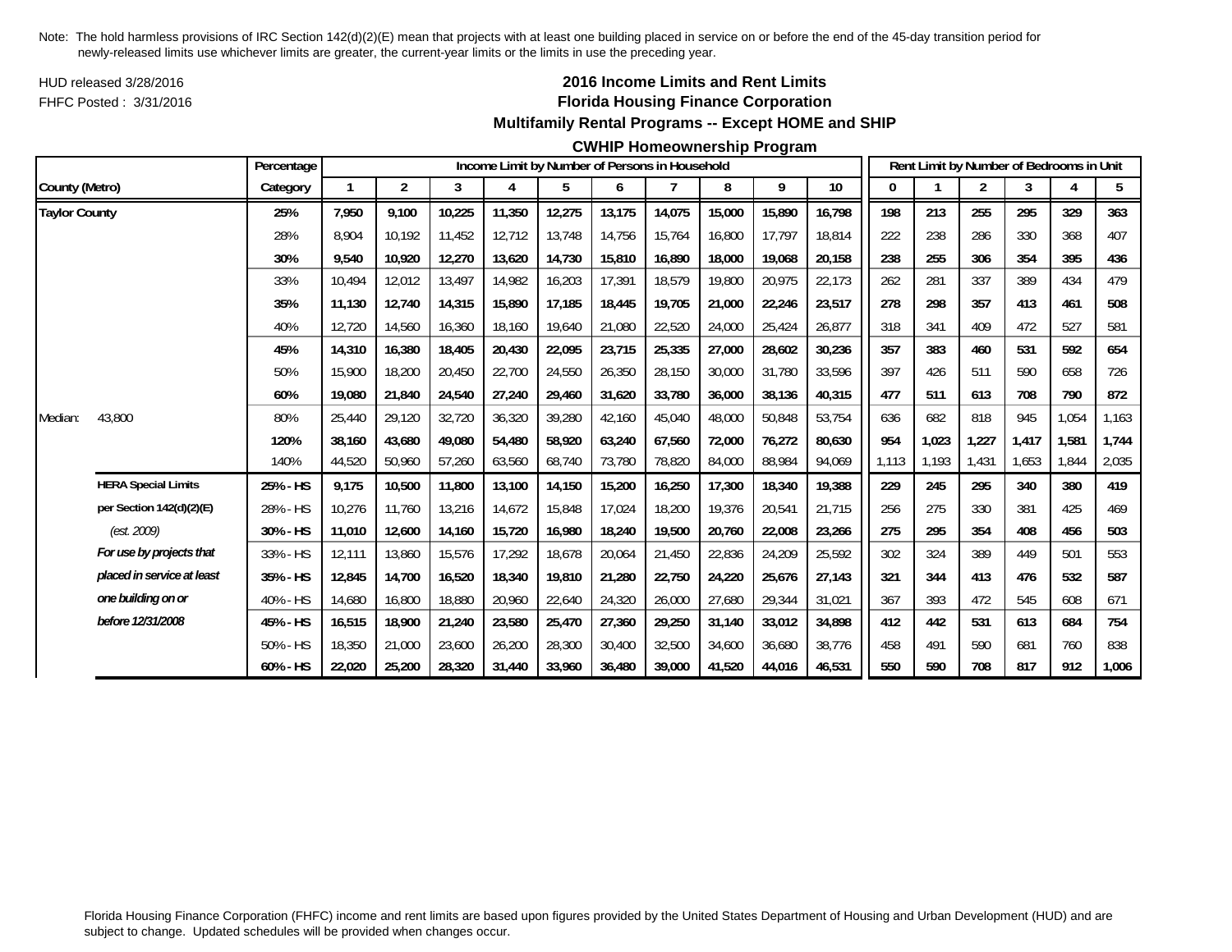Note: The hold harmless provisions of IRC Section 142(d)(2)(E) mean that projects with at least one building placed in service on or before the end of the 45-day transition period for newly-released limits use whichever limits are greater, the current-year limits or the limits in use the preceding year.

HUD released 3/28/2016
FHFC Posted : 3/31/2016

## 2016 Income Limits and Rent Limits
## Florida Housing Finance Corporation
### Multifamily Rental Programs -- Except HOME and SHIP
### CWHIP Homeownership Program

| County (Metro) | | Percentage Category | Income Limit by Number of Persons in Household 1 | 2 | 3 | 4 | 5 | 6 | 7 | 8 | 9 | 10 | Rent Limit by Number of Bedrooms in Unit 0 | 1 | 2 | 3 | 4 | 5 |
|---|---|---|---|---|---|---|---|---|---|---|---|---|---|---|---|---|---|---|
| **Taylor County** | | **25%** | **7,950** | **9,100** | **10,225** | **11,350** | **12,275** | **13,175** | **14,075** | **15,000** | **15,890** | **16,798** | **198** | **213** | **255** | **295** | **329** | **363** |
| | | 28% | 8,904 | 10,192 | 11,452 | 12,712 | 13,748 | 14,756 | 15,764 | 16,800 | 17,797 | 18,814 | 222 | 238 | 286 | 330 | 368 | 407 |
| | | **30%** | **9,540** | **10,920** | **12,270** | **13,620** | **14,730** | **15,810** | **16,890** | **18,000** | **19,068** | **20,158** | **238** | **255** | **306** | **354** | **395** | **436** |
| | | 33% | 10,494 | 12,012 | 13,497 | 14,982 | 16,203 | 17,391 | 18,579 | 19,800 | 20,975 | 22,173 | 262 | 281 | 337 | 389 | 434 | 479 |
| | | **35%** | **11,130** | **12,740** | **14,315** | **15,890** | **17,185** | **18,445** | **19,705** | **21,000** | **22,246** | **23,517** | **278** | **298** | **357** | **413** | **461** | **508** |
| | | 40% | 12,720 | 14,560 | 16,360 | 18,160 | 19,640 | 21,080 | 22,520 | 24,000 | 25,424 | 26,877 | 318 | 341 | 409 | 472 | 527 | 581 |
| | | **45%** | **14,310** | **16,380** | **18,405** | **20,430** | **22,095** | **23,715** | **25,335** | **27,000** | **28,602** | **30,236** | **357** | **383** | **460** | **531** | **592** | **654** |
| | | 50% | 15,900 | 18,200 | 20,450 | 22,700 | 24,550 | 26,350 | 28,150 | 30,000 | 31,780 | 33,596 | 397 | 426 | 511 | 590 | 658 | 726 |
| | | **60%** | **19,080** | **21,840** | **24,540** | **27,240** | **29,460** | **31,620** | **33,780** | **36,000** | **38,136** | **40,315** | **477** | **511** | **613** | **708** | **790** | **872** |
| Median: | 43,800 | 80% | 25,440 | 29,120 | 32,720 | 36,320 | 39,280 | 42,160 | 45,040 | 48,000 | 50,848 | 53,754 | 636 | 682 | 818 | 945 | 1,054 | 1,163 |
| | | **120%** | **38,160** | **43,680** | **49,080** | **54,480** | **58,920** | **63,240** | **67,560** | **72,000** | **76,272** | **80,630** | **954** | **1,023** | **1,227** | **1,417** | **1,581** | **1,744** |
| | | 140% | 44,520 | 50,960 | 57,260 | 63,560 | 68,740 | 73,780 | 78,820 | 84,000 | 88,984 | 94,069 | 1,113 | 1,193 | 1,431 | 1,653 | 1,844 | 2,035 |
| | **HERA Special Limits** | **25% - HS** | **9,175** | **10,500** | **11,800** | **13,100** | **14,150** | **15,200** | **16,250** | **17,300** | **18,340** | **19,388** | **229** | **245** | **295** | **340** | **380** | **419** |
| | **per Section 142(d)(2)(E)** | 28% - HS | 10,276 | 11,760 | 13,216 | 14,672 | 15,848 | 17,024 | 18,200 | 19,376 | 20,541 | 21,715 | 256 | 275 | 330 | 381 | 425 | 469 |
| | *(est. 2009)* | **30% - HS** | **11,010** | **12,600** | **14,160** | **15,720** | **16,980** | **18,240** | **19,500** | **20,760** | **22,008** | **23,266** | **275** | **295** | **354** | **408** | **456** | **503** |
| | ***For use by projects that*** | 33% - HS | 12,111 | 13,860 | 15,576 | 17,292 | 18,678 | 20,064 | 21,450 | 22,836 | 24,209 | 25,592 | 302 | 324 | 389 | 449 | 501 | 553 |
| | ***placed in service at least*** | **35% - HS** | **12,845** | **14,700** | **16,520** | **18,340** | **19,810** | **21,280** | **22,750** | **24,220** | **25,676** | **27,143** | **321** | **344** | **413** | **476** | **532** | **587** |
| | ***one building on or*** | 40% - HS | 14,680 | 16,800 | 18,880 | 20,960 | 22,640 | 24,320 | 26,000 | 27,680 | 29,344 | 31,021 | 367 | 393 | 472 | 545 | 608 | 671 |
| | ***before 12/31/2008*** | **45% - HS** | **16,515** | **18,900** | **21,240** | **23,580** | **25,470** | **27,360** | **29,250** | **31,140** | **33,012** | **34,898** | **412** | **442** | **531** | **613** | **684** | **754** |
| | | 50% - HS | 18,350 | 21,000 | 23,600 | 26,200 | 28,300 | 30,400 | 32,500 | 34,600 | 36,680 | 38,776 | 458 | 491 | 590 | 681 | 760 | 838 |
| | | **60% - HS** | **22,020** | **25,200** | **28,320** | **31,440** | **33,960** | **36,480** | **39,000** | **41,520** | **44,016** | **46,531** | **550** | **590** | **708** | **817** | **912** | **1,006** |

Florida Housing Finance Corporation (FHFC) income and rent limits are based upon figures provided by the United States Department of Housing and Urban Development (HUD) and are subject to change. Updated schedules will be provided when changes occur.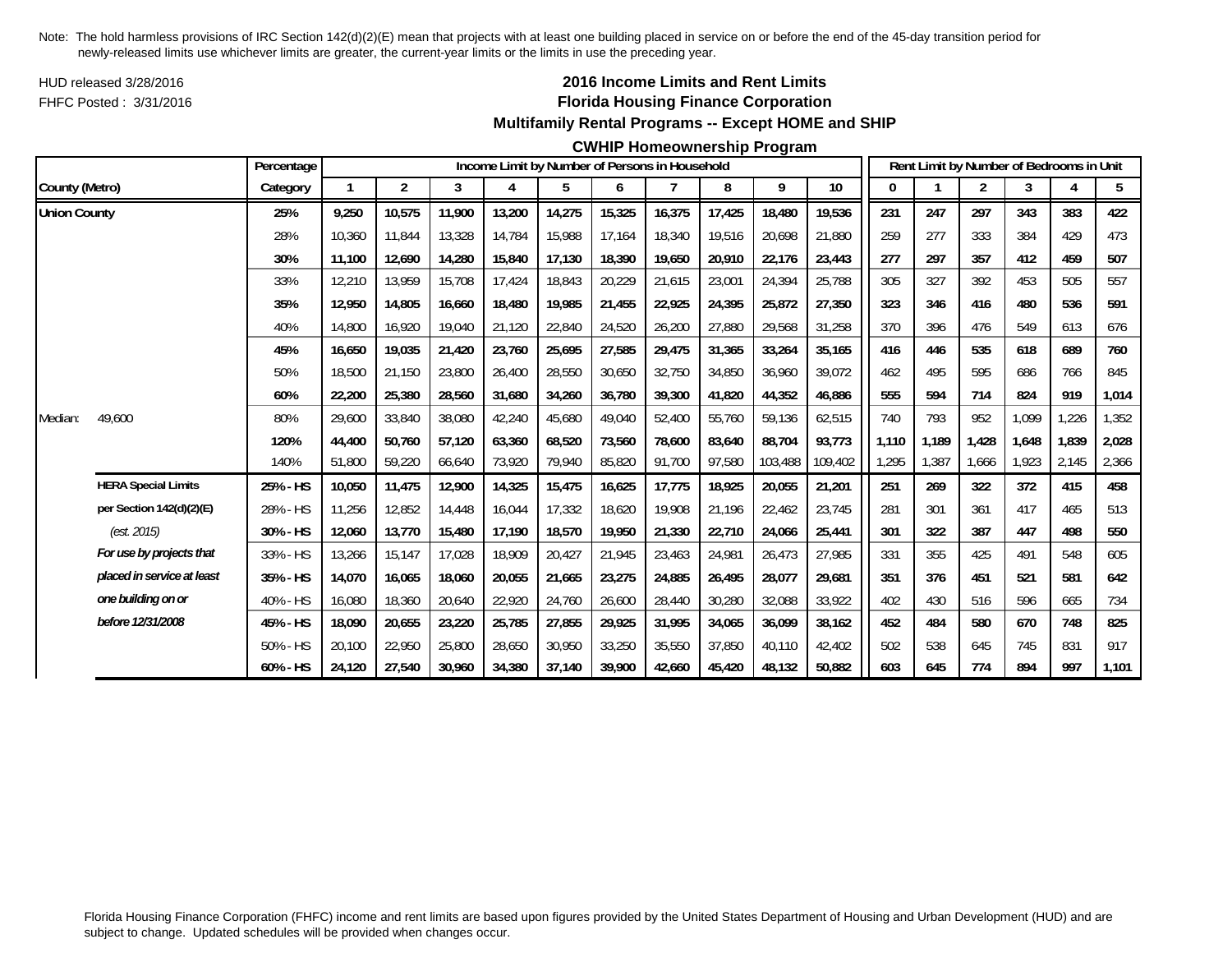Note: The hold harmless provisions of IRC Section 142(d)(2)(E) mean that projects with at least one building placed in service on or before the end of the 45-day transition period for newly-released limits use whichever limits are greater, the current-year limits or the limits in use the preceding year.

HUD released 3/28/2016

FHFC Posted : 3/31/2016

# 2016 Income Limits and Rent Limits

## Florida Housing Finance Corporation

### Multifamily Rental Programs -- Except HOME and SHIP

### CWHIP Homeownership Program

| County (Metro) | | Percentage Category | Income Limit by Number of Persons in Household: 1 | 2 | 3 | 4 | 5 | 6 | 7 | 8 | 9 | 10 | Rent Limit by Number of Bedrooms in Unit: 0 | 1 | 2 | 3 | 4 | 5 |
|---|---|---|---|---|---|---|---|---|---|---|---|---|---|---|---|---|---|---|
| **Union County** | | **25%** | **9,250** | **10,575** | **11,900** | **13,200** | **14,275** | **15,325** | **16,375** | **17,425** | **18,480** | **19,536** | **231** | **247** | **297** | **343** | **383** | **422** |
| | | 28% | 10,360 | 11,844 | 13,328 | 14,784 | 15,988 | 17,164 | 18,340 | 19,516 | 20,698 | 21,880 | 259 | 277 | 333 | 384 | 429 | 473 |
| | | **30%** | **11,100** | **12,690** | **14,280** | **15,840** | **17,130** | **18,390** | **19,650** | **20,910** | **22,176** | **23,443** | **277** | **297** | **357** | **412** | **459** | **507** |
| | | 33% | 12,210 | 13,959 | 15,708 | 17,424 | 18,843 | 20,229 | 21,615 | 23,001 | 24,394 | 25,788 | 305 | 327 | 392 | 453 | 505 | 557 |
| | | **35%** | **12,950** | **14,805** | **16,660** | **18,480** | **19,985** | **21,455** | **22,925** | **24,395** | **25,872** | **27,350** | **323** | **346** | **416** | **480** | **536** | **591** |
| | | 40% | 14,800 | 16,920 | 19,040 | 21,120 | 22,840 | 24,520 | 26,200 | 27,880 | 29,568 | 31,258 | 370 | 396 | 476 | 549 | 613 | 676 |
| | | **45%** | **16,650** | **19,035** | **21,420** | **23,760** | **25,695** | **27,585** | **29,475** | **31,365** | **33,264** | **35,165** | **416** | **446** | **535** | **618** | **689** | **760** |
| | | 50% | 18,500 | 21,150 | 23,800 | 26,400 | 28,550 | 30,650 | 32,750 | 34,850 | 36,960 | 39,072 | 462 | 495 | 595 | 686 | 766 | 845 |
| | | **60%** | **22,200** | **25,380** | **28,560** | **31,680** | **34,260** | **36,780** | **39,300** | **41,820** | **44,352** | **46,886** | **555** | **594** | **714** | **824** | **919** | **1,014** |
| Median: | 49,600 | 80% | 29,600 | 33,840 | 38,080 | 42,240 | 45,680 | 49,040 | 52,400 | 55,760 | 59,136 | 62,515 | 740 | 793 | 952 | 1,099 | 1,226 | 1,352 |
| | | **120%** | **44,400** | **50,760** | **57,120** | **63,360** | **68,520** | **73,560** | **78,600** | **83,640** | **88,704** | **93,773** | **1,110** | **1,189** | **1,428** | **1,648** | **1,839** | **2,028** |
| | | 140% | 51,800 | 59,220 | 66,640 | 73,920 | 79,940 | 85,820 | 91,700 | 97,580 | 103,488 | 109,402 | 1,295 | 1,387 | 1,666 | 1,923 | 2,145 | 2,366 |
| | **HERA Special Limits** | **25% - HS** | **10,050** | **11,475** | **12,900** | **14,325** | **15,475** | **16,625** | **17,775** | **18,925** | **20,055** | **21,201** | **251** | **269** | **322** | **372** | **415** | **458** |
| | **per Section 142(d)(2)(E)** | 28% - HS | 11,256 | 12,852 | 14,448 | 16,044 | 17,332 | 18,620 | 19,908 | 21,196 | 22,462 | 23,745 | 281 | 301 | 361 | 417 | 465 | 513 |
| | *(est. 2015)* | **30% - HS** | **12,060** | **13,770** | **15,480** | **17,190** | **18,570** | **19,950** | **21,330** | **22,710** | **24,066** | **25,441** | **301** | **322** | **387** | **447** | **498** | **550** |
| | ***For use by projects that*** | 33% - HS | 13,266 | 15,147 | 17,028 | 18,909 | 20,427 | 21,945 | 23,463 | 24,981 | 26,473 | 27,985 | 331 | 355 | 425 | 491 | 548 | 605 |
| | ***placed in service at least*** | **35% - HS** | **14,070** | **16,065** | **18,060** | **20,055** | **21,665** | **23,275** | **24,885** | **26,495** | **28,077** | **29,681** | **351** | **376** | **451** | **521** | **581** | **642** |
| | ***one building on or*** | 40% - HS | 16,080 | 18,360 | 20,640 | 22,920 | 24,760 | 26,600 | 28,440 | 30,280 | 32,088 | 33,922 | 402 | 430 | 516 | 596 | 665 | 734 |
| | ***before 12/31/2008*** | **45% - HS** | **18,090** | **20,655** | **23,220** | **25,785** | **27,855** | **29,925** | **31,995** | **34,065** | **36,099** | **38,162** | **452** | **484** | **580** | **670** | **748** | **825** |
| | | 50% - HS | 20,100 | 22,950 | 25,800 | 28,650 | 30,950 | 33,250 | 35,550 | 37,850 | 40,110 | 42,402 | 502 | 538 | 645 | 745 | 831 | 917 |
| | | **60% - HS** | **24,120** | **27,540** | **30,960** | **34,380** | **37,140** | **39,900** | **42,660** | **45,420** | **48,132** | **50,882** | **603** | **645** | **774** | **894** | **997** | **1,101** |

Florida Housing Finance Corporation (FHFC) income and rent limits are based upon figures provided by the United States Department of Housing and Urban Development (HUD) and are subject to change. Updated schedules will be provided when changes occur.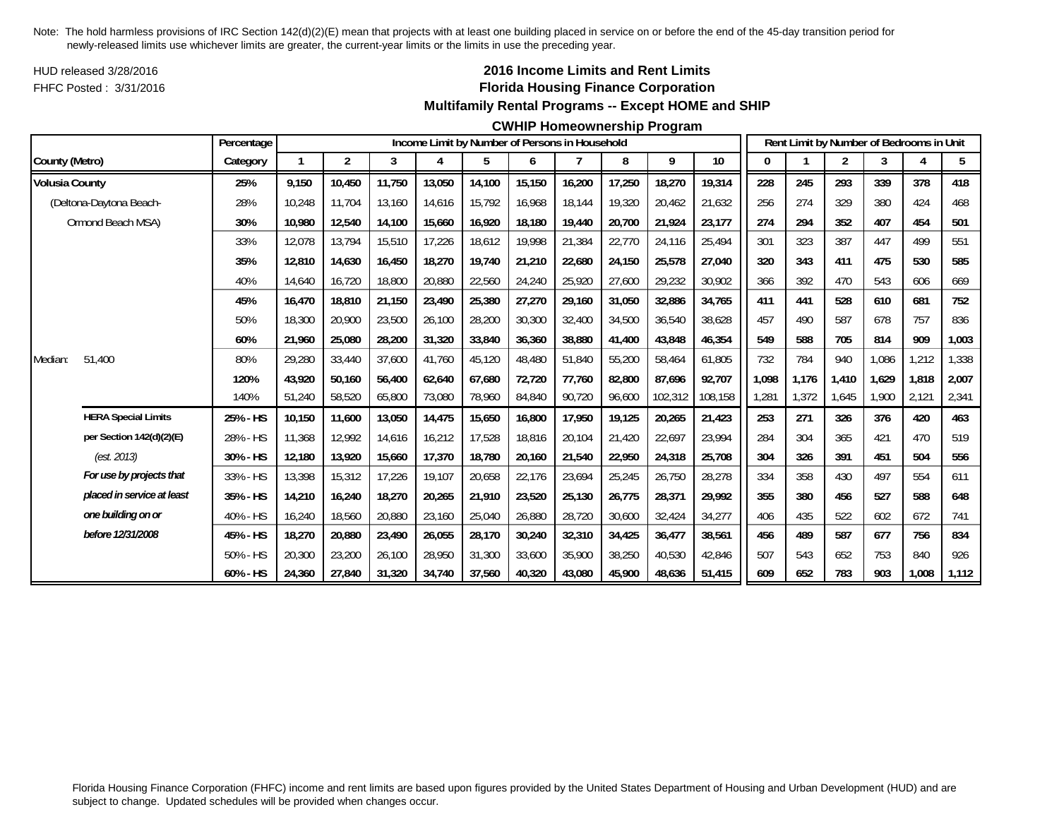Note: The hold harmless provisions of IRC Section 142(d)(2)(E) mean that projects with at least one building placed in service on or before the end of the 45-day transition period for newly-released limits use whichever limits are greater, the current-year limits or the limits in use the preceding year.

HUD released 3/28/2016

FHFC Posted : 3/31/2016

# 2016 Income Limits and Rent Limits
## Florida Housing Finance Corporation
### Multifamily Rental Programs -- Except HOME and SHIP
### CWHIP Homeownership Program

| County (Metro) | | Percentage Category | Income Limit by Number of Persons in Household: 1 | 2 | 3 | 4 | 5 | 6 | 7 | 8 | 9 | 10 | Rent Limit by Number of Bedrooms in Unit: 0 | 1 | 2 | 3 | 4 | 5 |
|---|---|---|---|---|---|---|---|---|---|---|---|---|---|---|---|---|---|---|
| **Volusia County** | | **25%** | **9,150** | **10,450** | **11,750** | **13,050** | **14,100** | **15,150** | **16,200** | **17,250** | **18,270** | **19,314** | **228** | **245** | **293** | **339** | **378** | **418** |
| (Deltona-Daytona Beach- | | 28% | 10,248 | 11,704 | 13,160 | 14,616 | 15,792 | 16,968 | 18,144 | 19,320 | 20,462 | 21,632 | 256 | 274 | 329 | 380 | 424 | 468 |
| Ormond Beach MSA) | | **30%** | **10,980** | **12,540** | **14,100** | **15,660** | **16,920** | **18,180** | **19,440** | **20,700** | **21,924** | **23,177** | **274** | **294** | **352** | **407** | **454** | **501** |
| | | 33% | 12,078 | 13,794 | 15,510 | 17,226 | 18,612 | 19,998 | 21,384 | 22,770 | 24,116 | 25,494 | 301 | 323 | 387 | 447 | 499 | 551 |
| | | **35%** | **12,810** | **14,630** | **16,450** | **18,270** | **19,740** | **21,210** | **22,680** | **24,150** | **25,578** | **27,040** | **320** | **343** | **411** | **475** | **530** | **585** |
| | | 40% | 14,640 | 16,720 | 18,800 | 20,880 | 22,560 | 24,240 | 25,920 | 27,600 | 29,232 | 30,902 | 366 | 392 | 470 | 543 | 606 | 669 |
| | | **45%** | **16,470** | **18,810** | **21,150** | **23,490** | **25,380** | **27,270** | **29,160** | **31,050** | **32,886** | **34,765** | **411** | **441** | **528** | **610** | **681** | **752** |
| | | 50% | 18,300 | 20,900 | 23,500 | 26,100 | 28,200 | 30,300 | 32,400 | 34,500 | 36,540 | 38,628 | 457 | 490 | 587 | 678 | 757 | 836 |
| | | **60%** | **21,960** | **25,080** | **28,200** | **31,320** | **33,840** | **36,360** | **38,880** | **41,400** | **43,848** | **46,354** | **549** | **588** | **705** | **814** | **909** | **1,003** |
| Median: | 51,400 | 80% | 29,280 | 33,440 | 37,600 | 41,760 | 45,120 | 48,480 | 51,840 | 55,200 | 58,464 | 61,805 | 732 | 784 | 940 | 1,086 | 1,212 | 1,338 |
| | | **120%** | **43,920** | **50,160** | **56,400** | **62,640** | **67,680** | **72,720** | **77,760** | **82,800** | **87,696** | **92,707** | **1,098** | **1,176** | **1,410** | **1,629** | **1,818** | **2,007** |
| | | 140% | 51,240 | 58,520 | 65,800 | 73,080 | 78,960 | 84,840 | 90,720 | 96,600 | 102,312 | 108,158 | 1,281 | 1,372 | 1,645 | 1,900 | 2,121 | 2,341 |
| | **HERA Special Limits** | **25% - HS** | **10,150** | **11,600** | **13,050** | **14,475** | **15,650** | **16,800** | **17,950** | **19,125** | **20,265** | **21,423** | **253** | **271** | **326** | **376** | **420** | **463** |
| | **per Section 142(d)(2)(E)** | 28% - HS | 11,368 | 12,992 | 14,616 | 16,212 | 17,528 | 18,816 | 20,104 | 21,420 | 22,697 | 23,994 | 284 | 304 | 365 | 421 | 470 | 519 |
| | *(est. 2013)* | **30% - HS** | **12,180** | **13,920** | **15,660** | **17,370** | **18,780** | **20,160** | **21,540** | **22,950** | **24,318** | **25,708** | **304** | **326** | **391** | **451** | **504** | **556** |
| | ***For use by projects that*** | 33% - HS | 13,398 | 15,312 | 17,226 | 19,107 | 20,658 | 22,176 | 23,694 | 25,245 | 26,750 | 28,278 | 334 | 358 | 430 | 497 | 554 | 611 |
| | ***placed in service at least*** | **35% - HS** | **14,210** | **16,240** | **18,270** | **20,265** | **21,910** | **23,520** | **25,130** | **26,775** | **28,371** | **29,992** | **355** | **380** | **456** | **527** | **588** | **648** |
| | ***one building on or*** | 40% - HS | 16,240 | 18,560 | 20,880 | 23,160 | 25,040 | 26,880 | 28,720 | 30,600 | 32,424 | 34,277 | 406 | 435 | 522 | 602 | 672 | 741 |
| | ***before 12/31/2008*** | **45% - HS** | **18,270** | **20,880** | **23,490** | **26,055** | **28,170** | **30,240** | **32,310** | **34,425** | **36,477** | **38,561** | **456** | **489** | **587** | **677** | **756** | **834** |
| | | 50% - HS | 20,300 | 23,200 | 26,100 | 28,950 | 31,300 | 33,600 | 35,900 | 38,250 | 40,530 | 42,846 | 507 | 543 | 652 | 753 | 840 | 926 |
| | | **60% - HS** | **24,360** | **27,840** | **31,320** | **34,740** | **37,560** | **40,320** | **43,080** | **45,900** | **48,636** | **51,415** | **609** | **652** | **783** | **903** | **1,008** | **1,112** |

Florida Housing Finance Corporation (FHFC) income and rent limits are based upon figures provided by the United States Department of Housing and Urban Development (HUD) and are subject to change. Updated schedules will be provided when changes occur.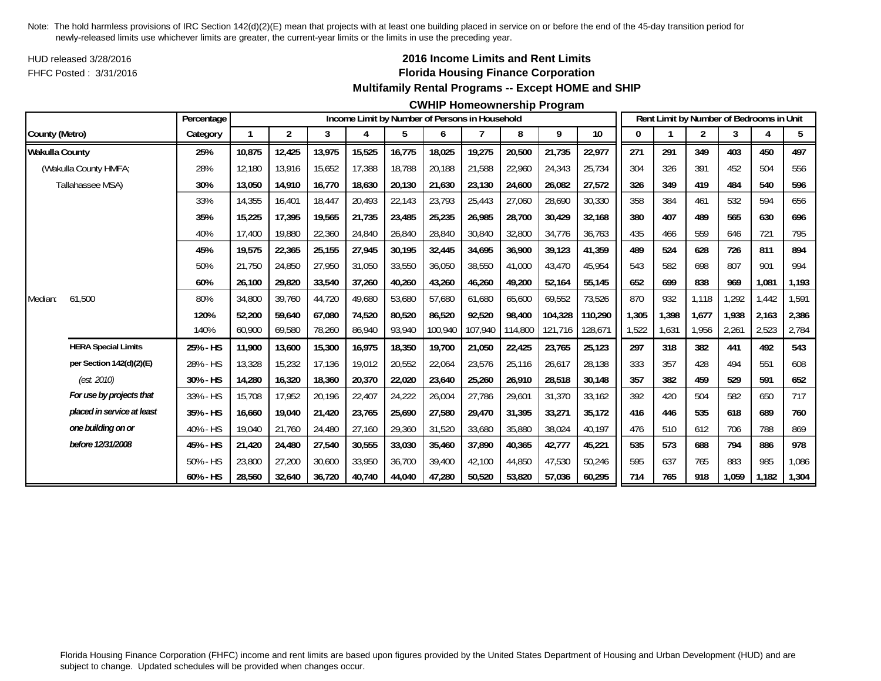Note: The hold harmless provisions of IRC Section 142(d)(2)(E) mean that projects with at least one building placed in service on or before the end of the 45-day transition period for newly-released limits use whichever limits are greater, the current-year limits or the limits in use the preceding year.

HUD released 3/28/2016

FHFC Posted : 3/31/2016

## 2016 Income Limits and Rent Limits

## Florida Housing Finance Corporation

### Multifamily Rental Programs -- Except HOME and SHIP

### CWHIP Homeownership Program

| County (Metro) | | Percentage Category | Income Limit by Number of Persons in Household | | | | | | | | | | Rent Limit by Number of Bedrooms in Unit | | | | | |
|---|---|---|---|---|---|---|---|---|---|---|---|---|---|---|---|---|---|---|
| | | | 1 | 2 | 3 | 4 | 5 | 6 | 7 | 8 | 9 | 10 | 0 | 1 | 2 | 3 | 4 | 5 |
| **Wakulla County** | | **25%** | **10,875** | **12,425** | **13,975** | **15,525** | **16,775** | **18,025** | **19,275** | **20,500** | **21,735** | **22,977** | **271** | **291** | **349** | **403** | **450** | **497** |
| (Wakulla County HMFA; | | 28% | 12,180 | 13,916 | 15,652 | 17,388 | 18,788 | 20,188 | 21,588 | 22,960 | 24,343 | 25,734 | 304 | 326 | 391 | 452 | 504 | 556 |
| Tallahassee MSA) | | **30%** | **13,050** | **14,910** | **16,770** | **18,630** | **20,130** | **21,630** | **23,130** | **24,600** | **26,082** | **27,572** | **326** | **349** | **419** | **484** | **540** | **596** |
| | | 33% | 14,355 | 16,401 | 18,447 | 20,493 | 22,143 | 23,793 | 25,443 | 27,060 | 28,690 | 30,330 | 358 | 384 | 461 | 532 | 594 | 656 |
| | | **35%** | **15,225** | **17,395** | **19,565** | **21,735** | **23,485** | **25,235** | **26,985** | **28,700** | **30,429** | **32,168** | **380** | **407** | **489** | **565** | **630** | **696** |
| | | 40% | 17,400 | 19,880 | 22,360 | 24,840 | 26,840 | 28,840 | 30,840 | 32,800 | 34,776 | 36,763 | 435 | 466 | 559 | 646 | 721 | 795 |
| | | **45%** | **19,575** | **22,365** | **25,155** | **27,945** | **30,195** | **32,445** | **34,695** | **36,900** | **39,123** | **41,359** | **489** | **524** | **628** | **726** | **811** | **894** |
| | | 50% | 21,750 | 24,850 | 27,950 | 31,050 | 33,550 | 36,050 | 38,550 | 41,000 | 43,470 | 45,954 | 543 | 582 | 698 | 807 | 901 | 994 |
| | | **60%** | **26,100** | **29,820** | **33,540** | **37,260** | **40,260** | **43,260** | **46,260** | **49,200** | **52,164** | **55,145** | **652** | **699** | **838** | **969** | **1,081** | **1,193** |
| Median: | 61,500 | 80% | 34,800 | 39,760 | 44,720 | 49,680 | 53,680 | 57,680 | 61,680 | 65,600 | 69,552 | 73,526 | 870 | 932 | 1,118 | 1,292 | 1,442 | 1,591 |
| | | **120%** | **52,200** | **59,640** | **67,080** | **74,520** | **80,520** | **86,520** | **92,520** | **98,400** | **104,328** | **110,290** | **1,305** | **1,398** | **1,677** | **1,938** | **2,163** | **2,386** |
| | | 140% | 60,900 | 69,580 | 78,260 | 86,940 | 93,940 | 100,940 | 107,940 | 114,800 | 121,716 | 128,671 | 1,522 | 1,631 | 1,956 | 2,261 | 2,523 | 2,784 |
| | **HERA Special Limits** | **25% - HS** | **11,900** | **13,600** | **15,300** | **16,975** | **18,350** | **19,700** | **21,050** | **22,425** | **23,765** | **25,123** | **297** | **318** | **382** | **441** | **492** | **543** |
| | **per Section 142(d)(2)(E)** | 28% - HS | 13,328 | 15,232 | 17,136 | 19,012 | 20,552 | 22,064 | 23,576 | 25,116 | 26,617 | 28,138 | 333 | 357 | 428 | 494 | 551 | 608 |
| | *(est. 2010)* | **30% - HS** | **14,280** | **16,320** | **18,360** | **20,370** | **22,020** | **23,640** | **25,260** | **26,910** | **28,518** | **30,148** | **357** | **382** | **459** | **529** | **591** | **652** |
| | ***For use by projects that*** | 33% - HS | 15,708 | 17,952 | 20,196 | 22,407 | 24,222 | 26,004 | 27,786 | 29,601 | 31,370 | 33,162 | 392 | 420 | 504 | 582 | 650 | 717 |
| | ***placed in service at least*** | **35% - HS** | **16,660** | **19,040** | **21,420** | **23,765** | **25,690** | **27,580** | **29,470** | **31,395** | **33,271** | **35,172** | **416** | **446** | **535** | **618** | **689** | **760** |
| | ***one building on or*** | 40% - HS | 19,040 | 21,760 | 24,480 | 27,160 | 29,360 | 31,520 | 33,680 | 35,880 | 38,024 | 40,197 | 476 | 510 | 612 | 706 | 788 | 869 |
| | ***before 12/31/2008*** | **45% - HS** | **21,420** | **24,480** | **27,540** | **30,555** | **33,030** | **35,460** | **37,890** | **40,365** | **42,777** | **45,221** | **535** | **573** | **688** | **794** | **886** | **978** |
| | | 50% - HS | 23,800 | 27,200 | 30,600 | 33,950 | 36,700 | 39,400 | 42,100 | 44,850 | 47,530 | 50,246 | 595 | 637 | 765 | 883 | 985 | 1,086 |
| | | **60% - HS** | **28,560** | **32,640** | **36,720** | **40,740** | **44,040** | **47,280** | **50,520** | **53,820** | **57,036** | **60,295** | **714** | **765** | **918** | **1,059** | **1,182** | **1,304** |

Florida Housing Finance Corporation (FHFC) income and rent limits are based upon figures provided by the United States Department of Housing and Urban Development (HUD) and are subject to change. Updated schedules will be provided when changes occur.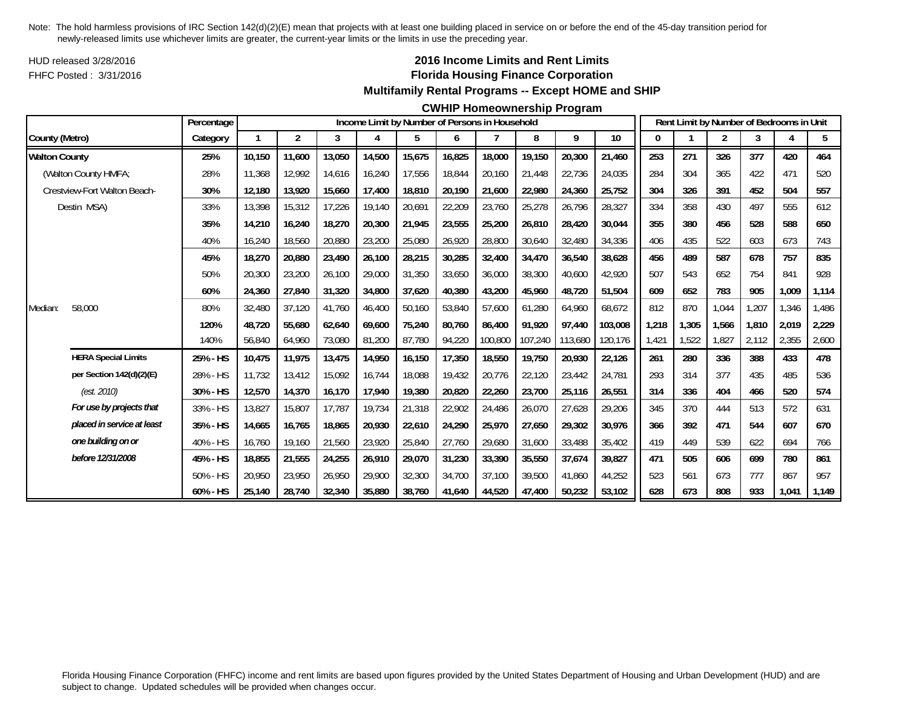Note: The hold harmless provisions of IRC Section 142(d)(2)(E) mean that projects with at least one building placed in service on or before the end of the 45-day transition period for newly-released limits use whichever limits are greater, the current-year limits or the limits in use the preceding year.

HUD released 3/28/2016

FHFC Posted : 3/31/2016

**2016 Income Limits and Rent Limits**

**Florida Housing Finance Corporation**

**Multifamily Rental Programs -- Except HOME and SHIP**

**CWHIP Homeownership Program**

| County (Metro) | | Percentage Category | Income Limit by Number of Persons in Household 1 | 2 | 3 | 4 | 5 | 6 | 7 | 8 | 9 | 10 | Rent Limit by Number of Bedrooms in Unit 0 | 1 | 2 | 3 | 4 | 5 |
|---|---|---|---|---|---|---|---|---|---|---|---|---|---|---|---|---|---|---|
| **Walton County** | | **25%** | **10,150** | **11,600** | **13,050** | **14,500** | **15,675** | **16,825** | **18,000** | **19,150** | **20,300** | **21,460** | **253** | **271** | **326** | **377** | **420** | **464** |
| (Walton County HMFA; | | 28% | 11,368 | 12,992 | 14,616 | 16,240 | 17,556 | 18,844 | 20,160 | 21,448 | 22,736 | 24,035 | 284 | 304 | 365 | 422 | 471 | 520 |
| Crestview-Fort Walton Beach- | | **30%** | **12,180** | **13,920** | **15,660** | **17,400** | **18,810** | **20,190** | **21,600** | **22,980** | **24,360** | **25,752** | **304** | **326** | **391** | **452** | **504** | **557** |
| Destin MSA) | | 33% | 13,398 | 15,312 | 17,226 | 19,140 | 20,691 | 22,209 | 23,760 | 25,278 | 26,796 | 28,327 | 334 | 358 | 430 | 497 | 555 | 612 |
| | | **35%** | **14,210** | **16,240** | **18,270** | **20,300** | **21,945** | **23,555** | **25,200** | **26,810** | **28,420** | **30,044** | **355** | **380** | **456** | **528** | **588** | **650** |
| | | 40% | 16,240 | 18,560 | 20,880 | 23,200 | 25,080 | 26,920 | 28,800 | 30,640 | 32,480 | 34,336 | 406 | 435 | 522 | 603 | 673 | 743 |
| | | **45%** | **18,270** | **20,880** | **23,490** | **26,100** | **28,215** | **30,285** | **32,400** | **34,470** | **36,540** | **38,628** | **456** | **489** | **587** | **678** | **757** | **835** |
| | | 50% | 20,300 | 23,200 | 26,100 | 29,000 | 31,350 | 33,650 | 36,000 | 38,300 | 40,600 | 42,920 | 507 | 543 | 652 | 754 | 841 | 928 |
| | | **60%** | **24,360** | **27,840** | **31,320** | **34,800** | **37,620** | **40,380** | **43,200** | **45,960** | **48,720** | **51,504** | **609** | **652** | **783** | **905** | **1,009** | **1,114** |
| Median: | 58,000 | 80% | 32,480 | 37,120 | 41,760 | 46,400 | 50,160 | 53,840 | 57,600 | 61,280 | 64,960 | 68,672 | 812 | 870 | 1,044 | 1,207 | 1,346 | 1,486 |
| | | **120%** | **48,720** | **55,680** | **62,640** | **69,600** | **75,240** | **80,760** | **86,400** | **91,920** | **97,440** | **103,008** | **1,218** | **1,305** | **1,566** | **1,810** | **2,019** | **2,229** |
| | | 140% | 56,840 | 64,960 | 73,080 | 81,200 | 87,780 | 94,220 | 100,800 | 107,240 | 113,680 | 120,176 | 1,421 | 1,522 | 1,827 | 2,112 | 2,355 | 2,600 |
| | **HERA Special Limits** | **25% - HS** | **10,475** | **11,975** | **13,475** | **14,950** | **16,150** | **17,350** | **18,550** | **19,750** | **20,930** | **22,126** | **261** | **280** | **336** | **388** | **433** | **478** |
| | **per Section 142(d)(2)(E)** | 28% - HS | 11,732 | 13,412 | 15,092 | 16,744 | 18,088 | 19,432 | 20,776 | 22,120 | 23,442 | 24,781 | 293 | 314 | 377 | 435 | 485 | 536 |
| | *(est. 2010)* | **30% - HS** | **12,570** | **14,370** | **16,170** | **17,940** | **19,380** | **20,820** | **22,260** | **23,700** | **25,116** | **26,551** | **314** | **336** | **404** | **466** | **520** | **574** |
| | ***For use by projects that*** | 33% - HS | 13,827 | 15,807 | 17,787 | 19,734 | 21,318 | 22,902 | 24,486 | 26,070 | 27,628 | 29,206 | 345 | 370 | 444 | 513 | 572 | 631 |
| | ***placed in service at least*** | **35% - HS** | **14,665** | **16,765** | **18,865** | **20,930** | **22,610** | **24,290** | **25,970** | **27,650** | **29,302** | **30,976** | **366** | **392** | **471** | **544** | **607** | **670** |
| | ***one building on or*** | 40% - HS | 16,760 | 19,160 | 21,560 | 23,920 | 25,840 | 27,760 | 29,680 | 31,600 | 33,488 | 35,402 | 419 | 449 | 539 | 622 | 694 | 766 |
| | ***before 12/31/2008*** | **45% - HS** | **18,855** | **21,555** | **24,255** | **26,910** | **29,070** | **31,230** | **33,390** | **35,550** | **37,674** | **39,827** | **471** | **505** | **606** | **699** | **780** | **861** |
| | | 50% - HS | 20,950 | 23,950 | 26,950 | 29,900 | 32,300 | 34,700 | 37,100 | 39,500 | 41,860 | 44,252 | 523 | 561 | 673 | 777 | 867 | 957 |
| | | **60% - HS** | **25,140** | **28,740** | **32,340** | **35,880** | **38,760** | **41,640** | **44,520** | **47,400** | **50,232** | **53,102** | **628** | **673** | **808** | **933** | **1,041** | **1,149** |

Florida Housing Finance Corporation (FHFC) income and rent limits are based upon figures provided by the United States Department of Housing and Urban Development (HUD) and are subject to change. Updated schedules will be provided when changes occur.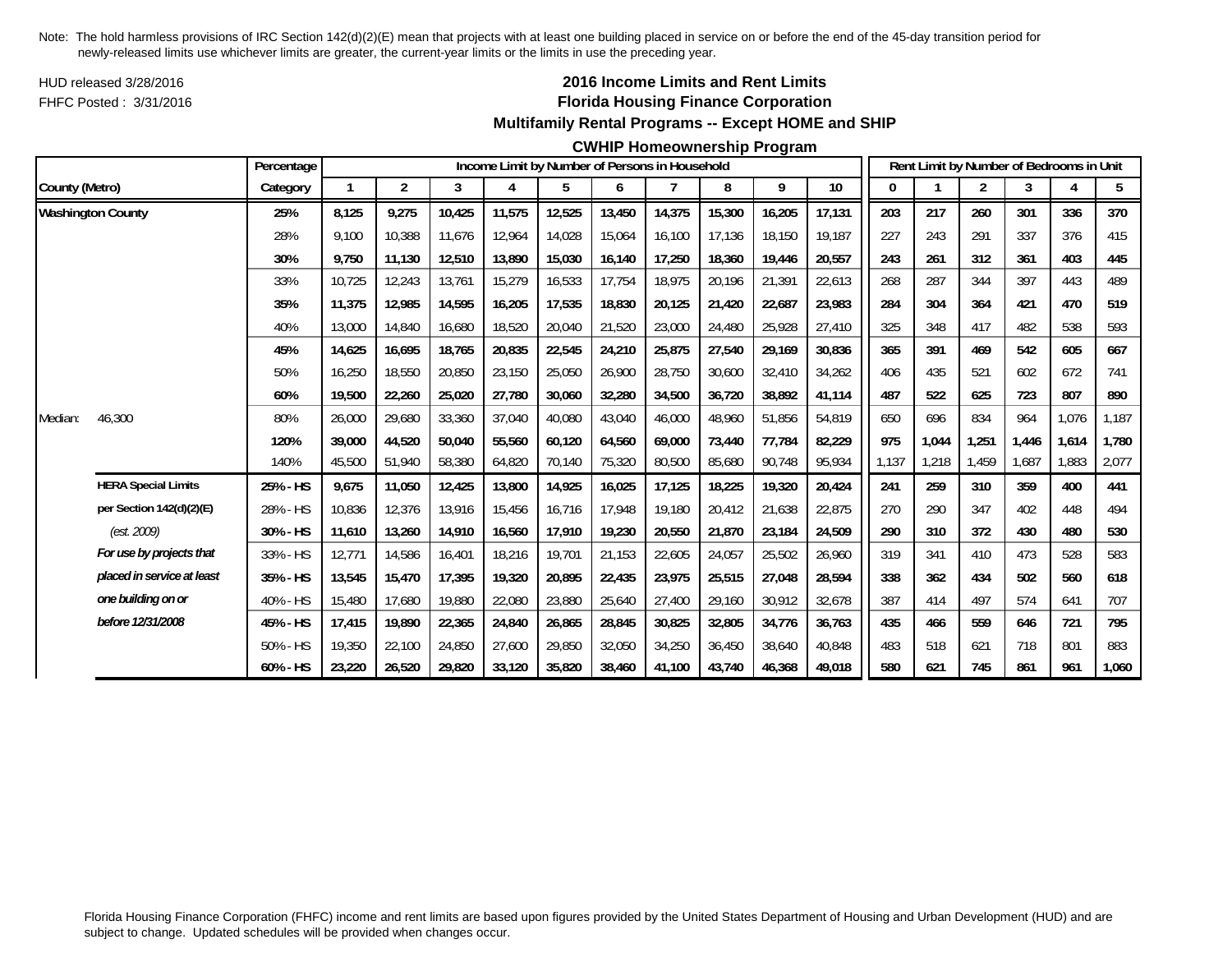Note: The hold harmless provisions of IRC Section 142(d)(2)(E) mean that projects with at least one building placed in service on or before the end of the 45-day transition period for newly-released limits use whichever limits are greater, the current-year limits or the limits in use the preceding year.

HUD released 3/28/2016

FHFC Posted : 3/31/2016

## 2016 Income Limits and Rent Limits
## Florida Housing Finance Corporation
### Multifamily Rental Programs -- Except HOME and SHIP
### CWHIP Homeownership Program

| County (Metro) | | Percentage Category | Income Limit by Number of Persons in Household | | | | | | | | | | Rent Limit by Number of Bedrooms in Unit | | | | | |
|---|---|---|---|---|---|---|---|---|---|---|---|---|---|---|---|---|---|---|
| | | | 1 | 2 | 3 | 4 | 5 | 6 | 7 | 8 | 9 | 10 | 0 | 1 | 2 | 3 | 4 | 5 |
| **Washington County** | | **25%** | **8,125** | **9,275** | **10,425** | **11,575** | **12,525** | **13,450** | **14,375** | **15,300** | **16,205** | **17,131** | **203** | **217** | **260** | **301** | **336** | **370** |
| | | 28% | 9,100 | 10,388 | 11,676 | 12,964 | 14,028 | 15,064 | 16,100 | 17,136 | 18,150 | 19,187 | 227 | 243 | 291 | 337 | 376 | 415 |
| | | **30%** | **9,750** | **11,130** | **12,510** | **13,890** | **15,030** | **16,140** | **17,250** | **18,360** | **19,446** | **20,557** | **243** | **261** | **312** | **361** | **403** | **445** |
| | | 33% | 10,725 | 12,243 | 13,761 | 15,279 | 16,533 | 17,754 | 18,975 | 20,196 | 21,391 | 22,613 | 268 | 287 | 344 | 397 | 443 | 489 |
| | | **35%** | **11,375** | **12,985** | **14,595** | **16,205** | **17,535** | **18,830** | **20,125** | **21,420** | **22,687** | **23,983** | **284** | **304** | **364** | **421** | **470** | **519** |
| | | 40% | 13,000 | 14,840 | 16,680 | 18,520 | 20,040 | 21,520 | 23,000 | 24,480 | 25,928 | 27,410 | 325 | 348 | 417 | 482 | 538 | 593 |
| | | **45%** | **14,625** | **16,695** | **18,765** | **20,835** | **22,545** | **24,210** | **25,875** | **27,540** | **29,169** | **30,836** | **365** | **391** | **469** | **542** | **605** | **667** |
| | | 50% | 16,250 | 18,550 | 20,850 | 23,150 | 25,050 | 26,900 | 28,750 | 30,600 | 32,410 | 34,262 | 406 | 435 | 521 | 602 | 672 | 741 |
| | | **60%** | **19,500** | **22,260** | **25,020** | **27,780** | **30,060** | **32,280** | **34,500** | **36,720** | **38,892** | **41,114** | **487** | **522** | **625** | **723** | **807** | **890** |
| Median: | 46,300 | 80% | 26,000 | 29,680 | 33,360 | 37,040 | 40,080 | 43,040 | 46,000 | 48,960 | 51,856 | 54,819 | 650 | 696 | 834 | 964 | 1,076 | 1,187 |
| | | **120%** | **39,000** | **44,520** | **50,040** | **55,560** | **60,120** | **64,560** | **69,000** | **73,440** | **77,784** | **82,229** | **975** | **1,044** | **1,251** | **1,446** | **1,614** | **1,780** |
| | | 140% | 45,500 | 51,940 | 58,380 | 64,820 | 70,140 | 75,320 | 80,500 | 85,680 | 90,748 | 95,934 | 1,137 | 1,218 | 1,459 | 1,687 | 1,883 | 2,077 |
| | **HERA Special Limits** | **25% - HS** | **9,675** | **11,050** | **12,425** | **13,800** | **14,925** | **16,025** | **17,125** | **18,225** | **19,320** | **20,424** | **241** | **259** | **310** | **359** | **400** | **441** |
| | **per Section 142(d)(2)(E)** | 28% - HS | 10,836 | 12,376 | 13,916 | 15,456 | 16,716 | 17,948 | 19,180 | 20,412 | 21,638 | 22,875 | 270 | 290 | 347 | 402 | 448 | 494 |
| | *(est. 2009)* | **30% - HS** | **11,610** | **13,260** | **14,910** | **16,560** | **17,910** | **19,230** | **20,550** | **21,870** | **23,184** | **24,509** | **290** | **310** | **372** | **430** | **480** | **530** |
| | ***For use by projects that*** | 33% - HS | 12,771 | 14,586 | 16,401 | 18,216 | 19,701 | 21,153 | 22,605 | 24,057 | 25,502 | 26,960 | 319 | 341 | 410 | 473 | 528 | 583 |
| | ***placed in service at least*** | **35% - HS** | **13,545** | **15,470** | **17,395** | **19,320** | **20,895** | **22,435** | **23,975** | **25,515** | **27,048** | **28,594** | **338** | **362** | **434** | **502** | **560** | **618** |
| | ***one building on or*** | 40% - HS | 15,480 | 17,680 | 19,880 | 22,080 | 23,880 | 25,640 | 27,400 | 29,160 | 30,912 | 32,678 | 387 | 414 | 497 | 574 | 641 | 707 |
| | ***before 12/31/2008*** | **45% - HS** | **17,415** | **19,890** | **22,365** | **24,840** | **26,865** | **28,845** | **30,825** | **32,805** | **34,776** | **36,763** | **435** | **466** | **559** | **646** | **721** | **795** |
| | | 50% - HS | 19,350 | 22,100 | 24,850 | 27,600 | 29,850 | 32,050 | 34,250 | 36,450 | 38,640 | 40,848 | 483 | 518 | 621 | 718 | 801 | 883 |
| | | **60% - HS** | **23,220** | **26,520** | **29,820** | **33,120** | **35,820** | **38,460** | **41,100** | **43,740** | **46,368** | **49,018** | **580** | **621** | **745** | **861** | **961** | **1,060** |

Florida Housing Finance Corporation (FHFC) income and rent limits are based upon figures provided by the United States Department of Housing and Urban Development (HUD) and are subject to change. Updated schedules will be provided when changes occur.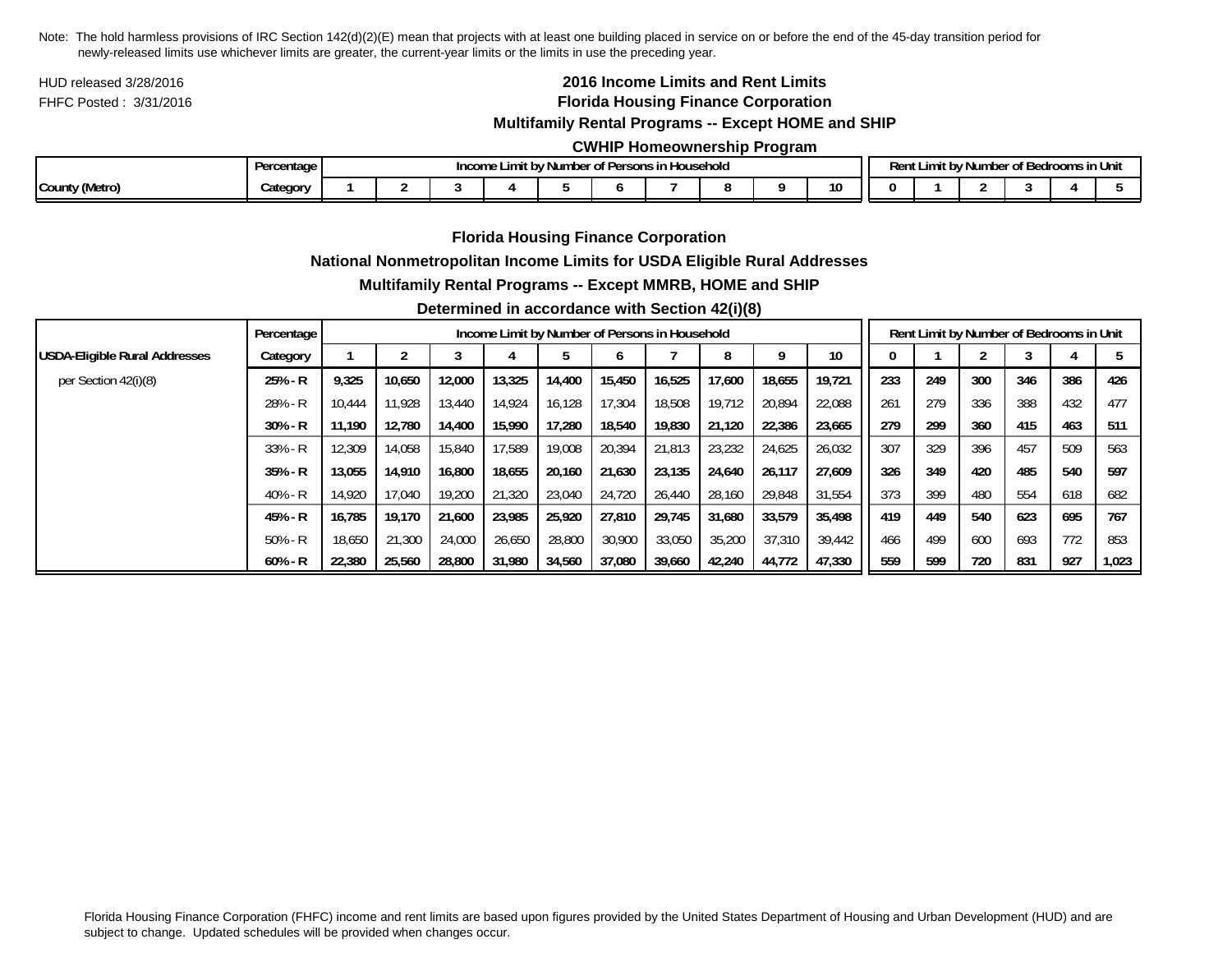Note: The hold harmless provisions of IRC Section 142(d)(2)(E) mean that projects with at least one building placed in service on or before the end of the 45-day transition period for newly-released limits use whichever limits are greater, the current-year limits or the limits in use the preceding year.

HUD released 3/28/2016

FHFC Posted : 3/31/2016

## 2016 Income Limits and Rent Limits
## Florida Housing Finance Corporation
### Multifamily Rental Programs -- Except HOME and SHIP
### CWHIP Homeownership Program

| | Percentage | Income Limit by Number of Persons in Household | | | | | | | | | | Rent Limit by Number of Bedrooms in Unit | | | | | |
|---|---|---|---|---|---|---|---|---|---|---|---|---|---|---|---|---|---|
| County (Metro) | Category | 1 | 2 | 3 | 4 | 5 | 6 | 7 | 8 | 9 | 10 | 0 | 1 | 2 | 3 | 4 | 5 |

## Florida Housing Finance Corporation
### National Nonmetropolitan Income Limits for USDA Eligible Rural Addresses
### Multifamily Rental Programs -- Except MMRB, HOME and SHIP
### Determined in accordance with Section 42(i)(8)

| | Percentage | Income Limit by Number of Persons in Household | | | | | | | | | | Rent Limit by Number of Bedrooms in Unit | | | | | |
|---|---|---|---|---|---|---|---|---|---|---|---|---|---|---|---|---|---|
| USDA-Eligible Rural Addresses | Category | 1 | 2 | 3 | 4 | 5 | 6 | 7 | 8 | 9 | 10 | 0 | 1 | 2 | 3 | 4 | 5 |
| per Section 42(i)(8) | **25% - R** | **9,325** | **10,650** | **12,000** | **13,325** | **14,400** | **15,450** | **16,525** | **17,600** | **18,655** | **19,721** | **233** | **249** | **300** | **346** | **386** | **426** |
| | 28% - R | 10,444 | 11,928 | 13,440 | 14,924 | 16,128 | 17,304 | 18,508 | 19,712 | 20,894 | 22,088 | 261 | 279 | 336 | 388 | 432 | 477 |
| | **30% - R** | **11,190** | **12,780** | **14,400** | **15,990** | **17,280** | **18,540** | **19,830** | **21,120** | **22,386** | **23,665** | **279** | **299** | **360** | **415** | **463** | **511** |
| | 33% - R | 12,309 | 14,058 | 15,840 | 17,589 | 19,008 | 20,394 | 21,813 | 23,232 | 24,625 | 26,032 | 307 | 329 | 396 | 457 | 509 | 563 |
| | **35% - R** | **13,055** | **14,910** | **16,800** | **18,655** | **20,160** | **21,630** | **23,135** | **24,640** | **26,117** | **27,609** | **326** | **349** | **420** | **485** | **540** | **597** |
| | 40% - R | 14,920 | 17,040 | 19,200 | 21,320 | 23,040 | 24,720 | 26,440 | 28,160 | 29,848 | 31,554 | 373 | 399 | 480 | 554 | 618 | 682 |
| | **45% - R** | **16,785** | **19,170** | **21,600** | **23,985** | **25,920** | **27,810** | **29,745** | **31,680** | **33,579** | **35,498** | **419** | **449** | **540** | **623** | **695** | **767** |
| | 50% - R | 18,650 | 21,300 | 24,000 | 26,650 | 28,800 | 30,900 | 33,050 | 35,200 | 37,310 | 39,442 | 466 | 499 | 600 | 693 | 772 | 853 |
| | **60% - R** | **22,380** | **25,560** | **28,800** | **31,980** | **34,560** | **37,080** | **39,660** | **42,240** | **44,772** | **47,330** | **559** | **599** | **720** | **831** | **927** | **1,023** |

Florida Housing Finance Corporation (FHFC) income and rent limits are based upon figures provided by the United States Department of Housing and Urban Development (HUD) and are subject to change. Updated schedules will be provided when changes occur.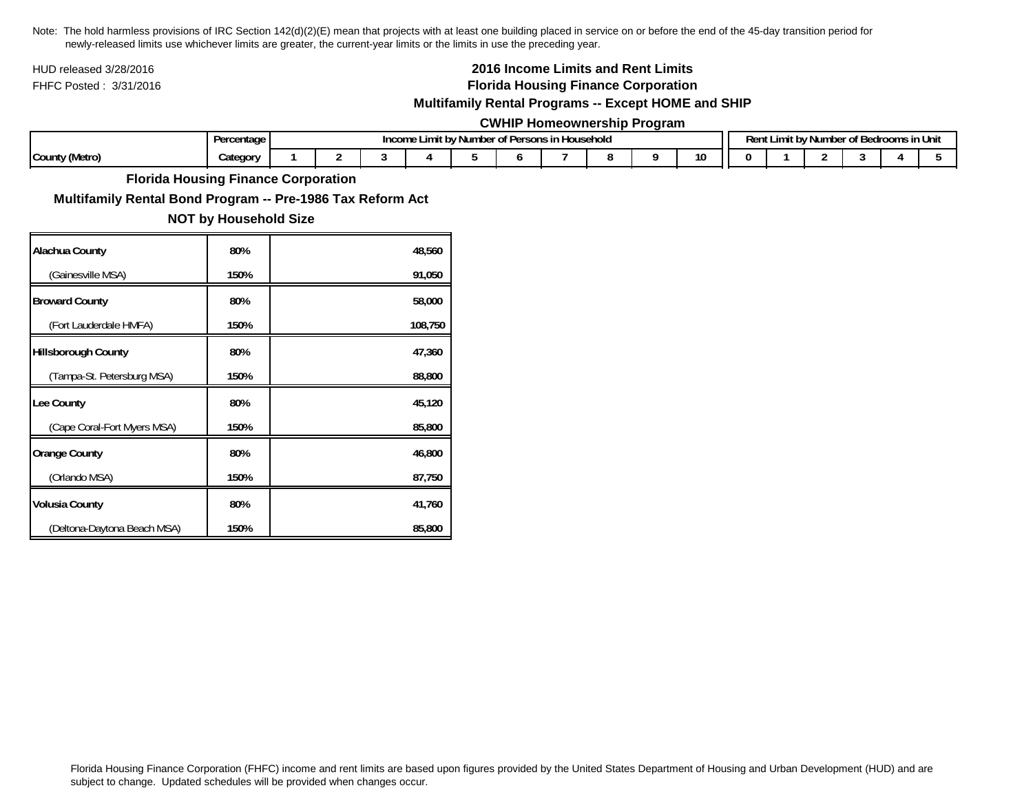Note: The hold harmless provisions of IRC Section 142(d)(2)(E) mean that projects with at least one building placed in service on or before the end of the 45-day transition period for newly-released limits use whichever limits are greater, the current-year limits or the limits in use the preceding year.

HUD released 3/28/2016

FHFC Posted : 3/31/2016

## 2016 Income Limits and Rent Limits

## Florida Housing Finance Corporation

### Multifamily Rental Programs -- Except HOME and SHIP

### CWHIP Homeownership Program

| | Percentage | Income Limit by Number of Persons in Household | | | | | | | | | | Rent Limit by Number of Bedrooms in Unit | | | | | |
|---|---|---|---|---|---|---|---|---|---|---|---|---|---|---|---|---|---|
| County (Metro) | Category | 1 | 2 | 3 | 4 | 5 | 6 | 7 | 8 | 9 | 10 | 0 | 1 | 2 | 3 | 4 | 5 |

### Florida Housing Finance Corporation

### Multifamily Rental Bond Program -- Pre-1986 Tax Reform Act

### NOT by Household Size

| | | |
|---|---|---|
| Alachua County | 80% | 48,560 |
| (Gainesville MSA) | 150% | 91,050 |
| Broward County | 80% | 58,000 |
| (Fort Lauderdale HMFA) | 150% | 108,750 |
| Hillsborough County | 80% | 47,360 |
| (Tampa-St. Petersburg MSA) | 150% | 88,800 |
| Lee County | 80% | 45,120 |
| (Cape Coral-Fort Myers MSA) | 150% | 85,800 |
| Orange County | 80% | 46,800 |
| (Orlando MSA) | 150% | 87,750 |
| Volusia County | 80% | 41,760 |
| (Deltona-Daytona Beach MSA) | 150% | 85,800 |

Florida Housing Finance Corporation (FHFC) income and rent limits are based upon figures provided by the United States Department of Housing and Urban Development (HUD) and are subject to change. Updated schedules will be provided when changes occur.